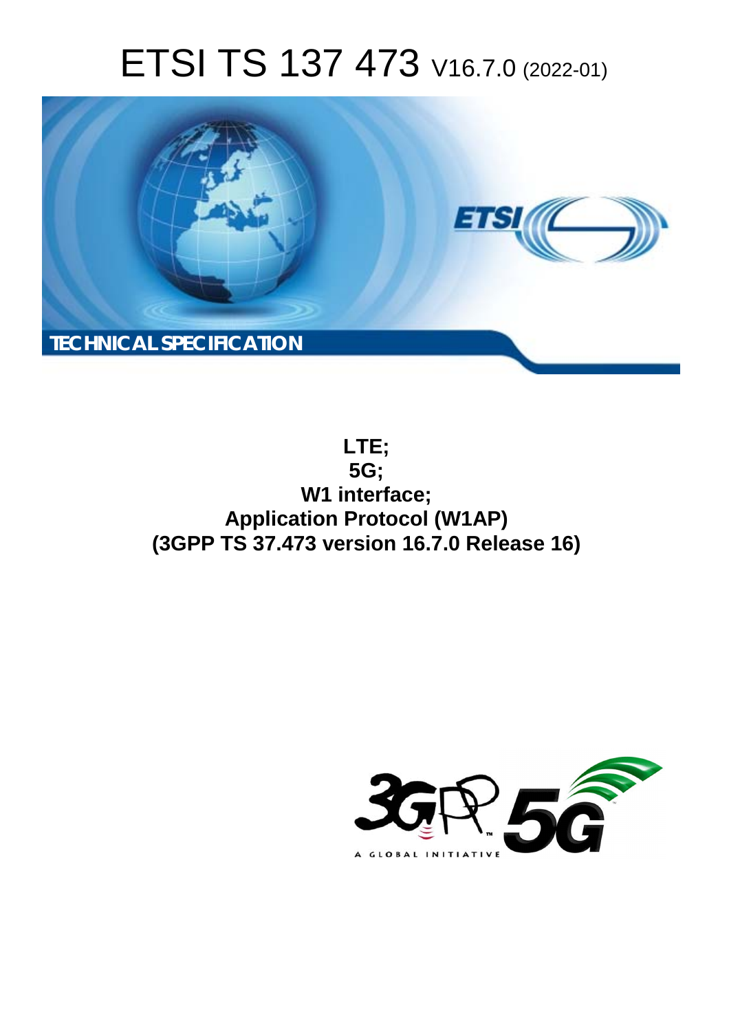# ETSI TS 137 473 V16.7.0 (2022-01)

TECHNICAL SPECIFICATION

**LTE;**
**5G;**
**W1 interface;**
**Application Protocol (W1AP)**
**(3GPP TS 37.473 version 16.7.0 Release 16)**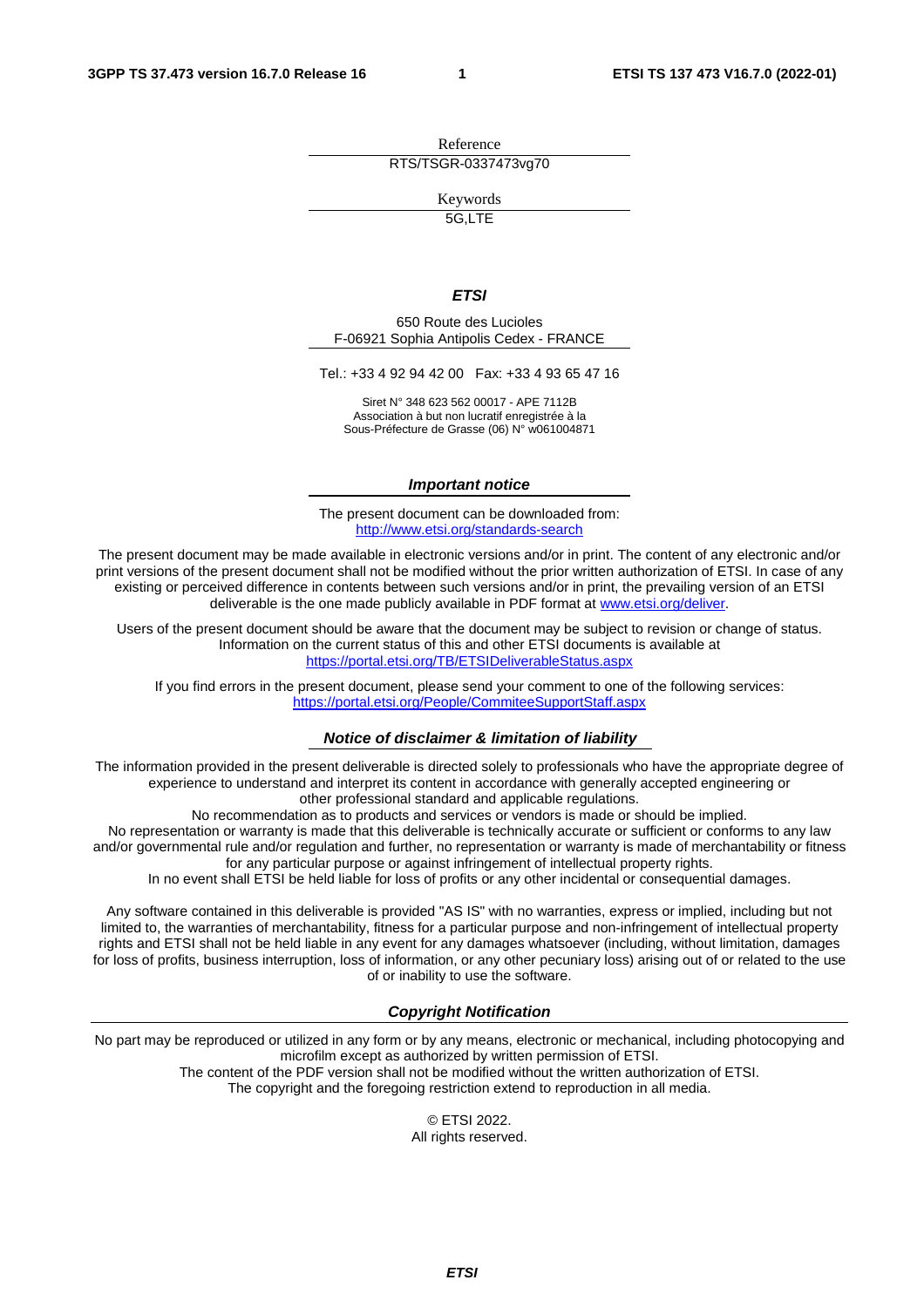Reference

RTS/TSGR-0337473vg70

Keywords

5G,LTE

***ETSI***

650 Route des Lucioles
F-06921 Sophia Antipolis Cedex - FRANCE

Tel.: +33 4 92 94 42 00 Fax: +33 4 93 65 47 16

Siret N° 348 623 562 00017 - APE 7112B
Association à but non lucratif enregistrée à la
Sous-Préfecture de Grasse (06) N° w061004871

***Important notice***

The present document can be downloaded from:
http://www.etsi.org/standards-search

The present document may be made available in electronic versions and/or in print. The content of any electronic and/or print versions of the present document shall not be modified without the prior written authorization of ETSI. In case of any existing or perceived difference in contents between such versions and/or in print, the prevailing version of an ETSI deliverable is the one made publicly available in PDF format at www.etsi.org/deliver.

Users of the present document should be aware that the document may be subject to revision or change of status. Information on the current status of this and other ETSI documents is available at https://portal.etsi.org/TB/ETSIDeliverableStatus.aspx

If you find errors in the present document, please send your comment to one of the following services:
https://portal.etsi.org/People/CommiteeSupportStaff.aspx

***Notice of disclaimer & limitation of liability***

The information provided in the present deliverable is directed solely to professionals who have the appropriate degree of experience to understand and interpret its content in accordance with generally accepted engineering or other professional standard and applicable regulations.
No recommendation as to products and services or vendors is made or should be implied.
No representation or warranty is made that this deliverable is technically accurate or sufficient or conforms to any law and/or governmental rule and/or regulation and further, no representation or warranty is made of merchantability or fitness for any particular purpose or against infringement of intellectual property rights.
In no event shall ETSI be held liable for loss of profits or any other incidental or consequential damages.

Any software contained in this deliverable is provided "AS IS" with no warranties, express or implied, including but not limited to, the warranties of merchantability, fitness for a particular purpose and non-infringement of intellectual property rights and ETSI shall not be held liable in any event for any damages whatsoever (including, without limitation, damages for loss of profits, business interruption, loss of information, or any other pecuniary loss) arising out of or related to the use of or inability to use the software.

***Copyright Notification***

No part may be reproduced or utilized in any form or by any means, electronic or mechanical, including photocopying and microfilm except as authorized by written permission of ETSI.
The content of the PDF version shall not be modified without the written authorization of ETSI.
The copyright and the foregoing restriction extend to reproduction in all media.

© ETSI 2022.
All rights reserved.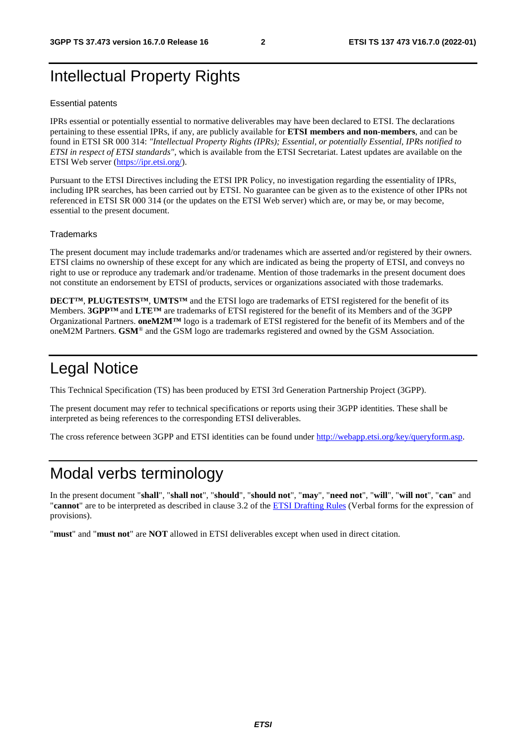# Intellectual Property Rights

## Essential patents

IPRs essential or potentially essential to normative deliverables may have been declared to ETSI. The declarations pertaining to these essential IPRs, if any, are publicly available for **ETSI members and non-members**, and can be found in ETSI SR 000 314: *"Intellectual Property Rights (IPRs); Essential, or potentially Essential, IPRs notified to ETSI in respect of ETSI standards"*, which is available from the ETSI Secretariat. Latest updates are available on the ETSI Web server (https://ipr.etsi.org/).

Pursuant to the ETSI Directives including the ETSI IPR Policy, no investigation regarding the essentiality of IPRs, including IPR searches, has been carried out by ETSI. No guarantee can be given as to the existence of other IPRs not referenced in ETSI SR 000 314 (or the updates on the ETSI Web server) which are, or may be, or may become, essential to the present document.

## Trademarks

The present document may include trademarks and/or tradenames which are asserted and/or registered by their owners. ETSI claims no ownership of these except for any which are indicated as being the property of ETSI, and conveys no right to use or reproduce any trademark and/or tradename. Mention of those trademarks in the present document does not constitute an endorsement by ETSI of products, services or organizations associated with those trademarks.

**DECT™**, **PLUGTESTS™**, **UMTS™** and the ETSI logo are trademarks of ETSI registered for the benefit of its Members. **3GPP™** and **LTE™** are trademarks of ETSI registered for the benefit of its Members and of the 3GPP Organizational Partners. **oneM2M™** logo is a trademark of ETSI registered for the benefit of its Members and of the oneM2M Partners. **GSM**® and the GSM logo are trademarks registered and owned by the GSM Association.

# Legal Notice

This Technical Specification (TS) has been produced by ETSI 3rd Generation Partnership Project (3GPP).

The present document may refer to technical specifications or reports using their 3GPP identities. These shall be interpreted as being references to the corresponding ETSI deliverables.

The cross reference between 3GPP and ETSI identities can be found under http://webapp.etsi.org/key/queryform.asp.

# Modal verbs terminology

In the present document "**shall**", "**shall not**", "**should**", "**should not**", "**may**", "**need not**", "**will**", "**will not**", "**can**" and "**cannot**" are to be interpreted as described in clause 3.2 of the ETSI Drafting Rules (Verbal forms for the expression of provisions).

"**must**" and "**must not**" are **NOT** allowed in ETSI deliverables except when used in direct citation.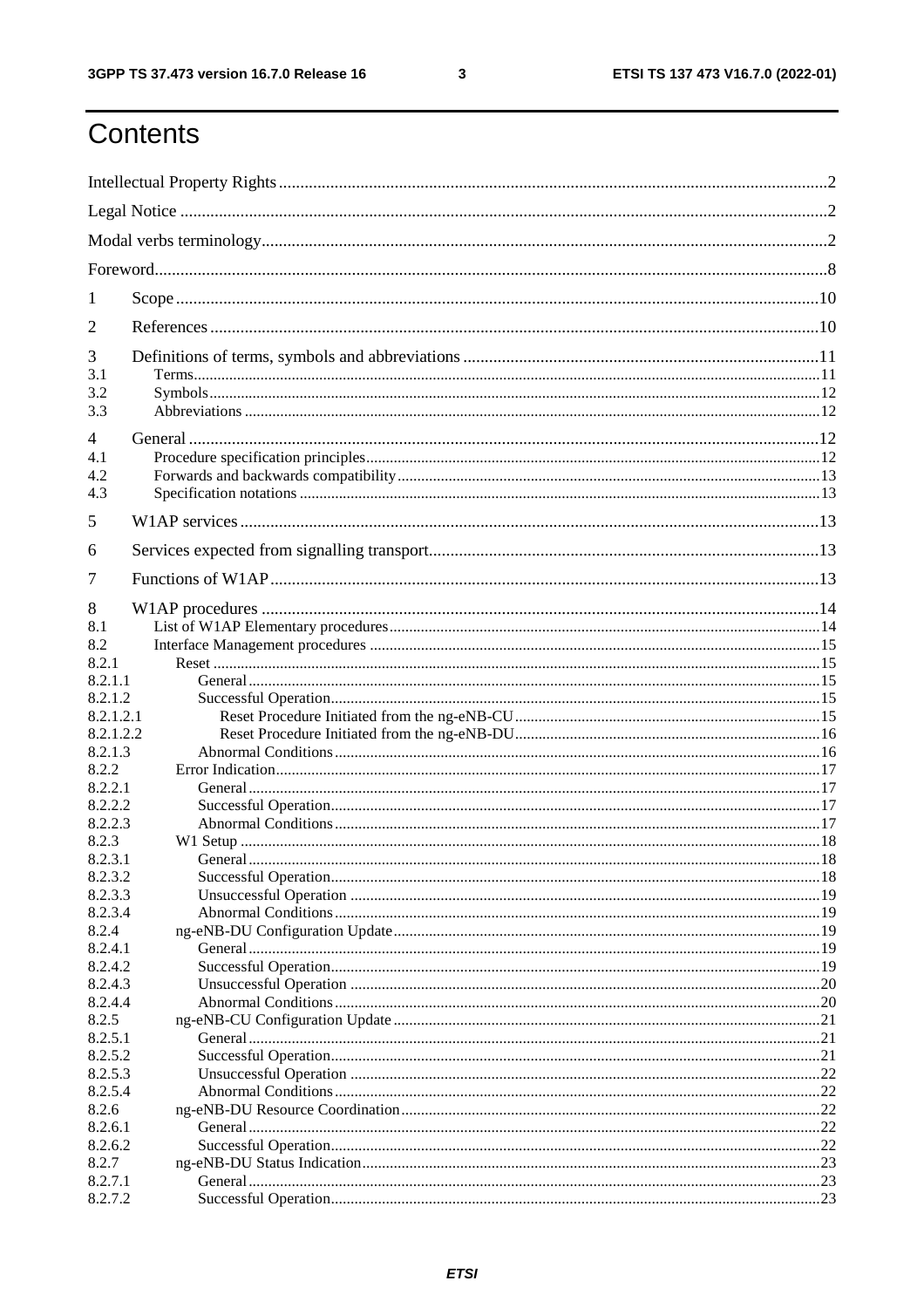# Contents

Intellectual Property Rights ..... 2
Legal Notice ..... 2
Modal verbs terminology ..... 2
Foreword ..... 8
1 Scope ..... 10
2 References ..... 10
3 Definitions of terms, symbols and abbreviations ..... 11
3.1 Terms ..... 11
3.2 Symbols ..... 12
3.3 Abbreviations ..... 12
4 General ..... 12
4.1 Procedure specification principles ..... 12
4.2 Forwards and backwards compatibility ..... 13
4.3 Specification notations ..... 13
5 W1AP services ..... 13
6 Services expected from signalling transport ..... 13
7 Functions of W1AP ..... 13
8 W1AP procedures ..... 14
8.1 List of W1AP Elementary procedures ..... 14
8.2 Interface Management procedures ..... 15
8.2.1 Reset ..... 15
8.2.1.1 General ..... 15
8.2.1.2 Successful Operation ..... 15
8.2.1.2.1 Reset Procedure Initiated from the ng-eNB-CU ..... 15
8.2.1.2.2 Reset Procedure Initiated from the ng-eNB-DU ..... 16
8.2.1.3 Abnormal Conditions ..... 16
8.2.2 Error Indication ..... 17
8.2.2.1 General ..... 17
8.2.2.2 Successful Operation ..... 17
8.2.2.3 Abnormal Conditions ..... 17
8.2.3 W1 Setup ..... 18
8.2.3.1 General ..... 18
8.2.3.2 Successful Operation ..... 18
8.2.3.3 Unsuccessful Operation ..... 19
8.2.3.4 Abnormal Conditions ..... 19
8.2.4 ng-eNB-DU Configuration Update ..... 19
8.2.4.1 General ..... 19
8.2.4.2 Successful Operation ..... 19
8.2.4.3 Unsuccessful Operation ..... 20
8.2.4.4 Abnormal Conditions ..... 20
8.2.5 ng-eNB-CU Configuration Update ..... 21
8.2.5.1 General ..... 21
8.2.5.2 Successful Operation ..... 21
8.2.5.3 Unsuccessful Operation ..... 22
8.2.5.4 Abnormal Conditions ..... 22
8.2.6 ng-eNB-DU Resource Coordination ..... 22
8.2.6.1 General ..... 22
8.2.6.2 Successful Operation ..... 22
8.2.7 ng-eNB-DU Status Indication ..... 23
8.2.7.1 General ..... 23
8.2.7.2 Successful Operation ..... 23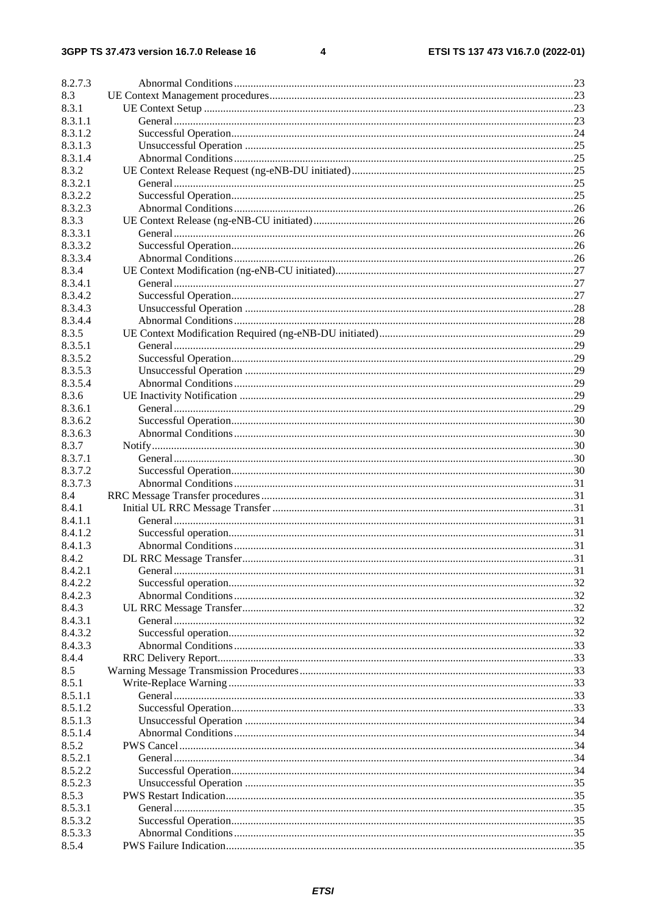8.2.7.3 Abnormal Conditions ........................................................................................................................23
8.3 UE Context Management procedures...........................................................................................................23
8.3.1 UE Context Setup ....................................................................................................................................23
8.3.1.1 General ..............................................................................................................................................23
8.3.1.2 Successful Operation..........................................................................................................................24
8.3.1.3 Unsuccessful Operation .....................................................................................................................25
8.3.1.4 Abnormal Conditions.........................................................................................................................25
8.3.2 UE Context Release Request (ng-eNB-DU initiated)...............................................................................25
8.3.2.1 General ..............................................................................................................................................25
8.3.2.2 Successful Operation..........................................................................................................................25
8.3.2.3 Abnormal Conditions.........................................................................................................................26
8.3.3 UE Context Release (ng-eNB-CU initiated).............................................................................................26
8.3.3.1 General ..............................................................................................................................................26
8.3.3.2 Successful Operation..........................................................................................................................26
8.3.3.4 Abnormal Conditions.........................................................................................................................26
8.3.4 UE Context Modification (ng-eNB-CU initiated).....................................................................................27
8.3.4.1 General ..............................................................................................................................................27
8.3.4.2 Successful Operation..........................................................................................................................27
8.3.4.3 Unsuccessful Operation .....................................................................................................................28
8.3.4.4 Abnormal Conditions.........................................................................................................................28
8.3.5 UE Context Modification Required (ng-eNB-DU initiated).....................................................................29
8.3.5.1 General ..............................................................................................................................................29
8.3.5.2 Successful Operation..........................................................................................................................29
8.3.5.3 Unsuccessful Operation .....................................................................................................................29
8.3.5.4 Abnormal Conditions.........................................................................................................................29
8.3.6 UE Inactivity Notification .......................................................................................................................29
8.3.6.1 General ..............................................................................................................................................29
8.3.6.2 Successful Operation..........................................................................................................................30
8.3.6.3 Abnormal Conditions.........................................................................................................................30
8.3.7 Notify.......................................................................................................................................................30
8.3.7.1 General ..............................................................................................................................................30
8.3.7.2 Successful Operation..........................................................................................................................30
8.3.7.3 Abnormal Conditions.........................................................................................................................31
8.4 RRC Message Transfer procedures..............................................................................................................31
8.4.1 Initial UL RRC Message Transfer ...........................................................................................................31
8.4.1.1 General ..............................................................................................................................................31
8.4.1.2 Successful operation...........................................................................................................................31
8.4.1.3 Abnormal Conditions.........................................................................................................................31
8.4.2 DL RRC Message Transfer......................................................................................................................31
8.4.2.1 General ..............................................................................................................................................31
8.4.2.2 Successful operation...........................................................................................................................32
8.4.2.3 Abnormal Conditions.........................................................................................................................32
8.4.3 UL RRC Message Transfer......................................................................................................................32
8.4.3.1 General ..............................................................................................................................................32
8.4.3.2 Successful operation...........................................................................................................................32
8.4.3.3 Abnormal Conditions.........................................................................................................................33
8.4.4 RRC Delivery Report...............................................................................................................................33
8.5 Warning Message Transmission Procedures.................................................................................................33
8.5.1 Write-Replace Warning ...........................................................................................................................33
8.5.1.1 General ..............................................................................................................................................33
8.5.1.2 Successful Operation..........................................................................................................................33
8.5.1.3 Unsuccessful Operation .....................................................................................................................34
8.5.1.4 Abnormal Conditions.........................................................................................................................34
8.5.2 PWS Cancel.............................................................................................................................................34
8.5.2.1 General ..............................................................................................................................................34
8.5.2.2 Successful Operation..........................................................................................................................34
8.5.2.3 Unsuccessful Operation .....................................................................................................................35
8.5.3 PWS Restart Indication............................................................................................................................35
8.5.3.1 General ..............................................................................................................................................35
8.5.3.2 Successful Operation..........................................................................................................................35
8.5.3.3 Abnormal Conditions.........................................................................................................................35
8.5.4 PWS Failure Indication............................................................................................................................35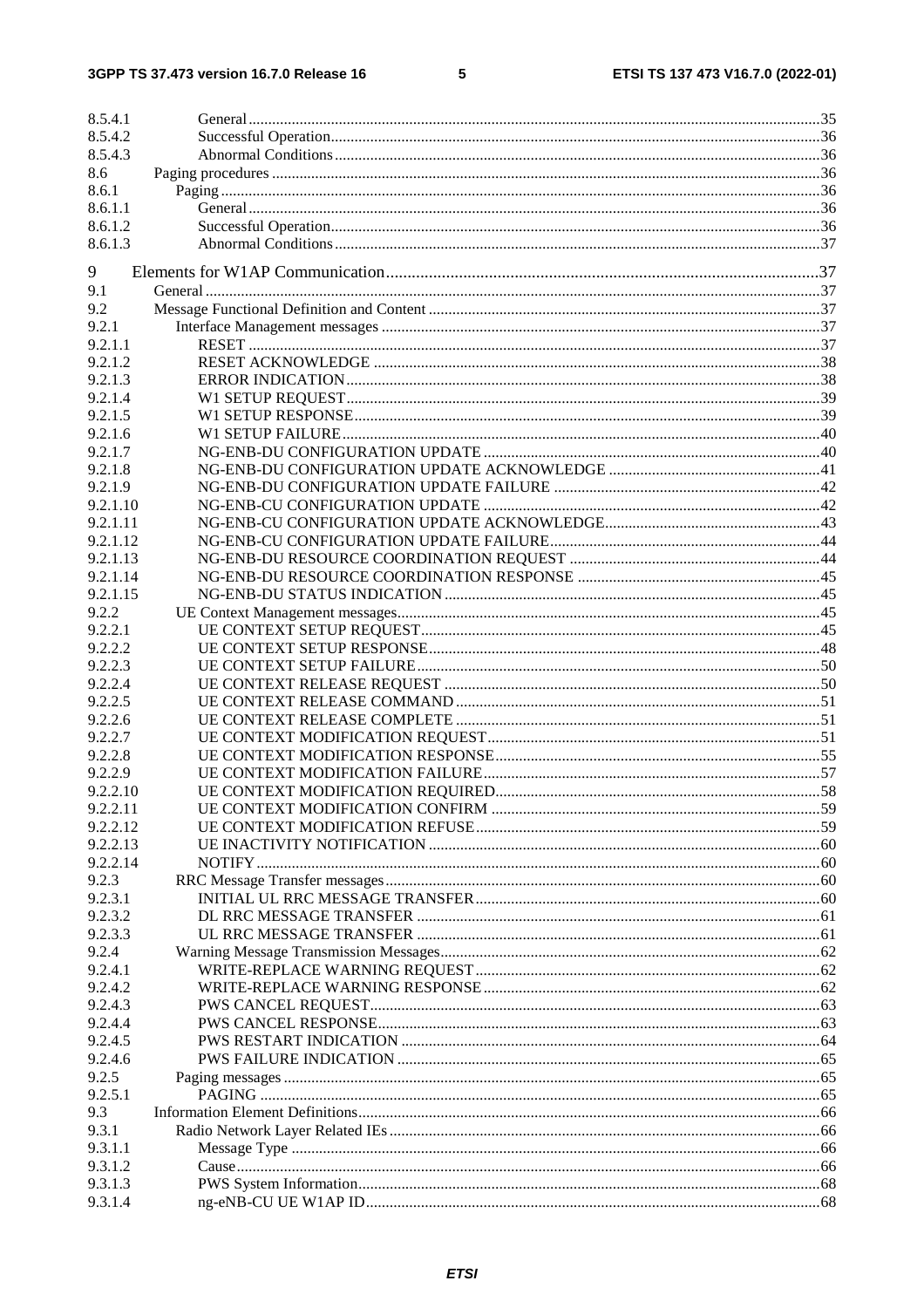8.5.4.1 General ....................................................................................................................................35
8.5.4.2 Successful Operation ...............................................................................................................36
8.5.4.3 Abnormal Conditions ..............................................................................................................36
8.6 Paging procedures ...........................................................................................................................36
8.6.1 Paging ..........................................................................................................................................36
8.6.1.1 General ....................................................................................................................................36
8.6.1.2 Successful Operation ...............................................................................................................36
8.6.1.3 Abnormal Conditions ..............................................................................................................37

9 Elements for W1AP Communication ....................................................................................................37
9.1 General ...............................................................................................................................................37
9.2 Message Functional Definition and Content ....................................................................................37
9.2.1 Interface Management messages .................................................................................................37
9.2.1.1 RESET ......................................................................................................................................37
9.2.1.2 RESET ACKNOWLEDGE .......................................................................................................38
9.2.1.3 ERROR INDICATION ...............................................................................................................38
9.2.1.4 W1 SETUP REQUEST ..............................................................................................................39
9.2.1.5 W1 SETUP RESPONSE ............................................................................................................39
9.2.1.6 W1 SETUP FAILURE ................................................................................................................40
9.2.1.7 NG-ENB-DU CONFIGURATION UPDATE ............................................................................40
9.2.1.8 NG-ENB-DU CONFIGURATION UPDATE ACKNOWLEDGE ..............................................41
9.2.1.9 NG-ENB-DU CONFIGURATION UPDATE FAILURE ............................................................42
9.2.1.10 NG-ENB-CU CONFIGURATION UPDATE ............................................................................42
9.2.1.11 NG-ENB-CU CONFIGURATION UPDATE ACKNOWLEDGE ...............................................43
9.2.1.12 NG-ENB-CU CONFIGURATION UPDATE FAILURE .............................................................44
9.2.1.13 NG-ENB-DU RESOURCE COORDINATION REQUEST .........................................................44
9.2.1.14 NG-ENB-DU RESOURCE COORDINATION RESPONSE .......................................................45
9.2.1.15 NG-ENB-DU STATUS INDICATION .......................................................................................45
9.2.2 UE Context Management messages ..............................................................................................45
9.2.2.1 UE CONTEXT SETUP REQUEST .............................................................................................45
9.2.2.2 UE CONTEXT SETUP RESPONSE ...........................................................................................48
9.2.2.3 UE CONTEXT SETUP FAILURE ..............................................................................................50
9.2.2.4 UE CONTEXT RELEASE REQUEST .......................................................................................50
9.2.2.5 UE CONTEXT RELEASE COMMAND ....................................................................................51
9.2.2.6 UE CONTEXT RELEASE COMPLETE ....................................................................................51
9.2.2.7 UE CONTEXT MODIFICATION REQUEST ............................................................................51
9.2.2.8 UE CONTEXT MODIFICATION RESPONSE ..........................................................................55
9.2.2.9 UE CONTEXT MODIFICATION FAILURE .............................................................................57
9.2.2.10 UE CONTEXT MODIFICATION REQUIRED ..........................................................................58
9.2.2.11 UE CONTEXT MODIFICATION CONFIRM ...........................................................................59
9.2.2.12 UE CONTEXT MODIFICATION REFUSE ...............................................................................59
9.2.2.13 UE INACTIVITY NOTIFICATION ...........................................................................................60
9.2.2.14 NOTIFY ......................................................................................................................................60
9.2.3 RRC Message Transfer messages .................................................................................................60
9.2.3.1 INITIAL UL RRC MESSAGE TRANSFER ...............................................................................60
9.2.3.2 DL RRC MESSAGE TRANSFER ..............................................................................................61
9.2.3.3 UL RRC MESSAGE TRANSFER ..............................................................................................61
9.2.4 Warning Message Transmission Messages ...................................................................................62
9.2.4.1 WRITE-REPLACE WARNING REQUEST ...............................................................................62
9.2.4.2 WRITE-REPLACE WARNING RESPONSE .............................................................................62
9.2.4.3 PWS CANCEL REQUEST .........................................................................................................63
9.2.4.4 PWS CANCEL RESPONSE .......................................................................................................63
9.2.4.5 PWS RESTART INDICATION ..................................................................................................64
9.2.4.6 PWS FAILURE INDICATION ...................................................................................................65
9.2.5 Paging messages ..........................................................................................................................65
9.2.5.1 PAGING .....................................................................................................................................65
9.3 Information Element Definitions .......................................................................................................66
9.3.1 Radio Network Layer Related IEs ................................................................................................66
9.3.1.1 Message Type ...........................................................................................................................66
9.3.1.2 Cause ........................................................................................................................................66
9.3.1.3 PWS System Information ..........................................................................................................68
9.3.1.4 ng-eNB-CU UE W1AP ID ..........................................................................................................68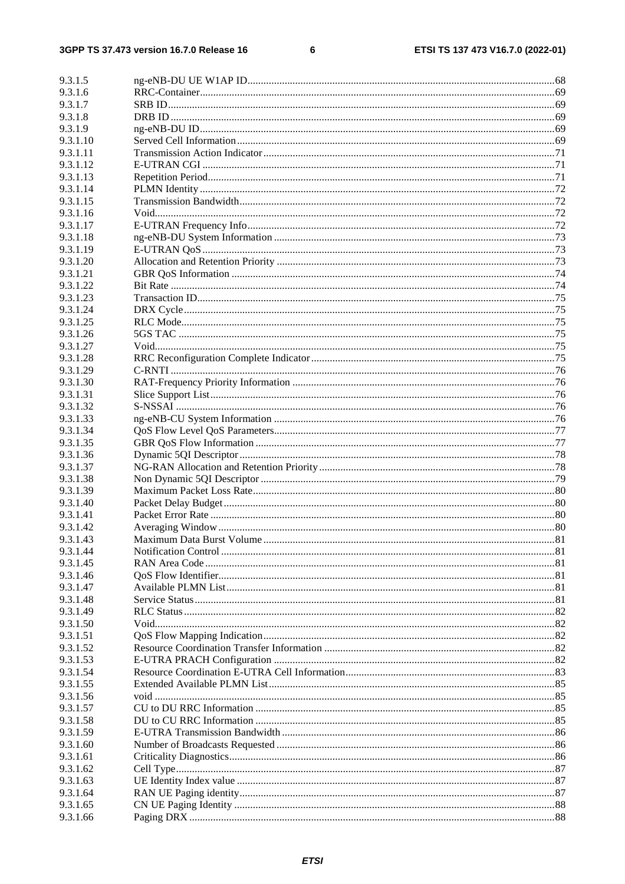9.3.1.5 ng-eNB-DU UE W1AP ID...68
9.3.1.6 RRC-Container...69
9.3.1.7 SRB ID...69
9.3.1.8 DRB ID...69
9.3.1.9 ng-eNB-DU ID...69
9.3.1.10 Served Cell Information...69
9.3.1.11 Transmission Action Indicator...71
9.3.1.12 E-UTRAN CGI...71
9.3.1.13 Repetition Period...71
9.3.1.14 PLMN Identity...72
9.3.1.15 Transmission Bandwidth...72
9.3.1.16 Void...72
9.3.1.17 E-UTRAN Frequency Info...72
9.3.1.18 ng-eNB-DU System Information...73
9.3.1.19 E-UTRAN QoS...73
9.3.1.20 Allocation and Retention Priority...73
9.3.1.21 GBR QoS Information...74
9.3.1.22 Bit Rate...74
9.3.1.23 Transaction ID...75
9.3.1.24 DRX Cycle...75
9.3.1.25 RLC Mode...75
9.3.1.26 5GS TAC...75
9.3.1.27 Void...75
9.3.1.28 RRC Reconfiguration Complete Indicator...75
9.3.1.29 C-RNTI...76
9.3.1.30 RAT-Frequency Priority Information...76
9.3.1.31 Slice Support List...76
9.3.1.32 S-NSSAI...76
9.3.1.33 ng-eNB-CU System Information...76
9.3.1.34 QoS Flow Level QoS Parameters...77
9.3.1.35 GBR QoS Flow Information...77
9.3.1.36 Dynamic 5QI Descriptor...78
9.3.1.37 NG-RAN Allocation and Retention Priority...78
9.3.1.38 Non Dynamic 5QI Descriptor...79
9.3.1.39 Maximum Packet Loss Rate...80
9.3.1.40 Packet Delay Budget...80
9.3.1.41 Packet Error Rate...80
9.3.1.42 Averaging Window...80
9.3.1.43 Maximum Data Burst Volume...81
9.3.1.44 Notification Control...81
9.3.1.45 RAN Area Code...81
9.3.1.46 QoS Flow Identifier...81
9.3.1.47 Available PLMN List...81
9.3.1.48 Service Status...81
9.3.1.49 RLC Status...82
9.3.1.50 Void...82
9.3.1.51 QoS Flow Mapping Indication...82
9.3.1.52 Resource Coordination Transfer Information...82
9.3.1.53 E-UTRA PRACH Configuration...82
9.3.1.54 Resource Coordination E-UTRA Cell Information...83
9.3.1.55 Extended Available PLMN List...85
9.3.1.56 void...85
9.3.1.57 CU to DU RRC Information...85
9.3.1.58 DU to CU RRC Information...85
9.3.1.59 E-UTRA Transmission Bandwidth...86
9.3.1.60 Number of Broadcasts Requested...86
9.3.1.61 Criticality Diagnostics...86
9.3.1.62 Cell Type...87
9.3.1.63 UE Identity Index value...87
9.3.1.64 RAN UE Paging identity...87
9.3.1.65 CN UE Paging Identity...88
9.3.1.66 Paging DRX...88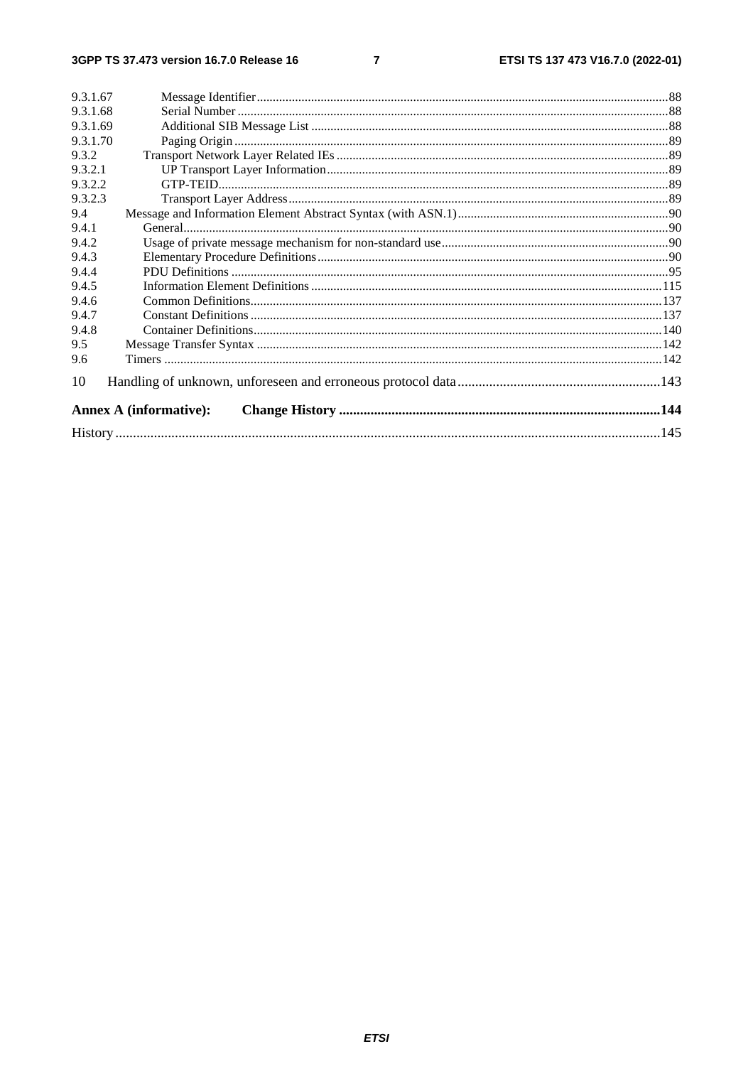9.3.1.67 Message Identifier ........................................................................................................................88
9.3.1.68 Serial Number ..............................................................................................................................88
9.3.1.69 Additional SIB Message List ......................................................................................................88
9.3.1.70 Paging Origin ...............................................................................................................................89
9.3.2 Transport Network Layer Related IEs ..........................................................................................89
9.3.2.1 UP Transport Layer Information .................................................................................................89
9.3.2.2 GTP-TEID ....................................................................................................................................89
9.3.2.3 Transport Layer Address ..............................................................................................................89
9.4 Message and Information Element Abstract Syntax (with ASN.1) .....................................................90
9.4.1 General ..........................................................................................................................................90
9.4.2 Usage of private message mechanism for non-standard use .........................................................90
9.4.3 Elementary Procedure Definitions .................................................................................................90
9.4.4 PDU Definitions ............................................................................................................................95
9.4.5 Information Element Definitions ..................................................................................................115
9.4.6 Common Definitions .....................................................................................................................137
9.4.7 Constant Definitions ......................................................................................................................137
9.4.8 Container Definitions ....................................................................................................................140
9.5 Message Transfer Syntax .....................................................................................................................142
9.6 Timers ...................................................................................................................................................142

10 Handling of unknown, unforeseen and erroneous protocol data ..........................................................143

**Annex A (informative): Change History** ..........................................................................................**144**

History .......................................................................................................................................................145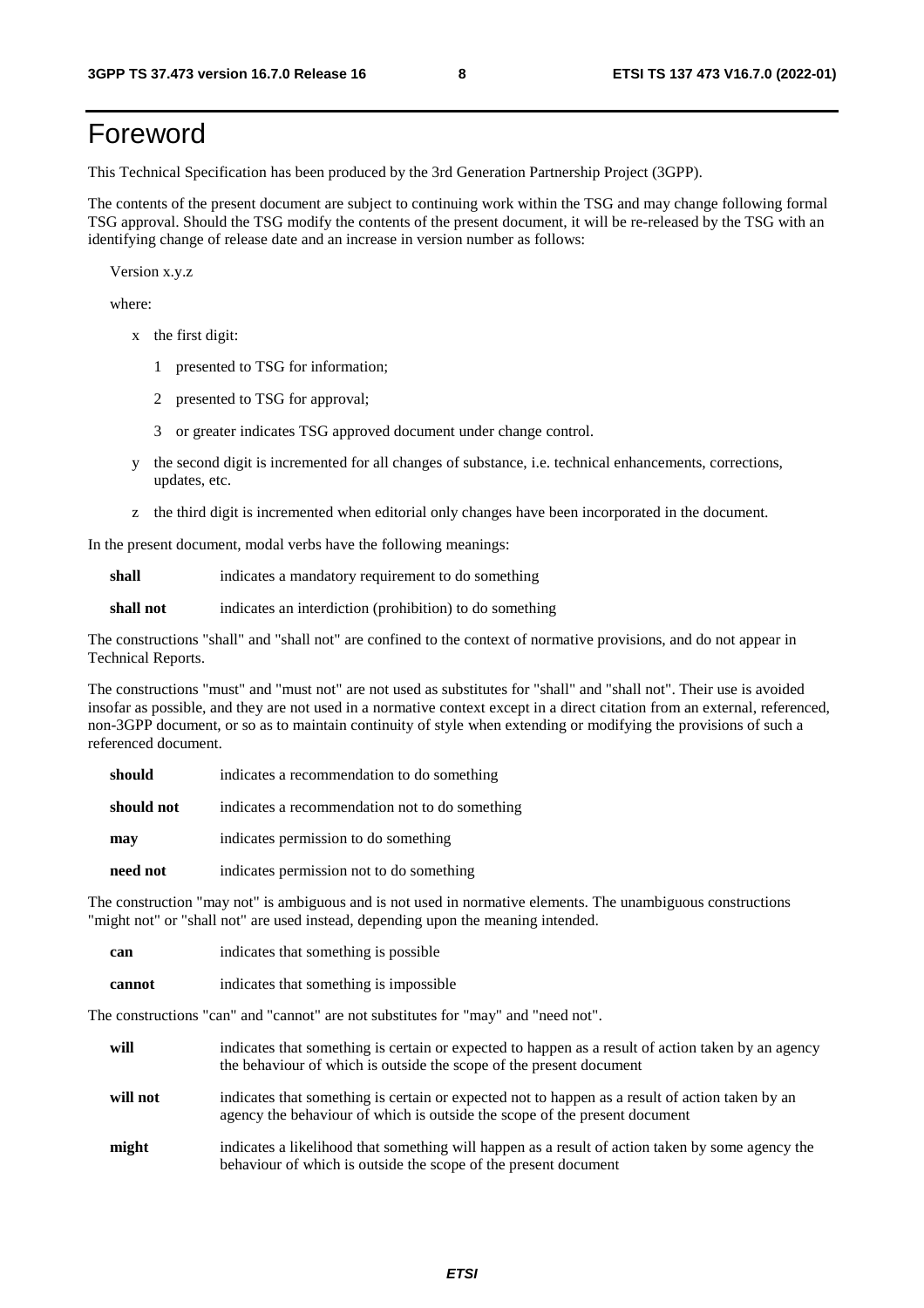# Foreword

This Technical Specification has been produced by the 3rd Generation Partnership Project (3GPP).

The contents of the present document are subject to continuing work within the TSG and may change following formal TSG approval. Should the TSG modify the contents of the present document, it will be re-released by the TSG with an identifying change of release date and an increase in version number as follows:

Version x.y.z

where:

- x the first digit:
  - 1 presented to TSG for information;
  - 2 presented to TSG for approval;
  - 3 or greater indicates TSG approved document under change control.
- y the second digit is incremented for all changes of substance, i.e. technical enhancements, corrections, updates, etc.
- z the third digit is incremented when editorial only changes have been incorporated in the document.

In the present document, modal verbs have the following meanings:

**shall** indicates a mandatory requirement to do something

**shall not** indicates an interdiction (prohibition) to do something

The constructions "shall" and "shall not" are confined to the context of normative provisions, and do not appear in Technical Reports.

The constructions "must" and "must not" are not used as substitutes for "shall" and "shall not". Their use is avoided insofar as possible, and they are not used in a normative context except in a direct citation from an external, referenced, non-3GPP document, or so as to maintain continuity of style when extending or modifying the provisions of such a referenced document.

**should** indicates a recommendation to do something

**should not** indicates a recommendation not to do something

**may** indicates permission to do something

**need not** indicates permission not to do something

The construction "may not" is ambiguous and is not used in normative elements. The unambiguous constructions "might not" or "shall not" are used instead, depending upon the meaning intended.

**can** indicates that something is possible

**cannot** indicates that something is impossible

The constructions "can" and "cannot" are not substitutes for "may" and "need not".

**will** indicates that something is certain or expected to happen as a result of action taken by an agency the behaviour of which is outside the scope of the present document

**will not** indicates that something is certain or expected not to happen as a result of action taken by an agency the behaviour of which is outside the scope of the present document

**might** indicates a likelihood that something will happen as a result of action taken by some agency the behaviour of which is outside the scope of the present document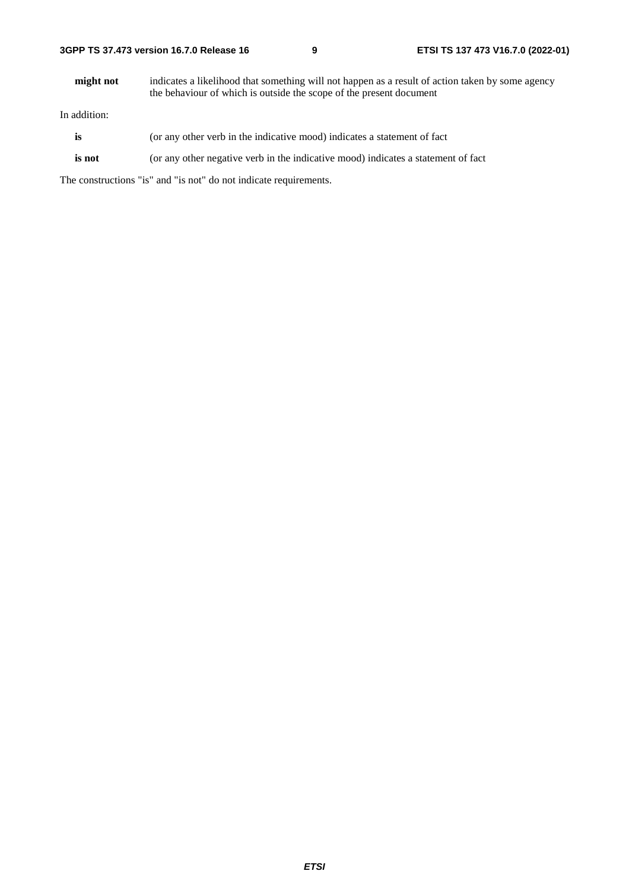**might not** indicates a likelihood that something will not happen as a result of action taken by some agency the behaviour of which is outside the scope of the present document

In addition:

**is** (or any other verb in the indicative mood) indicates a statement of fact

**is not** (or any other negative verb in the indicative mood) indicates a statement of fact

The constructions "is" and "is not" do not indicate requirements.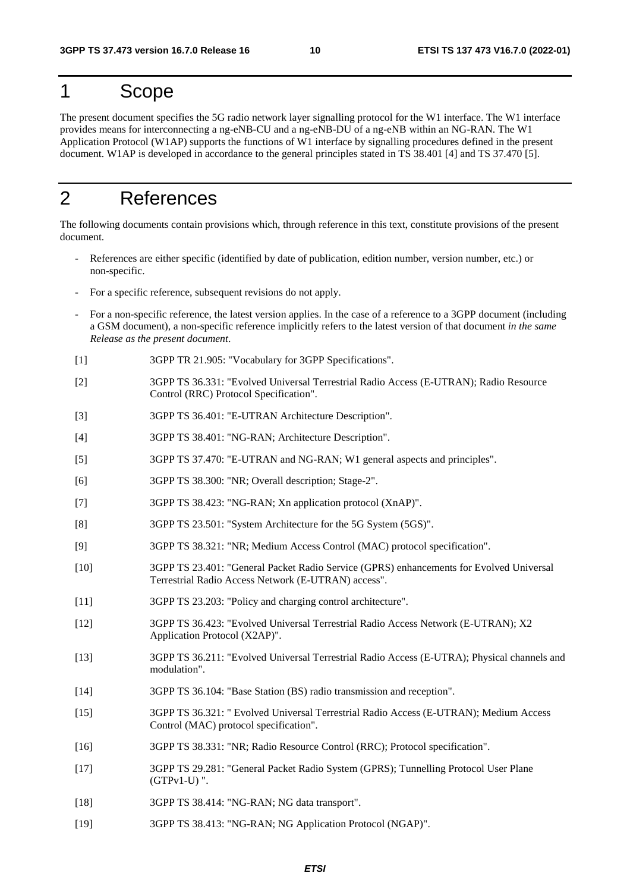# 1 Scope

The present document specifies the 5G radio network layer signalling protocol for the W1 interface. The W1 interface provides means for interconnecting a ng-eNB-CU and a ng-eNB-DU of a ng-eNB within an NG-RAN. The W1 Application Protocol (W1AP) supports the functions of W1 interface by signalling procedures defined in the present document. W1AP is developed in accordance to the general principles stated in TS 38.401 [4] and TS 37.470 [5].

# 2 References

The following documents contain provisions which, through reference in this text, constitute provisions of the present document.

- References are either specific (identified by date of publication, edition number, version number, etc.) or non-specific.
- For a specific reference, subsequent revisions do not apply.
- For a non-specific reference, the latest version applies. In the case of a reference to a 3GPP document (including a GSM document), a non-specific reference implicitly refers to the latest version of that document *in the same Release as the present document*.

[1] 3GPP TR 21.905: "Vocabulary for 3GPP Specifications".

[2] 3GPP TS 36.331: "Evolved Universal Terrestrial Radio Access (E-UTRAN); Radio Resource Control (RRC) Protocol Specification".

[3] 3GPP TS 36.401: "E-UTRAN Architecture Description".

[4] 3GPP TS 38.401: "NG-RAN; Architecture Description".

[5] 3GPP TS 37.470: "E-UTRAN and NG-RAN; W1 general aspects and principles".

[6] 3GPP TS 38.300: "NR; Overall description; Stage-2".

[7] 3GPP TS 38.423: "NG-RAN; Xn application protocol (XnAP)".

[8] 3GPP TS 23.501: "System Architecture for the 5G System (5GS)".

[9] 3GPP TS 38.321: "NR; Medium Access Control (MAC) protocol specification".

[10] 3GPP TS 23.401: "General Packet Radio Service (GPRS) enhancements for Evolved Universal Terrestrial Radio Access Network (E-UTRAN) access".

[11] 3GPP TS 23.203: "Policy and charging control architecture".

[12] 3GPP TS 36.423: "Evolved Universal Terrestrial Radio Access Network (E-UTRAN); X2 Application Protocol (X2AP)".

[13] 3GPP TS 36.211: "Evolved Universal Terrestrial Radio Access (E-UTRA); Physical channels and modulation".

[14] 3GPP TS 36.104: "Base Station (BS) radio transmission and reception".

[15] 3GPP TS 36.321: " Evolved Universal Terrestrial Radio Access (E-UTRAN); Medium Access Control (MAC) protocol specification".

[16] 3GPP TS 38.331: "NR; Radio Resource Control (RRC); Protocol specification".

[17] 3GPP TS 29.281: "General Packet Radio System (GPRS); Tunnelling Protocol User Plane (GTPv1-U) ".

[18] 3GPP TS 38.414: "NG-RAN; NG data transport".

[19] 3GPP TS 38.413: "NG-RAN; NG Application Protocol (NGAP)".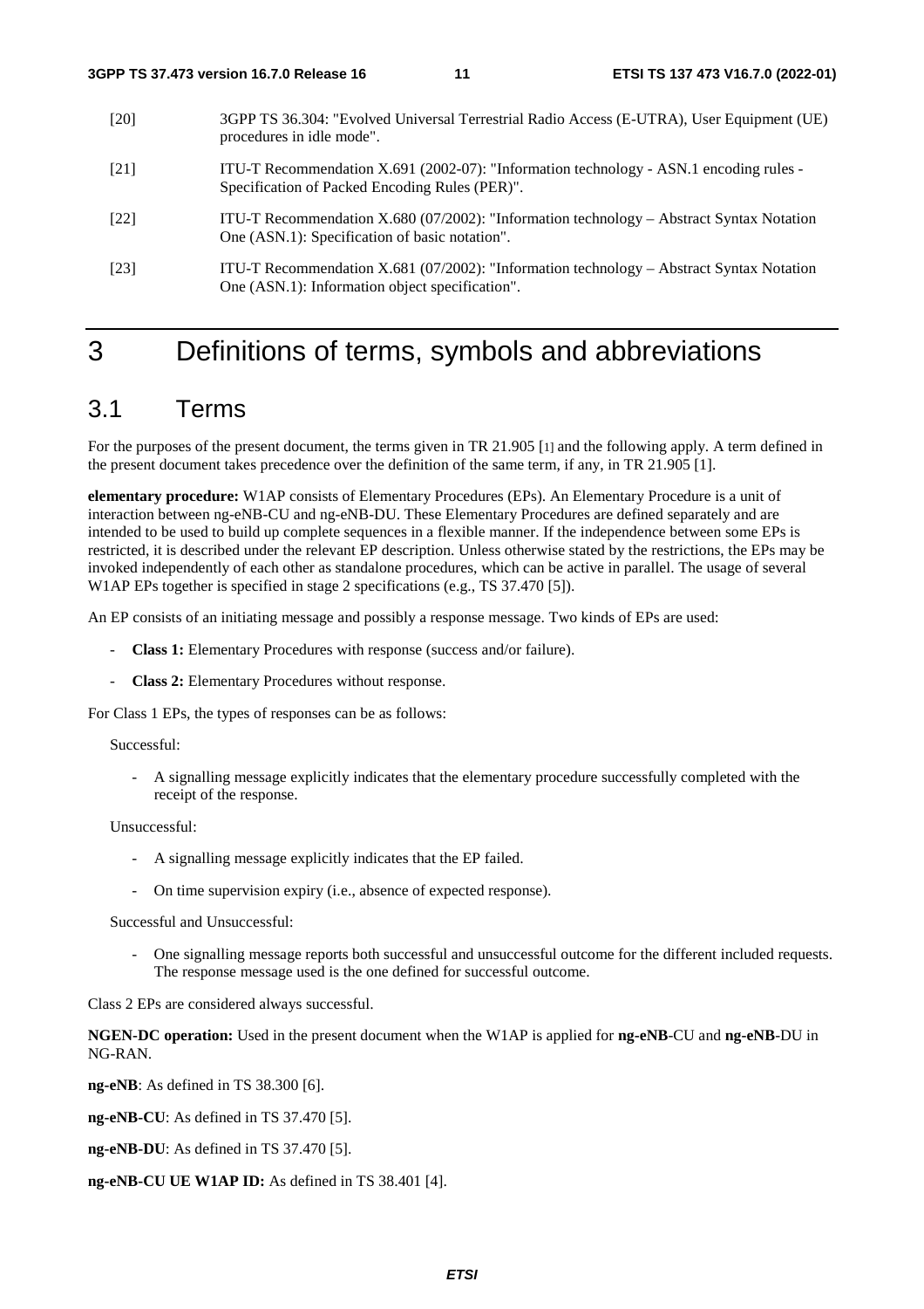[20] 3GPP TS 36.304: "Evolved Universal Terrestrial Radio Access (E-UTRA), User Equipment (UE) procedures in idle mode".

[21] ITU-T Recommendation X.691 (2002-07): "Information technology - ASN.1 encoding rules - Specification of Packed Encoding Rules (PER)".

[22] ITU-T Recommendation X.680 (07/2002): "Information technology – Abstract Syntax Notation One (ASN.1): Specification of basic notation".

[23] ITU-T Recommendation X.681 (07/2002): "Information technology – Abstract Syntax Notation One (ASN.1): Information object specification".

# 3 Definitions of terms, symbols and abbreviations

## 3.1 Terms

For the purposes of the present document, the terms given in TR 21.905 [1] and the following apply. A term defined in the present document takes precedence over the definition of the same term, if any, in TR 21.905 [1].

**elementary procedure:** W1AP consists of Elementary Procedures (EPs). An Elementary Procedure is a unit of interaction between ng-eNB-CU and ng-eNB-DU. These Elementary Procedures are defined separately and are intended to be used to build up complete sequences in a flexible manner. If the independence between some EPs is restricted, it is described under the relevant EP description. Unless otherwise stated by the restrictions, the EPs may be invoked independently of each other as standalone procedures, which can be active in parallel. The usage of several W1AP EPs together is specified in stage 2 specifications (e.g., TS 37.470 [5]).

An EP consists of an initiating message and possibly a response message. Two kinds of EPs are used:

- **Class 1:** Elementary Procedures with response (success and/or failure).
- **Class 2:** Elementary Procedures without response.

For Class 1 EPs, the types of responses can be as follows:

Successful:

- A signalling message explicitly indicates that the elementary procedure successfully completed with the receipt of the response.

Unsuccessful:

- A signalling message explicitly indicates that the EP failed.
- On time supervision expiry (i.e., absence of expected response).

Successful and Unsuccessful:

- One signalling message reports both successful and unsuccessful outcome for the different included requests. The response message used is the one defined for successful outcome.

Class 2 EPs are considered always successful.

**NGEN-DC operation:** Used in the present document when the W1AP is applied for **ng-eNB**-CU and **ng-eNB**-DU in NG-RAN.

**ng-eNB**: As defined in TS 38.300 [6].

**ng-eNB-CU**: As defined in TS 37.470 [5].

**ng-eNB-DU**: As defined in TS 37.470 [5].

**ng-eNB-CU UE W1AP ID:** As defined in TS 38.401 [4].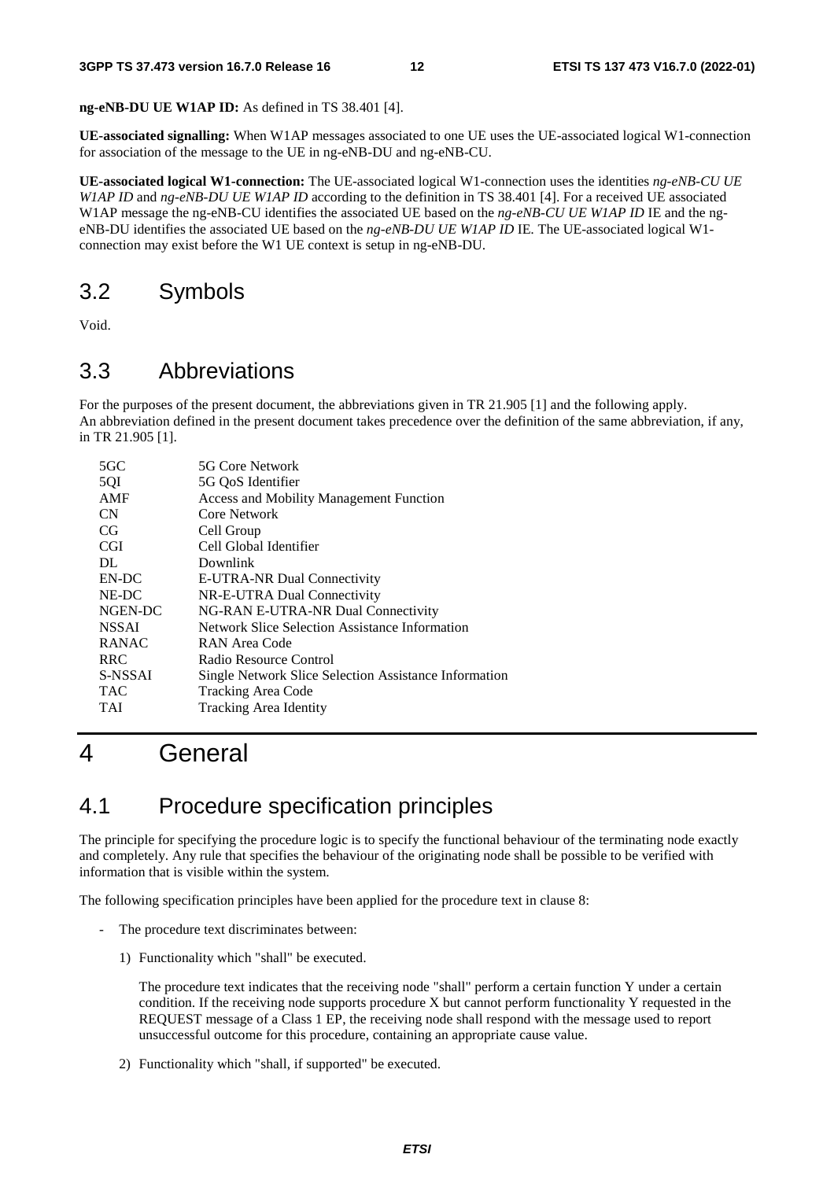**ng-eNB-DU UE W1AP ID:** As defined in TS 38.401 [4].

**UE-associated signalling:** When W1AP messages associated to one UE uses the UE-associated logical W1-connection for association of the message to the UE in ng-eNB-DU and ng-eNB-CU.

**UE-associated logical W1-connection:** The UE-associated logical W1-connection uses the identities *ng-eNB-CU UE W1AP ID* and *ng-eNB-DU UE W1AP ID* according to the definition in TS 38.401 [4]. For a received UE associated W1AP message the ng-eNB-CU identifies the associated UE based on the *ng-eNB-CU UE W1AP ID* IE and the ng-eNB-DU identifies the associated UE based on the *ng-eNB-DU UE W1AP ID* IE. The UE-associated logical W1-connection may exist before the W1 UE context is setup in ng-eNB-DU.

## 3.2 Symbols

Void.

## 3.3 Abbreviations

For the purposes of the present document, the abbreviations given in TR 21.905 [1] and the following apply.
An abbreviation defined in the present document takes precedence over the definition of the same abbreviation, if any, in TR 21.905 [1].

| | |
|---|---|
| 5GC | 5G Core Network |
| 5QI | 5G QoS Identifier |
| AMF | Access and Mobility Management Function |
| CN | Core Network |
| CG | Cell Group |
| CGI | Cell Global Identifier |
| DL | Downlink |
| EN-DC | E-UTRA-NR Dual Connectivity |
| NE-DC | NR-E-UTRA Dual Connectivity |
| NGEN-DC | NG-RAN E-UTRA-NR Dual Connectivity |
| NSSAI | Network Slice Selection Assistance Information |
| RANAC | RAN Area Code |
| RRC | Radio Resource Control |
| S-NSSAI | Single Network Slice Selection Assistance Information |
| TAC | Tracking Area Code |
| TAI | Tracking Area Identity |

# 4 General

## 4.1 Procedure specification principles

The principle for specifying the procedure logic is to specify the functional behaviour of the terminating node exactly and completely. Any rule that specifies the behaviour of the originating node shall be possible to be verified with information that is visible within the system.

The following specification principles have been applied for the procedure text in clause 8:

- The procedure text discriminates between:

  1) Functionality which "shall" be executed.

     The procedure text indicates that the receiving node "shall" perform a certain function Y under a certain condition. If the receiving node supports procedure X but cannot perform functionality Y requested in the REQUEST message of a Class 1 EP, the receiving node shall respond with the message used to report unsuccessful outcome for this procedure, containing an appropriate cause value.

  2) Functionality which "shall, if supported" be executed.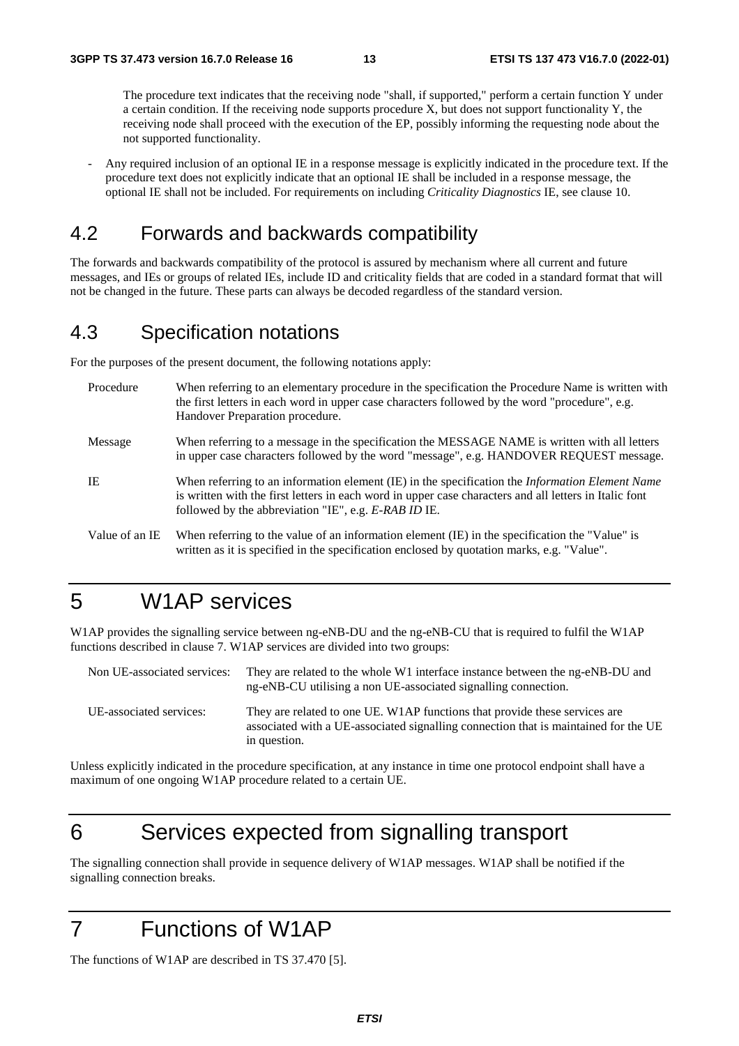The procedure text indicates that the receiving node "shall, if supported," perform a certain function Y under a certain condition. If the receiving node supports procedure X, but does not support functionality Y, the receiving node shall proceed with the execution of the EP, possibly informing the requesting node about the not supported functionality.

- Any required inclusion of an optional IE in a response message is explicitly indicated in the procedure text. If the procedure text does not explicitly indicate that an optional IE shall be included in a response message, the optional IE shall not be included. For requirements on including *Criticality Diagnostics* IE, see clause 10.

## 4.2 Forwards and backwards compatibility

The forwards and backwards compatibility of the protocol is assured by mechanism where all current and future messages, and IEs or groups of related IEs, include ID and criticality fields that are coded in a standard format that will not be changed in the future. These parts can always be decoded regardless of the standard version.

## 4.3 Specification notations

For the purposes of the present document, the following notations apply:

| | |
|---|---|
| Procedure | When referring to an elementary procedure in the specification the Procedure Name is written with the first letters in each word in upper case characters followed by the word "procedure", e.g. Handover Preparation procedure. |
| Message | When referring to a message in the specification the MESSAGE NAME is written with all letters in upper case characters followed by the word "message", e.g. HANDOVER REQUEST message. |
| IE | When referring to an information element (IE) in the specification the *Information Element Name* is written with the first letters in each word in upper case characters and all letters in Italic font followed by the abbreviation "IE", e.g. *E-RAB ID* IE. |
| Value of an IE | When referring to the value of an information element (IE) in the specification the "Value" is written as it is specified in the specification enclosed by quotation marks, e.g. "Value". |

# 5 W1AP services

W1AP provides the signalling service between ng-eNB-DU and the ng-eNB-CU that is required to fulfil the W1AP functions described in clause 7. W1AP services are divided into two groups:

| | |
|---|---|
| Non UE-associated services: | They are related to the whole W1 interface instance between the ng-eNB-DU and ng-eNB-CU utilising a non UE-associated signalling connection. |
| UE-associated services: | They are related to one UE. W1AP functions that provide these services are associated with a UE-associated signalling connection that is maintained for the UE in question. |

Unless explicitly indicated in the procedure specification, at any instance in time one protocol endpoint shall have a maximum of one ongoing W1AP procedure related to a certain UE.

# 6 Services expected from signalling transport

The signalling connection shall provide in sequence delivery of W1AP messages. W1AP shall be notified if the signalling connection breaks.

# 7 Functions of W1AP

The functions of W1AP are described in TS 37.470 [5].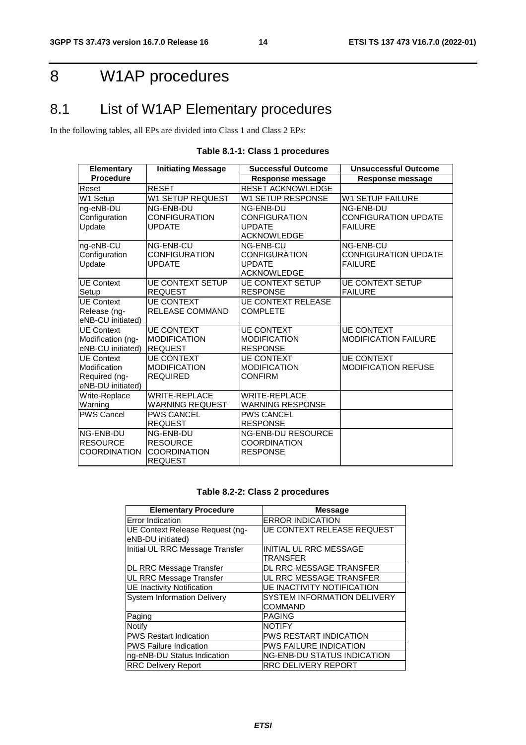# 8 W1AP procedures

## 8.1 List of W1AP Elementary procedures

In the following tables, all EPs are divided into Class 1 and Class 2 EPs:

**Table 8.1-1: Class 1 procedures**

| Elementary Procedure | Initiating Message | Successful Outcome<br>Response message | Unsuccessful Outcome<br>Response message |
|---|---|---|---|
| Reset | RESET | RESET ACKNOWLEDGE | |
| W1 Setup | W1 SETUP REQUEST | W1 SETUP RESPONSE | W1 SETUP FAILURE |
| ng-eNB-DU Configuration Update | NG-ENB-DU CONFIGURATION UPDATE | NG-ENB-DU CONFIGURATION UPDATE ACKNOWLEDGE | NG-ENB-DU CONFIGURATION UPDATE FAILURE |
| ng-eNB-CU Configuration Update | NG-ENB-CU CONFIGURATION UPDATE | NG-ENB-CU CONFIGURATION UPDATE ACKNOWLEDGE | NG-ENB-CU CONFIGURATION UPDATE FAILURE |
| UE Context Setup | UE CONTEXT SETUP REQUEST | UE CONTEXT SETUP RESPONSE | UE CONTEXT SETUP FAILURE |
| UE Context Release (ng-eNB-CU initiated) | UE CONTEXT RELEASE COMMAND | UE CONTEXT RELEASE COMPLETE | |
| UE Context Modification (ng-eNB-CU initiated) | UE CONTEXT MODIFICATION REQUEST | UE CONTEXT MODIFICATION RESPONSE | UE CONTEXT MODIFICATION FAILURE |
| UE Context Modification Required (ng-eNB-DU initiated) | UE CONTEXT MODIFICATION REQUIRED | UE CONTEXT MODIFICATION CONFIRM | UE CONTEXT MODIFICATION REFUSE |
| Write-Replace Warning | WRITE-REPLACE WARNING REQUEST | WRITE-REPLACE WARNING RESPONSE | |
| PWS Cancel | PWS CANCEL REQUEST | PWS CANCEL RESPONSE | |
| NG-ENB-DU RESOURCE COORDINATION | NG-ENB-DU RESOURCE COORDINATION REQUEST | NG-ENB-DU RESOURCE COORDINATION RESPONSE | |

**Table 8.2-2: Class 2 procedures**

| Elementary Procedure | Message |
|---|---|
| Error Indication | ERROR INDICATION |
| UE Context Release Request (ng-eNB-DU initiated) | UE CONTEXT RELEASE REQUEST |
| Initial UL RRC Message Transfer | INITIAL UL RRC MESSAGE TRANSFER |
| DL RRC Message Transfer | DL RRC MESSAGE TRANSFER |
| UL RRC Message Transfer | UL RRC MESSAGE TRANSFER |
| UE Inactivity Notification | UE INACTIVITY NOTIFICATION |
| System Information Delivery | SYSTEM INFORMATION DELIVERY COMMAND |
| Paging | PAGING |
| Notify | NOTIFY |
| PWS Restart Indication | PWS RESTART INDICATION |
| PWS Failure Indication | PWS FAILURE INDICATION |
| ng-eNB-DU Status Indication | NG-ENB-DU STATUS INDICATION |
| RRC Delivery Report | RRC DELIVERY REPORT |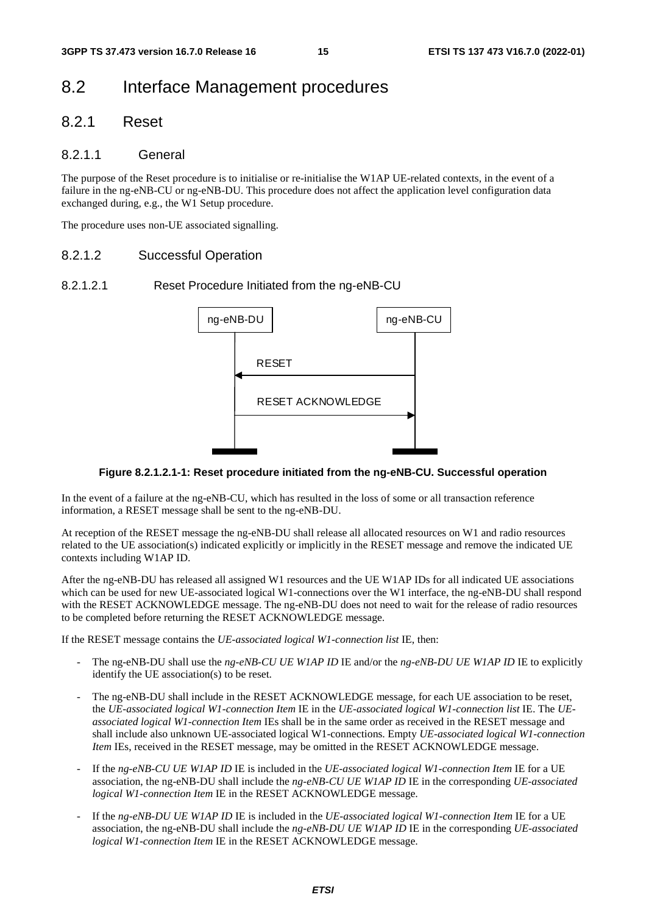# 8.2 Interface Management procedures

## 8.2.1 Reset

### 8.2.1.1 General

The purpose of the Reset procedure is to initialise or re-initialise the W1AP UE-related contexts, in the event of a failure in the ng-eNB-CU or ng-eNB-DU. This procedure does not affect the application level configuration data exchanged during, e.g., the W1 Setup procedure.

The procedure uses non-UE associated signalling.

### 8.2.1.2 Successful Operation

#### 8.2.1.2.1 Reset Procedure Initiated from the ng-eNB-CU

**Figure 8.2.1.2.1-1: Reset procedure initiated from the ng-eNB-CU. Successful operation**

In the event of a failure at the ng-eNB-CU, which has resulted in the loss of some or all transaction reference information, a RESET message shall be sent to the ng-eNB-DU.

At reception of the RESET message the ng-eNB-DU shall release all allocated resources on W1 and radio resources related to the UE association(s) indicated explicitly or implicitly in the RESET message and remove the indicated UE contexts including W1AP ID.

After the ng-eNB-DU has released all assigned W1 resources and the UE W1AP IDs for all indicated UE associations which can be used for new UE-associated logical W1-connections over the W1 interface, the ng-eNB-DU shall respond with the RESET ACKNOWLEDGE message. The ng-eNB-DU does not need to wait for the release of radio resources to be completed before returning the RESET ACKNOWLEDGE message.

If the RESET message contains the *UE-associated logical W1-connection list* IE, then:

- The ng-eNB-DU shall use the *ng-eNB-CU UE W1AP ID* IE and/or the *ng-eNB-DU UE W1AP ID* IE to explicitly identify the UE association(s) to be reset.
- The ng-eNB-DU shall include in the RESET ACKNOWLEDGE message, for each UE association to be reset, the *UE-associated logical W1-connection Item* IE in the *UE-associated logical W1-connection list* IE. The *UE-associated logical W1-connection Item* IEs shall be in the same order as received in the RESET message and shall include also unknown UE-associated logical W1-connections. Empty *UE-associated logical W1-connection Item* IEs, received in the RESET message, may be omitted in the RESET ACKNOWLEDGE message.
- If the *ng-eNB-CU UE W1AP ID* IE is included in the *UE-associated logical W1-connection Item* IE for a UE association, the ng-eNB-DU shall include the *ng-eNB-CU UE W1AP ID* IE in the corresponding *UE-associated logical W1-connection Item* IE in the RESET ACKNOWLEDGE message.
- If the *ng-eNB-DU UE W1AP ID* IE is included in the *UE-associated logical W1-connection Item* IE for a UE association, the ng-eNB-DU shall include the *ng-eNB-DU UE W1AP ID* IE in the corresponding *UE-associated logical W1-connection Item* IE in the RESET ACKNOWLEDGE message.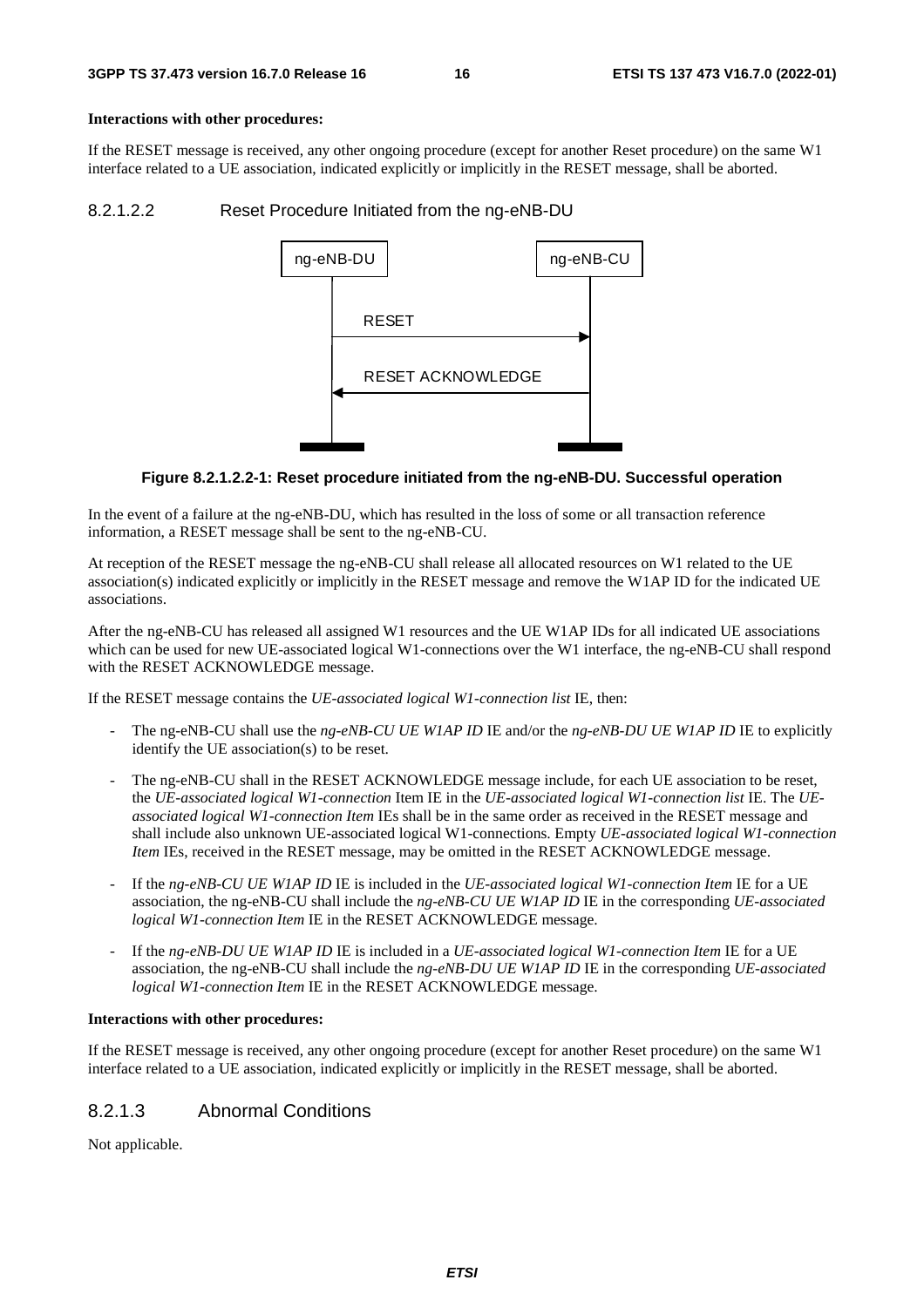**Interactions with other procedures:**

If the RESET message is received, any other ongoing procedure (except for another Reset procedure) on the same W1 interface related to a UE association, indicated explicitly or implicitly in the RESET message, shall be aborted.

#### 8.2.1.2.2 Reset Procedure Initiated from the ng-eNB-DU

**Figure 8.2.1.2.2-1: Reset procedure initiated from the ng-eNB-DU. Successful operation**

In the event of a failure at the ng-eNB-DU, which has resulted in the loss of some or all transaction reference information, a RESET message shall be sent to the ng-eNB-CU.

At reception of the RESET message the ng-eNB-CU shall release all allocated resources on W1 related to the UE association(s) indicated explicitly or implicitly in the RESET message and remove the W1AP ID for the indicated UE associations.

After the ng-eNB-CU has released all assigned W1 resources and the UE W1AP IDs for all indicated UE associations which can be used for new UE-associated logical W1-connections over the W1 interface, the ng-eNB-CU shall respond with the RESET ACKNOWLEDGE message.

If the RESET message contains the *UE-associated logical W1-connection list* IE, then:

- The ng-eNB-CU shall use the *ng-eNB-CU UE W1AP ID* IE and/or the *ng-eNB-DU UE W1AP ID* IE to explicitly identify the UE association(s) to be reset.
- The ng-eNB-CU shall in the RESET ACKNOWLEDGE message include, for each UE association to be reset, the *UE-associated logical W1-connection* Item IE in the *UE-associated logical W1-connection list* IE. The *UE-associated logical W1-connection Item* IEs shall be in the same order as received in the RESET message and shall include also unknown UE-associated logical W1-connections. Empty *UE-associated logical W1-connection Item* IEs, received in the RESET message, may be omitted in the RESET ACKNOWLEDGE message.
- If the *ng-eNB-CU UE W1AP ID* IE is included in the *UE-associated logical W1-connection Item* IE for a UE association, the ng-eNB-CU shall include the *ng-eNB-CU UE W1AP ID* IE in the corresponding *UE-associated logical W1-connection Item* IE in the RESET ACKNOWLEDGE message.
- If the *ng-eNB-DU UE W1AP ID* IE is included in a *UE-associated logical W1-connection Item* IE for a UE association, the ng-eNB-CU shall include the *ng-eNB-DU UE W1AP ID* IE in the corresponding *UE-associated logical W1-connection Item* IE in the RESET ACKNOWLEDGE message.

**Interactions with other procedures:**

If the RESET message is received, any other ongoing procedure (except for another Reset procedure) on the same W1 interface related to a UE association, indicated explicitly or implicitly in the RESET message, shall be aborted.

### 8.2.1.3 Abnormal Conditions

Not applicable.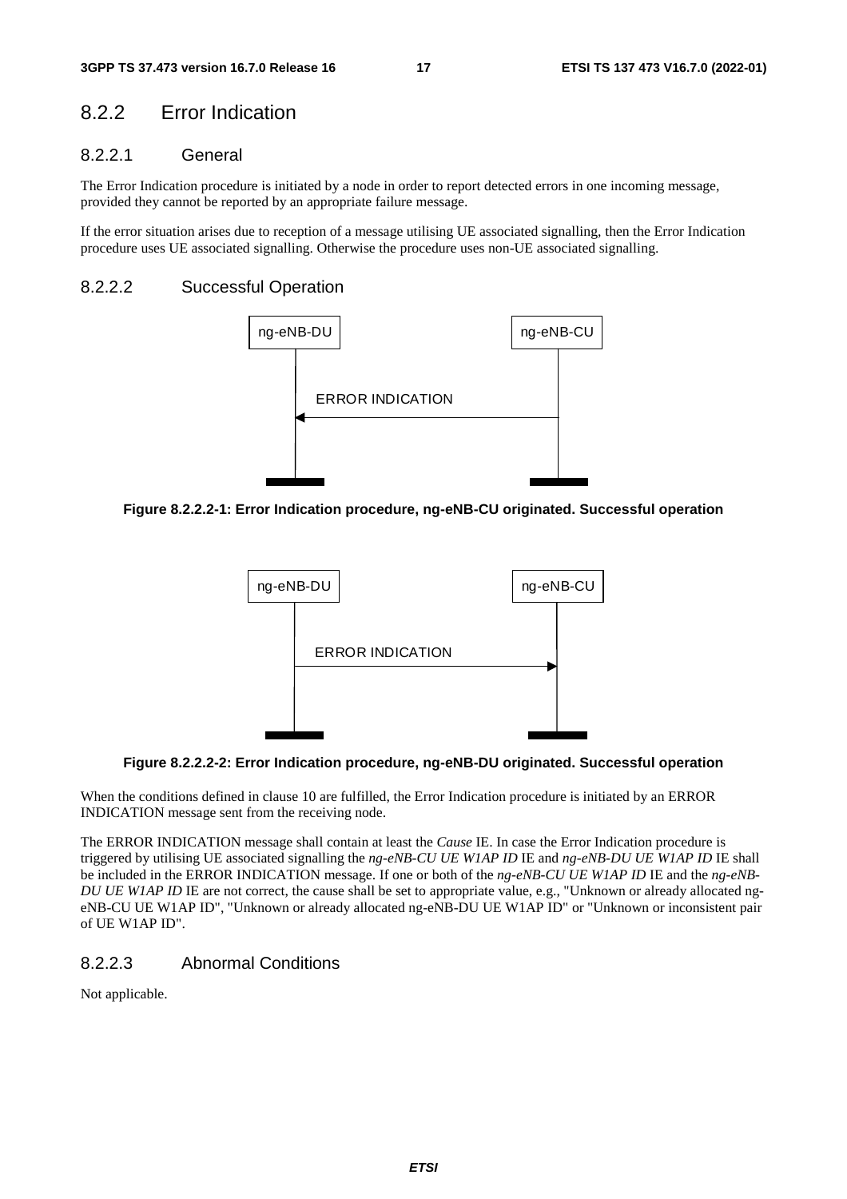## 8.2.2 Error Indication

### 8.2.2.1 General

The Error Indication procedure is initiated by a node in order to report detected errors in one incoming message, provided they cannot be reported by an appropriate failure message.

If the error situation arises due to reception of a message utilising UE associated signalling, then the Error Indication procedure uses UE associated signalling. Otherwise the procedure uses non-UE associated signalling.

### 8.2.2.2 Successful Operation

**Figure 8.2.2.2-1: Error Indication procedure, ng-eNB-CU originated. Successful operation**

**Figure 8.2.2.2-2: Error Indication procedure, ng-eNB-DU originated. Successful operation**

When the conditions defined in clause 10 are fulfilled, the Error Indication procedure is initiated by an ERROR INDICATION message sent from the receiving node.

The ERROR INDICATION message shall contain at least the *Cause* IE. In case the Error Indication procedure is triggered by utilising UE associated signalling the *ng-eNB-CU UE W1AP ID* IE and *ng-eNB-DU UE W1AP ID* IE shall be included in the ERROR INDICATION message. If one or both of the *ng-eNB-CU UE W1AP ID* IE and the *ng-eNB-DU UE W1AP ID* IE are not correct, the cause shall be set to appropriate value, e.g., "Unknown or already allocated ng-eNB-CU UE W1AP ID", "Unknown or already allocated ng-eNB-DU UE W1AP ID" or "Unknown or inconsistent pair of UE W1AP ID".

### 8.2.2.3 Abnormal Conditions

Not applicable.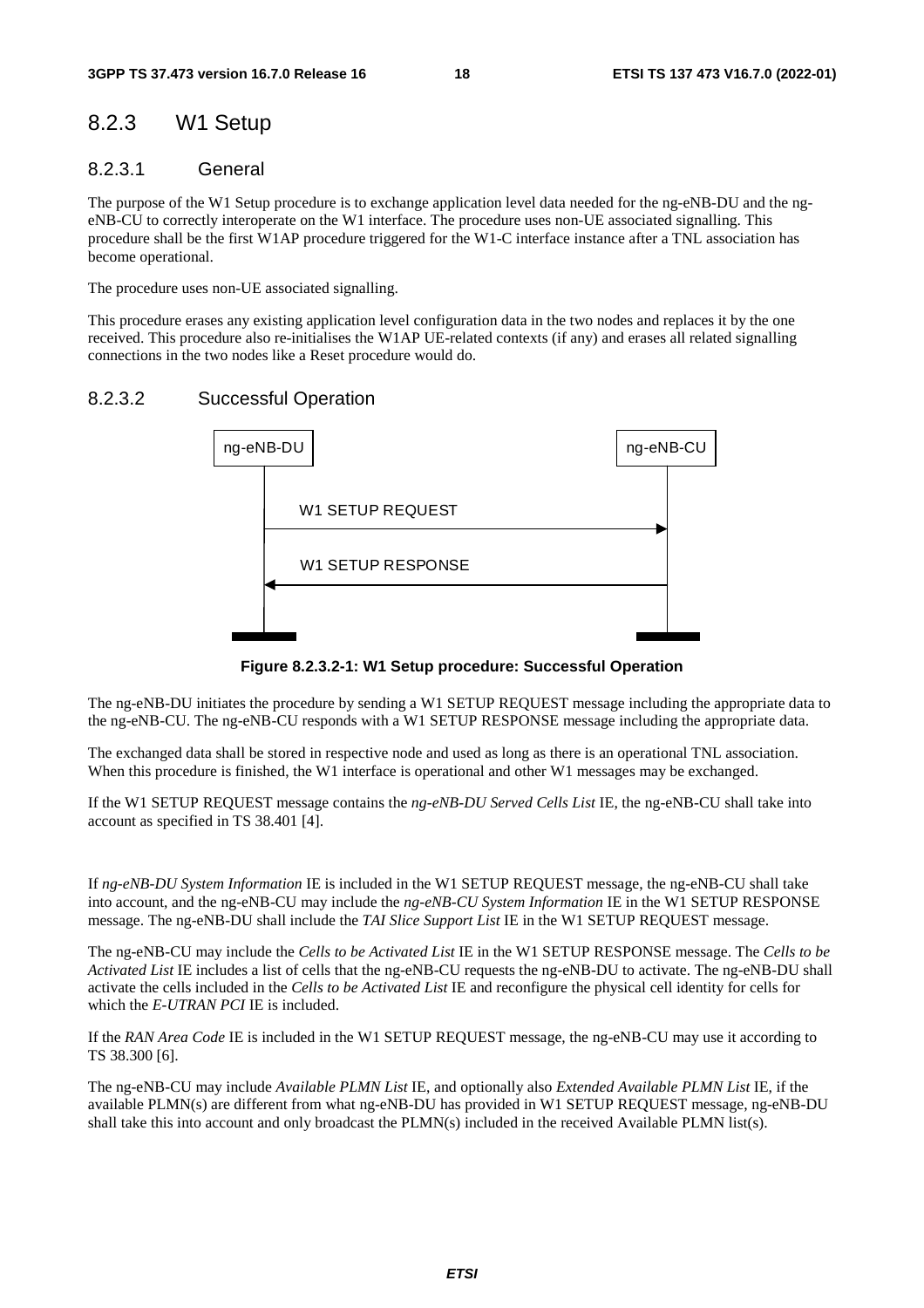## 8.2.3 W1 Setup

### 8.2.3.1 General

The purpose of the W1 Setup procedure is to exchange application level data needed for the ng-eNB-DU and the ng-eNB-CU to correctly interoperate on the W1 interface. The procedure uses non-UE associated signalling. This procedure shall be the first W1AP procedure triggered for the W1-C interface instance after a TNL association has become operational.

The procedure uses non-UE associated signalling.

This procedure erases any existing application level configuration data in the two nodes and replaces it by the one received. This procedure also re-initialises the W1AP UE-related contexts (if any) and erases all related signalling connections in the two nodes like a Reset procedure would do.

### 8.2.3.2 Successful Operation

**Figure 8.2.3.2-1: W1 Setup procedure: Successful Operation**

The ng-eNB-DU initiates the procedure by sending a W1 SETUP REQUEST message including the appropriate data to the ng-eNB-CU. The ng-eNB-CU responds with a W1 SETUP RESPONSE message including the appropriate data.

The exchanged data shall be stored in respective node and used as long as there is an operational TNL association. When this procedure is finished, the W1 interface is operational and other W1 messages may be exchanged.

If the W1 SETUP REQUEST message contains the *ng-eNB-DU Served Cells List* IE, the ng-eNB-CU shall take into account as specified in TS 38.401 [4].

If *ng-eNB-DU System Information* IE is included in the W1 SETUP REQUEST message, the ng-eNB-CU shall take into account, and the ng-eNB-CU may include the *ng-eNB-CU System Information* IE in the W1 SETUP RESPONSE message. The ng-eNB-DU shall include the *TAI Slice Support List* IE in the W1 SETUP REQUEST message.

The ng-eNB-CU may include the *Cells to be Activated List* IE in the W1 SETUP RESPONSE message. The *Cells to be Activated List* IE includes a list of cells that the ng-eNB-CU requests the ng-eNB-DU to activate. The ng-eNB-DU shall activate the cells included in the *Cells to be Activated List* IE and reconfigure the physical cell identity for cells for which the *E-UTRAN PCI* IE is included.

If the *RAN Area Code* IE is included in the W1 SETUP REQUEST message, the ng-eNB-CU may use it according to TS 38.300 [6].

The ng-eNB-CU may include *Available PLMN List* IE, and optionally also *Extended Available PLMN List* IE, if the available PLMN(s) are different from what ng-eNB-DU has provided in W1 SETUP REQUEST message, ng-eNB-DU shall take this into account and only broadcast the PLMN(s) included in the received Available PLMN list(s).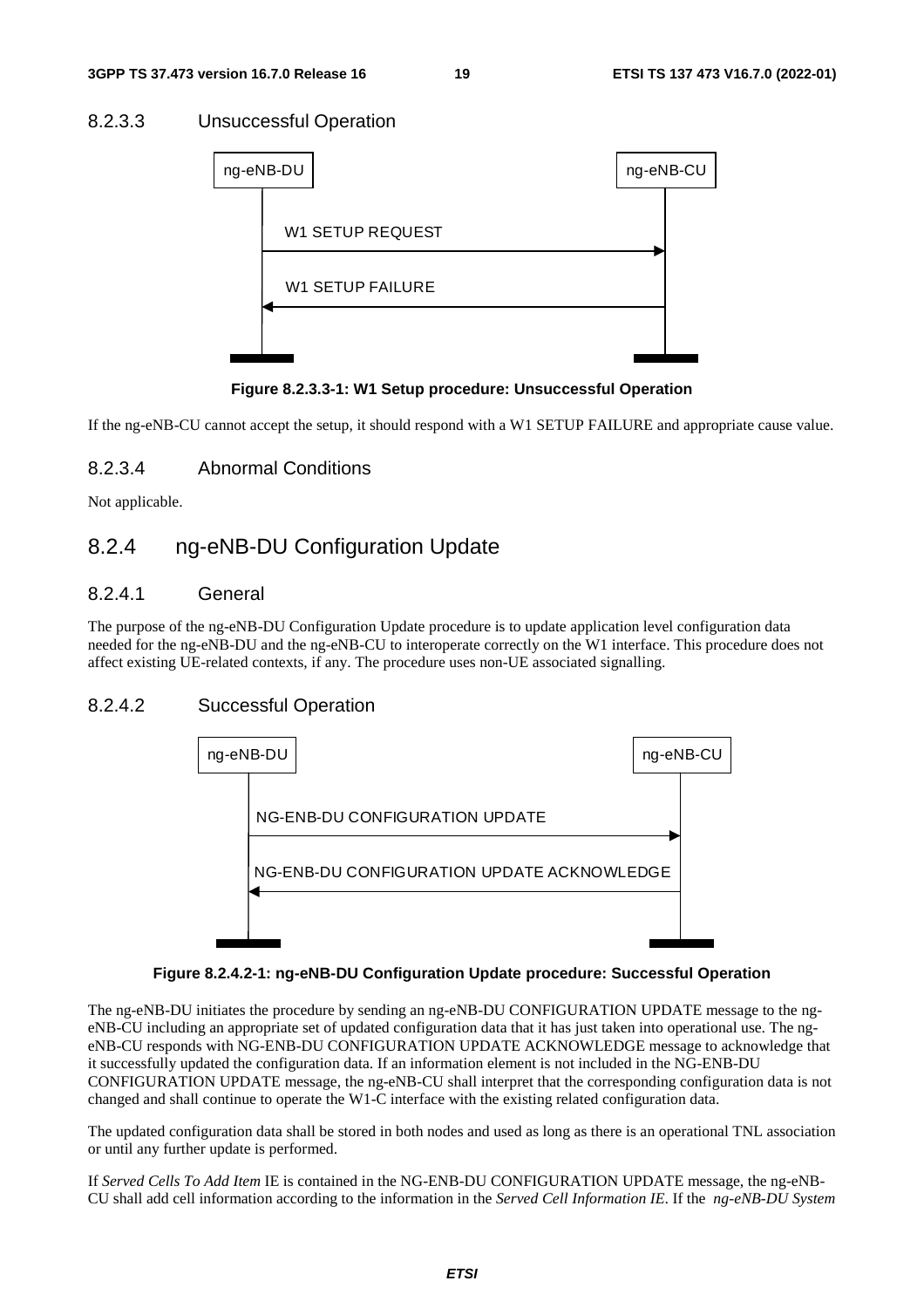#### 8.2.3.3 Unsuccessful Operation

**Figure 8.2.3.3-1: W1 Setup procedure: Unsuccessful Operation**

If the ng-eNB-CU cannot accept the setup, it should respond with a W1 SETUP FAILURE and appropriate cause value.

#### 8.2.3.4 Abnormal Conditions

Not applicable.

### 8.2.4 ng-eNB-DU Configuration Update

#### 8.2.4.1 General

The purpose of the ng-eNB-DU Configuration Update procedure is to update application level configuration data needed for the ng-eNB-DU and the ng-eNB-CU to interoperate correctly on the W1 interface. This procedure does not affect existing UE-related contexts, if any. The procedure uses non-UE associated signalling.

#### 8.2.4.2 Successful Operation

**Figure 8.2.4.2-1: ng-eNB-DU Configuration Update procedure: Successful Operation**

The ng-eNB-DU initiates the procedure by sending an ng-eNB-DU CONFIGURATION UPDATE message to the ng-eNB-CU including an appropriate set of updated configuration data that it has just taken into operational use. The ng-eNB-CU responds with NG-ENB-DU CONFIGURATION UPDATE ACKNOWLEDGE message to acknowledge that it successfully updated the configuration data. If an information element is not included in the NG-ENB-DU CONFIGURATION UPDATE message, the ng-eNB-CU shall interpret that the corresponding configuration data is not changed and shall continue to operate the W1-C interface with the existing related configuration data.

The updated configuration data shall be stored in both nodes and used as long as there is an operational TNL association or until any further update is performed.

If *Served Cells To Add Item* IE is contained in the NG-ENB-DU CONFIGURATION UPDATE message, the ng-eNB-CU shall add cell information according to the information in the *Served Cell Information IE*. If the *ng-eNB-DU System*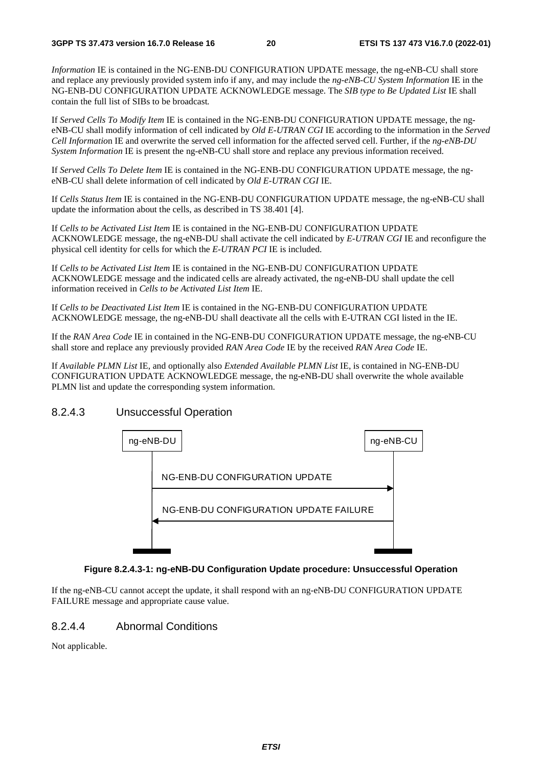*Information* IE is contained in the NG-ENB-DU CONFIGURATION UPDATE message, the ng-eNB-CU shall store and replace any previously provided system info if any, and may include the *ng-eNB-CU System Information* IE in the NG-ENB-DU CONFIGURATION UPDATE ACKNOWLEDGE message. The *SIB type to Be Updated List* IE shall contain the full list of SIBs to be broadcast.

If *Served Cells To Modify Item* IE is contained in the NG-ENB-DU CONFIGURATION UPDATE message, the ng-eNB-CU shall modify information of cell indicated by *Old E-UTRAN CGI* IE according to the information in the *Served Cell Information* IE and overwrite the served cell information for the affected served cell. Further, if the *ng-eNB-DU System Information* IE is present the ng-eNB-CU shall store and replace any previous information received.

If *Served Cells To Delete Item* IE is contained in the NG-ENB-DU CONFIGURATION UPDATE message, the ng-eNB-CU shall delete information of cell indicated by *Old E-UTRAN CGI* IE.

If *Cells Status Item* IE is contained in the NG-ENB-DU CONFIGURATION UPDATE message, the ng-eNB-CU shall update the information about the cells, as described in TS 38.401 [4].

If *Cells to be Activated List Item* IE is contained in the NG-ENB-DU CONFIGURATION UPDATE ACKNOWLEDGE message, the ng-eNB-DU shall activate the cell indicated by *E-UTRAN CGI* IE and reconfigure the physical cell identity for cells for which the *E-UTRAN PCI* IE is included.

If *Cells to be Activated List Item* IE is contained in the NG-ENB-DU CONFIGURATION UPDATE ACKNOWLEDGE message and the indicated cells are already activated, the ng-eNB-DU shall update the cell information received in *Cells to be Activated List Item* IE.

If *Cells to be Deactivated List Item* IE is contained in the NG-ENB-DU CONFIGURATION UPDATE ACKNOWLEDGE message, the ng-eNB-DU shall deactivate all the cells with E-UTRAN CGI listed in the IE.

If the *RAN Area Code* IE in contained in the NG-ENB-DU CONFIGURATION UPDATE message, the ng-eNB-CU shall store and replace any previously provided *RAN Area Code* IE by the received *RAN Area Code* IE.

If *Available PLMN List* IE, and optionally also *Extended Available PLMN List* IE, is contained in NG-ENB-DU CONFIGURATION UPDATE ACKNOWLEDGE message, the ng-eNB-DU shall overwrite the whole available PLMN list and update the corresponding system information.

#### 8.2.4.3 Unsuccessful Operation

ng-eNB-DU → ng-eNB-CU: NG-ENB-DU CONFIGURATION UPDATE

ng-eNB-CU → ng-eNB-DU: NG-ENB-DU CONFIGURATION UPDATE FAILURE

**Figure 8.2.4.3-1: ng-eNB-DU Configuration Update procedure: Unsuccessful Operation**

If the ng-eNB-CU cannot accept the update, it shall respond with an ng-eNB-DU CONFIGURATION UPDATE FAILURE message and appropriate cause value.

#### 8.2.4.4 Abnormal Conditions

Not applicable.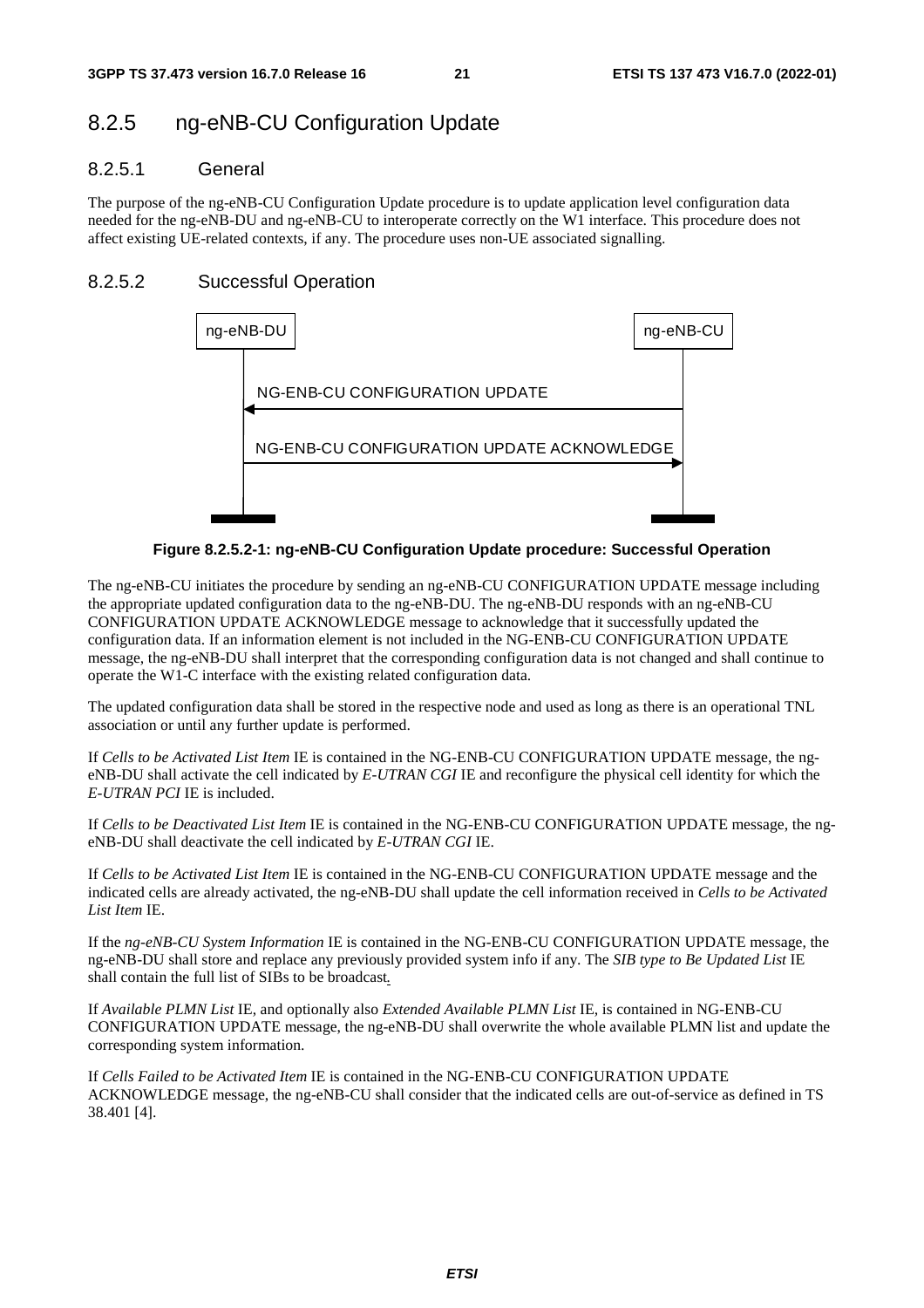## 8.2.5 ng-eNB-CU Configuration Update

### 8.2.5.1 General

The purpose of the ng-eNB-CU Configuration Update procedure is to update application level configuration data needed for the ng-eNB-DU and ng-eNB-CU to interoperate correctly on the W1 interface. This procedure does not affect existing UE-related contexts, if any. The procedure uses non-UE associated signalling.

### 8.2.5.2 Successful Operation

ng-eNB-DU | ng-eNB-CU

NG-ENB-CU CONFIGURATION UPDATE

NG-ENB-CU CONFIGURATION UPDATE ACKNOWLEDGE

**Figure 8.2.5.2-1: ng-eNB-CU Configuration Update procedure: Successful Operation**

The ng-eNB-CU initiates the procedure by sending an ng-eNB-CU CONFIGURATION UPDATE message including the appropriate updated configuration data to the ng-eNB-DU. The ng-eNB-DU responds with an ng-eNB-CU CONFIGURATION UPDATE ACKNOWLEDGE message to acknowledge that it successfully updated the configuration data. If an information element is not included in the NG-ENB-CU CONFIGURATION UPDATE message, the ng-eNB-DU shall interpret that the corresponding configuration data is not changed and shall continue to operate the W1-C interface with the existing related configuration data.

The updated configuration data shall be stored in the respective node and used as long as there is an operational TNL association or until any further update is performed.

If *Cells to be Activated List Item* IE is contained in the NG-ENB-CU CONFIGURATION UPDATE message, the ng-eNB-DU shall activate the cell indicated by *E-UTRAN CGI* IE and reconfigure the physical cell identity for which the *E-UTRAN PCI* IE is included.

If *Cells to be Deactivated List Item* IE is contained in the NG-ENB-CU CONFIGURATION UPDATE message, the ng-eNB-DU shall deactivate the cell indicated by *E-UTRAN CGI* IE.

If *Cells to be Activated List Item* IE is contained in the NG-ENB-CU CONFIGURATION UPDATE message and the indicated cells are already activated, the ng-eNB-DU shall update the cell information received in *Cells to be Activated List Item* IE.

If the *ng-eNB-CU System Information* IE is contained in the NG-ENB-CU CONFIGURATION UPDATE message, the ng-eNB-DU shall store and replace any previously provided system info if any. The *SIB type to Be Updated List* IE shall contain the full list of SIBs to be broadcast.

If *Available PLMN List* IE, and optionally also *Extended Available PLMN List* IE, is contained in NG-ENB-CU CONFIGURATION UPDATE message, the ng-eNB-DU shall overwrite the whole available PLMN list and update the corresponding system information.

If *Cells Failed to be Activated Item* IE is contained in the NG-ENB-CU CONFIGURATION UPDATE ACKNOWLEDGE message, the ng-eNB-CU shall consider that the indicated cells are out-of-service as defined in TS 38.401 [4].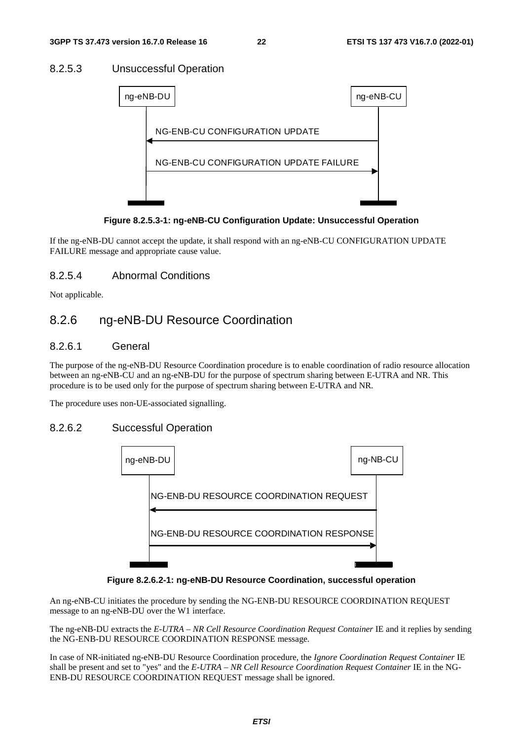### 8.2.5.3 Unsuccessful Operation

Figure 8.2.5.3-1: ng-eNB-CU Configuration Update: Unsuccessful Operation

If the ng-eNB-DU cannot accept the update, it shall respond with an ng-eNB-CU CONFIGURATION UPDATE FAILURE message and appropriate cause value.

### 8.2.5.4 Abnormal Conditions

Not applicable.

## 8.2.6 ng-eNB-DU Resource Coordination

### 8.2.6.1 General

The purpose of the ng-eNB-DU Resource Coordination procedure is to enable coordination of radio resource allocation between an ng-eNB-CU and an ng-eNB-DU for the purpose of spectrum sharing between E-UTRA and NR. This procedure is to be used only for the purpose of spectrum sharing between E-UTRA and NR.

The procedure uses non-UE-associated signalling.

### 8.2.6.2 Successful Operation

Figure 8.2.6.2-1: ng-eNB-DU Resource Coordination, successful operation

An ng-eNB-CU initiates the procedure by sending the NG-ENB-DU RESOURCE COORDINATION REQUEST message to an ng-eNB-DU over the W1 interface.

The ng-eNB-DU extracts the *E-UTRA – NR Cell Resource Coordination Request Container* IE and it replies by sending the NG-ENB-DU RESOURCE COORDINATION RESPONSE message.

In case of NR-initiated ng-eNB-DU Resource Coordination procedure, the *Ignore Coordination Request Container* IE shall be present and set to "yes" and the *E-UTRA – NR Cell Resource Coordination Request Container* IE in the NG-ENB-DU RESOURCE COORDINATION REQUEST message shall be ignored.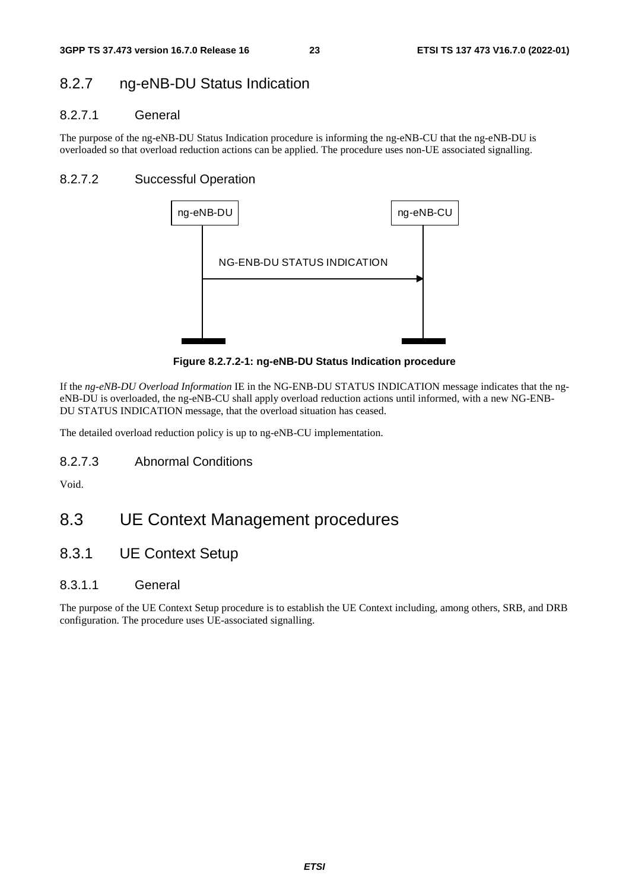### 8.2.7 ng-eNB-DU Status Indication

#### 8.2.7.1 General

The purpose of the ng-eNB-DU Status Indication procedure is informing the ng-eNB-CU that the ng-eNB-DU is overloaded so that overload reduction actions can be applied. The procedure uses non-UE associated signalling.

#### 8.2.7.2 Successful Operation

**Figure 8.2.7.2-1: ng-eNB-DU Status Indication procedure**

If the *ng-eNB-DU Overload Information* IE in the NG-ENB-DU STATUS INDICATION message indicates that the ng-eNB-DU is overloaded, the ng-eNB-CU shall apply overload reduction actions until informed, with a new NG-ENB-DU STATUS INDICATION message, that the overload situation has ceased.

The detailed overload reduction policy is up to ng-eNB-CU implementation.

#### 8.2.7.3 Abnormal Conditions

Void.

## 8.3 UE Context Management procedures

### 8.3.1 UE Context Setup

#### 8.3.1.1 General

The purpose of the UE Context Setup procedure is to establish the UE Context including, among others, SRB, and DRB configuration. The procedure uses UE-associated signalling.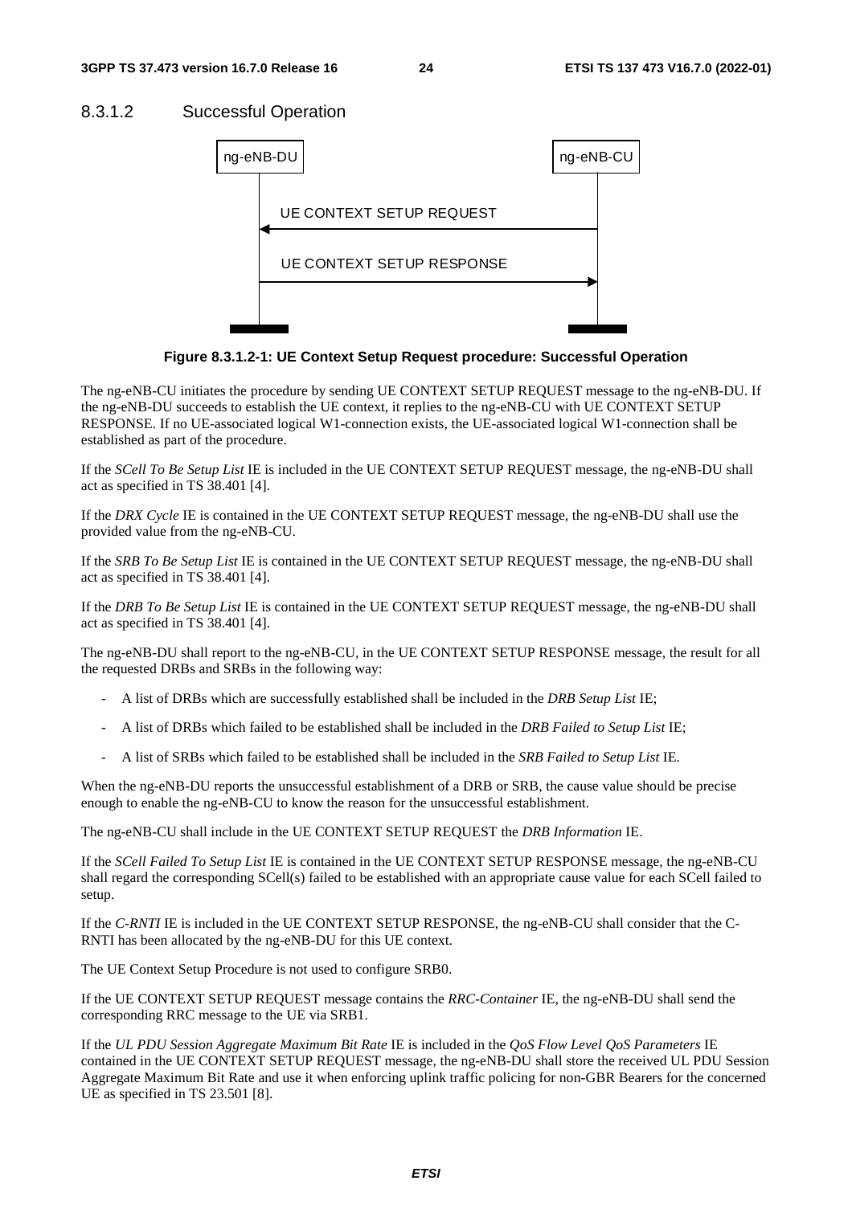### 8.3.1.2 Successful Operation

**Figure 8.3.1.2-1: UE Context Setup Request procedure: Successful Operation**

The ng-eNB-CU initiates the procedure by sending UE CONTEXT SETUP REQUEST message to the ng-eNB-DU. If the ng-eNB-DU succeeds to establish the UE context, it replies to the ng-eNB-CU with UE CONTEXT SETUP RESPONSE. If no UE-associated logical W1-connection exists, the UE-associated logical W1-connection shall be established as part of the procedure.

If the *SCell To Be Setup List* IE is included in the UE CONTEXT SETUP REQUEST message, the ng-eNB-DU shall act as specified in TS 38.401 [4].

If the *DRX Cycle* IE is contained in the UE CONTEXT SETUP REQUEST message, the ng-eNB-DU shall use the provided value from the ng-eNB-CU.

If the *SRB To Be Setup List* IE is contained in the UE CONTEXT SETUP REQUEST message, the ng-eNB-DU shall act as specified in TS 38.401 [4].

If the *DRB To Be Setup List* IE is contained in the UE CONTEXT SETUP REQUEST message, the ng-eNB-DU shall act as specified in TS 38.401 [4].

The ng-eNB-DU shall report to the ng-eNB-CU, in the UE CONTEXT SETUP RESPONSE message, the result for all the requested DRBs and SRBs in the following way:

- A list of DRBs which are successfully established shall be included in the *DRB Setup List* IE;
- A list of DRBs which failed to be established shall be included in the *DRB Failed to Setup List* IE;
- A list of SRBs which failed to be established shall be included in the *SRB Failed to Setup List* IE.

When the ng-eNB-DU reports the unsuccessful establishment of a DRB or SRB, the cause value should be precise enough to enable the ng-eNB-CU to know the reason for the unsuccessful establishment.

The ng-eNB-CU shall include in the UE CONTEXT SETUP REQUEST the *DRB Information* IE.

If the *SCell Failed To Setup List* IE is contained in the UE CONTEXT SETUP RESPONSE message, the ng-eNB-CU shall regard the corresponding SCell(s) failed to be established with an appropriate cause value for each SCell failed to setup.

If the *C-RNTI* IE is included in the UE CONTEXT SETUP RESPONSE, the ng-eNB-CU shall consider that the C-RNTI has been allocated by the ng-eNB-DU for this UE context.

The UE Context Setup Procedure is not used to configure SRB0.

If the UE CONTEXT SETUP REQUEST message contains the *RRC-Container* IE, the ng-eNB-DU shall send the corresponding RRC message to the UE via SRB1.

If the *UL PDU Session Aggregate Maximum Bit Rate* IE is included in the *QoS Flow Level QoS Parameters* IE contained in the UE CONTEXT SETUP REQUEST message, the ng-eNB-DU shall store the received UL PDU Session Aggregate Maximum Bit Rate and use it when enforcing uplink traffic policing for non-GBR Bearers for the concerned UE as specified in TS 23.501 [8].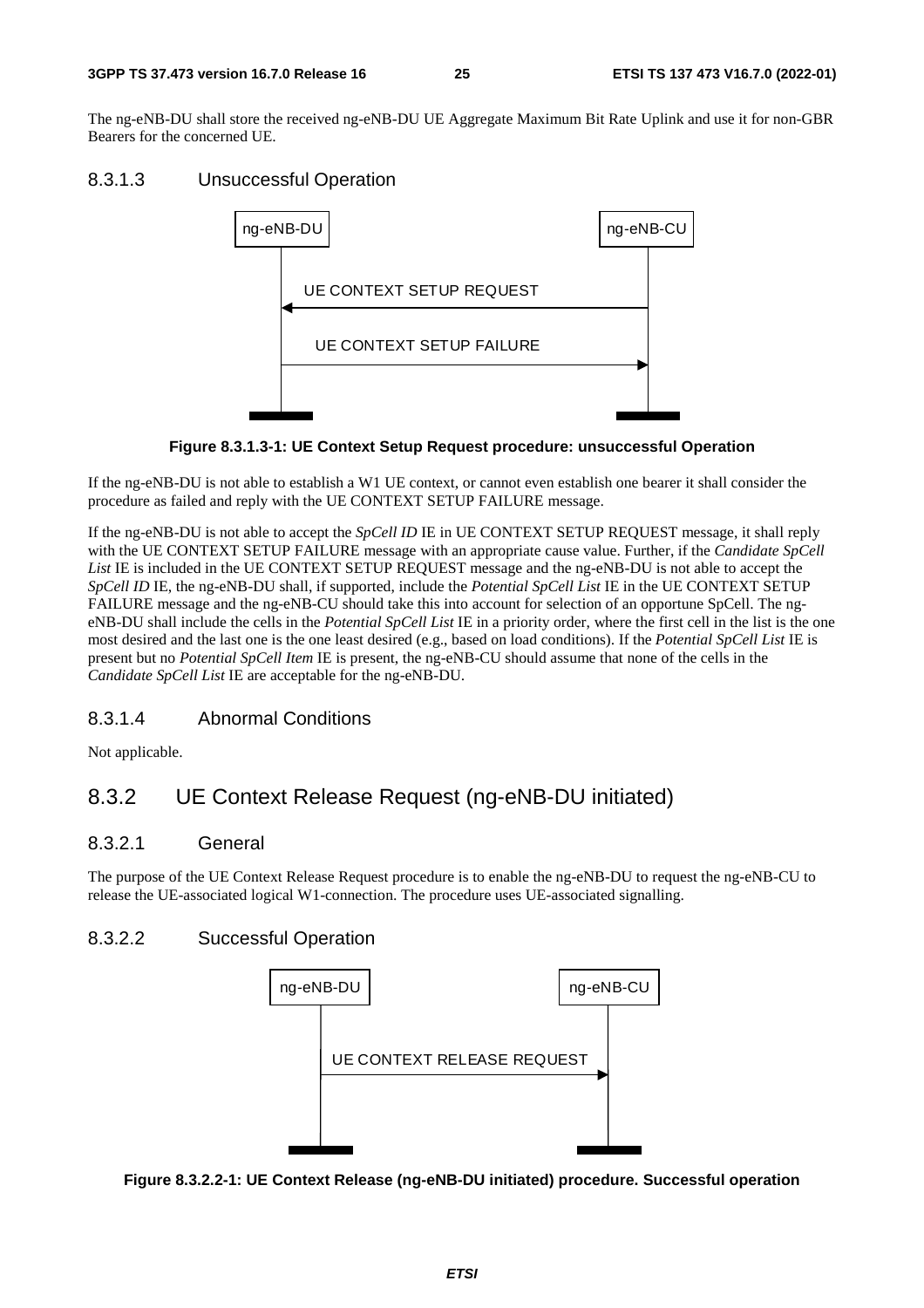The ng-eNB-DU shall store the received ng-eNB-DU UE Aggregate Maximum Bit Rate Uplink and use it for non-GBR Bearers for the concerned UE.

#### 8.3.1.3 Unsuccessful Operation

**Figure 8.3.1.3-1: UE Context Setup Request procedure: unsuccessful Operation**

If the ng-eNB-DU is not able to establish a W1 UE context, or cannot even establish one bearer it shall consider the procedure as failed and reply with the UE CONTEXT SETUP FAILURE message.

If the ng-eNB-DU is not able to accept the *SpCell ID* IE in UE CONTEXT SETUP REQUEST message, it shall reply with the UE CONTEXT SETUP FAILURE message with an appropriate cause value. Further, if the *Candidate SpCell List* IE is included in the UE CONTEXT SETUP REQUEST message and the ng-eNB-DU is not able to accept the *SpCell ID* IE, the ng-eNB-DU shall, if supported, include the *Potential SpCell List* IE in the UE CONTEXT SETUP FAILURE message and the ng-eNB-CU should take this into account for selection of an opportune SpCell. The ng-eNB-DU shall include the cells in the *Potential SpCell List* IE in a priority order, where the first cell in the list is the one most desired and the last one is the one least desired (e.g., based on load conditions). If the *Potential SpCell List* IE is present but no *Potential SpCell Item* IE is present, the ng-eNB-CU should assume that none of the cells in the *Candidate SpCell List* IE are acceptable for the ng-eNB-DU.

#### 8.3.1.4 Abnormal Conditions

Not applicable.

### 8.3.2 UE Context Release Request (ng-eNB-DU initiated)

#### 8.3.2.1 General

The purpose of the UE Context Release Request procedure is to enable the ng-eNB-DU to request the ng-eNB-CU to release the UE-associated logical W1-connection. The procedure uses UE-associated signalling.

#### 8.3.2.2 Successful Operation

**Figure 8.3.2.2-1: UE Context Release (ng-eNB-DU initiated) procedure. Successful operation**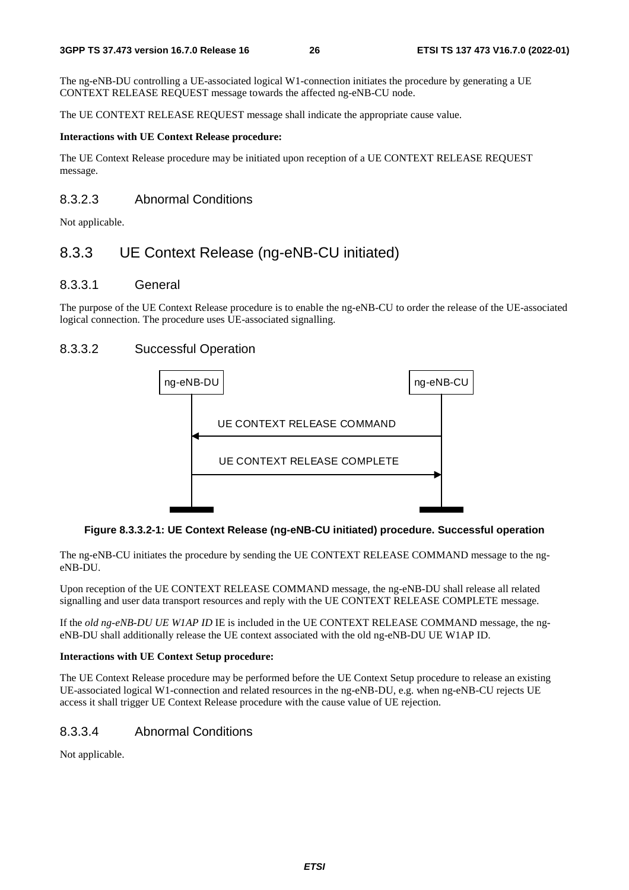The ng-eNB-DU controlling a UE-associated logical W1-connection initiates the procedure by generating a UE CONTEXT RELEASE REQUEST message towards the affected ng-eNB-CU node.

The UE CONTEXT RELEASE REQUEST message shall indicate the appropriate cause value.

**Interactions with UE Context Release procedure:**

The UE Context Release procedure may be initiated upon reception of a UE CONTEXT RELEASE REQUEST message.

#### 8.3.2.3 Abnormal Conditions

Not applicable.

### 8.3.3 UE Context Release (ng-eNB-CU initiated)

#### 8.3.3.1 General

The purpose of the UE Context Release procedure is to enable the ng-eNB-CU to order the release of the UE-associated logical connection. The procedure uses UE-associated signalling.

#### 8.3.3.2 Successful Operation

ng-eNB-DU | ng-eNB-CU

UE CONTEXT RELEASE COMMAND (ng-eNB-CU → ng-eNB-DU)

UE CONTEXT RELEASE COMPLETE (ng-eNB-DU → ng-eNB-CU)

**Figure 8.3.3.2-1: UE Context Release (ng-eNB-CU initiated) procedure. Successful operation**

The ng-eNB-CU initiates the procedure by sending the UE CONTEXT RELEASE COMMAND message to the ng-eNB-DU.

Upon reception of the UE CONTEXT RELEASE COMMAND message, the ng-eNB-DU shall release all related signalling and user data transport resources and reply with the UE CONTEXT RELEASE COMPLETE message.

If the *old ng-eNB-DU UE W1AP ID* IE is included in the UE CONTEXT RELEASE COMMAND message, the ng-eNB-DU shall additionally release the UE context associated with the old ng-eNB-DU UE W1AP ID.

**Interactions with UE Context Setup procedure:**

The UE Context Release procedure may be performed before the UE Context Setup procedure to release an existing UE-associated logical W1-connection and related resources in the ng-eNB-DU, e.g. when ng-eNB-CU rejects UE access it shall trigger UE Context Release procedure with the cause value of UE rejection.

#### 8.3.3.4 Abnormal Conditions

Not applicable.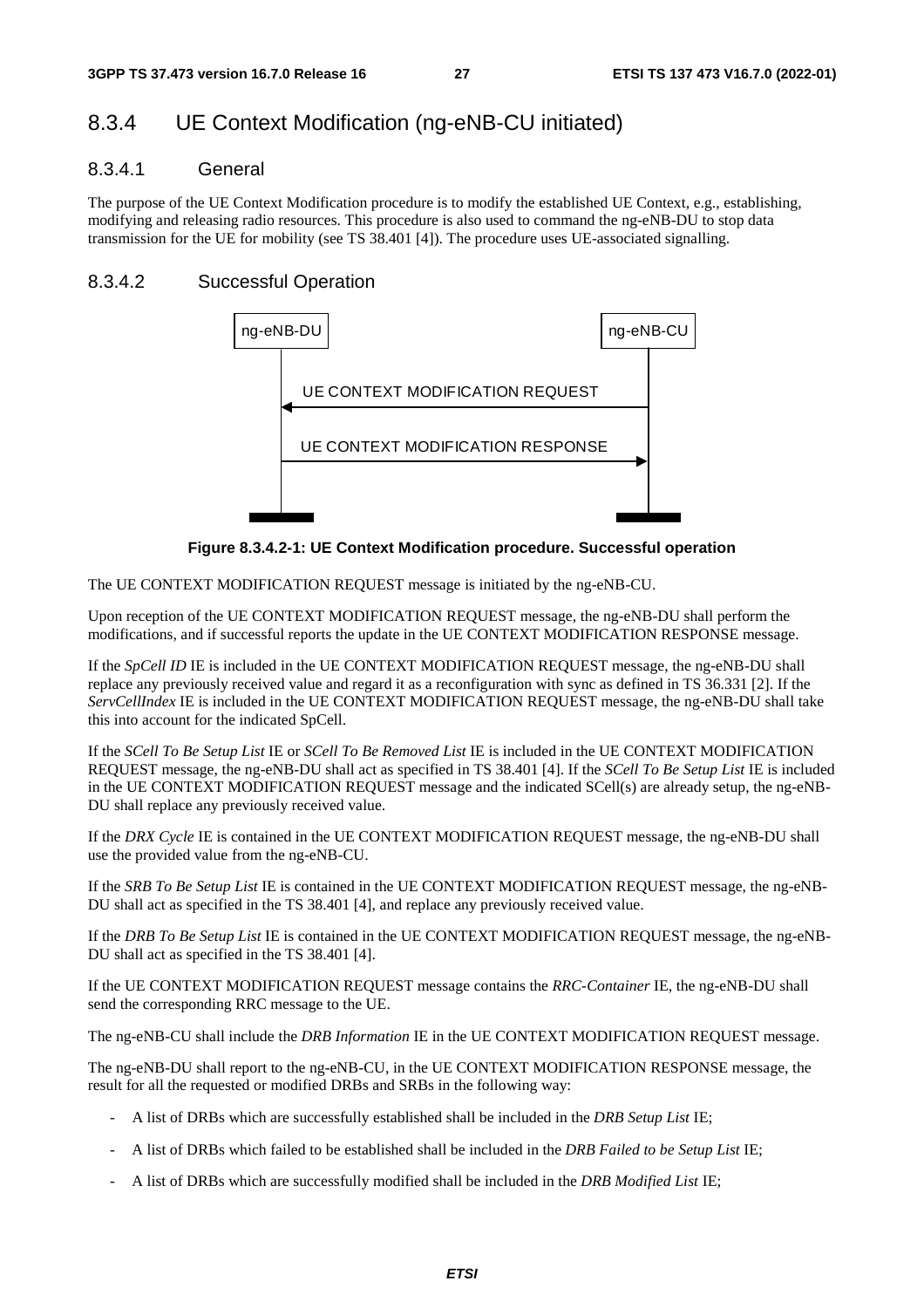## 8.3.4 UE Context Modification (ng-eNB-CU initiated)

### 8.3.4.1 General

The purpose of the UE Context Modification procedure is to modify the established UE Context, e.g., establishing, modifying and releasing radio resources. This procedure is also used to command the ng-eNB-DU to stop data transmission for the UE for mobility (see TS 38.401 [4]). The procedure uses UE-associated signalling.

### 8.3.4.2 Successful Operation

**Figure 8.3.4.2-1: UE Context Modification procedure. Successful operation**

The UE CONTEXT MODIFICATION REQUEST message is initiated by the ng-eNB-CU.

Upon reception of the UE CONTEXT MODIFICATION REQUEST message, the ng-eNB-DU shall perform the modifications, and if successful reports the update in the UE CONTEXT MODIFICATION RESPONSE message.

If the *SpCell ID* IE is included in the UE CONTEXT MODIFICATION REQUEST message, the ng-eNB-DU shall replace any previously received value and regard it as a reconfiguration with sync as defined in TS 36.331 [2]. If the *ServCellIndex* IE is included in the UE CONTEXT MODIFICATION REQUEST message, the ng-eNB-DU shall take this into account for the indicated SpCell.

If the *SCell To Be Setup List* IE or *SCell To Be Removed List* IE is included in the UE CONTEXT MODIFICATION REQUEST message, the ng-eNB-DU shall act as specified in TS 38.401 [4]. If the *SCell To Be Setup List* IE is included in the UE CONTEXT MODIFICATION REQUEST message and the indicated SCell(s) are already setup, the ng-eNB-DU shall replace any previously received value.

If the *DRX Cycle* IE is contained in the UE CONTEXT MODIFICATION REQUEST message, the ng-eNB-DU shall use the provided value from the ng-eNB-CU.

If the *SRB To Be Setup List* IE is contained in the UE CONTEXT MODIFICATION REQUEST message, the ng-eNB-DU shall act as specified in the TS 38.401 [4], and replace any previously received value.

If the *DRB To Be Setup List* IE is contained in the UE CONTEXT MODIFICATION REQUEST message, the ng-eNB-DU shall act as specified in the TS 38.401 [4].

If the UE CONTEXT MODIFICATION REQUEST message contains the *RRC-Container* IE, the ng-eNB-DU shall send the corresponding RRC message to the UE.

The ng-eNB-CU shall include the *DRB Information* IE in the UE CONTEXT MODIFICATION REQUEST message.

The ng-eNB-DU shall report to the ng-eNB-CU, in the UE CONTEXT MODIFICATION RESPONSE message, the result for all the requested or modified DRBs and SRBs in the following way:

- A list of DRBs which are successfully established shall be included in the *DRB Setup List* IE;
- A list of DRBs which failed to be established shall be included in the *DRB Failed to be Setup List* IE;
- A list of DRBs which are successfully modified shall be included in the *DRB Modified List* IE;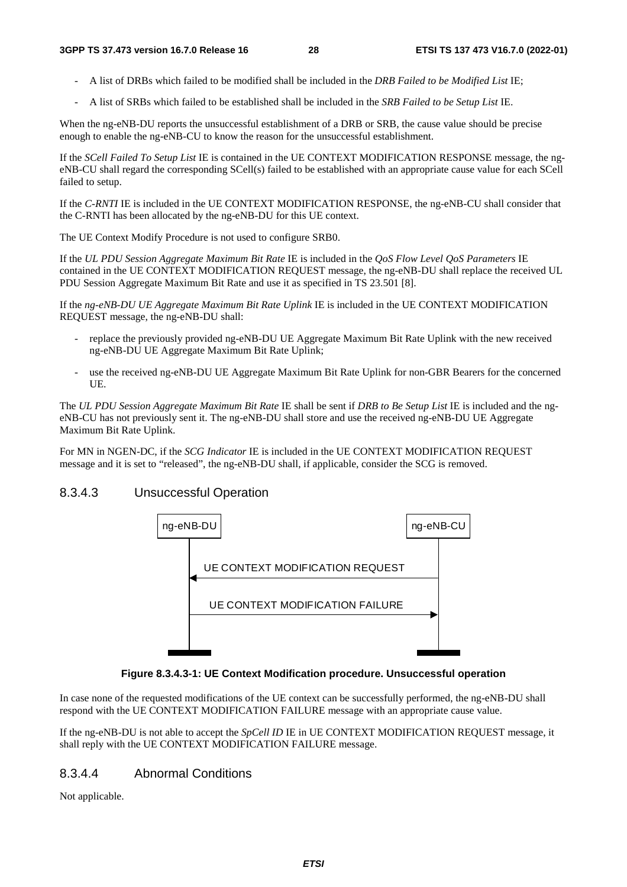- A list of DRBs which failed to be modified shall be included in the *DRB Failed to be Modified List* IE;
- A list of SRBs which failed to be established shall be included in the *SRB Failed to be Setup List* IE.

When the ng-eNB-DU reports the unsuccessful establishment of a DRB or SRB, the cause value should be precise enough to enable the ng-eNB-CU to know the reason for the unsuccessful establishment.

If the *SCell Failed To Setup List* IE is contained in the UE CONTEXT MODIFICATION RESPONSE message, the ng-eNB-CU shall regard the corresponding SCell(s) failed to be established with an appropriate cause value for each SCell failed to setup.

If the *C-RNTI* IE is included in the UE CONTEXT MODIFICATION RESPONSE, the ng-eNB-CU shall consider that the C-RNTI has been allocated by the ng-eNB-DU for this UE context.

The UE Context Modify Procedure is not used to configure SRB0.

If the *UL PDU Session Aggregate Maximum Bit Rate* IE is included in the *QoS Flow Level QoS Parameters* IE contained in the UE CONTEXT MODIFICATION REQUEST message, the ng-eNB-DU shall replace the received UL PDU Session Aggregate Maximum Bit Rate and use it as specified in TS 23.501 [8].

If the *ng-eNB-DU UE Aggregate Maximum Bit Rate Uplink* IE is included in the UE CONTEXT MODIFICATION REQUEST message, the ng-eNB-DU shall:

- replace the previously provided ng-eNB-DU UE Aggregate Maximum Bit Rate Uplink with the new received ng-eNB-DU UE Aggregate Maximum Bit Rate Uplink;
- use the received ng-eNB-DU UE Aggregate Maximum Bit Rate Uplink for non-GBR Bearers for the concerned UE.

The *UL PDU Session Aggregate Maximum Bit Rate* IE shall be sent if *DRB to Be Setup List* IE is included and the ng-eNB-CU has not previously sent it. The ng-eNB-DU shall store and use the received ng-eNB-DU UE Aggregate Maximum Bit Rate Uplink.

For MN in NGEN-DC, if the *SCG Indicator* IE is included in the UE CONTEXT MODIFICATION REQUEST message and it is set to "released", the ng-eNB-DU shall, if applicable, consider the SCG is removed.

### 8.3.4.3 Unsuccessful Operation

ng-eNB-DU | ng-eNB-CU

UE CONTEXT MODIFICATION REQUEST (ng-eNB-CU → ng-eNB-DU)

UE CONTEXT MODIFICATION FAILURE (ng-eNB-DU → ng-eNB-CU)

**Figure 8.3.4.3-1: UE Context Modification procedure. Unsuccessful operation**

In case none of the requested modifications of the UE context can be successfully performed, the ng-eNB-DU shall respond with the UE CONTEXT MODIFICATION FAILURE message with an appropriate cause value.

If the ng-eNB-DU is not able to accept the *SpCell ID* IE in UE CONTEXT MODIFICATION REQUEST message, it shall reply with the UE CONTEXT MODIFICATION FAILURE message.

### 8.3.4.4 Abnormal Conditions

Not applicable.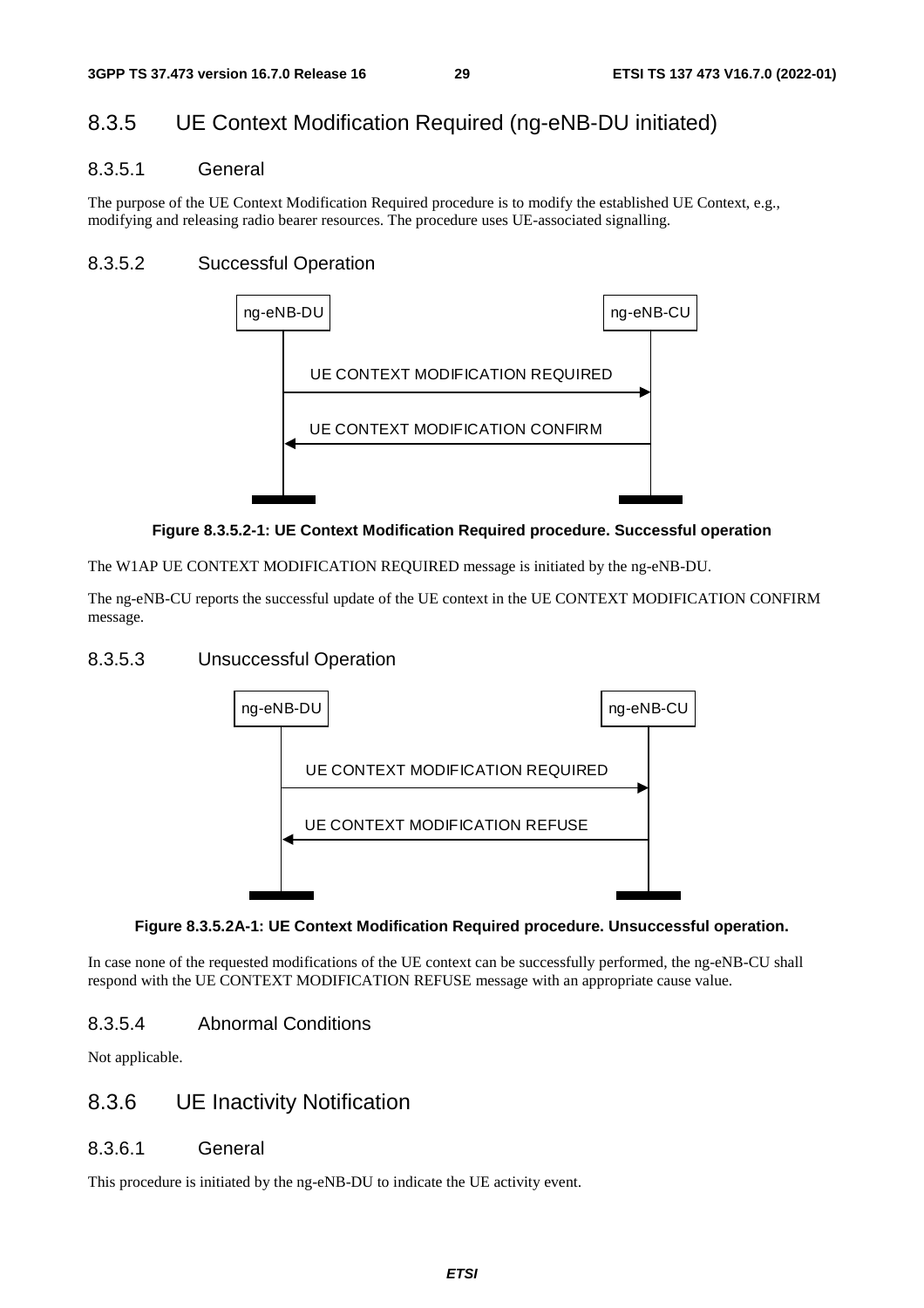## 8.3.5 UE Context Modification Required (ng-eNB-DU initiated)

### 8.3.5.1 General

The purpose of the UE Context Modification Required procedure is to modify the established UE Context, e.g., modifying and releasing radio bearer resources. The procedure uses UE-associated signalling.

### 8.3.5.2 Successful Operation

ng-eNB-DU ng-eNB-CU

UE CONTEXT MODIFICATION REQUIRED

UE CONTEXT MODIFICATION CONFIRM

**Figure 8.3.5.2-1: UE Context Modification Required procedure. Successful operation**

The W1AP UE CONTEXT MODIFICATION REQUIRED message is initiated by the ng-eNB-DU.

The ng-eNB-CU reports the successful update of the UE context in the UE CONTEXT MODIFICATION CONFIRM message.

### 8.3.5.3 Unsuccessful Operation

ng-eNB-DU ng-eNB-CU

UE CONTEXT MODIFICATION REQUIRED

UE CONTEXT MODIFICATION REFUSE

**Figure 8.3.5.2A-1: UE Context Modification Required procedure. Unsuccessful operation.**

In case none of the requested modifications of the UE context can be successfully performed, the ng-eNB-CU shall respond with the UE CONTEXT MODIFICATION REFUSE message with an appropriate cause value.

### 8.3.5.4 Abnormal Conditions

Not applicable.

## 8.3.6 UE Inactivity Notification

### 8.3.6.1 General

This procedure is initiated by the ng-eNB-DU to indicate the UE activity event.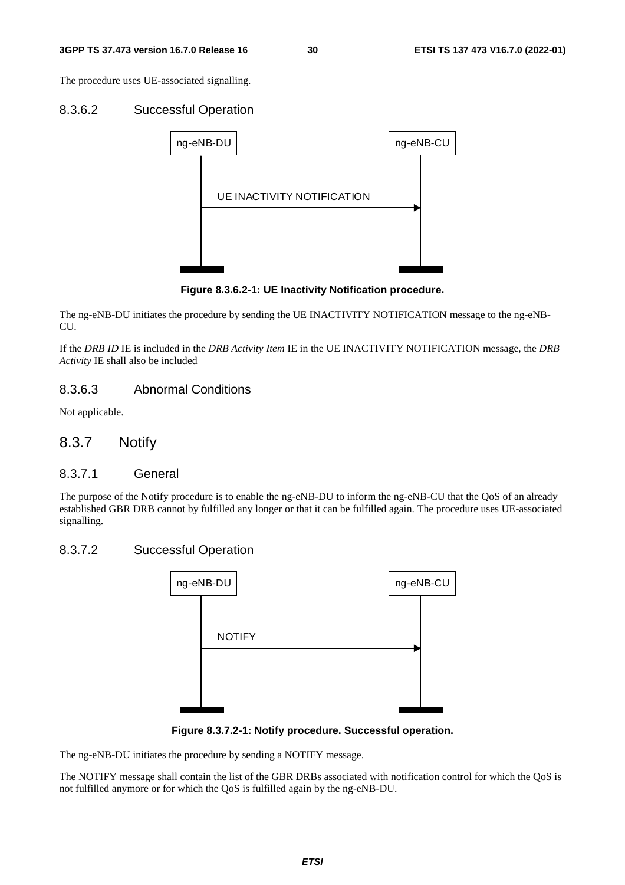The procedure uses UE-associated signalling.

#### 8.3.6.2 Successful Operation

**Figure 8.3.6.2-1: UE Inactivity Notification procedure.**

The ng-eNB-DU initiates the procedure by sending the UE INACTIVITY NOTIFICATION message to the ng-eNB-CU.

If the *DRB ID* IE is included in the *DRB Activity Item* IE in the UE INACTIVITY NOTIFICATION message, the *DRB Activity* IE shall also be included

#### 8.3.6.3 Abnormal Conditions

Not applicable.

### 8.3.7 Notify

#### 8.3.7.1 General

The purpose of the Notify procedure is to enable the ng-eNB-DU to inform the ng-eNB-CU that the QoS of an already established GBR DRB cannot by fulfilled any longer or that it can be fulfilled again. The procedure uses UE-associated signalling.

#### 8.3.7.2 Successful Operation

**Figure 8.3.7.2-1: Notify procedure. Successful operation.**

The ng-eNB-DU initiates the procedure by sending a NOTIFY message.

The NOTIFY message shall contain the list of the GBR DRBs associated with notification control for which the QoS is not fulfilled anymore or for which the QoS is fulfilled again by the ng-eNB-DU.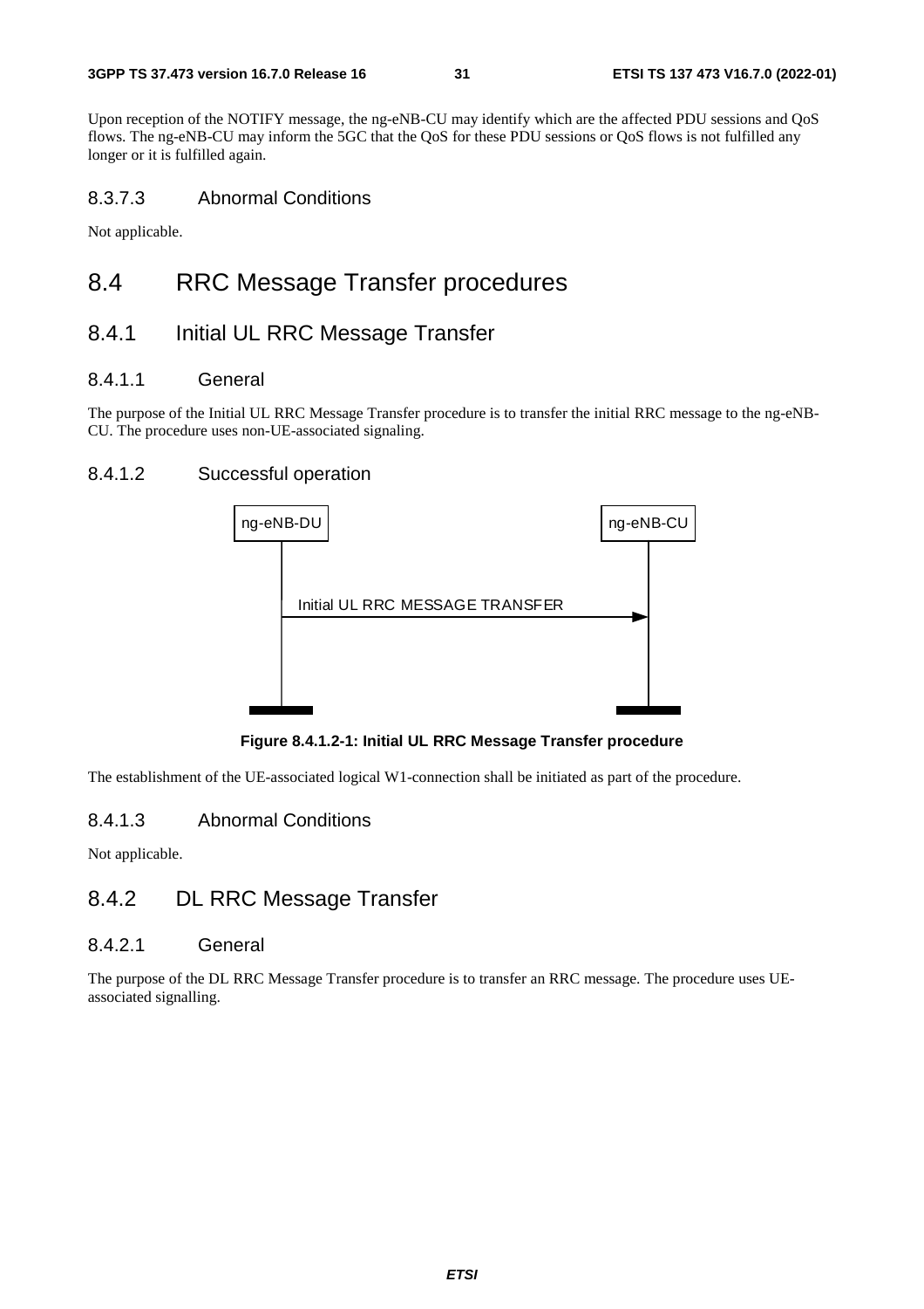Upon reception of the NOTIFY message, the ng-eNB-CU may identify which are the affected PDU sessions and QoS flows. The ng-eNB-CU may inform the 5GC that the QoS for these PDU sessions or QoS flows is not fulfilled any longer or it is fulfilled again.

#### 8.3.7.3 Abnormal Conditions

Not applicable.

## 8.4 RRC Message Transfer procedures

### 8.4.1 Initial UL RRC Message Transfer

#### 8.4.1.1 General

The purpose of the Initial UL RRC Message Transfer procedure is to transfer the initial RRC message to the ng-eNB-CU. The procedure uses non-UE-associated signaling.

#### 8.4.1.2 Successful operation

ng-eNB-DU → ng-eNB-CU: Initial UL RRC MESSAGE TRANSFER

**Figure 8.4.1.2-1: Initial UL RRC Message Transfer procedure**

The establishment of the UE-associated logical W1-connection shall be initiated as part of the procedure.

#### 8.4.1.3 Abnormal Conditions

Not applicable.

### 8.4.2 DL RRC Message Transfer

#### 8.4.2.1 General

The purpose of the DL RRC Message Transfer procedure is to transfer an RRC message. The procedure uses UE-associated signalling.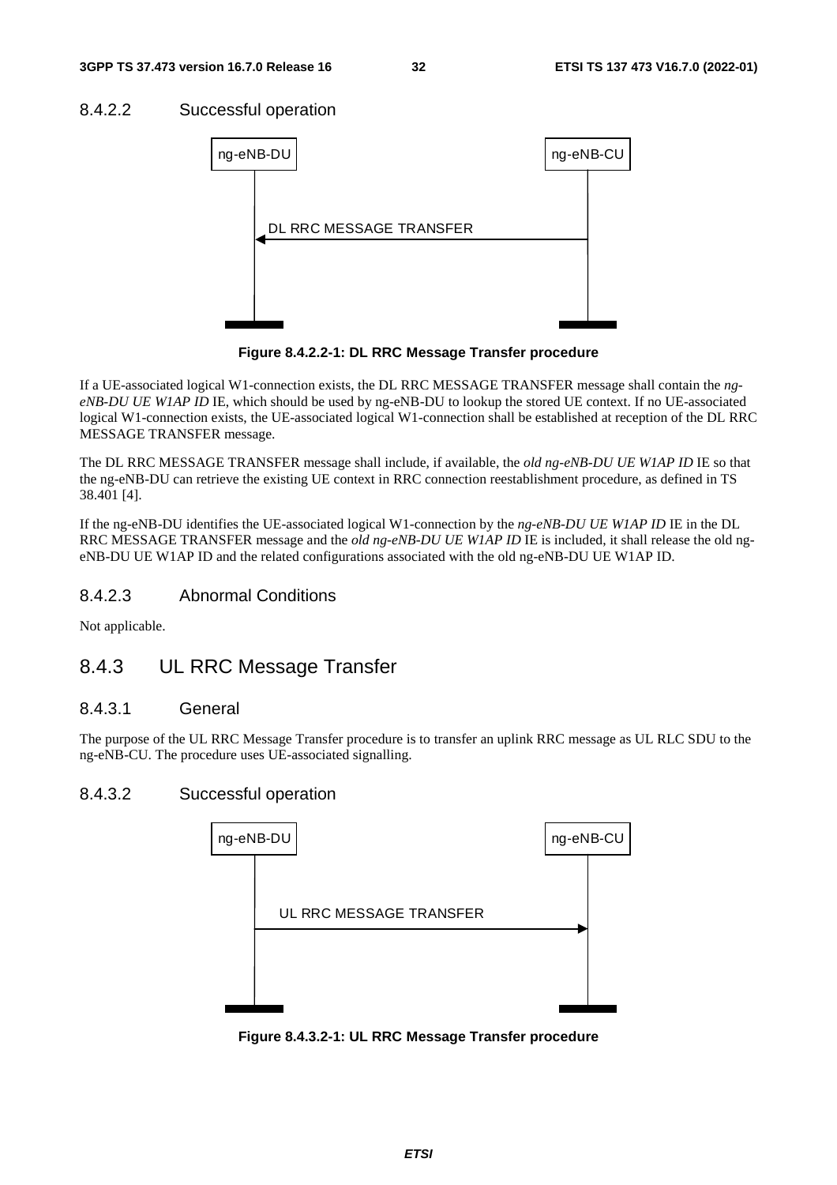#### 8.4.2.2 Successful operation

Figure 8.4.2.2-1: DL RRC Message Transfer procedure

If a UE-associated logical W1-connection exists, the DL RRC MESSAGE TRANSFER message shall contain the *ng-eNB-DU UE W1AP ID* IE, which should be used by ng-eNB-DU to lookup the stored UE context. If no UE-associated logical W1-connection exists, the UE-associated logical W1-connection shall be established at reception of the DL RRC MESSAGE TRANSFER message.

The DL RRC MESSAGE TRANSFER message shall include, if available, the *old ng-eNB-DU UE W1AP ID* IE so that the ng-eNB-DU can retrieve the existing UE context in RRC connection reestablishment procedure, as defined in TS 38.401 [4].

If the ng-eNB-DU identifies the UE-associated logical W1-connection by the *ng-eNB-DU UE W1AP ID* IE in the DL RRC MESSAGE TRANSFER message and the *old ng-eNB-DU UE W1AP ID* IE is included, it shall release the old ng-eNB-DU UE W1AP ID and the related configurations associated with the old ng-eNB-DU UE W1AP ID.

#### 8.4.2.3 Abnormal Conditions

Not applicable.

### 8.4.3 UL RRC Message Transfer

#### 8.4.3.1 General

The purpose of the UL RRC Message Transfer procedure is to transfer an uplink RRC message as UL RLC SDU to the ng-eNB-CU. The procedure uses UE-associated signalling.

#### 8.4.3.2 Successful operation

Figure 8.4.3.2-1: UL RRC Message Transfer procedure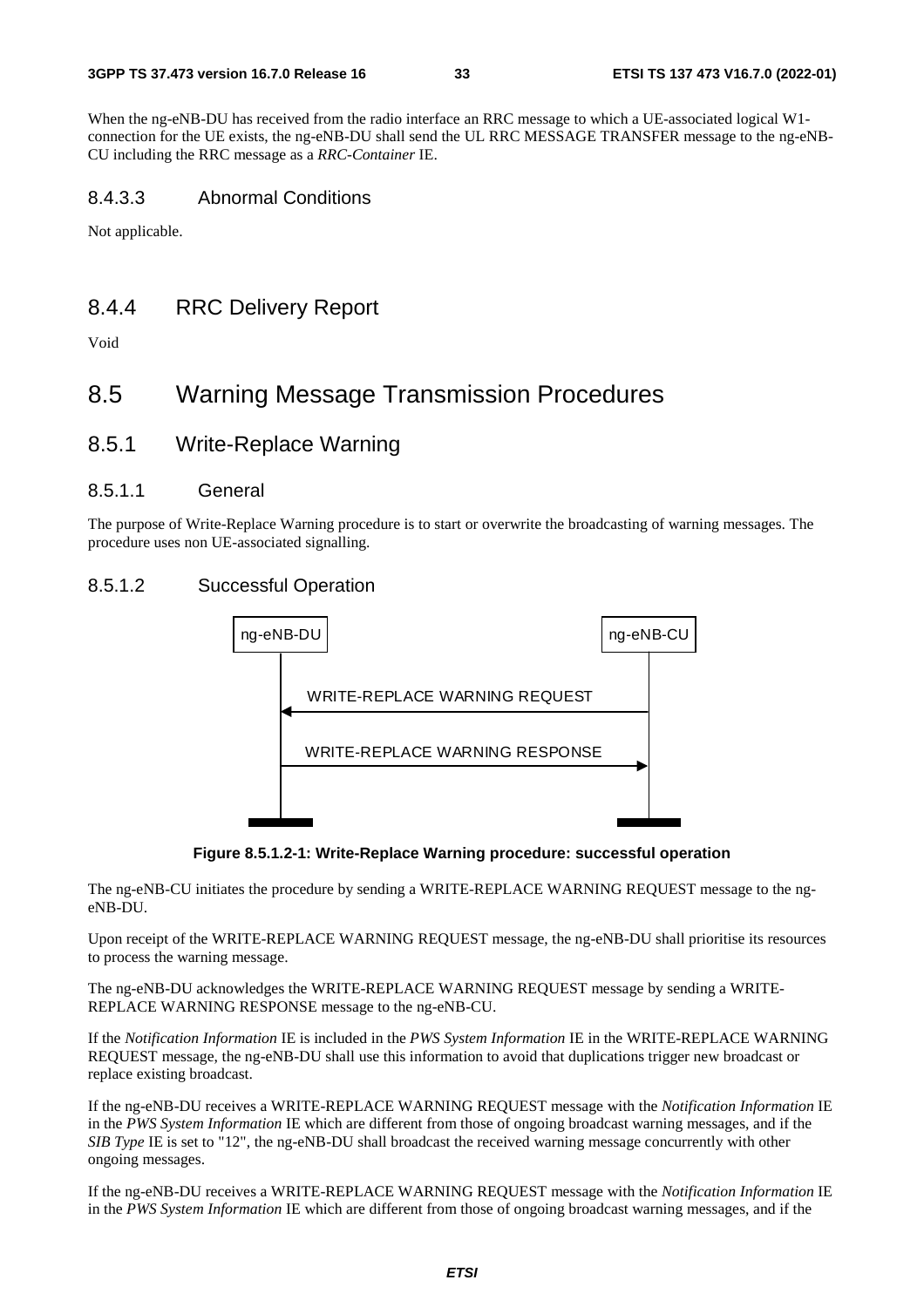When the ng-eNB-DU has received from the radio interface an RRC message to which a UE-associated logical W1-connection for the UE exists, the ng-eNB-DU shall send the UL RRC MESSAGE TRANSFER message to the ng-eNB-CU including the RRC message as a *RRC-Container* IE.

#### 8.4.3.3 Abnormal Conditions

Not applicable.

### 8.4.4 RRC Delivery Report

Void

## 8.5 Warning Message Transmission Procedures

### 8.5.1 Write-Replace Warning

#### 8.5.1.1 General

The purpose of Write-Replace Warning procedure is to start or overwrite the broadcasting of warning messages. The procedure uses non UE-associated signalling.

#### 8.5.1.2 Successful Operation

**Figure 8.5.1.2-1: Write-Replace Warning procedure: successful operation**

The ng-eNB-CU initiates the procedure by sending a WRITE-REPLACE WARNING REQUEST message to the ng-eNB-DU.

Upon receipt of the WRITE-REPLACE WARNING REQUEST message, the ng-eNB-DU shall prioritise its resources to process the warning message.

The ng-eNB-DU acknowledges the WRITE-REPLACE WARNING REQUEST message by sending a WRITE-REPLACE WARNING RESPONSE message to the ng-eNB-CU.

If the *Notification Information* IE is included in the *PWS System Information* IE in the WRITE-REPLACE WARNING REQUEST message, the ng-eNB-DU shall use this information to avoid that duplications trigger new broadcast or replace existing broadcast.

If the ng-eNB-DU receives a WRITE-REPLACE WARNING REQUEST message with the *Notification Information* IE in the *PWS System Information* IE which are different from those of ongoing broadcast warning messages, and if the *SIB Type* IE is set to "12", the ng-eNB-DU shall broadcast the received warning message concurrently with other ongoing messages.

If the ng-eNB-DU receives a WRITE-REPLACE WARNING REQUEST message with the *Notification Information* IE in the *PWS System Information* IE which are different from those of ongoing broadcast warning messages, and if the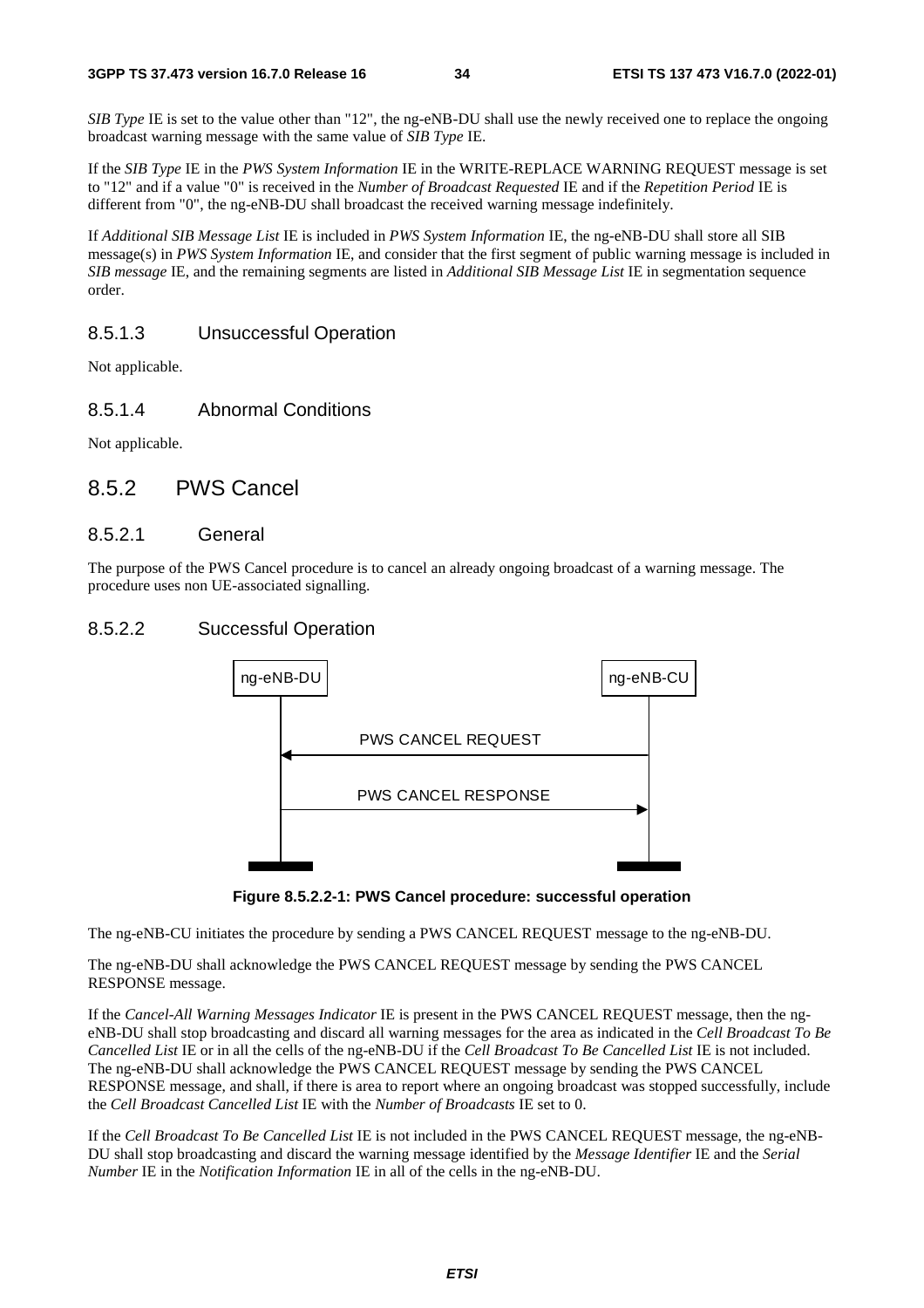*SIB Type* IE is set to the value other than "12", the ng-eNB-DU shall use the newly received one to replace the ongoing broadcast warning message with the same value of *SIB Type* IE.

If the *SIB Type* IE in the *PWS System Information* IE in the WRITE-REPLACE WARNING REQUEST message is set to "12" and if a value "0" is received in the *Number of Broadcast Requested* IE and if the *Repetition Period* IE is different from "0", the ng-eNB-DU shall broadcast the received warning message indefinitely.

If *Additional SIB Message List* IE is included in *PWS System Information* IE, the ng-eNB-DU shall store all SIB message(s) in *PWS System Information* IE, and consider that the first segment of public warning message is included in *SIB message* IE, and the remaining segments are listed in *Additional SIB Message List* IE in segmentation sequence order.

#### 8.5.1.3 Unsuccessful Operation

Not applicable.

#### 8.5.1.4 Abnormal Conditions

Not applicable.

### 8.5.2 PWS Cancel

#### 8.5.2.1 General

The purpose of the PWS Cancel procedure is to cancel an already ongoing broadcast of a warning message. The procedure uses non UE-associated signalling.

#### 8.5.2.2 Successful Operation

ng-eNB-DU ng-eNB-CU

PWS CANCEL REQUEST

PWS CANCEL RESPONSE

**Figure 8.5.2.2-1: PWS Cancel procedure: successful operation**

The ng-eNB-CU initiates the procedure by sending a PWS CANCEL REQUEST message to the ng-eNB-DU.

The ng-eNB-DU shall acknowledge the PWS CANCEL REQUEST message by sending the PWS CANCEL RESPONSE message.

If the *Cancel-All Warning Messages Indicator* IE is present in the PWS CANCEL REQUEST message, then the ng-eNB-DU shall stop broadcasting and discard all warning messages for the area as indicated in the *Cell Broadcast To Be Cancelled List* IE or in all the cells of the ng-eNB-DU if the *Cell Broadcast To Be Cancelled List* IE is not included. The ng-eNB-DU shall acknowledge the PWS CANCEL REQUEST message by sending the PWS CANCEL RESPONSE message, and shall, if there is area to report where an ongoing broadcast was stopped successfully, include the *Cell Broadcast Cancelled List* IE with the *Number of Broadcasts* IE set to 0.

If the *Cell Broadcast To Be Cancelled List* IE is not included in the PWS CANCEL REQUEST message, the ng-eNB-DU shall stop broadcasting and discard the warning message identified by the *Message Identifier* IE and the *Serial Number* IE in the *Notification Information* IE in all of the cells in the ng-eNB-DU.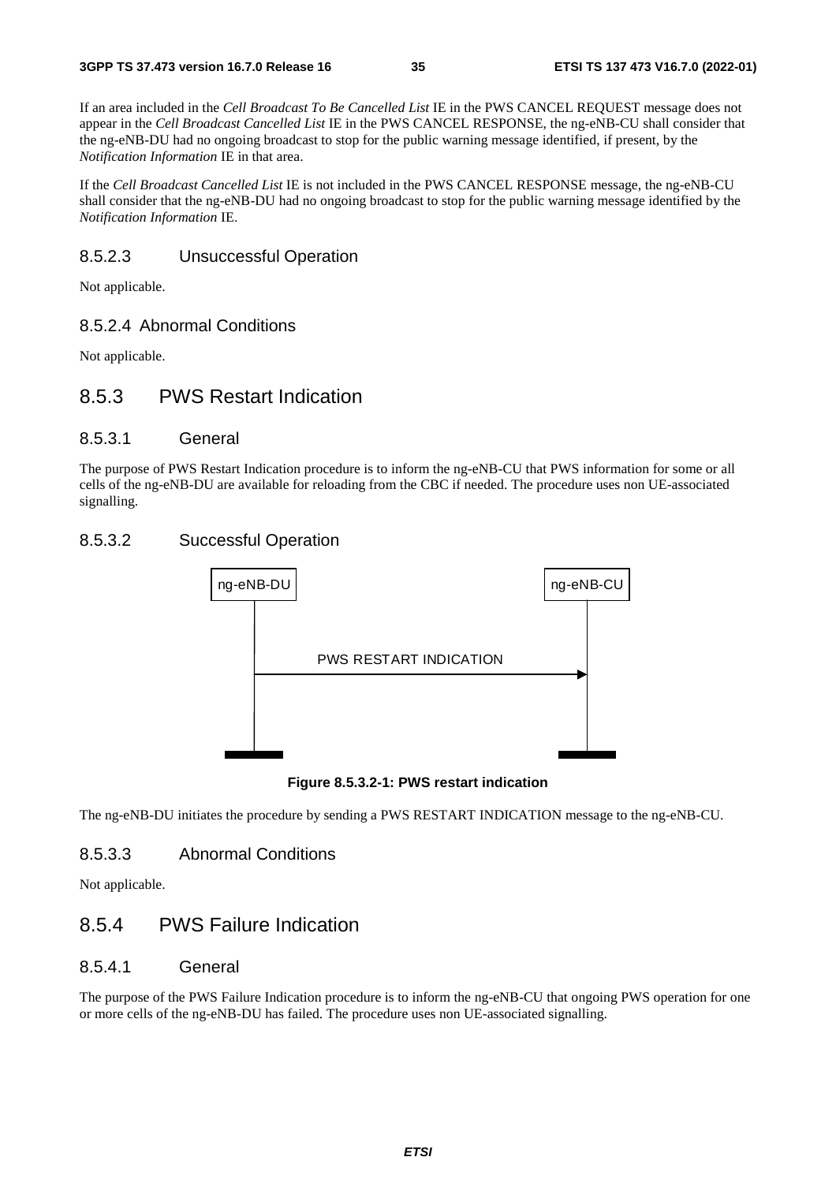If an area included in the *Cell Broadcast To Be Cancelled List* IE in the PWS CANCEL REQUEST message does not appear in the *Cell Broadcast Cancelled List* IE in the PWS CANCEL RESPONSE, the ng-eNB-CU shall consider that the ng-eNB-DU had no ongoing broadcast to stop for the public warning message identified, if present, by the *Notification Information* IE in that area.

If the *Cell Broadcast Cancelled List* IE is not included in the PWS CANCEL RESPONSE message, the ng-eNB-CU shall consider that the ng-eNB-DU had no ongoing broadcast to stop for the public warning message identified by the *Notification Information* IE.

#### 8.5.2.3 Unsuccessful Operation

Not applicable.

#### 8.5.2.4 Abnormal Conditions

Not applicable.

### 8.5.3 PWS Restart Indication

#### 8.5.3.1 General

The purpose of PWS Restart Indication procedure is to inform the ng-eNB-CU that PWS information for some or all cells of the ng-eNB-DU are available for reloading from the CBC if needed. The procedure uses non UE-associated signalling.

#### 8.5.3.2 Successful Operation

ng-eNB-DU → ng-eNB-CU: PWS RESTART INDICATION

**Figure 8.5.3.2-1: PWS restart indication**

The ng-eNB-DU initiates the procedure by sending a PWS RESTART INDICATION message to the ng-eNB-CU.

#### 8.5.3.3 Abnormal Conditions

Not applicable.

### 8.5.4 PWS Failure Indication

#### 8.5.4.1 General

The purpose of the PWS Failure Indication procedure is to inform the ng-eNB-CU that ongoing PWS operation for one or more cells of the ng-eNB-DU has failed. The procedure uses non UE-associated signalling.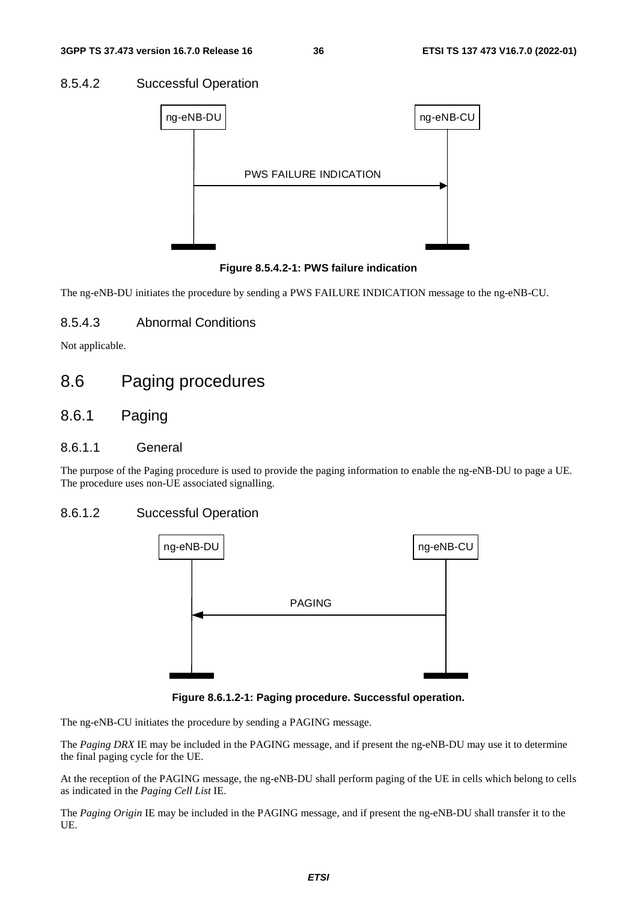### 8.5.4.2 Successful Operation

Figure 8.5.4.2-1: PWS failure indication

The ng-eNB-DU initiates the procedure by sending a PWS FAILURE INDICATION message to the ng-eNB-CU.

### 8.5.4.3 Abnormal Conditions

Not applicable.

# 8.6 Paging procedures

## 8.6.1 Paging

### 8.6.1.1 General

The purpose of the Paging procedure is used to provide the paging information to enable the ng-eNB-DU to page a UE. The procedure uses non-UE associated signalling.

### 8.6.1.2 Successful Operation

Figure 8.6.1.2-1: Paging procedure. Successful operation.

The ng-eNB-CU initiates the procedure by sending a PAGING message.

The *Paging DRX* IE may be included in the PAGING message, and if present the ng-eNB-DU may use it to determine the final paging cycle for the UE.

At the reception of the PAGING message, the ng-eNB-DU shall perform paging of the UE in cells which belong to cells as indicated in the *Paging Cell List* IE.

The *Paging Origin* IE may be included in the PAGING message, and if present the ng-eNB-DU shall transfer it to the UE.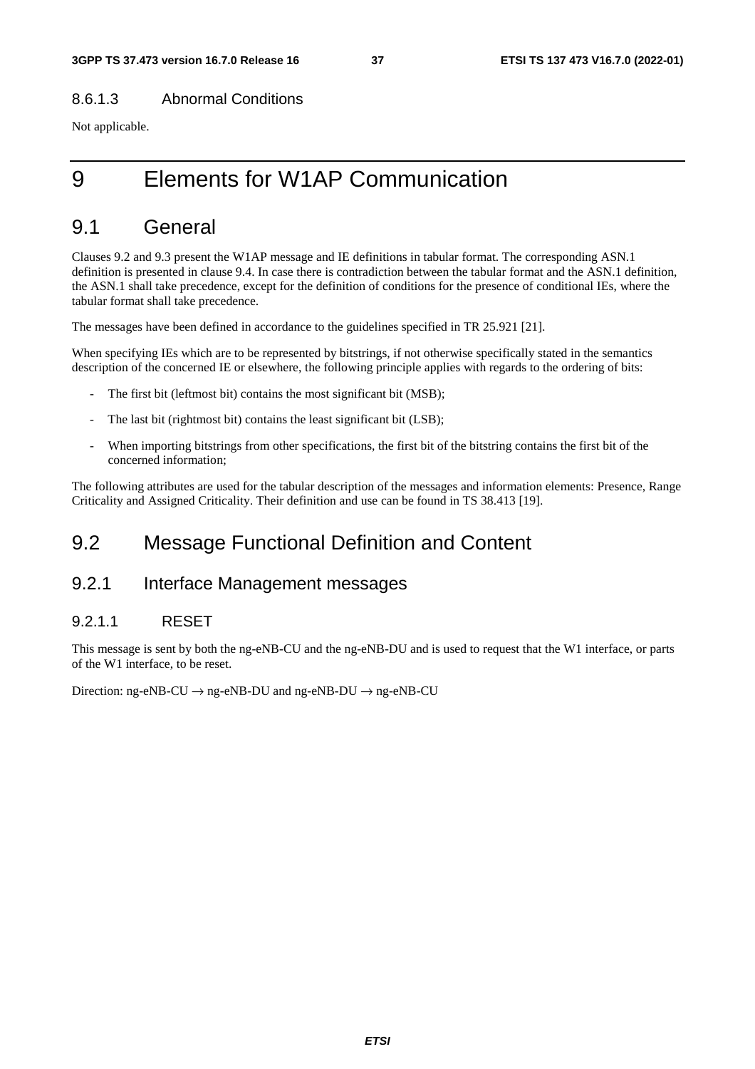#### 8.6.1.3 Abnormal Conditions

Not applicable.

# 9 Elements for W1AP Communication

## 9.1 General

Clauses 9.2 and 9.3 present the W1AP message and IE definitions in tabular format. The corresponding ASN.1 definition is presented in clause 9.4. In case there is contradiction between the tabular format and the ASN.1 definition, the ASN.1 shall take precedence, except for the definition of conditions for the presence of conditional IEs, where the tabular format shall take precedence.

The messages have been defined in accordance to the guidelines specified in TR 25.921 [21].

When specifying IEs which are to be represented by bitstrings, if not otherwise specifically stated in the semantics description of the concerned IE or elsewhere, the following principle applies with regards to the ordering of bits:

- The first bit (leftmost bit) contains the most significant bit (MSB);
- The last bit (rightmost bit) contains the least significant bit (LSB);
- When importing bitstrings from other specifications, the first bit of the bitstring contains the first bit of the concerned information;

The following attributes are used for the tabular description of the messages and information elements: Presence, Range Criticality and Assigned Criticality. Their definition and use can be found in TS 38.413 [19].

## 9.2 Message Functional Definition and Content

### 9.2.1 Interface Management messages

#### 9.2.1.1 RESET

This message is sent by both the ng-eNB-CU and the ng-eNB-DU and is used to request that the W1 interface, or parts of the W1 interface, to be reset.

Direction: ng-eNB-CU → ng-eNB-DU and ng-eNB-DU → ng-eNB-CU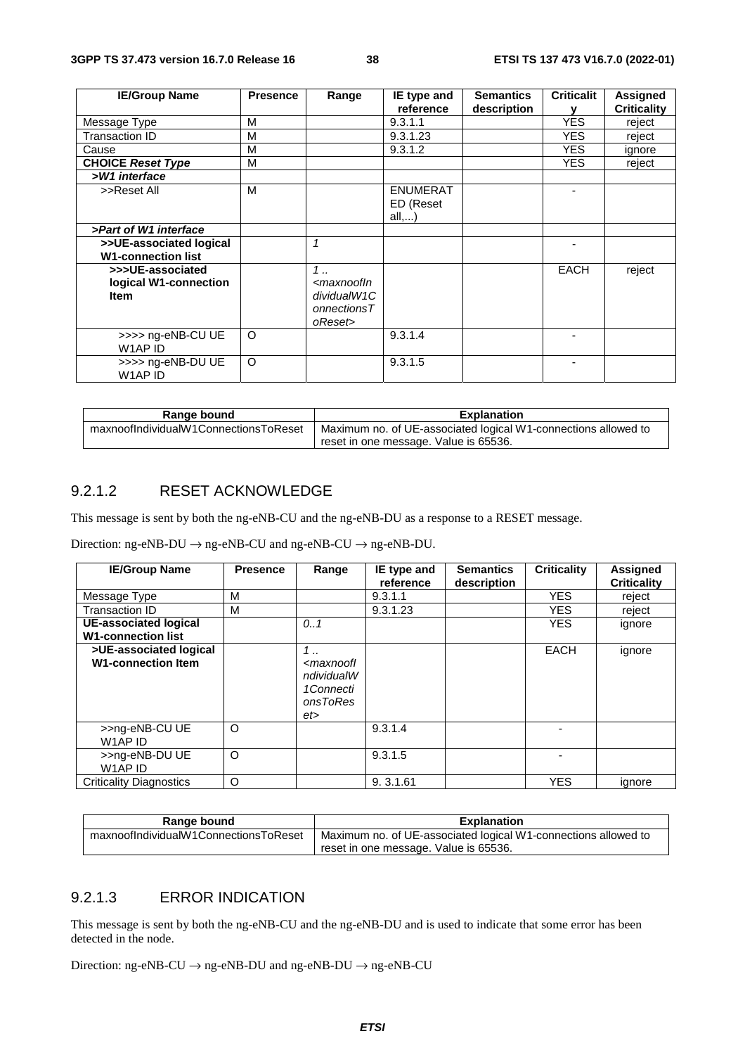| IE/Group Name | Presence | Range | IE type and reference | Semantics description | Criticality | Assigned Criticality |
|---|---|---|---|---|---|---|
| Message Type | M | | 9.3.1.1 | | YES | reject |
| Transaction ID | M | | 9.3.1.23 | | YES | reject |
| Cause | M | | 9.3.1.2 | | YES | ignore |
| **CHOICE *Reset Type*** | M | | | | YES | reject |
| ***>W1 interface*** | | | | | | |
| >>Reset All | M | | ENUMERATED (Reset all,...) | | - | |
| ***>Part of W1 interface*** | | | | | | |
| **>>UE-associated logical W1-connection list** | | *1* | | | - | |
| **>>>UE-associated logical W1-connection Item** | | *1 .. <maxnoofIndividualW1ConnectionsToReset>* | | | EACH | reject |
| >>>> ng-eNB-CU UE W1AP ID | O | | 9.3.1.4 | | - | |
| >>>> ng-eNB-DU UE W1AP ID | O | | 9.3.1.5 | | - | |

| Range bound | Explanation |
|---|---|
| maxnoofIndividualW1ConnectionsToReset | Maximum no. of UE-associated logical W1-connections allowed to reset in one message. Value is 65536. |

### 9.2.1.2 RESET ACKNOWLEDGE

This message is sent by both the ng-eNB-CU and the ng-eNB-DU as a response to a RESET message.

Direction: ng-eNB-DU → ng-eNB-CU and ng-eNB-CU → ng-eNB-DU.

| IE/Group Name | Presence | Range | IE type and reference | Semantics description | Criticality | Assigned Criticality |
|---|---|---|---|---|---|---|
| Message Type | M | | 9.3.1.1 | | YES | reject |
| Transaction ID | M | | 9.3.1.23 | | YES | reject |
| **UE-associated logical W1-connection list** | | *0..1* | | | YES | ignore |
| **>UE-associated logical W1-connection Item** | | *1 .. <maxnoofIndividualW1ConnectionsToReset>* | | | EACH | ignore |
| >>ng-eNB-CU UE W1AP ID | O | | 9.3.1.4 | | - | |
| >>ng-eNB-DU UE W1AP ID | O | | 9.3.1.5 | | - | |
| Criticality Diagnostics | O | | 9. 3.1.61 | | YES | ignore |

| Range bound | Explanation |
|---|---|
| maxnoofIndividualW1ConnectionsToReset | Maximum no. of UE-associated logical W1-connections allowed to reset in one message. Value is 65536. |

### 9.2.1.3 ERROR INDICATION

This message is sent by both the ng-eNB-CU and the ng-eNB-DU and is used to indicate that some error has been detected in the node.

Direction: ng-eNB-CU → ng-eNB-DU and ng-eNB-DU → ng-eNB-CU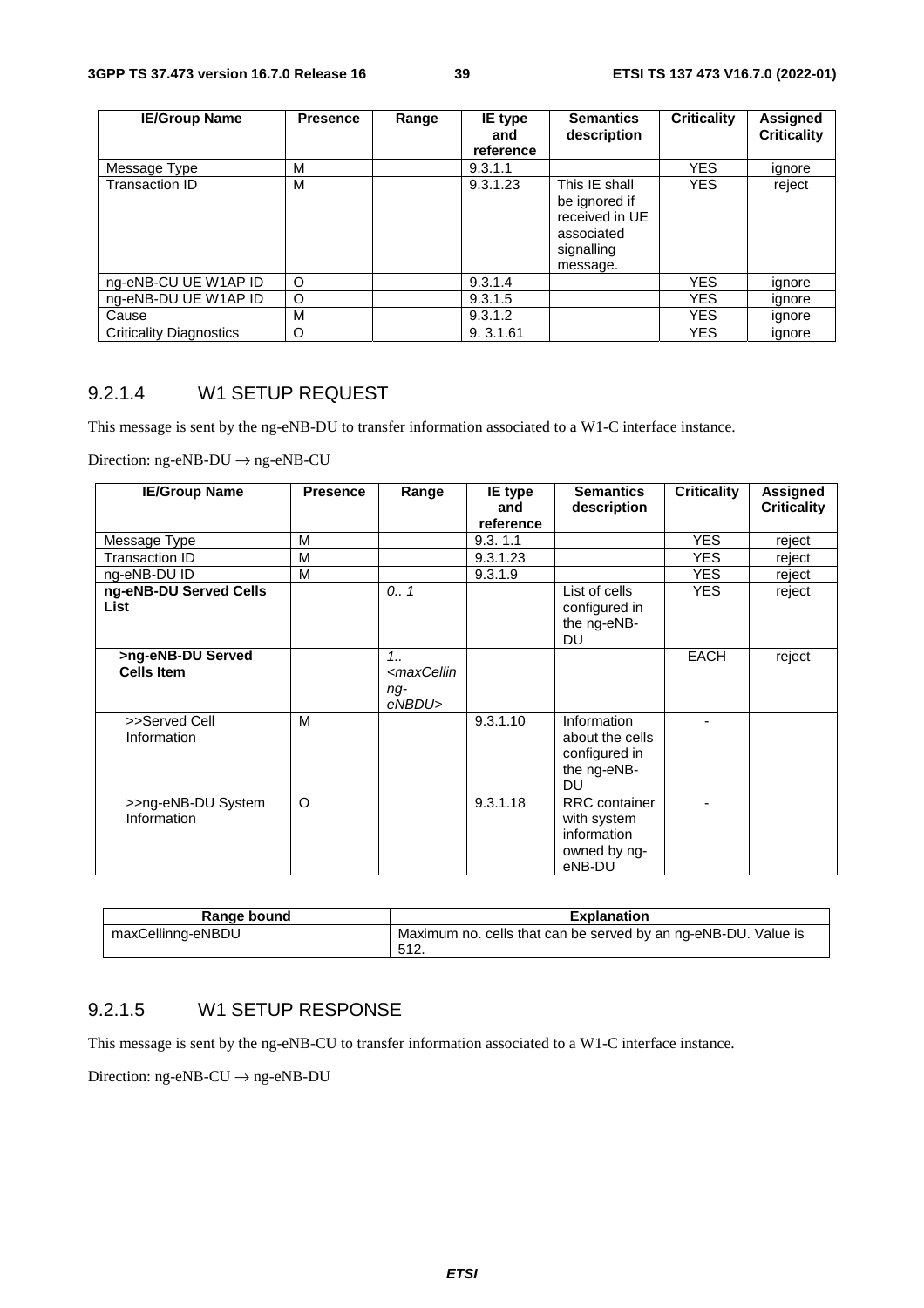| IE/Group Name | Presence | Range | IE type and reference | Semantics description | Criticality | Assigned Criticality |
|---|---|---|---|---|---|---|
| Message Type | M | | 9.3.1.1 | | YES | ignore |
| Transaction ID | M | | 9.3.1.23 | This IE shall be ignored if received in UE associated signalling message. | YES | reject |
| ng-eNB-CU UE W1AP ID | O | | 9.3.1.4 | | YES | ignore |
| ng-eNB-DU UE W1AP ID | O | | 9.3.1.5 | | YES | ignore |
| Cause | M | | 9.3.1.2 | | YES | ignore |
| Criticality Diagnostics | O | | 9. 3.1.61 | | YES | ignore |

### 9.2.1.4 W1 SETUP REQUEST

This message is sent by the ng-eNB-DU to transfer information associated to a W1-C interface instance.

Direction: ng-eNB-DU → ng-eNB-CU

| IE/Group Name | Presence | Range | IE type and reference | Semantics description | Criticality | Assigned Criticality |
|---|---|---|---|---|---|---|
| Message Type | M | | 9.3. 1.1 | | YES | reject |
| Transaction ID | M | | 9.3.1.23 | | YES | reject |
| ng-eNB-DU ID | M | | 9.3.1.9 | | YES | reject |
| **ng-eNB-DU Served Cells List** | | *0.. 1* | | List of cells configured in the ng-eNB-DU | YES | reject |
| **>ng-eNB-DU Served Cells Item** | | *1.. <maxCellinng-eNBDU>* | | | EACH | reject |
| >>Served Cell Information | M | | 9.3.1.10 | Information about the cells configured in the ng-eNB-DU | - | |
| >>ng-eNB-DU System Information | O | | 9.3.1.18 | RRC container with system information owned by ng-eNB-DU | - | |

| Range bound | Explanation |
|---|---|
| maxCellinng-eNBDU | Maximum no. cells that can be served by an ng-eNB-DU. Value is 512. |

### 9.2.1.5 W1 SETUP RESPONSE

This message is sent by the ng-eNB-CU to transfer information associated to a W1-C interface instance.

Direction: ng-eNB-CU → ng-eNB-DU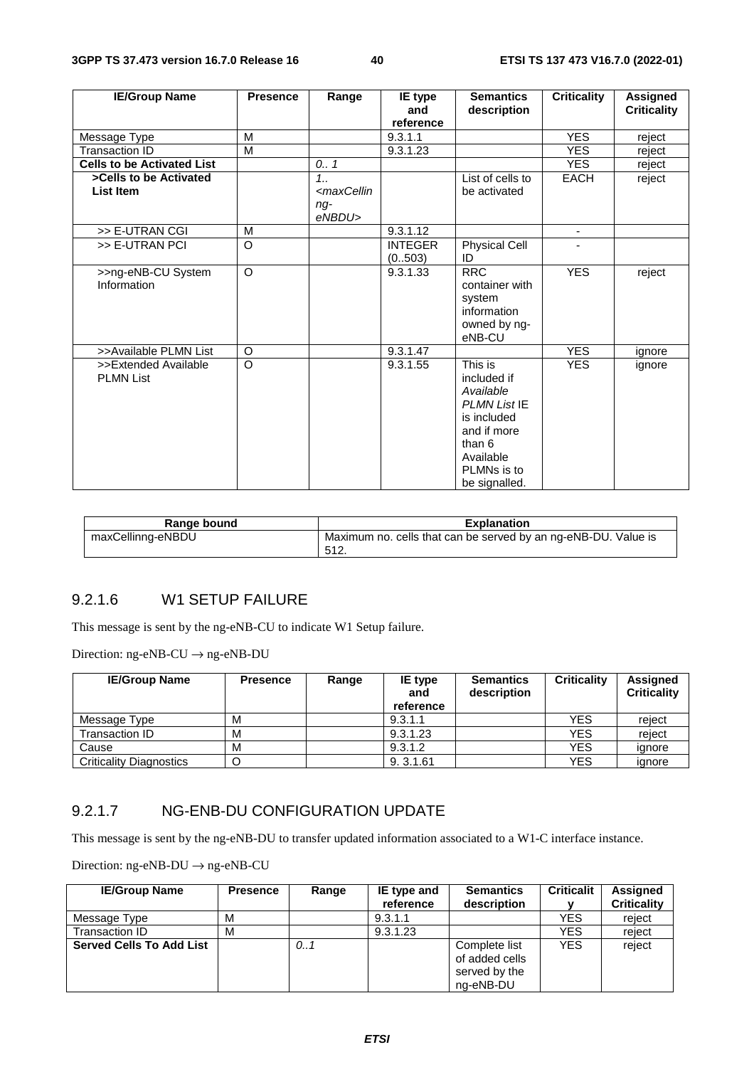| IE/Group Name | Presence | Range | IE type and reference | Semantics description | Criticality | Assigned Criticality |
|---|---|---|---|---|---|---|
| Message Type | M | | 9.3.1.1 | | YES | reject |
| Transaction ID | M | | 9.3.1.23 | | YES | reject |
| **Cells to be Activated List** | | *0.. 1* | | | YES | reject |
| **>Cells to be Activated List Item** | | *1.. <maxCellinng-eNBDU>* | | List of cells to be activated | EACH | reject |
| >> E-UTRAN CGI | M | | 9.3.1.12 | | - | |
| >> E-UTRAN PCI | O | | INTEGER (0..503) | Physical Cell ID | - | |
| >>ng-eNB-CU System Information | O | | 9.3.1.33 | RRC container with system information owned by ng-eNB-CU | YES | reject |
| >>Available PLMN List | O | | 9.3.1.47 | | YES | ignore |
| >>Extended Available PLMN List | O | | 9.3.1.55 | This is included if *Available PLMN List* IE is included and if more than 6 Available PLMNs is to be signalled. | YES | ignore |

| Range bound | Explanation |
|---|---|
| maxCellinng-eNBDU | Maximum no. cells that can be served by an ng-eNB-DU. Value is 512. |

### 9.2.1.6 W1 SETUP FAILURE

This message is sent by the ng-eNB-CU to indicate W1 Setup failure.

Direction: ng-eNB-CU → ng-eNB-DU

| IE/Group Name | Presence | Range | IE type and reference | Semantics description | Criticality | Assigned Criticality |
|---|---|---|---|---|---|---|
| Message Type | M | | 9.3.1.1 | | YES | reject |
| Transaction ID | M | | 9.3.1.23 | | YES | reject |
| Cause | M | | 9.3.1.2 | | YES | ignore |
| Criticality Diagnostics | O | | 9. 3.1.61 | | YES | ignore |

### 9.2.1.7 NG-ENB-DU CONFIGURATION UPDATE

This message is sent by the ng-eNB-DU to transfer updated information associated to a W1-C interface instance.

Direction: ng-eNB-DU → ng-eNB-CU

| IE/Group Name | Presence | Range | IE type and reference | Semantics description | Criticality | Assigned Criticality |
|---|---|---|---|---|---|---|
| Message Type | M | | 9.3.1.1 | | YES | reject |
| Transaction ID | M | | 9.3.1.23 | | YES | reject |
| **Served Cells To Add List** | | *0..1* | | Complete list of added cells served by the ng-eNB-DU | YES | reject |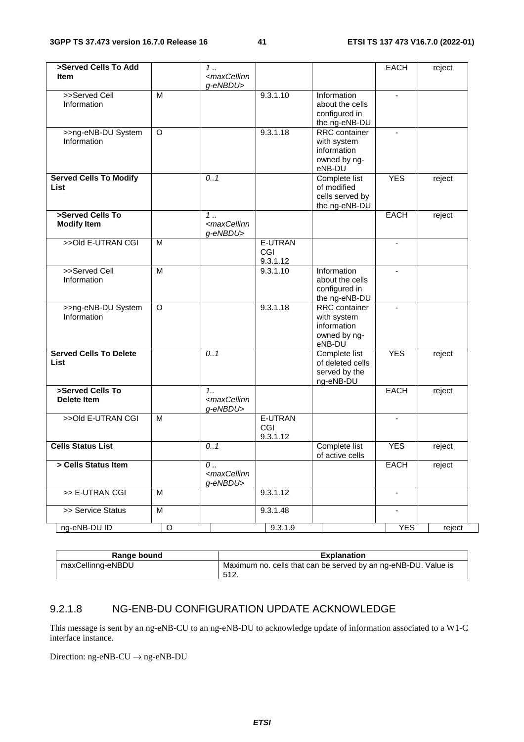| >Served Cells To Add Item | | 1 .. <maxCellinng-eNBDU> | | | EACH | reject |
|---|---|---|---|---|---|---|
| >>Served Cell Information | M | | 9.3.1.10 | Information about the cells configured in the ng-eNB-DU | - | |
| >>ng-eNB-DU System Information | O | | 9.3.1.18 | RRC container with system information owned by ng-eNB-DU | - | |
| **Served Cells To Modify List** | | 0..1 | | Complete list of modified cells served by the ng-eNB-DU | YES | reject |
| **>Served Cells To Modify Item** | | 1 .. <maxCellinng-eNBDU> | | | EACH | reject |
| >>Old E-UTRAN CGI | M | | E-UTRAN CGI 9.3.1.12 | | - | |
| >>Served Cell Information | M | | 9.3.1.10 | Information about the cells configured in the ng-eNB-DU | - | |
| >>ng-eNB-DU System Information | O | | 9.3.1.18 | RRC container with system information owned by ng-eNB-DU | - | |
| **Served Cells To Delete List** | | 0..1 | | Complete list of deleted cells served by the ng-eNB-DU | YES | reject |
| **>Served Cells To Delete Item** | | 1.. <maxCellinng-eNBDU> | | | EACH | reject |
| >>Old E-UTRAN CGI | M | | E-UTRAN CGI 9.3.1.12 | | - | |
| **Cells Status List** | | 0..1 | | Complete list of active cells | YES | reject |
| **> Cells Status Item** | | 0 .. <maxCellinng-eNBDU> | | | EACH | reject |
| >> E-UTRAN CGI | M | | 9.3.1.12 | | - | |
| >> Service Status | M | | 9.3.1.48 | | - | |
| ng-eNB-DU ID | O | | 9.3.1.9 | | YES | reject |

| Range bound | Explanation |
|---|---|
| maxCellinng-eNBDU | Maximum no. cells that can be served by an ng-eNB-DU. Value is 512. |

### 9.2.1.8 NG-ENB-DU CONFIGURATION UPDATE ACKNOWLEDGE

This message is sent by an ng-eNB-CU to an ng-eNB-DU to acknowledge update of information associated to a W1-C interface instance.

Direction: ng-eNB-CU → ng-eNB-DU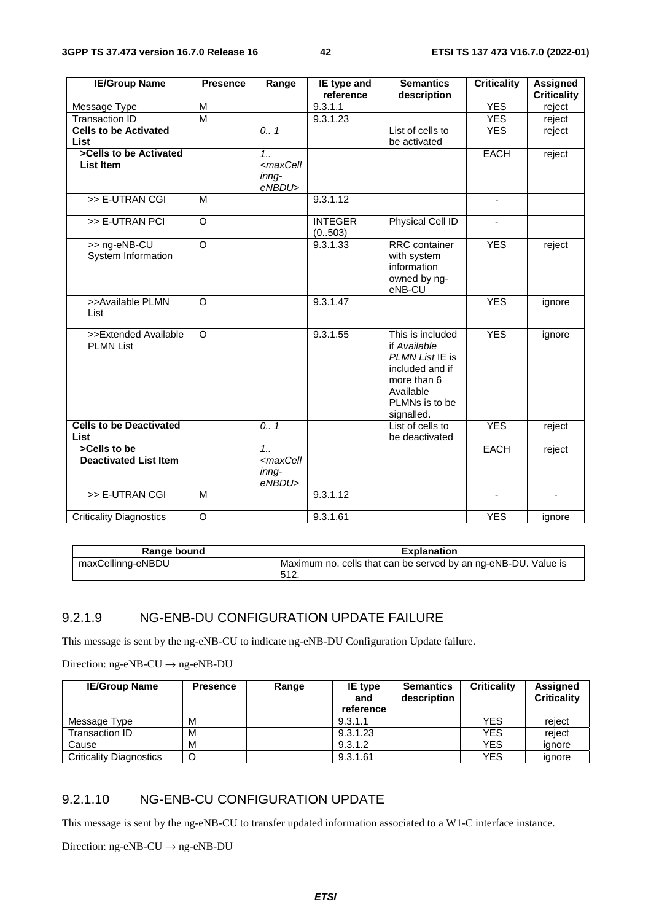| IE/Group Name | Presence | Range | IE type and reference | Semantics description | Criticality | Assigned Criticality |
|---|---|---|---|---|---|---|
| Message Type | M | | 9.3.1.1 | | YES | reject |
| Transaction ID | M | | 9.3.1.23 | | YES | reject |
| **Cells to be Activated List** | | *0.. 1* | | List of cells to be activated | YES | reject |
| **>Cells to be Activated List Item** | | *1.. <maxCellinng-eNBDU>* | | | EACH | reject |
| >> E-UTRAN CGI | M | | 9.3.1.12 | | - | |
| >> E-UTRAN PCI | O | | INTEGER (0..503) | Physical Cell ID | - | |
| >> ng-eNB-CU System Information | O | | 9.3.1.33 | RRC container with system information owned by ng-eNB-CU | YES | reject |
| >>Available PLMN List | O | | 9.3.1.47 | | YES | ignore |
| >>Extended Available PLMN List | O | | 9.3.1.55 | This is included if *Available PLMN List* IE is included and if more than 6 Available PLMNs is to be signalled. | YES | ignore |
| **Cells to be Deactivated List** | | *0.. 1* | | List of cells to be deactivated | YES | reject |
| **>Cells to be Deactivated List Item** | | *1.. <maxCellinng-eNBDU>* | | | EACH | reject |
| >> E-UTRAN CGI | M | | 9.3.1.12 | | - | - |
| Criticality Diagnostics | O | | 9.3.1.61 | | YES | ignore |

| Range bound | Explanation |
|---|---|
| maxCellinng-eNBDU | Maximum no. cells that can be served by an ng-eNB-DU. Value is 512. |

### 9.2.1.9 NG-ENB-DU CONFIGURATION UPDATE FAILURE

This message is sent by the ng-eNB-CU to indicate ng-eNB-DU Configuration Update failure.

Direction: ng-eNB-CU → ng-eNB-DU

| IE/Group Name | Presence | Range | IE type and reference | Semantics description | Criticality | Assigned Criticality |
|---|---|---|---|---|---|---|
| Message Type | M | | 9.3.1.1 | | YES | reject |
| Transaction ID | M | | 9.3.1.23 | | YES | reject |
| Cause | M | | 9.3.1.2 | | YES | ignore |
| Criticality Diagnostics | O | | 9.3.1.61 | | YES | ignore |

### 9.2.1.10 NG-ENB-CU CONFIGURATION UPDATE

This message is sent by the ng-eNB-CU to transfer updated information associated to a W1-C interface instance.

Direction: ng-eNB-CU → ng-eNB-DU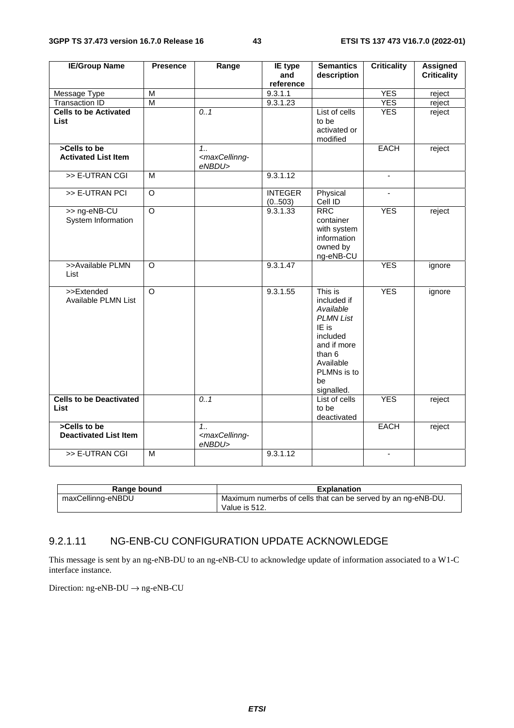| IE/Group Name | Presence | Range | IE type and reference | Semantics description | Criticality | Assigned Criticality |
|---|---|---|---|---|---|---|
| Message Type | M | | 9.3.1.1 | | YES | reject |
| Transaction ID | M | | 9.3.1.23 | | YES | reject |
| **Cells to be Activated List** | | *0..1* | | List of cells to be activated or modified | YES | reject |
| **>Cells to be Activated List Item** | | *1..<maxCellinng-eNBDU>* | | | EACH | reject |
| >> E-UTRAN CGI | M | | 9.3.1.12 | | - | |
| >> E-UTRAN PCI | O | | INTEGER (0..503) | Physical Cell ID | - | |
| >> ng-eNB-CU System Information | O | | 9.3.1.33 | RRC container with system information owned by ng-eNB-CU | YES | reject |
| >>Available PLMN List | O | | 9.3.1.47 | | YES | ignore |
| >>Extended Available PLMN List | O | | 9.3.1.55 | This is included if *Available PLMN List* IE is included and if more than 6 Available PLMNs is to be signalled. | YES | ignore |
| **Cells to be Deactivated List** | | *0..1* | | List of cells to be deactivated | YES | reject |
| **>Cells to be Deactivated List Item** | | *1..<maxCellinng-eNBDU>* | | | EACH | reject |
| >> E-UTRAN CGI | M | | 9.3.1.12 | | - | |

| Range bound | Explanation |
|---|---|
| maxCellinng-eNBDU | Maximum numerbs of cells that can be served by an ng-eNB-DU. Value is 512. |

### 9.2.1.11 NG-ENB-CU CONFIGURATION UPDATE ACKNOWLEDGE

This message is sent by an ng-eNB-DU to an ng-eNB-CU to acknowledge update of information associated to a W1-C interface instance.

Direction: ng-eNB-DU → ng-eNB-CU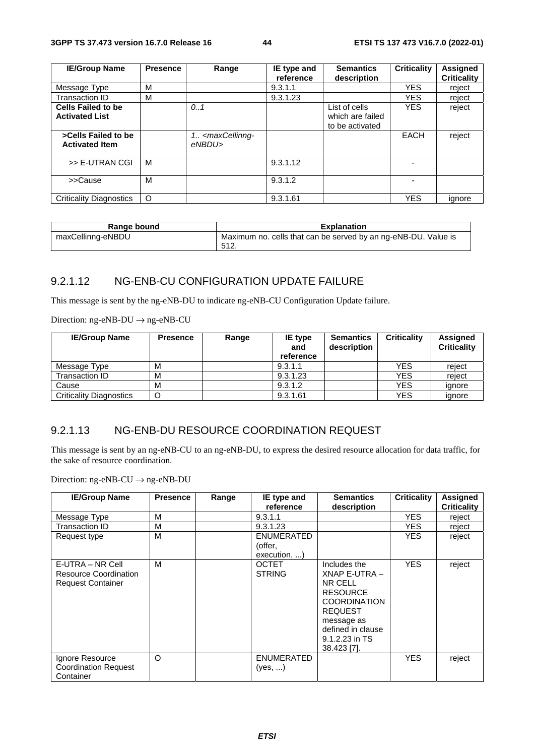| IE/Group Name | Presence | Range | IE type and reference | Semantics description | Criticality | Assigned Criticality |
|---|---|---|---|---|---|---|
| Message Type | M | | 9.3.1.1 | | YES | reject |
| Transaction ID | M | | 9.3.1.23 | | YES | reject |
| **Cells Failed to be Activated List** | | *0..1* | | List of cells which are failed to be activated | YES | reject |
| **>Cells Failed to be Activated Item** | | *1.. <maxCellinng-eNBDU>* | | | EACH | reject |
| >> E-UTRAN CGI | M | | 9.3.1.12 | | - | |
| >>Cause | M | | 9.3.1.2 | | - | |
| Criticality Diagnostics | O | | 9.3.1.61 | | YES | ignore |

| Range bound | Explanation |
|---|---|
| maxCellinng-eNBDU | Maximum no. cells that can be served by an ng-eNB-DU. Value is 512. |

### 9.2.1.12 NG-ENB-CU CONFIGURATION UPDATE FAILURE

This message is sent by the ng-eNB-DU to indicate ng-eNB-CU Configuration Update failure.

Direction: ng-eNB-DU → ng-eNB-CU

| IE/Group Name | Presence | Range | IE type and reference | Semantics description | Criticality | Assigned Criticality |
|---|---|---|---|---|---|---|
| Message Type | M | | 9.3.1.1 | | YES | reject |
| Transaction ID | M | | 9.3.1.23 | | YES | reject |
| Cause | M | | 9.3.1.2 | | YES | ignore |
| Criticality Diagnostics | O | | 9.3.1.61 | | YES | ignore |

### 9.2.1.13 NG-ENB-DU RESOURCE COORDINATION REQUEST

This message is sent by an ng-eNB-CU to an ng-eNB-DU, to express the desired resource allocation for data traffic, for the sake of resource coordination.

Direction: ng-eNB-CU → ng-eNB-DU

| IE/Group Name | Presence | Range | IE type and reference | Semantics description | Criticality | Assigned Criticality |
|---|---|---|---|---|---|---|
| Message Type | M | | 9.3.1.1 | | YES | reject |
| Transaction ID | M | | 9.3.1.23 | | YES | reject |
| Request type | M | | ENUMERATED (offer, execution, ...) | | YES | reject |
| E-UTRA – NR Cell Resource Coordination Request Container | M | | OCTET STRING | Includes the XNAP E-UTRA – NR CELL RESOURCE COORDINATION REQUEST message as defined in clause 9.1.2.23 in TS 38.423 [7]. | YES | reject |
| Ignore Resource Coordination Request Container | O | | ENUMERATED (yes, ...) | | YES | reject |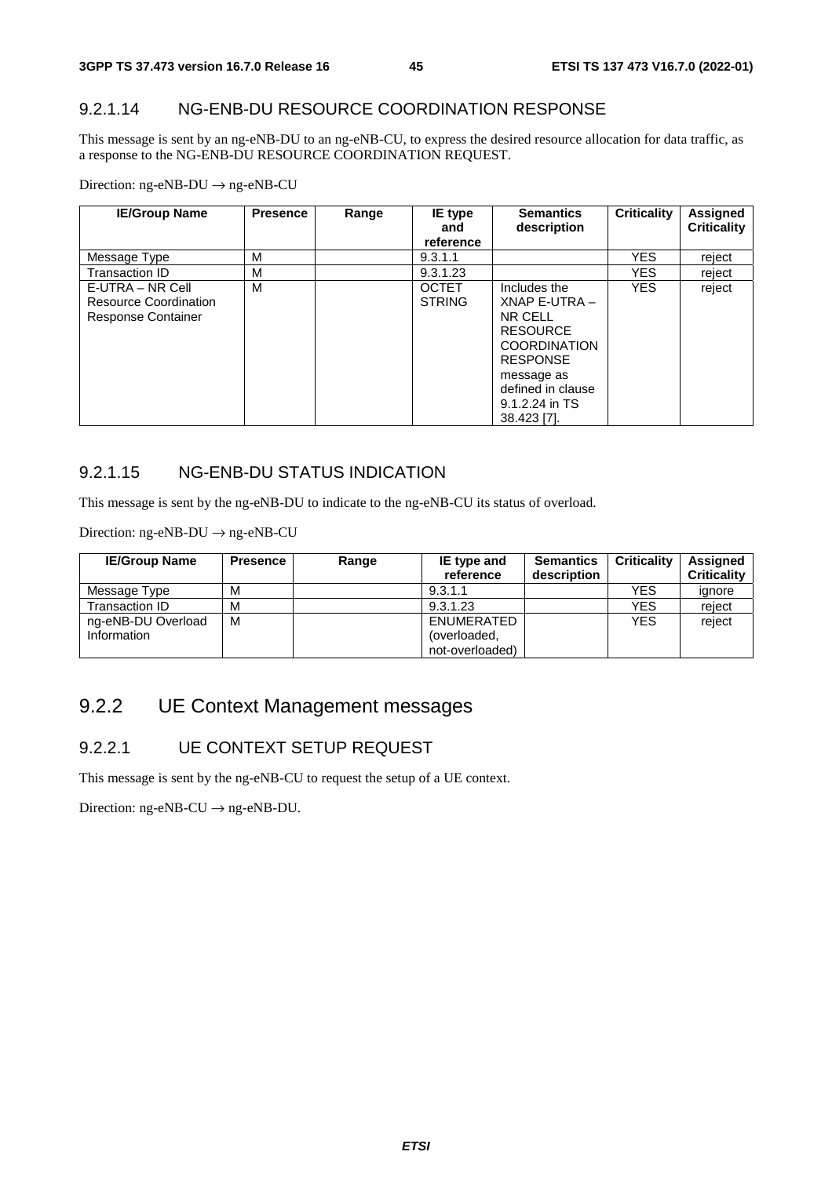#### 9.2.1.14 NG-ENB-DU RESOURCE COORDINATION RESPONSE

This message is sent by an ng-eNB-DU to an ng-eNB-CU, to express the desired resource allocation for data traffic, as a response to the NG-ENB-DU RESOURCE COORDINATION REQUEST.

Direction: ng-eNB-DU → ng-eNB-CU

| IE/Group Name | Presence | Range | IE type and reference | Semantics description | Criticality | Assigned Criticality |
|---|---|---|---|---|---|---|
| Message Type | M | | 9.3.1.1 | | YES | reject |
| Transaction ID | M | | 9.3.1.23 | | YES | reject |
| E-UTRA – NR Cell Resource Coordination Response Container | M | | OCTET STRING | Includes the XNAP E-UTRA – NR CELL RESOURCE COORDINATION RESPONSE message as defined in clause 9.1.2.24 in TS 38.423 [7]. | YES | reject |

#### 9.2.1.15 NG-ENB-DU STATUS INDICATION

This message is sent by the ng-eNB-DU to indicate to the ng-eNB-CU its status of overload.

Direction: ng-eNB-DU → ng-eNB-CU

| IE/Group Name | Presence | Range | IE type and reference | Semantics description | Criticality | Assigned Criticality |
|---|---|---|---|---|---|---|
| Message Type | M | | 9.3.1.1 | | YES | ignore |
| Transaction ID | M | | 9.3.1.23 | | YES | reject |
| ng-eNB-DU Overload Information | M | | ENUMERATED (overloaded, not-overloaded) | | YES | reject |

### 9.2.2 UE Context Management messages

#### 9.2.2.1 UE CONTEXT SETUP REQUEST

This message is sent by the ng-eNB-CU to request the setup of a UE context.

Direction: ng-eNB-CU → ng-eNB-DU.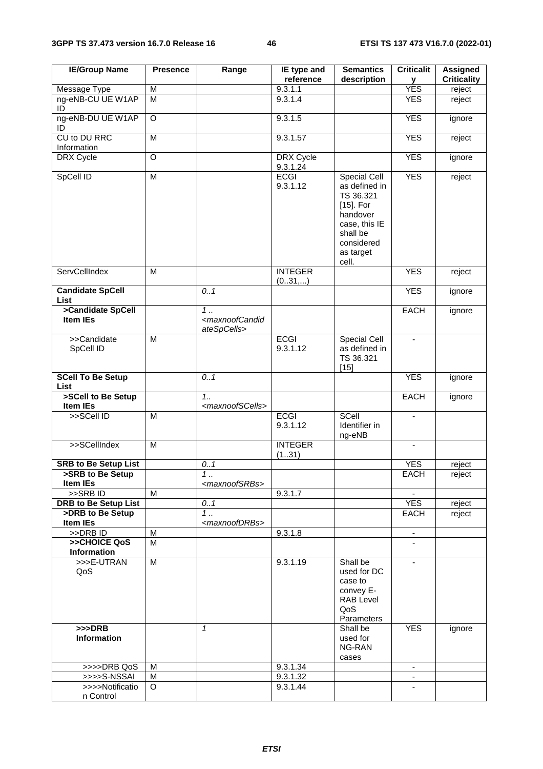| IE/Group Name | Presence | Range | IE type and reference | Semantics description | Criticality | Assigned Criticality |
|---|---|---|---|---|---|---|
| Message Type | M | | 9.3.1.1 | | YES | reject |
| ng-eNB-CU UE W1AP ID | M | | 9.3.1.4 | | YES | reject |
| ng-eNB-DU UE W1AP ID | O | | 9.3.1.5 | | YES | ignore |
| CU to DU RRC Information | M | | 9.3.1.57 | | YES | reject |
| DRX Cycle | O | | DRX Cycle 9.3.1.24 | | YES | ignore |
| SpCell ID | M | | ECGI 9.3.1.12 | Special Cell as defined in TS 36.321 [15]. For handover case, this IE shall be considered as target cell. | YES | reject |
| ServCellIndex | M | | INTEGER (0..31,...) | | YES | reject |
| **Candidate SpCell List** | | *0..1* | | | YES | ignore |
| **>Candidate SpCell Item IEs** | | *1 .. <maxnoofCandidateSpCells>* | | | EACH | ignore |
| >>Candidate SpCell ID | M | | ECGI 9.3.1.12 | Special Cell as defined in TS 36.321 [15] | - | |
| **SCell To Be Setup List** | | *0..1* | | | YES | ignore |
| **>SCell to Be Setup Item IEs** | | *1.. <maxnoofSCells>* | | | EACH | ignore |
| >>SCell ID | M | | ECGI 9.3.1.12 | SCell Identifier in ng-eNB | - | |
| >>SCellIndex | M | | INTEGER (1..31) | | - | |
| **SRB to Be Setup List** | | *0..1* | | | YES | reject |
| **>SRB to Be Setup Item IEs** | | *1 .. <maxnoofSRBs>* | | | EACH | reject |
| >>SRB ID | M | | 9.3.1.7 | | - | |
| **DRB to Be Setup List** | | *0..1* | | | YES | reject |
| **>DRB to Be Setup Item IEs** | | *1 .. <maxnoofDRBs>* | | | EACH | reject |
| >>DRB ID | M | | 9.3.1.8 | | - | |
| **>>CHOICE QoS Information** | M | | | | - | |
| >>>E-UTRAN QoS | M | | 9.3.1.19 | Shall be used for DC case to convey E-RAB Level QoS Parameters | - | |
| **>>>DRB Information** | | *1* | | Shall be used for NG-RAN cases | YES | ignore |
| >>>>DRB QoS | M | | 9.3.1.34 | | - | |
| >>>>S-NSSAI | M | | 9.3.1.32 | | - | |
| >>>>Notification Control | O | | 9.3.1.44 | | - | |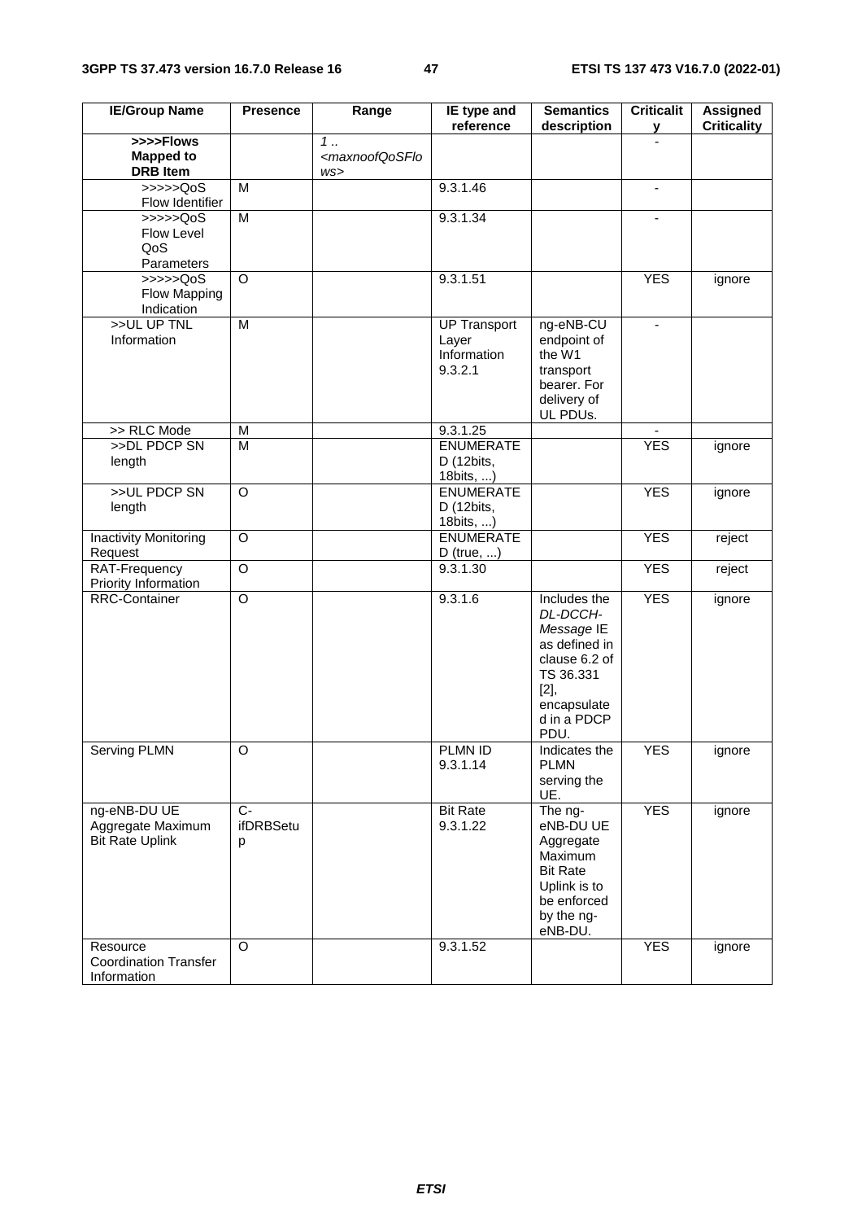| IE/Group Name | Presence | Range | IE type and reference | Semantics description | Criticality | Assigned Criticality |
|---|---|---|---|---|---|---|
| **>>>>Flows Mapped to DRB Item** | | *1 .. <maxnoofQoSFlows>* | | | - | |
| >>>>>QoS Flow Identifier | M | | 9.3.1.46 | | - | |
| >>>>>QoS Flow Level QoS Parameters | M | | 9.3.1.34 | | - | |
| >>>>>QoS Flow Mapping Indication | O | | 9.3.1.51 | | YES | ignore |
| >>UL UP TNL Information | M | | UP Transport Layer Information 9.3.2.1 | ng-eNB-CU endpoint of the W1 transport bearer. For delivery of UL PDUs. | - | |
| >> RLC Mode | M | | 9.3.1.25 | | - | |
| >>DL PDCP SN length | M | | ENUMERATED (12bits, 18bits, ...) | | YES | ignore |
| >>UL PDCP SN length | O | | ENUMERATED (12bits, 18bits, ...) | | YES | ignore |
| Inactivity Monitoring Request | O | | ENUMERATED (true, ...) | | YES | reject |
| RAT-Frequency Priority Information | O | | 9.3.1.30 | | YES | reject |
| RRC-Container | O | | 9.3.1.6 | Includes the *DL-DCCH-Message* IE as defined in clause 6.2 of TS 36.331 [2], encapsulated in a PDCP PDU. | YES | ignore |
| Serving PLMN | O | | PLMN ID 9.3.1.14 | Indicates the PLMN serving the UE. | YES | ignore |
| ng-eNB-DU UE Aggregate Maximum Bit Rate Uplink | C-ifDRBSetup | | Bit Rate 9.3.1.22 | The ng-eNB-DU UE Aggregate Maximum Bit Rate Uplink is to be enforced by the ng-eNB-DU. | YES | ignore |
| Resource Coordination Transfer Information | O | | 9.3.1.52 | | YES | ignore |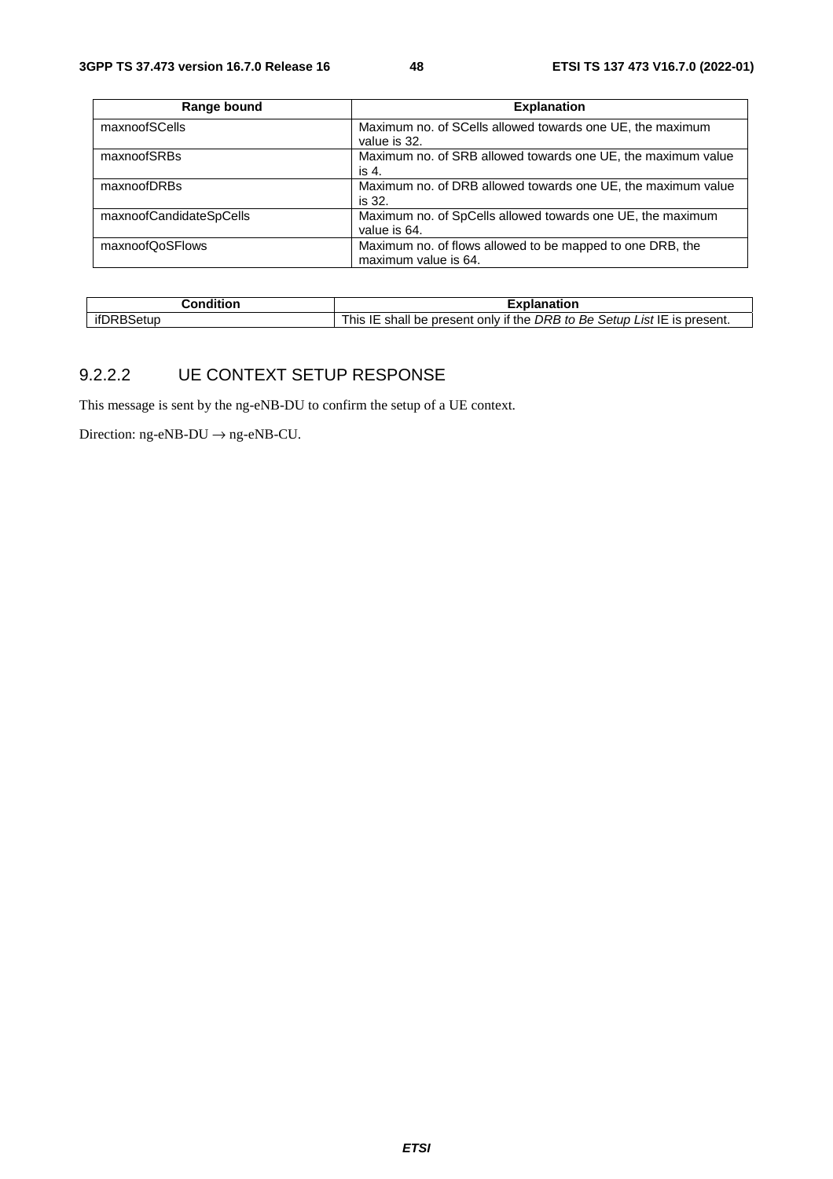| Range bound | Explanation |
| --- | --- |
| maxnoofSCells | Maximum no. of SCells allowed towards one UE, the maximum value is 32. |
| maxnoofSRBs | Maximum no. of SRB allowed towards one UE, the maximum value is 4. |
| maxnoofDRBs | Maximum no. of DRB allowed towards one UE, the maximum value is 32. |
| maxnoofCandidateSpCells | Maximum no. of SpCells allowed towards one UE, the maximum value is 64. |
| maxnoofQoSFlows | Maximum no. of flows allowed to be mapped to one DRB, the maximum value is 64. |

| Condition | Explanation |
| --- | --- |
| ifDRBSetup | This IE shall be present only if the *DRB to Be Setup List* IE is present. |

### 9.2.2.2 UE CONTEXT SETUP RESPONSE

This message is sent by the ng-eNB-DU to confirm the setup of a UE context.

Direction: ng-eNB-DU → ng-eNB-CU.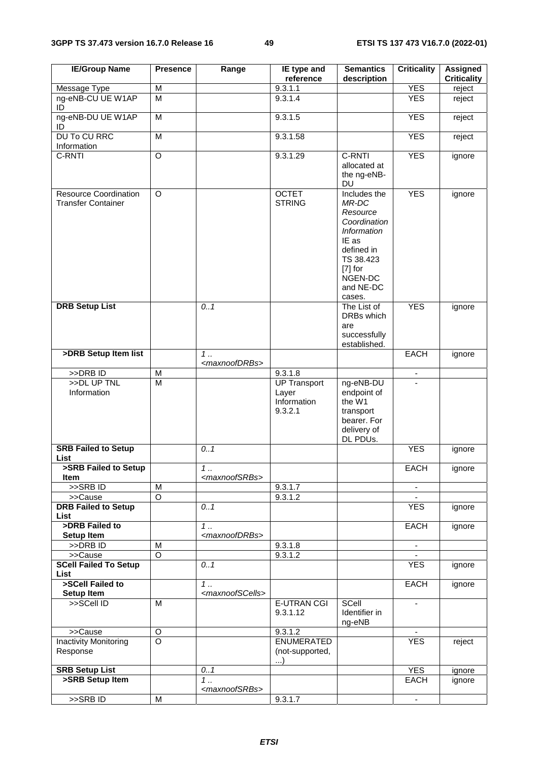| IE/Group Name | Presence | Range | IE type and reference | Semantics description | Criticality | Assigned Criticality |
|---|---|---|---|---|---|---|
| Message Type | M | | 9.3.1.1 | | YES | reject |
| ng-eNB-CU UE W1AP ID | M | | 9.3.1.4 | | YES | reject |
| ng-eNB-DU UE W1AP ID | M | | 9.3.1.5 | | YES | reject |
| DU To CU RRC Information | M | | 9.3.1.58 | | YES | reject |
| C-RNTI | O | | 9.3.1.29 | C-RNTI allocated at the ng-eNB-DU | YES | ignore |
| Resource Coordination Transfer Container | O | | OCTET STRING | Includes the *MR-DC Resource Coordination Information* IE as defined in TS 38.423 [7] for NGEN-DC and NE-DC cases. | YES | ignore |
| **DRB Setup List** | | *0..1* | | The List of DRBs which are successfully established. | YES | ignore |
| **>DRB Setup Item list** | | *1 .. <maxnoofDRBs>* | | | EACH | ignore |
| >>DRB ID | M | | 9.3.1.8 | | - | |
| >>DL UP TNL Information | M | | UP Transport Layer Information 9.3.2.1 | ng-eNB-DU endpoint of the W1 transport bearer. For delivery of DL PDUs. | - | |
| **SRB Failed to Setup List** | | *0..1* | | | YES | ignore |
| **>SRB Failed to Setup Item** | | *1 .. <maxnoofSRBs>* | | | EACH | ignore |
| >>SRB ID | M | | 9.3.1.7 | | - | |
| >>Cause | O | | 9.3.1.2 | | - | |
| **DRB Failed to Setup List** | | *0..1* | | | YES | ignore |
| **>DRB Failed to Setup Item** | | *1 .. <maxnoofDRBs>* | | | EACH | ignore |
| >>DRB ID | M | | 9.3.1.8 | | - | |
| >>Cause | O | | 9.3.1.2 | | - | |
| **SCell Failed To Setup List** | | *0..1* | | | YES | ignore |
| **>SCell Failed to Setup Item** | | *1 .. <maxnoofSCells>* | | | EACH | ignore |
| >>SCell ID | M | | E-UTRAN CGI 9.3.1.12 | SCell Identifier in ng-eNB | - | |
| >>Cause | O | | 9.3.1.2 | | - | |
| Inactivity Monitoring Response | O | | ENUMERATED (not-supported, ...) | | YES | reject |
| **SRB Setup List** | | *0..1* | | | YES | ignore |
| **>SRB Setup Item** | | *1 .. <maxnoofSRBs>* | | | EACH | ignore |
| >>SRB ID | M | | 9.3.1.7 | | - | |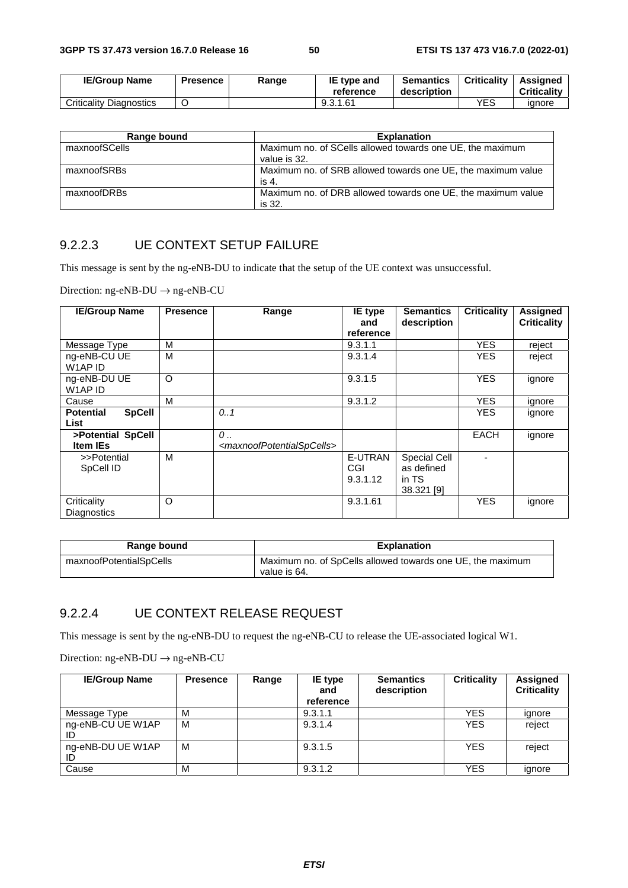| IE/Group Name | Presence | Range | IE type and reference | Semantics description | Criticality | Assigned Criticality |
|---|---|---|---|---|---|---|
| Criticality Diagnostics | O | | 9.3.1.61 | | YES | ignore |

| Range bound | Explanation |
|---|---|
| maxnoofSCells | Maximum no. of SCells allowed towards one UE, the maximum value is 32. |
| maxnoofSRBs | Maximum no. of SRB allowed towards one UE, the maximum value is 4. |
| maxnoofDRBs | Maximum no. of DRB allowed towards one UE, the maximum value is 32. |

### 9.2.2.3 UE CONTEXT SETUP FAILURE

This message is sent by the ng-eNB-DU to indicate that the setup of the UE context was unsuccessful.

Direction: ng-eNB-DU → ng-eNB-CU

| IE/Group Name | Presence | Range | IE type and reference | Semantics description | Criticality | Assigned Criticality |
|---|---|---|---|---|---|---|
| Message Type | M | | 9.3.1.1 | | YES | reject |
| ng-eNB-CU UE W1AP ID | M | | 9.3.1.4 | | YES | reject |
| ng-eNB-DU UE W1AP ID | O | | 9.3.1.5 | | YES | ignore |
| Cause | M | | 9.3.1.2 | | YES | ignore |
| **Potential SpCell List** | | *0..1* | | | YES | ignore |
| **>Potential SpCell Item IEs** | | *0 .. <maxnoofPotentialSpCells>* | | | EACH | ignore |
| >>Potential SpCell ID | M | | E-UTRAN CGI 9.3.1.12 | Special Cell as defined in TS 38.321 [9] | - | |
| Criticality Diagnostics | O | | 9.3.1.61 | | YES | ignore |

| Range bound | Explanation |
|---|---|
| maxnoofPotentialSpCells | Maximum no. of SpCells allowed towards one UE, the maximum value is 64. |

### 9.2.2.4 UE CONTEXT RELEASE REQUEST

This message is sent by the ng-eNB-DU to request the ng-eNB-CU to release the UE-associated logical W1.

Direction: ng-eNB-DU → ng-eNB-CU

| IE/Group Name | Presence | Range | IE type and reference | Semantics description | Criticality | Assigned Criticality |
|---|---|---|---|---|---|---|
| Message Type | M | | 9.3.1.1 | | YES | ignore |
| ng-eNB-CU UE W1AP ID | M | | 9.3.1.4 | | YES | reject |
| ng-eNB-DU UE W1AP ID | M | | 9.3.1.5 | | YES | reject |
| Cause | M | | 9.3.1.2 | | YES | ignore |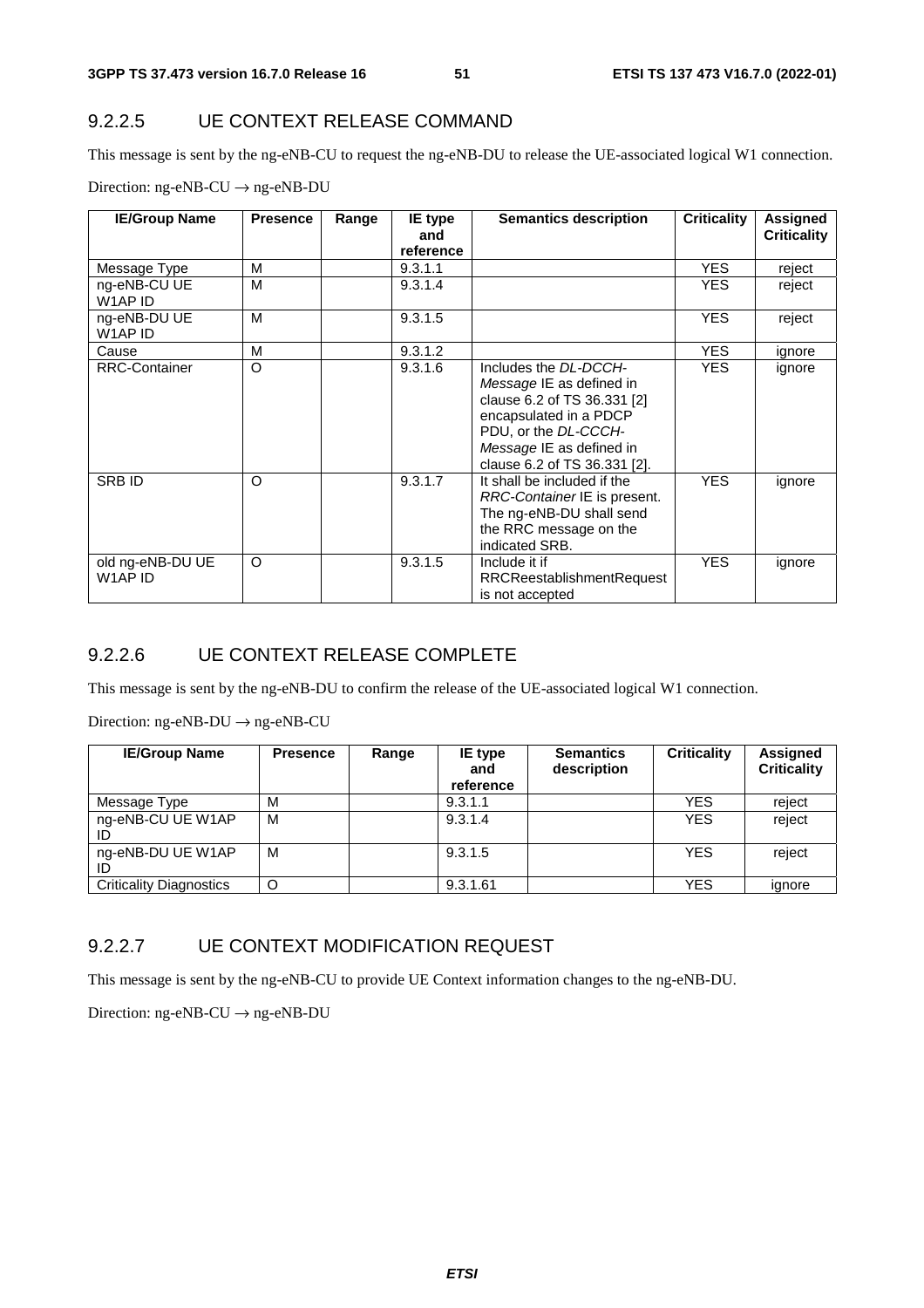### 9.2.2.5 UE CONTEXT RELEASE COMMAND

This message is sent by the ng-eNB-CU to request the ng-eNB-DU to release the UE-associated logical W1 connection.

Direction: ng-eNB-CU → ng-eNB-DU

| IE/Group Name | Presence | Range | IE type and reference | Semantics description | Criticality | Assigned Criticality |
|---|---|---|---|---|---|---|
| Message Type | M | | 9.3.1.1 | | YES | reject |
| ng-eNB-CU UE W1AP ID | M | | 9.3.1.4 | | YES | reject |
| ng-eNB-DU UE W1AP ID | M | | 9.3.1.5 | | YES | reject |
| Cause | M | | 9.3.1.2 | | YES | ignore |
| RRC-Container | O | | 9.3.1.6 | Includes the *DL-DCCH-Message* IE as defined in clause 6.2 of TS 36.331 [2] encapsulated in a PDCP PDU, or the *DL-CCCH-Message* IE as defined in clause 6.2 of TS 36.331 [2]. | YES | ignore |
| SRB ID | O | | 9.3.1.7 | It shall be included if the *RRC-Container* IE is present. The ng-eNB-DU shall send the RRC message on the indicated SRB. | YES | ignore |
| old ng-eNB-DU UE W1AP ID | O | | 9.3.1.5 | Include it if RRCReestablishmentRequest is not accepted | YES | ignore |

### 9.2.2.6 UE CONTEXT RELEASE COMPLETE

This message is sent by the ng-eNB-DU to confirm the release of the UE-associated logical W1 connection.

Direction: ng-eNB-DU → ng-eNB-CU

| IE/Group Name | Presence | Range | IE type and reference | Semantics description | Criticality | Assigned Criticality |
|---|---|---|---|---|---|---|
| Message Type | M | | 9.3.1.1 | | YES | reject |
| ng-eNB-CU UE W1AP ID | M | | 9.3.1.4 | | YES | reject |
| ng-eNB-DU UE W1AP ID | M | | 9.3.1.5 | | YES | reject |
| Criticality Diagnostics | O | | 9.3.1.61 | | YES | ignore |

### 9.2.2.7 UE CONTEXT MODIFICATION REQUEST

This message is sent by the ng-eNB-CU to provide UE Context information changes to the ng-eNB-DU.

Direction: ng-eNB-CU → ng-eNB-DU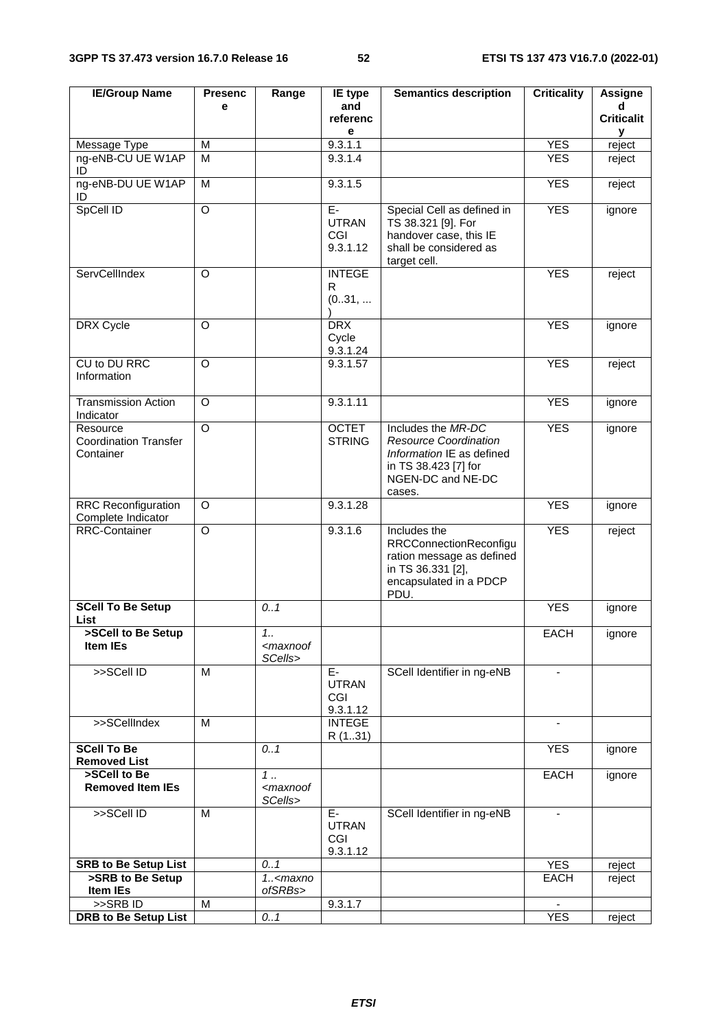| IE/Group Name | Presence | Range | IE type and reference | Semantics description | Criticality | Assigned Criticality |
|---|---|---|---|---|---|---|
| Message Type | M | | 9.3.1.1 | | YES | reject |
| ng-eNB-CU UE W1AP ID | M | | 9.3.1.4 | | YES | reject |
| ng-eNB-DU UE W1AP ID | M | | 9.3.1.5 | | YES | reject |
| SpCell ID | O | | E-UTRAN CGI 9.3.1.12 | Special Cell as defined in TS 38.321 [9]. For handover case, this IE shall be considered as target cell. | YES | ignore |
| ServCellIndex | O | | INTEGER (0..31, ...) | | YES | reject |
| DRX Cycle | O | | DRX Cycle 9.3.1.24 | | YES | ignore |
| CU to DU RRC Information | O | | 9.3.1.57 | | YES | reject |
| Transmission Action Indicator | O | | 9.3.1.11 | | YES | ignore |
| Resource Coordination Transfer Container | O | | OCTET STRING | Includes the *MR-DC Resource Coordination Information* IE as defined in TS 38.423 [7] for NGEN-DC and NE-DC cases. | YES | ignore |
| RRC Reconfiguration Complete Indicator | O | | 9.3.1.28 | | YES | ignore |
| RRC-Container | O | | 9.3.1.6 | Includes the RRCConnectionReconfiguration message as defined in TS 36.331 [2], encapsulated in a PDCP PDU. | YES | reject |
| **SCell To Be Setup List** | | *0..1* | | | YES | ignore |
| **>SCell to Be Setup Item IEs** | | *1..<maxnoofSCells>* | | | EACH | ignore |
| >>SCell ID | M | | E-UTRAN CGI 9.3.1.12 | SCell Identifier in ng-eNB | - | |
| >>SCellIndex | M | | INTEGER (1..31) | | - | |
| **SCell To Be Removed List** | | *0..1* | | | YES | ignore |
| **>SCell to Be Removed Item IEs** | | *1 ..<maxnoofSCells>* | | | EACH | ignore |
| >>SCell ID | M | | E-UTRAN CGI 9.3.1.12 | SCell Identifier in ng-eNB | - | |
| **SRB to Be Setup List** | | *0..1* | | | YES | reject |
| **>SRB to Be Setup Item IEs** | | *1..<maxnoofSRBs>* | | | EACH | reject |
| >>SRB ID | M | | 9.3.1.7 | | - | |
| **DRB to Be Setup List** | | *0..1* | | | YES | reject |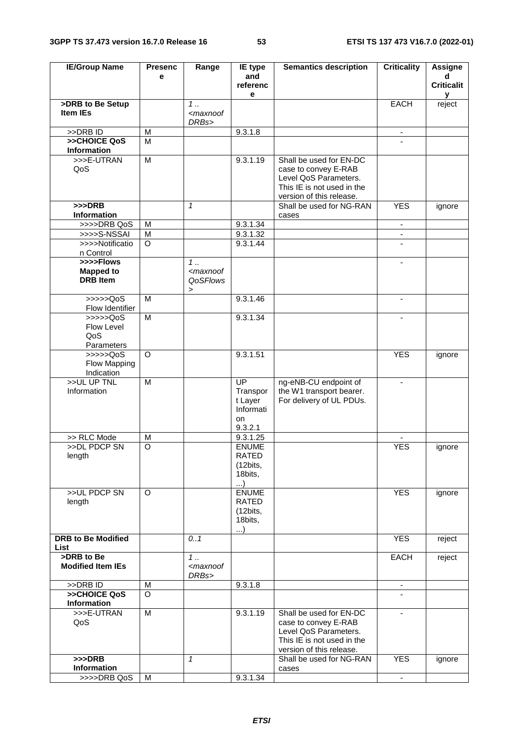| IE/Group Name | Presence | Range | IE type and reference | Semantics description | Criticality | Assigned Criticality |
|---|---|---|---|---|---|---|
| **>DRB to Be Setup Item IEs** | | *1 .. <maxnoofDRBs>* | | | EACH | reject |
| >>DRB ID | M | | 9.3.1.8 | | - | |
| **>>CHOICE QoS Information** | M | | | | - | |
| >>>E-UTRAN QoS | M | | 9.3.1.19 | Shall be used for EN-DC case to convey E-RAB Level QoS Parameters. This IE is not used in the version of this release. | | |
| **>>>DRB Information** | | *1* | | Shall be used for NG-RAN cases | YES | ignore |
| >>>>DRB QoS | M | | 9.3.1.34 | | - | |
| >>>>S-NSSAI | M | | 9.3.1.32 | | - | |
| >>>>Notification Control | O | | 9.3.1.44 | | - | |
| **>>>>Flows Mapped to DRB Item** | | *1 .. <maxnoofQoSFlows>* | | | - | |
| >>>>>QoS Flow Identifier | M | | 9.3.1.46 | | - | |
| >>>>>QoS Flow Level QoS Parameters | M | | 9.3.1.34 | | - | |
| >>>>>QoS Flow Mapping Indication | O | | 9.3.1.51 | | YES | ignore |
| >>UL UP TNL Information | M | | UP Transport Layer Information 9.3.2.1 | ng-eNB-CU endpoint of the W1 transport bearer. For delivery of UL PDUs. | - | |
| >> RLC Mode | M | | 9.3.1.25 | | - | |
| >>DL PDCP SN length | O | | ENUMERATED (12bits, 18bits, ...) | | YES | ignore |
| >>UL PDCP SN length | O | | ENUMERATED (12bits, 18bits, ...) | | YES | ignore |
| **DRB to Be Modified List** | | *0..1* | | | YES | reject |
| **>DRB to Be Modified Item IEs** | | *1 .. <maxnoofDRBs>* | | | EACH | reject |
| >>DRB ID | M | | 9.3.1.8 | | - | |
| **>>CHOICE QoS Information** | O | | | | - | |
| >>>E-UTRAN QoS | M | | 9.3.1.19 | Shall be used for EN-DC case to convey E-RAB Level QoS Parameters. This IE is not used in the version of this release. | - | |
| **>>>DRB Information** | | *1* | | Shall be used for NG-RAN cases | YES | ignore |
| >>>>DRB QoS | M | | 9.3.1.34 | | - | |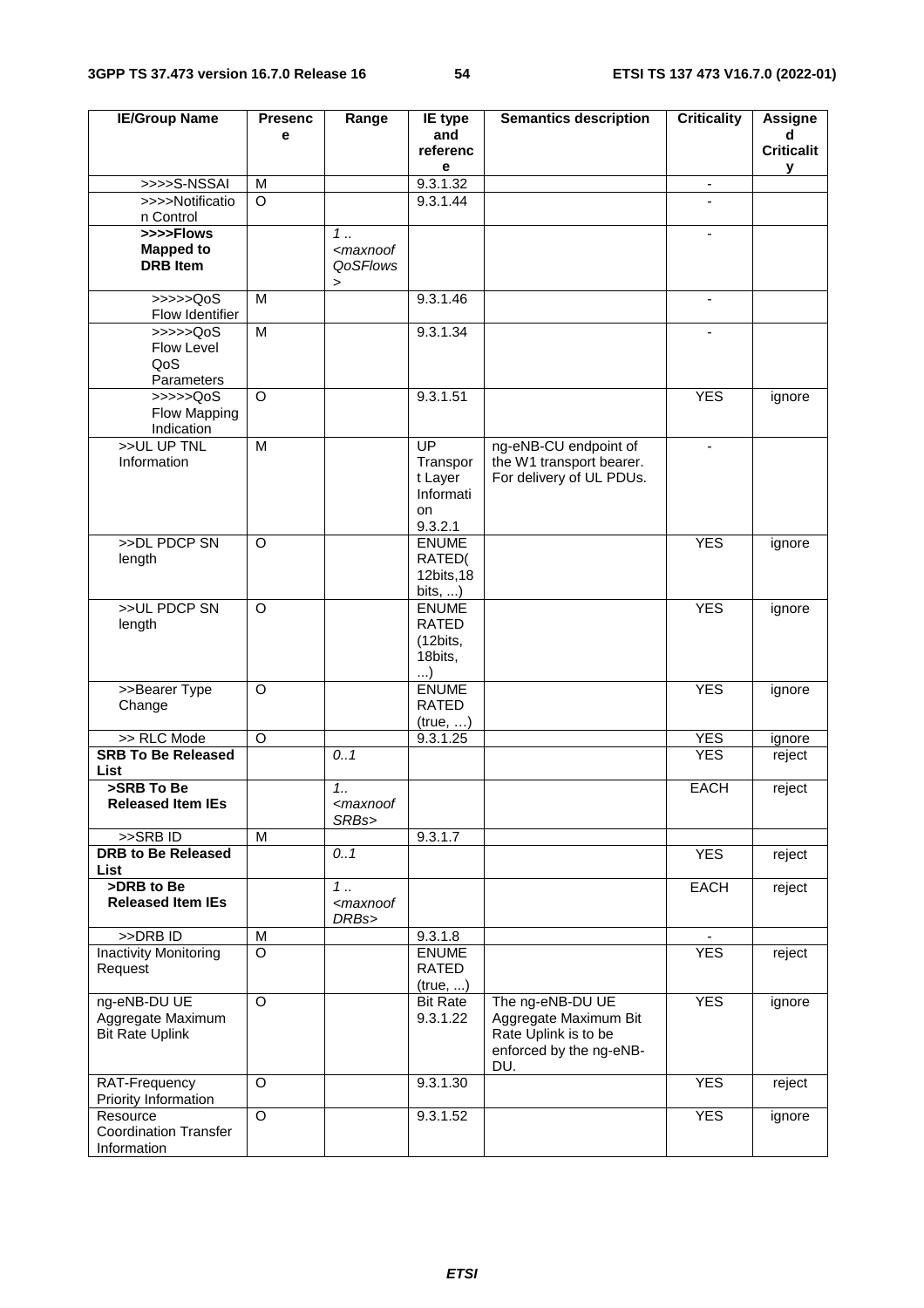| IE/Group Name | Presence | Range | IE type and reference | Semantics description | Criticality | Assigned Criticality |
|---|---|---|---|---|---|---|
| >>>>S-NSSAI | M | | 9.3.1.32 | | - | |
| >>>>Notification Control | O | | 9.3.1.44 | | - | |
| **>>>>Flows Mapped to DRB Item** | | *1 .. <maxnoofQoSFlows>* | | | - | |
| >>>>>QoS Flow Identifier | M | | 9.3.1.46 | | - | |
| >>>>>QoS Flow Level QoS Parameters | M | | 9.3.1.34 | | - | |
| >>>>>QoS Flow Mapping Indication | O | | 9.3.1.51 | | YES | ignore |
| >>UL UP TNL Information | M | | UP Transport Layer Information 9.3.2.1 | ng-eNB-CU endpoint of the W1 transport bearer. For delivery of UL PDUs. | - | |
| >>DL PDCP SN length | O | | ENUMERATED( 12bits,18bits, ...) | | YES | ignore |
| >>UL PDCP SN length | O | | ENUMERATED (12bits, 18bits, ...) | | YES | ignore |
| >>Bearer Type Change | O | | ENUMERATED (true, …) | | YES | ignore |
| >> RLC Mode | O | | 9.3.1.25 | | YES | ignore |
| **SRB To Be Released List** | | *0..1* | | | YES | reject |
| **>SRB To Be Released Item IEs** | | *1.. <maxnoofSRBs>* | | | EACH | reject |
| >>SRB ID | M | | 9.3.1.7 | | | |
| **DRB to Be Released List** | | *0..1* | | | YES | reject |
| **>DRB to Be Released Item IEs** | | *1 .. <maxnoofDRBs>* | | | EACH | reject |
| >>DRB ID | M | | 9.3.1.8 | | - | |
| Inactivity Monitoring Request | O | | ENUMERATED (true, ...) | | YES | reject |
| ng-eNB-DU UE Aggregate Maximum Bit Rate Uplink | O | | Bit Rate 9.3.1.22 | The ng-eNB-DU UE Aggregate Maximum Bit Rate Uplink is to be enforced by the ng-eNB-DU. | YES | ignore |
| RAT-Frequency Priority Information | O | | 9.3.1.30 | | YES | reject |
| Resource Coordination Transfer Information | O | | 9.3.1.52 | | YES | ignore |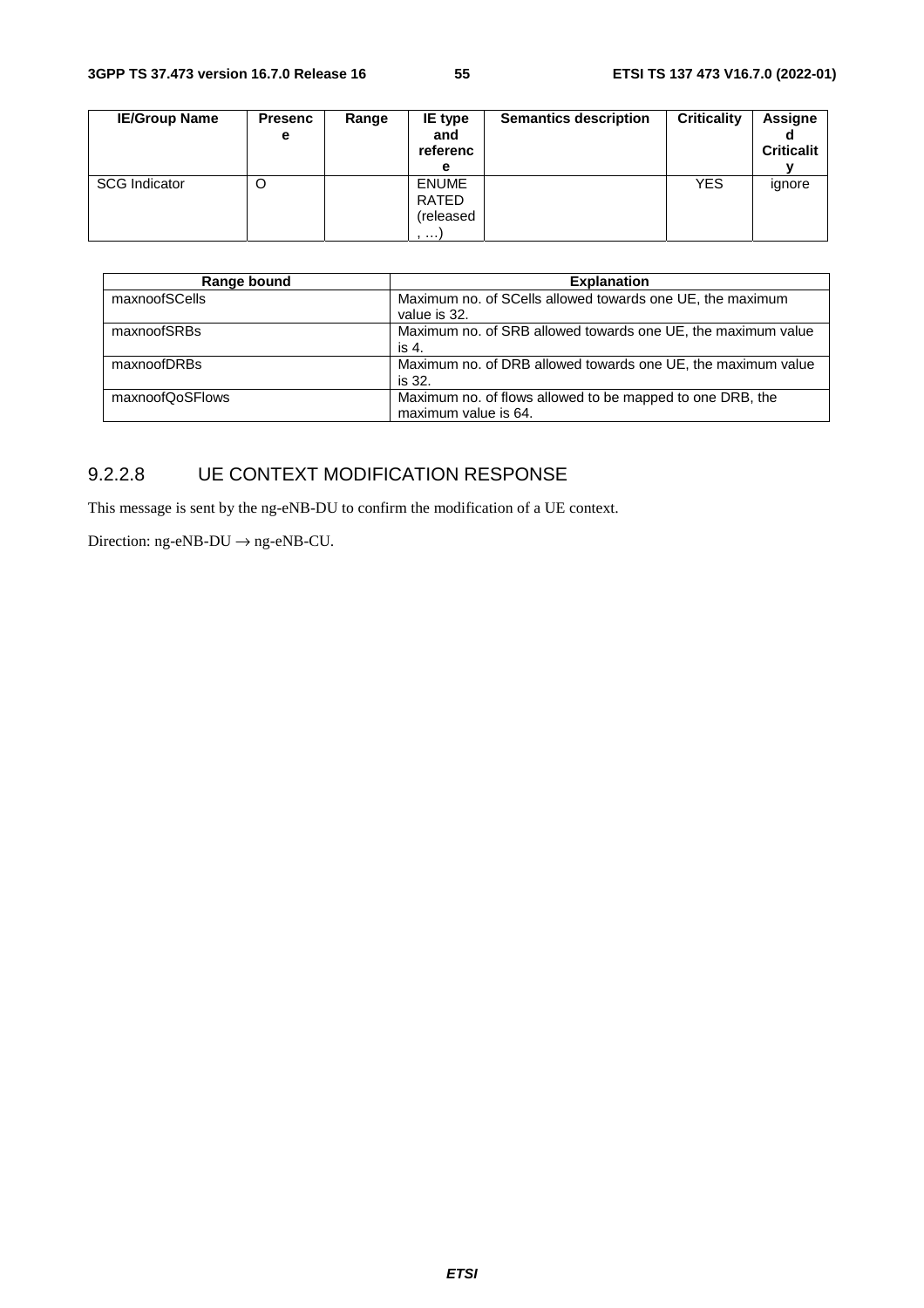| IE/Group Name | Presence | Range | IE type and reference | Semantics description | Criticality | Assigned Criticality |
|---|---|---|---|---|---|---|
| SCG Indicator | O | | ENUMERATED (released, …) | | YES | ignore |

| Range bound | Explanation |
|---|---|
| maxnoofSCells | Maximum no. of SCells allowed towards one UE, the maximum value is 32. |
| maxnoofSRBs | Maximum no. of SRB allowed towards one UE, the maximum value is 4. |
| maxnoofDRBs | Maximum no. of DRB allowed towards one UE, the maximum value is 32. |
| maxnoofQoSFlows | Maximum no. of flows allowed to be mapped to one DRB, the maximum value is 64. |

### 9.2.2.8 UE CONTEXT MODIFICATION RESPONSE

This message is sent by the ng-eNB-DU to confirm the modification of a UE context.

Direction: ng-eNB-DU → ng-eNB-CU.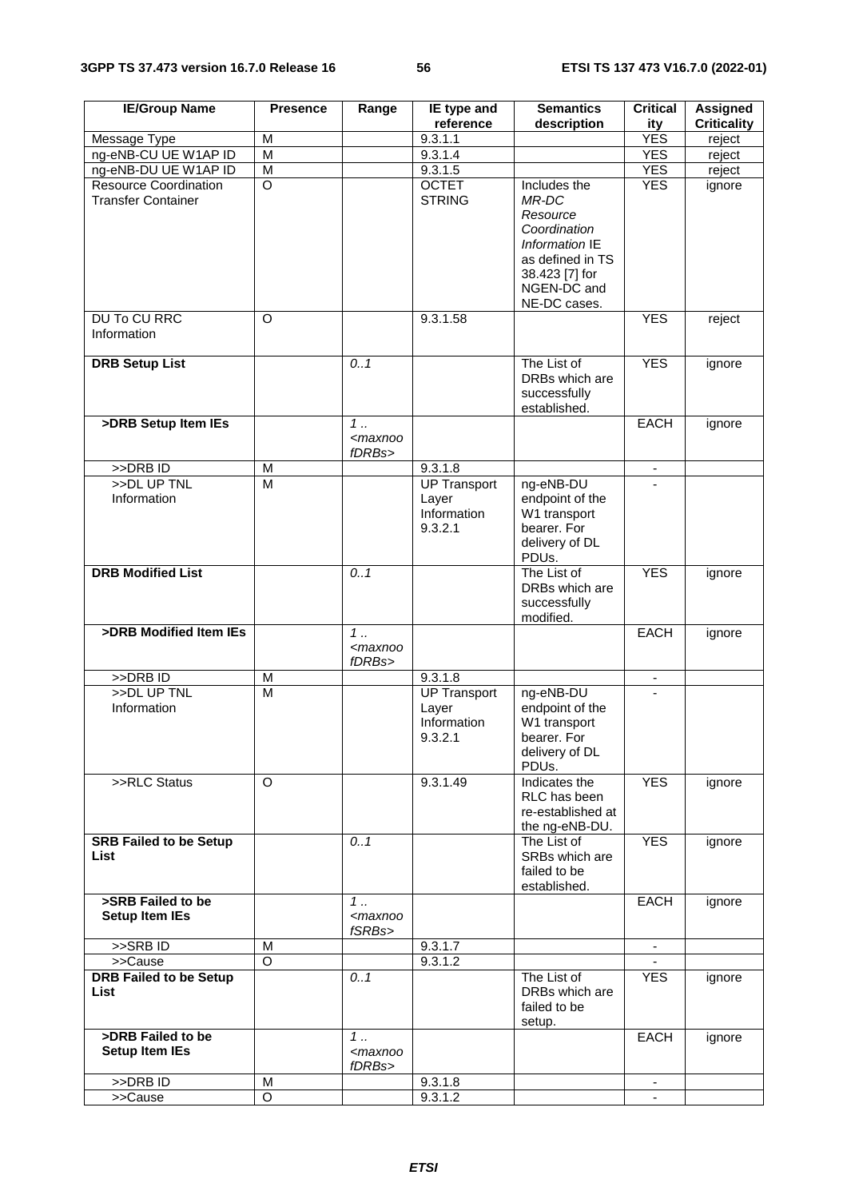| IE/Group Name | Presence | Range | IE type and reference | Semantics description | Criticality | Assigned Criticality |
|---|---|---|---|---|---|---|
| Message Type | M | | 9.3.1.1 | | YES | reject |
| ng-eNB-CU UE W1AP ID | M | | 9.3.1.4 | | YES | reject |
| ng-eNB-DU UE W1AP ID | M | | 9.3.1.5 | | YES | reject |
| Resource Coordination Transfer Container | O | | OCTET STRING | Includes the *MR-DC Resource Coordination Information* IE as defined in TS 38.423 [7] for NGEN-DC and NE-DC cases. | YES | ignore |
| DU To CU RRC Information | O | | 9.3.1.58 | | YES | reject |
| **DRB Setup List** | | *0..1* | | The List of DRBs which are successfully established. | YES | ignore |
| **>DRB Setup Item IEs** | | *1 .. <maxnoofDRBs>* | | | EACH | ignore |
| >>DRB ID | M | | 9.3.1.8 | | - | |
| >>DL UP TNL Information | M | | UP Transport Layer Information 9.3.2.1 | ng-eNB-DU endpoint of the W1 transport bearer. For delivery of DL PDUs. | - | |
| **DRB Modified List** | | *0..1* | | The List of DRBs which are successfully modified. | YES | ignore |
| **>DRB Modified Item IEs** | | *1 .. <maxnoofDRBs>* | | | EACH | ignore |
| >>DRB ID | M | | 9.3.1.8 | | - | |
| >>DL UP TNL Information | M | | UP Transport Layer Information 9.3.2.1 | ng-eNB-DU endpoint of the W1 transport bearer. For delivery of DL PDUs. | - | |
| >>RLC Status | O | | 9.3.1.49 | Indicates the RLC has been re-established at the ng-eNB-DU. | YES | ignore |
| **SRB Failed to be Setup List** | | *0..1* | | The List of SRBs which are failed to be established. | YES | ignore |
| **>SRB Failed to be Setup Item IEs** | | *1 .. <maxnoofSRBs>* | | | EACH | ignore |
| >>SRB ID | M | | 9.3.1.7 | | - | |
| >>Cause | O | | 9.3.1.2 | | - | |
| **DRB Failed to be Setup List** | | *0..1* | | The List of DRBs which are failed to be setup. | YES | ignore |
| **>DRB Failed to be Setup Item IEs** | | *1 .. <maxnoofDRBs>* | | | EACH | ignore |
| >>DRB ID | M | | 9.3.1.8 | | - | |
| >>Cause | O | | 9.3.1.2 | | - | |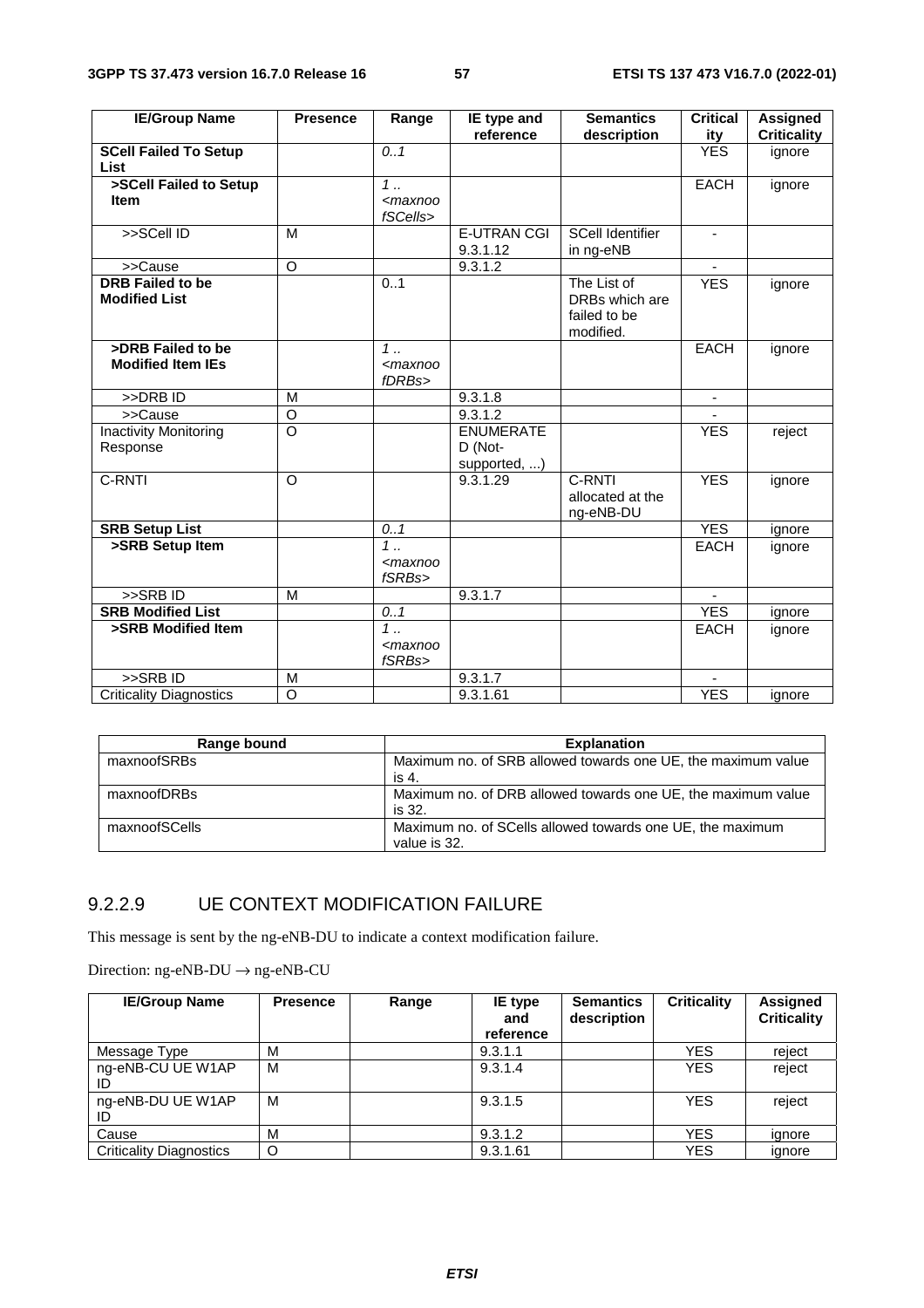| IE/Group Name | Presence | Range | IE type and reference | Semantics description | Criticality | Assigned Criticality |
|---|---|---|---|---|---|---|
| **SCell Failed To Setup List** | | *0..1* | | | YES | ignore |
| **>SCell Failed to Setup Item** | | *1 .. <maxnoofSCells>* | | | EACH | ignore |
| >>SCell ID | M | | E-UTRAN CGI 9.3.1.12 | SCell Identifier in ng-eNB | - | |
| >>Cause | O | | 9.3.1.2 | | - | |
| **DRB Failed to be Modified List** | | 0..1 | | The List of DRBs which are failed to be modified. | YES | ignore |
| **>DRB Failed to be Modified Item IEs** | | *1 .. <maxnoofDRBs>* | | | EACH | ignore |
| >>DRB ID | M | | 9.3.1.8 | | - | |
| >>Cause | O | | 9.3.1.2 | | - | |
| Inactivity Monitoring Response | O | | ENUMERATED (Not-supported, ...) | | YES | reject |
| C-RNTI | O | | 9.3.1.29 | C-RNTI allocated at the ng-eNB-DU | YES | ignore |
| **SRB Setup List** | | *0..1* | | | YES | ignore |
| **>SRB Setup Item** | | *1 .. <maxnoofSRBs>* | | | EACH | ignore |
| >>SRB ID | M | | 9.3.1.7 | | - | |
| **SRB Modified List** | | *0..1* | | | YES | ignore |
| **>SRB Modified Item** | | *1 .. <maxnoofSRBs>* | | | EACH | ignore |
| >>SRB ID | M | | 9.3.1.7 | | - | |
| Criticality Diagnostics | O | | 9.3.1.61 | | YES | ignore |

| Range bound | Explanation |
|---|---|
| maxnoofSRBs | Maximum no. of SRB allowed towards one UE, the maximum value is 4. |
| maxnoofDRBs | Maximum no. of DRB allowed towards one UE, the maximum value is 32. |
| maxnoofSCells | Maximum no. of SCells allowed towards one UE, the maximum value is 32. |

### 9.2.2.9 UE CONTEXT MODIFICATION FAILURE

This message is sent by the ng-eNB-DU to indicate a context modification failure.

Direction: ng-eNB-DU → ng-eNB-CU

| IE/Group Name | Presence | Range | IE type and reference | Semantics description | Criticality | Assigned Criticality |
|---|---|---|---|---|---|---|
| Message Type | M | | 9.3.1.1 | | YES | reject |
| ng-eNB-CU UE W1AP ID | M | | 9.3.1.4 | | YES | reject |
| ng-eNB-DU UE W1AP ID | M | | 9.3.1.5 | | YES | reject |
| Cause | M | | 9.3.1.2 | | YES | ignore |
| Criticality Diagnostics | O | | 9.3.1.61 | | YES | ignore |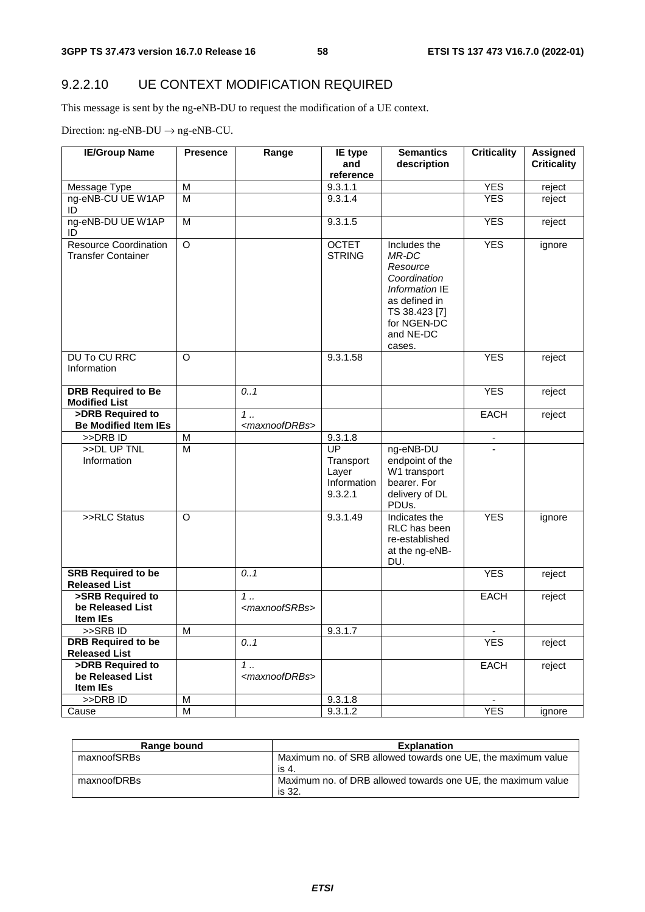### 9.2.2.10 UE CONTEXT MODIFICATION REQUIRED

This message is sent by the ng-eNB-DU to request the modification of a UE context.

Direction: ng-eNB-DU → ng-eNB-CU.

| IE/Group Name | Presence | Range | IE type and reference | Semantics description | Criticality | Assigned Criticality |
|---|---|---|---|---|---|---|
| Message Type | M | | 9.3.1.1 | | YES | reject |
| ng-eNB-CU UE W1AP ID | M | | 9.3.1.4 | | YES | reject |
| ng-eNB-DU UE W1AP ID | M | | 9.3.1.5 | | YES | reject |
| Resource Coordination Transfer Container | O | | OCTET STRING | Includes the *MR-DC Resource Coordination Information* IE as defined in TS 38.423 [7] for NGEN-DC and NE-DC cases. | YES | ignore |
| DU To CU RRC Information | O | | 9.3.1.58 | | YES | reject |
| **DRB Required to Be Modified List** | | *0..1* | | | YES | reject |
| **>DRB Required to Be Modified Item IEs** | | *1 .. <maxnoofDRBs>* | | | EACH | reject |
| >>DRB ID | M | | 9.3.1.8 | | - | |
| >>DL UP TNL Information | M | | UP Transport Layer Information 9.3.2.1 | ng-eNB-DU endpoint of the W1 transport bearer. For delivery of DL PDUs. | - | |
| >>RLC Status | O | | 9.3.1.49 | Indicates the RLC has been re-established at the ng-eNB-DU. | YES | ignore |
| **SRB Required to be Released List** | | *0..1* | | | YES | reject |
| **>SRB Required to be Released List Item IEs** | | *1 .. <maxnoofSRBs>* | | | EACH | reject |
| >>SRB ID | M | | 9.3.1.7 | | - | |
| **DRB Required to be Released List** | | *0..1* | | | YES | reject |
| **>DRB Required to be Released List Item IEs** | | *1 .. <maxnoofDRBs>* | | | EACH | reject |
| >>DRB ID | M | | 9.3.1.8 | | - | |
| Cause | M | | 9.3.1.2 | | YES | ignore |

| Range bound | Explanation |
|---|---|
| maxnoofSRBs | Maximum no. of SRB allowed towards one UE, the maximum value is 4. |
| maxnoofDRBs | Maximum no. of DRB allowed towards one UE, the maximum value is 32. |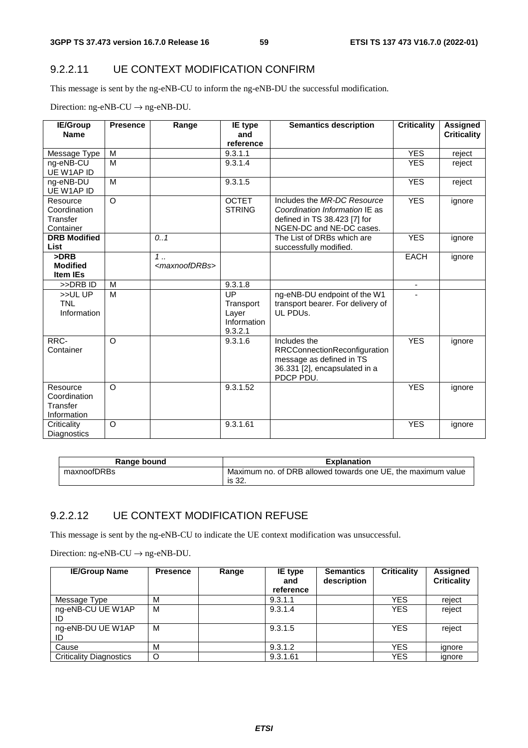### 9.2.2.11 UE CONTEXT MODIFICATION CONFIRM

This message is sent by the ng-eNB-CU to inform the ng-eNB-DU the successful modification.

Direction: ng-eNB-CU → ng-eNB-DU.

| IE/Group Name | Presence | Range | IE type and reference | Semantics description | Criticality | Assigned Criticality |
|---|---|---|---|---|---|---|
| Message Type | M | | 9.3.1.1 | | YES | reject |
| ng-eNB-CU UE W1AP ID | M | | 9.3.1.4 | | YES | reject |
| ng-eNB-DU UE W1AP ID | M | | 9.3.1.5 | | YES | reject |
| Resource Coordination Transfer Container | O | | OCTET STRING | Includes the *MR-DC Resource Coordination Information* IE as defined in TS 38.423 [7] for NGEN-DC and NE-DC cases. | YES | ignore |
| **DRB Modified List** | | *0..1* | | The List of DRBs which are successfully modified. | YES | ignore |
| **>DRB Modified Item IEs** | | *1 .. <maxnoofDRBs>* | | | EACH | ignore |
| >>DRB ID | M | | 9.3.1.8 | | - | |
| >>UL UP TNL Information | M | | UP Transport Layer Information 9.3.2.1 | ng-eNB-DU endpoint of the W1 transport bearer. For delivery of UL PDUs. | - | |
| RRC-Container | O | | 9.3.1.6 | Includes the RRCConnectionReconfiguration message as defined in TS 36.331 [2], encapsulated in a PDCP PDU. | YES | ignore |
| Resource Coordination Transfer Information | O | | 9.3.1.52 | | YES | ignore |
| Criticality Diagnostics | O | | 9.3.1.61 | | YES | ignore |

| Range bound | Explanation |
|---|---|
| maxnoofDRBs | Maximum no. of DRB allowed towards one UE, the maximum value is 32. |

### 9.2.2.12 UE CONTEXT MODIFICATION REFUSE

This message is sent by the ng-eNB-CU to indicate the UE context modification was unsuccessful.

Direction: ng-eNB-CU → ng-eNB-DU.

| IE/Group Name | Presence | Range | IE type and reference | Semantics description | Criticality | Assigned Criticality |
|---|---|---|---|---|---|---|
| Message Type | M | | 9.3.1.1 | | YES | reject |
| ng-eNB-CU UE W1AP ID | M | | 9.3.1.4 | | YES | reject |
| ng-eNB-DU UE W1AP ID | M | | 9.3.1.5 | | YES | reject |
| Cause | M | | 9.3.1.2 | | YES | ignore |
| Criticality Diagnostics | O | | 9.3.1.61 | | YES | ignore |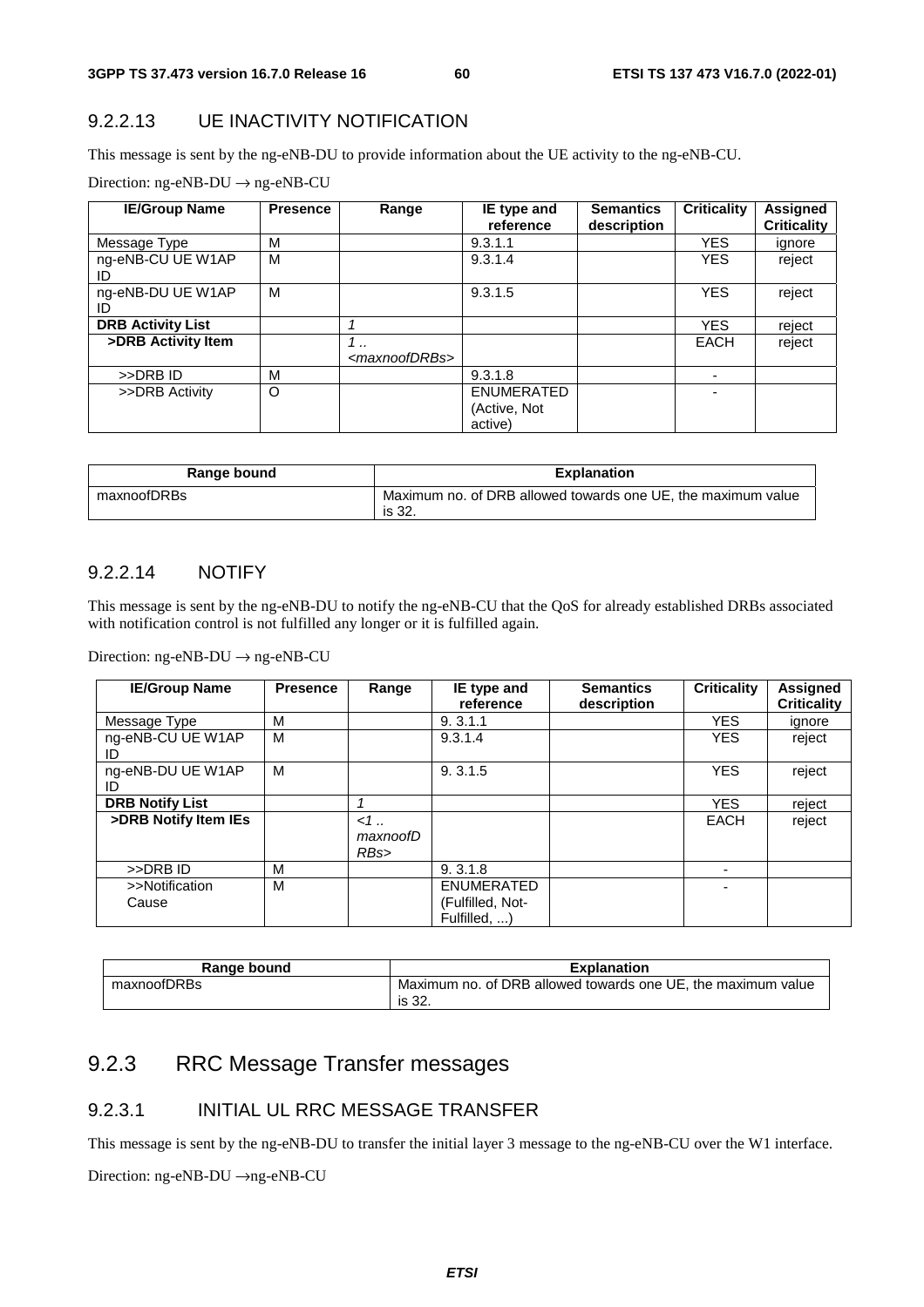### 9.2.2.13 UE INACTIVITY NOTIFICATION

This message is sent by the ng-eNB-DU to provide information about the UE activity to the ng-eNB-CU.

Direction: ng-eNB-DU → ng-eNB-CU

| IE/Group Name | Presence | Range | IE type and reference | Semantics description | Criticality | Assigned Criticality |
|---|---|---|---|---|---|---|
| Message Type | M | | 9.3.1.1 | | YES | ignore |
| ng-eNB-CU UE W1AP ID | M | | 9.3.1.4 | | YES | reject |
| ng-eNB-DU UE W1AP ID | M | | 9.3.1.5 | | YES | reject |
| **DRB Activity List** | | *1* | | | YES | reject |
| **>DRB Activity Item** | | *1 .. <maxnoofDRBs>* | | | EACH | reject |
| >>DRB ID | M | | 9.3.1.8 | | - | |
| >>DRB Activity | O | | ENUMERATED (Active, Not active) | | - | |

| Range bound | Explanation |
|---|---|
| maxnoofDRBs | Maximum no. of DRB allowed towards one UE, the maximum value is 32. |

### 9.2.2.14 NOTIFY

This message is sent by the ng-eNB-DU to notify the ng-eNB-CU that the QoS for already established DRBs associated with notification control is not fulfilled any longer or it is fulfilled again.

Direction: ng-eNB-DU → ng-eNB-CU

| IE/Group Name | Presence | Range | IE type and reference | Semantics description | Criticality | Assigned Criticality |
|---|---|---|---|---|---|---|
| Message Type | M | | 9. 3.1.1 | | YES | ignore |
| ng-eNB-CU UE W1AP ID | M | | 9.3.1.4 | | YES | reject |
| ng-eNB-DU UE W1AP ID | M | | 9. 3.1.5 | | YES | reject |
| **DRB Notify List** | | *1* | | | YES | reject |
| **>DRB Notify Item IEs** | | *<1 .. maxnoofDRBs>* | | | EACH | reject |
| >>DRB ID | M | | 9. 3.1.8 | | - | |
| >>Notification Cause | M | | ENUMERATED (Fulfilled, Not-Fulfilled, ...) | | - | |

| Range bound | Explanation |
|---|---|
| maxnoofDRBs | Maximum no. of DRB allowed towards one UE, the maximum value is 32. |

## 9.2.3 RRC Message Transfer messages

### 9.2.3.1 INITIAL UL RRC MESSAGE TRANSFER

This message is sent by the ng-eNB-DU to transfer the initial layer 3 message to the ng-eNB-CU over the W1 interface.

Direction: ng-eNB-DU →ng-eNB-CU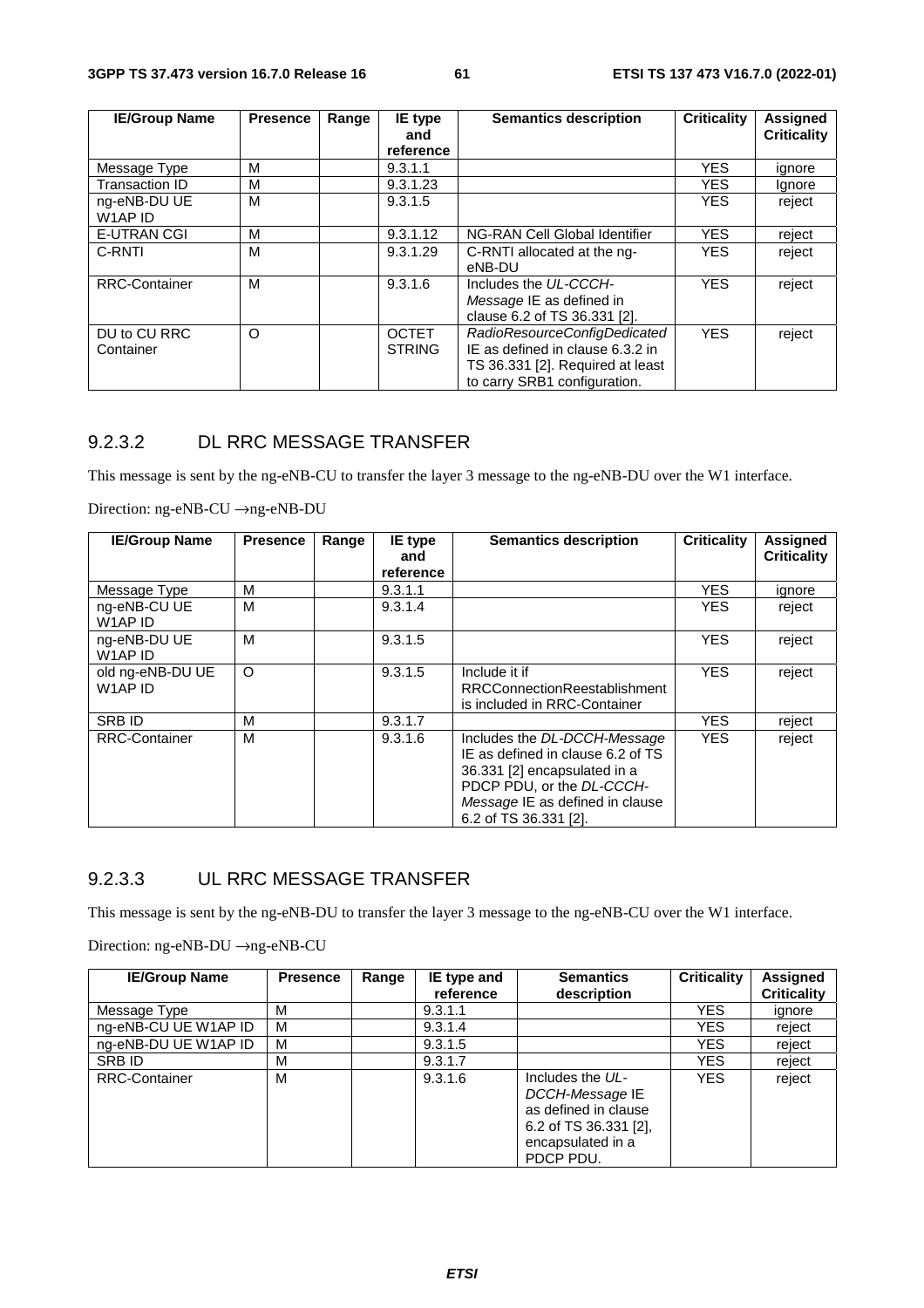| IE/Group Name | Presence | Range | IE type and reference | Semantics description | Criticality | Assigned Criticality |
|---|---|---|---|---|---|---|
| Message Type | M | | 9.3.1.1 | | YES | ignore |
| Transaction ID | M | | 9.3.1.23 | | YES | Ignore |
| ng-eNB-DU UE W1AP ID | M | | 9.3.1.5 | | YES | reject |
| E-UTRAN CGI | M | | 9.3.1.12 | NG-RAN Cell Global Identifier | YES | reject |
| C-RNTI | M | | 9.3.1.29 | C-RNTI allocated at the ng-eNB-DU | YES | reject |
| RRC-Container | M | | 9.3.1.6 | Includes the *UL-CCCH-Message* IE as defined in clause 6.2 of TS 36.331 [2]. | YES | reject |
| DU to CU RRC Container | O | | OCTET STRING | *RadioResourceConfigDedicated* IE as defined in clause 6.3.2 in TS 36.331 [2]. Required at least to carry SRB1 configuration. | YES | reject |

### 9.2.3.2 DL RRC MESSAGE TRANSFER

This message is sent by the ng-eNB-CU to transfer the layer 3 message to the ng-eNB-DU over the W1 interface.

Direction: ng-eNB-CU →ng-eNB-DU

| IE/Group Name | Presence | Range | IE type and reference | Semantics description | Criticality | Assigned Criticality |
|---|---|---|---|---|---|---|
| Message Type | M | | 9.3.1.1 | | YES | ignore |
| ng-eNB-CU UE W1AP ID | M | | 9.3.1.4 | | YES | reject |
| ng-eNB-DU UE W1AP ID | M | | 9.3.1.5 | | YES | reject |
| old ng-eNB-DU UE W1AP ID | O | | 9.3.1.5 | Include it if RRCConnectionReestablishment is included in RRC-Container | YES | reject |
| SRB ID | M | | 9.3.1.7 | | YES | reject |
| RRC-Container | M | | 9.3.1.6 | Includes the *DL-DCCH-Message* IE as defined in clause 6.2 of TS 36.331 [2] encapsulated in a PDCP PDU, or the *DL-CCCH-Message* IE as defined in clause 6.2 of TS 36.331 [2]. | YES | reject |

### 9.2.3.3 UL RRC MESSAGE TRANSFER

This message is sent by the ng-eNB-DU to transfer the layer 3 message to the ng-eNB-CU over the W1 interface.

Direction: ng-eNB-DU →ng-eNB-CU

| IE/Group Name | Presence | Range | IE type and reference | Semantics description | Criticality | Assigned Criticality |
|---|---|---|---|---|---|---|
| Message Type | M | | 9.3.1.1 | | YES | ignore |
| ng-eNB-CU UE W1AP ID | M | | 9.3.1.4 | | YES | reject |
| ng-eNB-DU UE W1AP ID | M | | 9.3.1.5 | | YES | reject |
| SRB ID | M | | 9.3.1.7 | | YES | reject |
| RRC-Container | M | | 9.3.1.6 | Includes the *UL-DCCH-Message* IE as defined in clause 6.2 of TS 36.331 [2], encapsulated in a PDCP PDU. | YES | reject |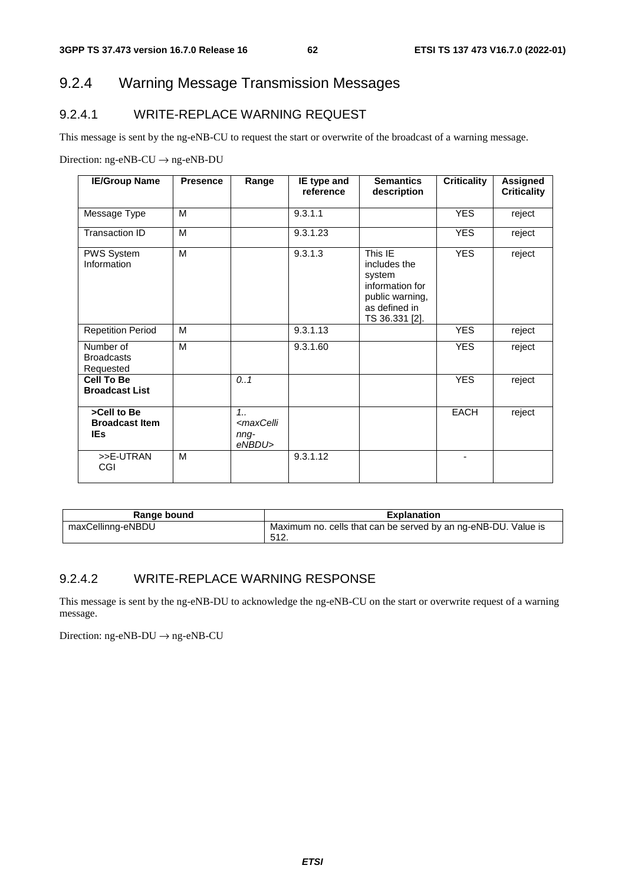## 9.2.4 Warning Message Transmission Messages

### 9.2.4.1 WRITE-REPLACE WARNING REQUEST

This message is sent by the ng-eNB-CU to request the start or overwrite of the broadcast of a warning message.

Direction: ng-eNB-CU → ng-eNB-DU

| IE/Group Name | Presence | Range | IE type and reference | Semantics description | Criticality | Assigned Criticality |
|---|---|---|---|---|---|---|
| Message Type | M | | 9.3.1.1 | | YES | reject |
| Transaction ID | M | | 9.3.1.23 | | YES | reject |
| PWS System Information | M | | 9.3.1.3 | This IE includes the system information for public warning, as defined in TS 36.331 [2]. | YES | reject |
| Repetition Period | M | | 9.3.1.13 | | YES | reject |
| Number of Broadcasts Requested | M | | 9.3.1.60 | | YES | reject |
| **Cell To Be Broadcast List** | | *0..1* | | | YES | reject |
| **>Cell to Be Broadcast Item IEs** | | *1..<maxCellinng-eNBDU>* | | | EACH | reject |
| >>E-UTRAN CGI | M | | 9.3.1.12 | | - | |

| Range bound | Explanation |
|---|---|
| maxCellinng-eNBDU | Maximum no. cells that can be served by an ng-eNB-DU. Value is 512. |

### 9.2.4.2 WRITE-REPLACE WARNING RESPONSE

This message is sent by the ng-eNB-DU to acknowledge the ng-eNB-CU on the start or overwrite request of a warning message.

Direction: ng-eNB-DU → ng-eNB-CU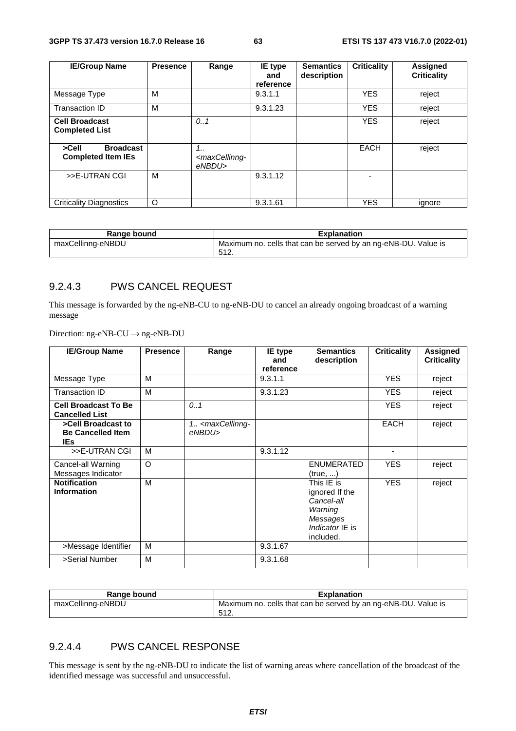| IE/Group Name | Presence | Range | IE type and reference | Semantics description | Criticality | Assigned Criticality |
|---|---|---|---|---|---|---|
| Message Type | M | | 9.3.1.1 | | YES | reject |
| Transaction ID | M | | 9.3.1.23 | | YES | reject |
| **Cell Broadcast Completed List** | | *0..1* | | | YES | reject |
| **>Cell Broadcast Completed Item IEs** | | *1.. <maxCellinng-eNBDU>* | | | EACH | reject |
| >>E-UTRAN CGI | M | | 9.3.1.12 | | - | |
| Criticality Diagnostics | O | | 9.3.1.61 | | YES | ignore |

| Range bound | Explanation |
|---|---|
| maxCellinng-eNBDU | Maximum no. cells that can be served by an ng-eNB-DU. Value is 512. |

### 9.2.4.3 PWS CANCEL REQUEST

This message is forwarded by the ng-eNB-CU to ng-eNB-DU to cancel an already ongoing broadcast of a warning message

Direction: ng-eNB-CU → ng-eNB-DU

| IE/Group Name | Presence | Range | IE type and reference | Semantics description | Criticality | Assigned Criticality |
|---|---|---|---|---|---|---|
| Message Type | M | | 9.3.1.1 | | YES | reject |
| Transaction ID | M | | 9.3.1.23 | | YES | reject |
| **Cell Broadcast To Be Cancelled List** | | *0..1* | | | YES | reject |
| **>Cell Broadcast to Be Cancelled Item IEs** | | *1.. <maxCellinng-eNBDU>* | | | EACH | reject |
| >>E-UTRAN CGI | M | | 9.3.1.12 | | - | |
| Cancel-all Warning Messages Indicator | O | | | ENUMERATED (true, ...) | YES | reject |
| **Notification Information** | M | | | This IE is ignored If the *Cancel-all Warning Messages Indicator* IE is included. | YES | reject |
| >Message Identifier | M | | 9.3.1.67 | | | |
| >Serial Number | M | | 9.3.1.68 | | | |

| Range bound | Explanation |
|---|---|
| maxCellinng-eNBDU | Maximum no. cells that can be served by an ng-eNB-DU. Value is 512. |

### 9.2.4.4 PWS CANCEL RESPONSE

This message is sent by the ng-eNB-DU to indicate the list of warning areas where cancellation of the broadcast of the identified message was successful and unsuccessful.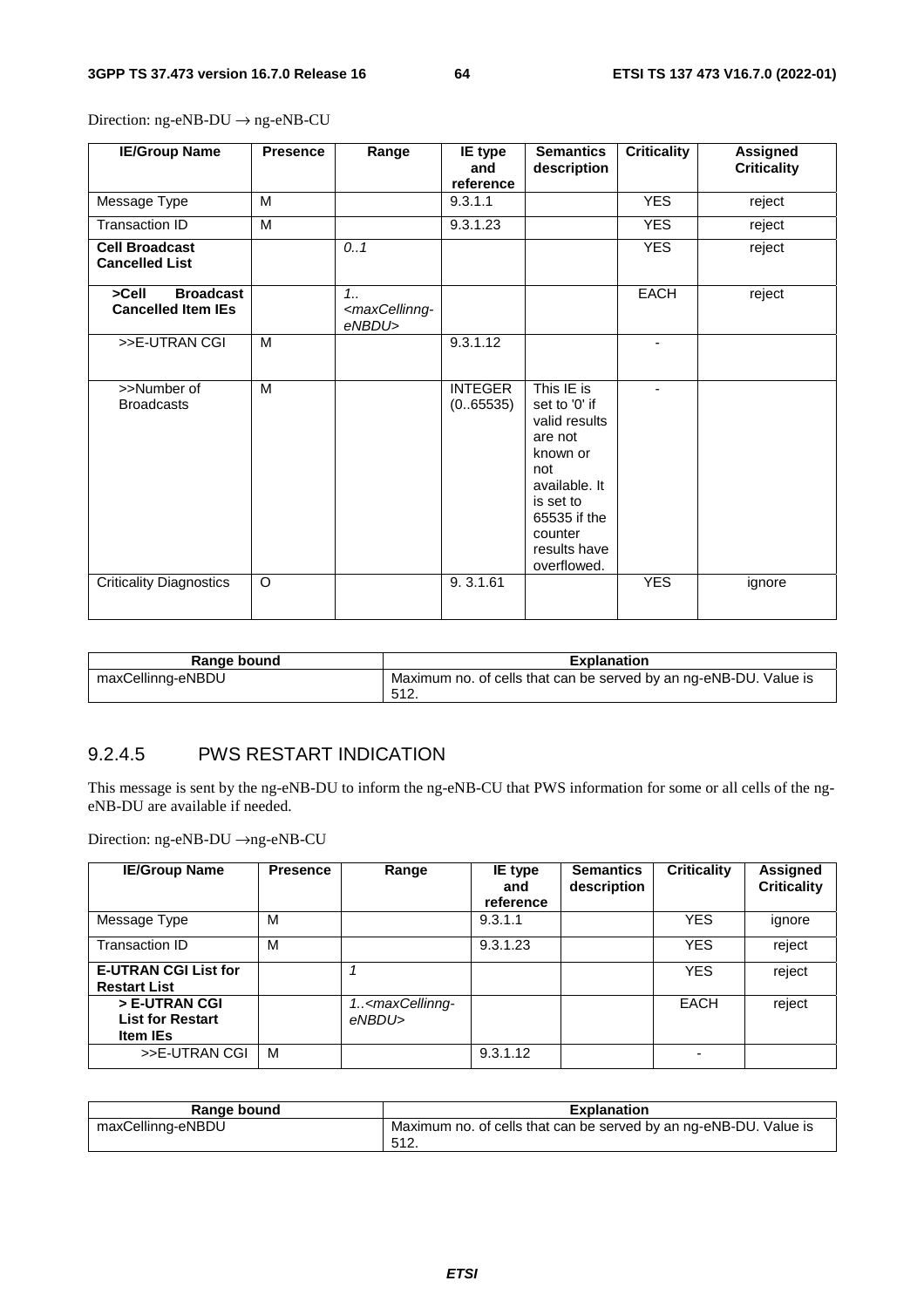Direction: ng-eNB-DU → ng-eNB-CU

| IE/Group Name | Presence | Range | IE type and reference | Semantics description | Criticality | Assigned Criticality |
|---|---|---|---|---|---|---|
| Message Type | M | | 9.3.1.1 | | YES | reject |
| Transaction ID | M | | 9.3.1.23 | | YES | reject |
| **Cell Broadcast Cancelled List** | | *0..1* | | | YES | reject |
| **>Cell Broadcast Cancelled Item IEs** | | *1..<maxCellinng-eNBDU>* | | | EACH | reject |
| >>E-UTRAN CGI | M | | 9.3.1.12 | | - | |
| >>Number of Broadcasts | M | | INTEGER (0..65535) | This IE is set to '0' if valid results are not known or not available. It is set to 65535 if the counter results have overflowed. | - | |
| Criticality Diagnostics | O | | 9. 3.1.61 | | YES | ignore |

| Range bound | Explanation |
|---|---|
| maxCellinng-eNBDU | Maximum no. of cells that can be served by an ng-eNB-DU. Value is 512. |

### 9.2.4.5 PWS RESTART INDICATION

This message is sent by the ng-eNB-DU to inform the ng-eNB-CU that PWS information for some or all cells of the ng-eNB-DU are available if needed.

Direction: ng-eNB-DU →ng-eNB-CU

| IE/Group Name | Presence | Range | IE type and reference | Semantics description | Criticality | Assigned Criticality |
|---|---|---|---|---|---|---|
| Message Type | M | | 9.3.1.1 | | YES | ignore |
| Transaction ID | M | | 9.3.1.23 | | YES | reject |
| **E-UTRAN CGI List for Restart List** | | *1* | | | YES | reject |
| **> E-UTRAN CGI List for Restart Item IEs** | | *1..<maxCellinng-eNBDU>* | | | EACH | reject |
| >>E-UTRAN CGI | M | | 9.3.1.12 | | - | |

| Range bound | Explanation |
|---|---|
| maxCellinng-eNBDU | Maximum no. of cells that can be served by an ng-eNB-DU. Value is 512. |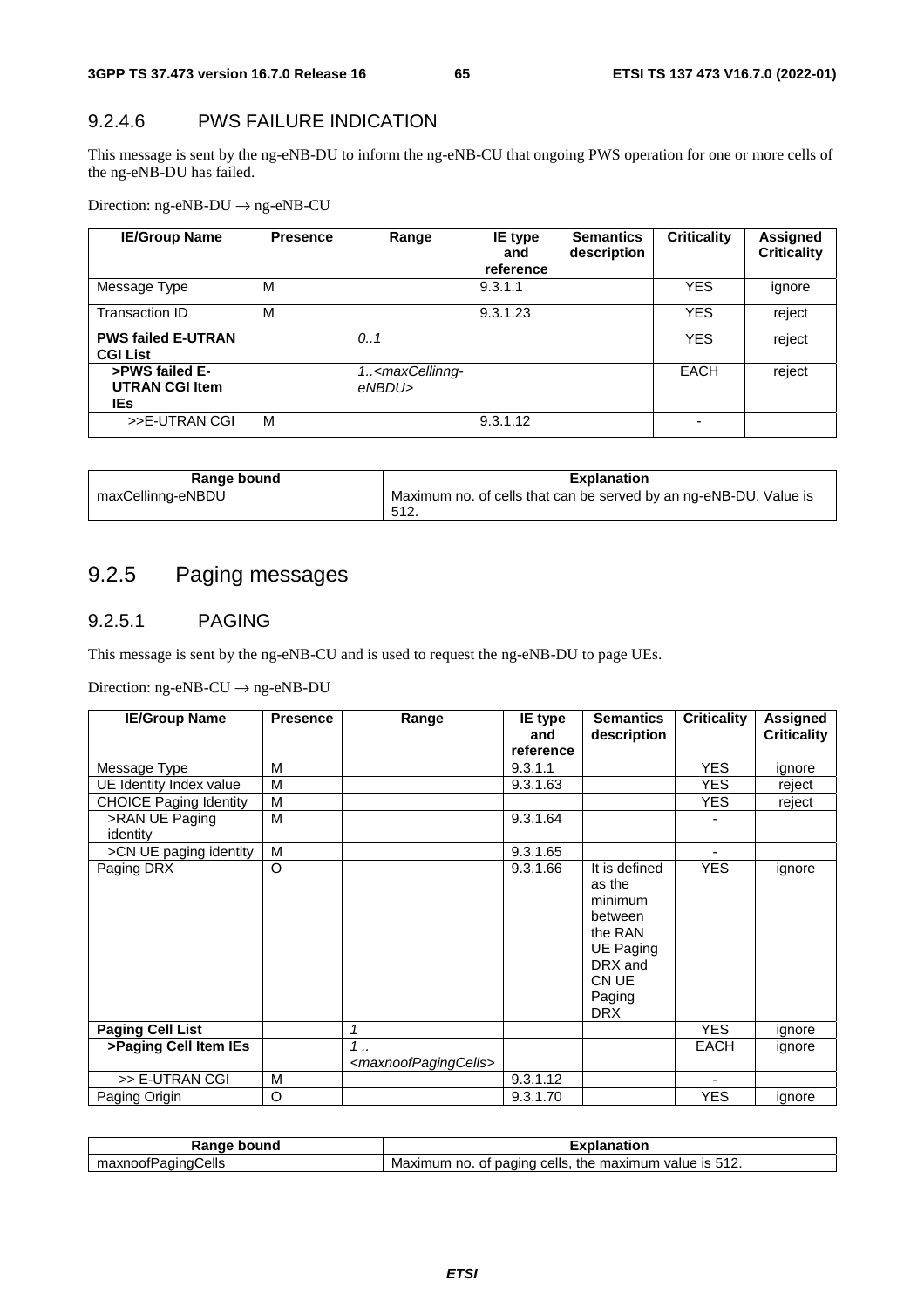### 9.2.4.6 PWS FAILURE INDICATION

This message is sent by the ng-eNB-DU to inform the ng-eNB-CU that ongoing PWS operation for one or more cells of the ng-eNB-DU has failed.

Direction: ng-eNB-DU → ng-eNB-CU

| IE/Group Name | Presence | Range | IE type and reference | Semantics description | Criticality | Assigned Criticality |
|---|---|---|---|---|---|---|
| Message Type | M | | 9.3.1.1 | | YES | ignore |
| Transaction ID | M | | 9.3.1.23 | | YES | reject |
| **PWS failed E-UTRAN CGI List** | | *0..1* | | | YES | reject |
| **>PWS failed E-UTRAN CGI Item IEs** | | *1..<maxCellinng-eNBDU>* | | | EACH | reject |
| >>E-UTRAN CGI | M | | 9.3.1.12 | | - | |

| Range bound | Explanation |
|---|---|
| maxCellinng-eNBDU | Maximum no. of cells that can be served by an ng-eNB-DU. Value is 512. |

## 9.2.5 Paging messages

### 9.2.5.1 PAGING

This message is sent by the ng-eNB-CU and is used to request the ng-eNB-DU to page UEs.

Direction: ng-eNB-CU → ng-eNB-DU

| IE/Group Name | Presence | Range | IE type and reference | Semantics description | Criticality | Assigned Criticality |
|---|---|---|---|---|---|---|
| Message Type | M | | 9.3.1.1 | | YES | ignore |
| UE Identity Index value | M | | 9.3.1.63 | | YES | reject |
| CHOICE Paging Identity | M | | | | YES | reject |
| >RAN UE Paging identity | M | | 9.3.1.64 | | - | |
| >CN UE paging identity | M | | 9.3.1.65 | | - | |
| Paging DRX | O | | 9.3.1.66 | It is defined as the minimum between the RAN UE Paging DRX and CN UE Paging DRX | YES | ignore |
| **Paging Cell List** | | *1* | | | YES | ignore |
| **>Paging Cell Item IEs** | | *1 .. <maxnoofPagingCells>* | | | EACH | ignore |
| >> E-UTRAN CGI | M | | 9.3.1.12 | | - | |
| Paging Origin | O | | 9.3.1.70 | | YES | ignore |

| Range bound | Explanation |
|---|---|
| maxnoofPagingCells | Maximum no. of paging cells, the maximum value is 512. |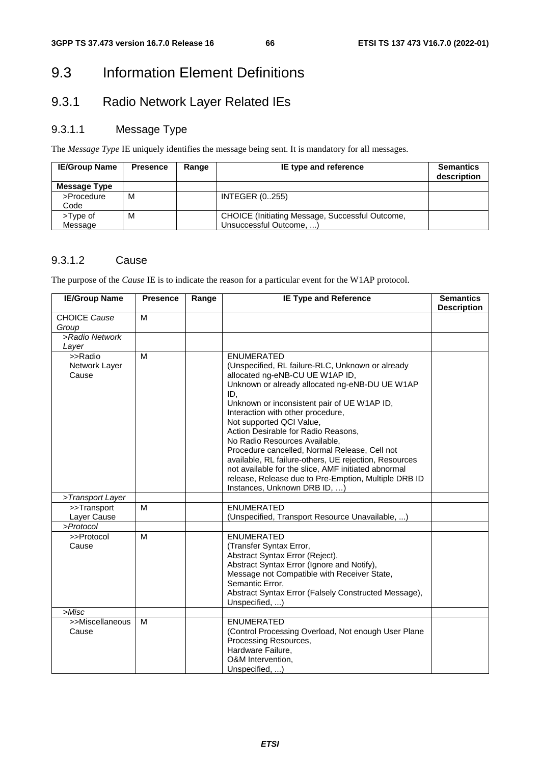# 9.3 Information Element Definitions

## 9.3.1 Radio Network Layer Related IEs

### 9.3.1.1 Message Type

The *Message Type* IE uniquely identifies the message being sent. It is mandatory for all messages.

| IE/Group Name | Presence | Range | IE type and reference | Semantics description |
|---|---|---|---|---|
| **Message Type** | | | | |
| >Procedure Code | M | | INTEGER (0..255) | |
| >Type of Message | M | | CHOICE (Initiating Message, Successful Outcome, Unsuccessful Outcome, ...) | |

### 9.3.1.2 Cause

The purpose of the *Cause* IE is to indicate the reason for a particular event for the W1AP protocol.

| IE/Group Name | Presence | Range | IE Type and Reference | Semantics Description |
|---|---|---|---|---|
| CHOICE *Cause Group* | M | | | |
| *>Radio Network Layer* | | | | |
| >>Radio Network Layer Cause | M | | ENUMERATED (Unspecified, RL failure-RLC, Unknown or already allocated ng-eNB-CU UE W1AP ID, Unknown or already allocated ng-eNB-DU UE W1AP ID, Unknown or inconsistent pair of UE W1AP ID, Interaction with other procedure, Not supported QCI Value, Action Desirable for Radio Reasons, No Radio Resources Available, Procedure cancelled, Normal Release, Cell not available, RL failure-others, UE rejection, Resources not available for the slice, AMF initiated abnormal release, Release due to Pre-Emption, Multiple DRB ID Instances, Unknown DRB ID, …) | |
| *>Transport Layer* | | | | |
| >>Transport Layer Cause | M | | ENUMERATED (Unspecified, Transport Resource Unavailable, ...) | |
| *>Protocol* | | | | |
| >>Protocol Cause | M | | ENUMERATED (Transfer Syntax Error, Abstract Syntax Error (Reject), Abstract Syntax Error (Ignore and Notify), Message not Compatible with Receiver State, Semantic Error, Abstract Syntax Error (Falsely Constructed Message), Unspecified, ...) | |
| *>Misc* | | | | |
| >>Miscellaneous Cause | M | | ENUMERATED (Control Processing Overload, Not enough User Plane Processing Resources, Hardware Failure, O&M Intervention, Unspecified, ...) | |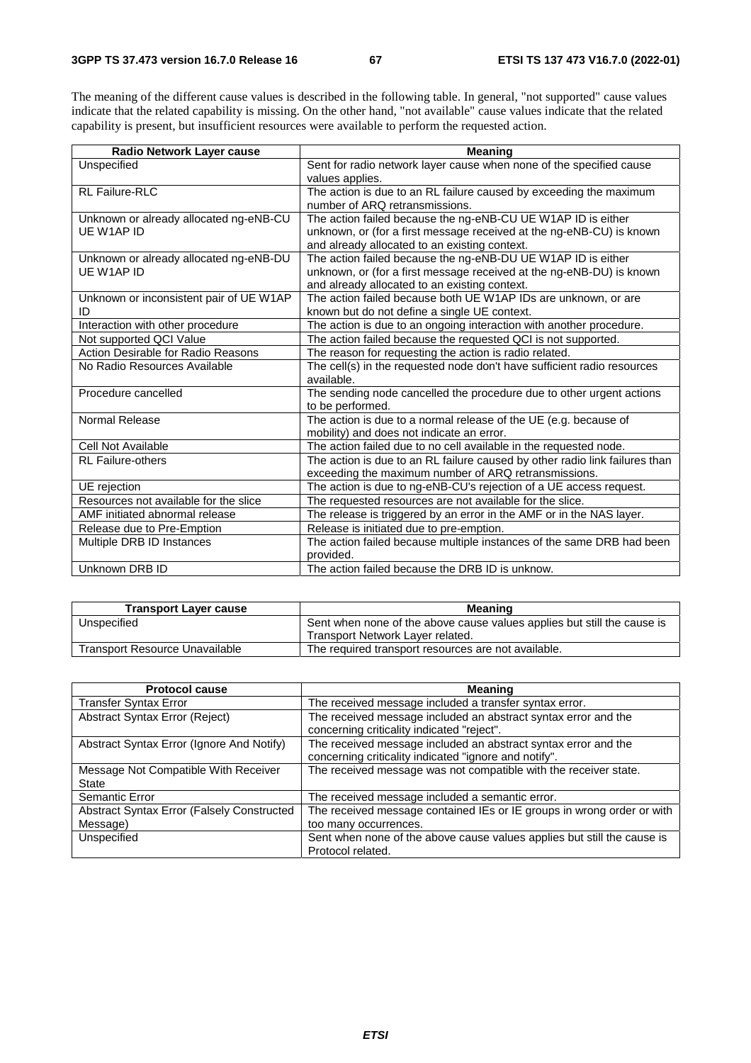The meaning of the different cause values is described in the following table. In general, "not supported" cause values indicate that the related capability is missing. On the other hand, "not available" cause values indicate that the related capability is present, but insufficient resources were available to perform the requested action.

| Radio Network Layer cause | Meaning |
|---|---|
| Unspecified | Sent for radio network layer cause when none of the specified cause values applies. |
| RL Failure-RLC | The action is due to an RL failure caused by exceeding the maximum number of ARQ retransmissions. |
| Unknown or already allocated ng-eNB-CU UE W1AP ID | The action failed because the ng-eNB-CU UE W1AP ID is either unknown, or (for a first message received at the ng-eNB-CU) is known and already allocated to an existing context. |
| Unknown or already allocated ng-eNB-DU UE W1AP ID | The action failed because the ng-eNB-DU UE W1AP ID is either unknown, or (for a first message received at the ng-eNB-DU) is known and already allocated to an existing context. |
| Unknown or inconsistent pair of UE W1AP ID | The action failed because both UE W1AP IDs are unknown, or are known but do not define a single UE context. |
| Interaction with other procedure | The action is due to an ongoing interaction with another procedure. |
| Not supported QCI Value | The action failed because the requested QCI is not supported. |
| Action Desirable for Radio Reasons | The reason for requesting the action is radio related. |
| No Radio Resources Available | The cell(s) in the requested node don't have sufficient radio resources available. |
| Procedure cancelled | The sending node cancelled the procedure due to other urgent actions to be performed. |
| Normal Release | The action is due to a normal release of the UE (e.g. because of mobility) and does not indicate an error. |
| Cell Not Available | The action failed due to no cell available in the requested node. |
| RL Failure-others | The action is due to an RL failure caused by other radio link failures than exceeding the maximum number of ARQ retransmissions. |
| UE rejection | The action is due to ng-eNB-CU's rejection of a UE access request. |
| Resources not available for the slice | The requested resources are not available for the slice. |
| AMF initiated abnormal release | The release is triggered by an error in the AMF or in the NAS layer. |
| Release due to Pre-Emption | Release is initiated due to pre-emption. |
| Multiple DRB ID Instances | The action failed because multiple instances of the same DRB had been provided. |
| Unknown DRB ID | The action failed because the DRB ID is unknow. |

| Transport Layer cause | Meaning |
|---|---|
| Unspecified | Sent when none of the above cause values applies but still the cause is Transport Network Layer related. |
| Transport Resource Unavailable | The required transport resources are not available. |

| Protocol cause | Meaning |
|---|---|
| Transfer Syntax Error | The received message included a transfer syntax error. |
| Abstract Syntax Error (Reject) | The received message included an abstract syntax error and the concerning criticality indicated "reject". |
| Abstract Syntax Error (Ignore And Notify) | The received message included an abstract syntax error and the concerning criticality indicated "ignore and notify". |
| Message Not Compatible With Receiver State | The received message was not compatible with the receiver state. |
| Semantic Error | The received message included a semantic error. |
| Abstract Syntax Error (Falsely Constructed Message) | The received message contained IEs or IE groups in wrong order or with too many occurrences. |
| Unspecified | Sent when none of the above cause values applies but still the cause is Protocol related. |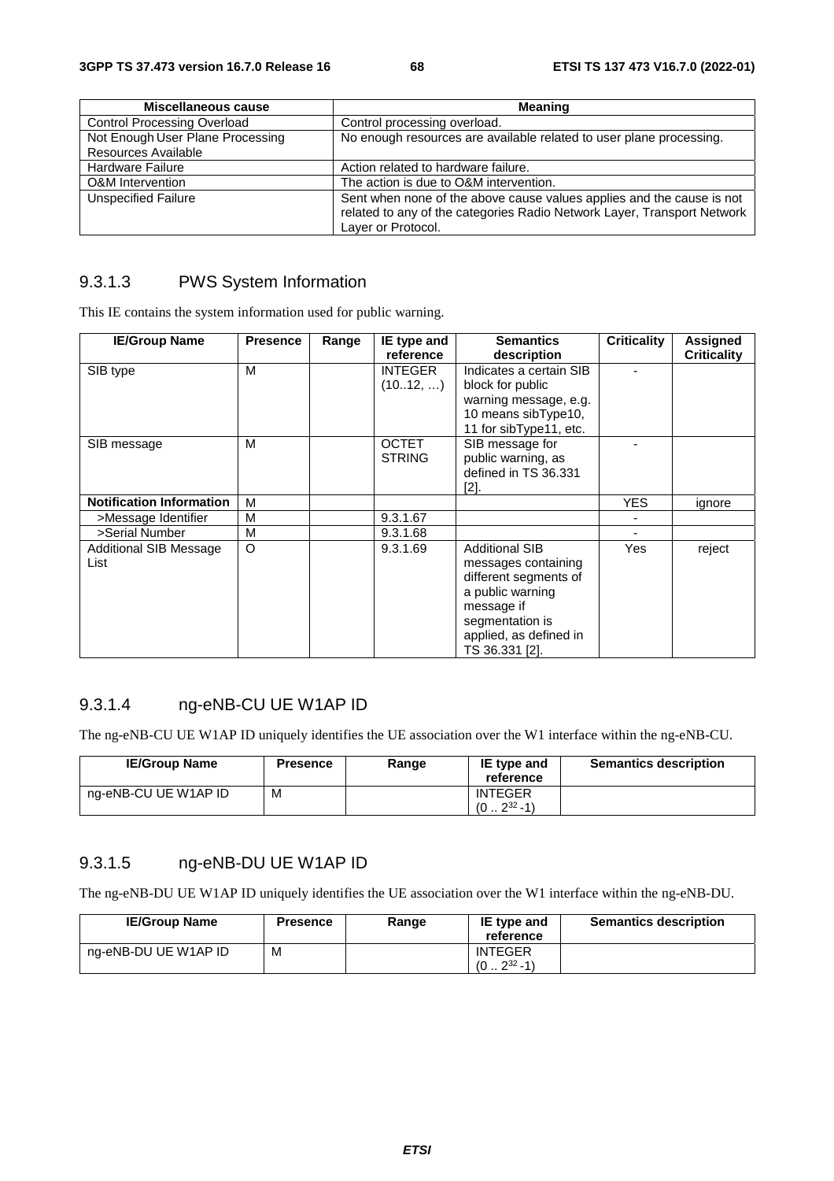| Miscellaneous cause | Meaning |
|---|---|
| Control Processing Overload | Control processing overload. |
| Not Enough User Plane Processing Resources Available | No enough resources are available related to user plane processing. |
| Hardware Failure | Action related to hardware failure. |
| O&M Intervention | The action is due to O&M intervention. |
| Unspecified Failure | Sent when none of the above cause values applies and the cause is not related to any of the categories Radio Network Layer, Transport Network Layer or Protocol. |

### 9.3.1.3 PWS System Information

This IE contains the system information used for public warning.

| IE/Group Name | Presence | Range | IE type and reference | Semantics description | Criticality | Assigned Criticality |
|---|---|---|---|---|---|---|
| SIB type | M | | INTEGER (10..12, …) | Indicates a certain SIB block for public warning message, e.g. 10 means sibType10, 11 for sibType11, etc. | - | |
| SIB message | M | | OCTET STRING | SIB message for public warning, as defined in TS 36.331 [2]. | - | |
| **Notification Information** | M | | | | YES | ignore |
| >Message Identifier | M | | 9.3.1.67 | | - | |
| >Serial Number | M | | 9.3.1.68 | | - | |
| Additional SIB Message List | O | | 9.3.1.69 | Additional SIB messages containing different segments of a public warning message if segmentation is applied, as defined in TS 36.331 [2]. | Yes | reject |

### 9.3.1.4 ng-eNB-CU UE W1AP ID

The ng-eNB-CU UE W1AP ID uniquely identifies the UE association over the W1 interface within the ng-eNB-CU.

| IE/Group Name | Presence | Range | IE type and reference | Semantics description |
|---|---|---|---|---|
| ng-eNB-CU UE W1AP ID | M | | INTEGER ($0 .. 2^{32}-1$) | |

### 9.3.1.5 ng-eNB-DU UE W1AP ID

The ng-eNB-DU UE W1AP ID uniquely identifies the UE association over the W1 interface within the ng-eNB-DU.

| IE/Group Name | Presence | Range | IE type and reference | Semantics description |
|---|---|---|---|---|
| ng-eNB-DU UE W1AP ID | M | | INTEGER ($0 .. 2^{32}-1$) | |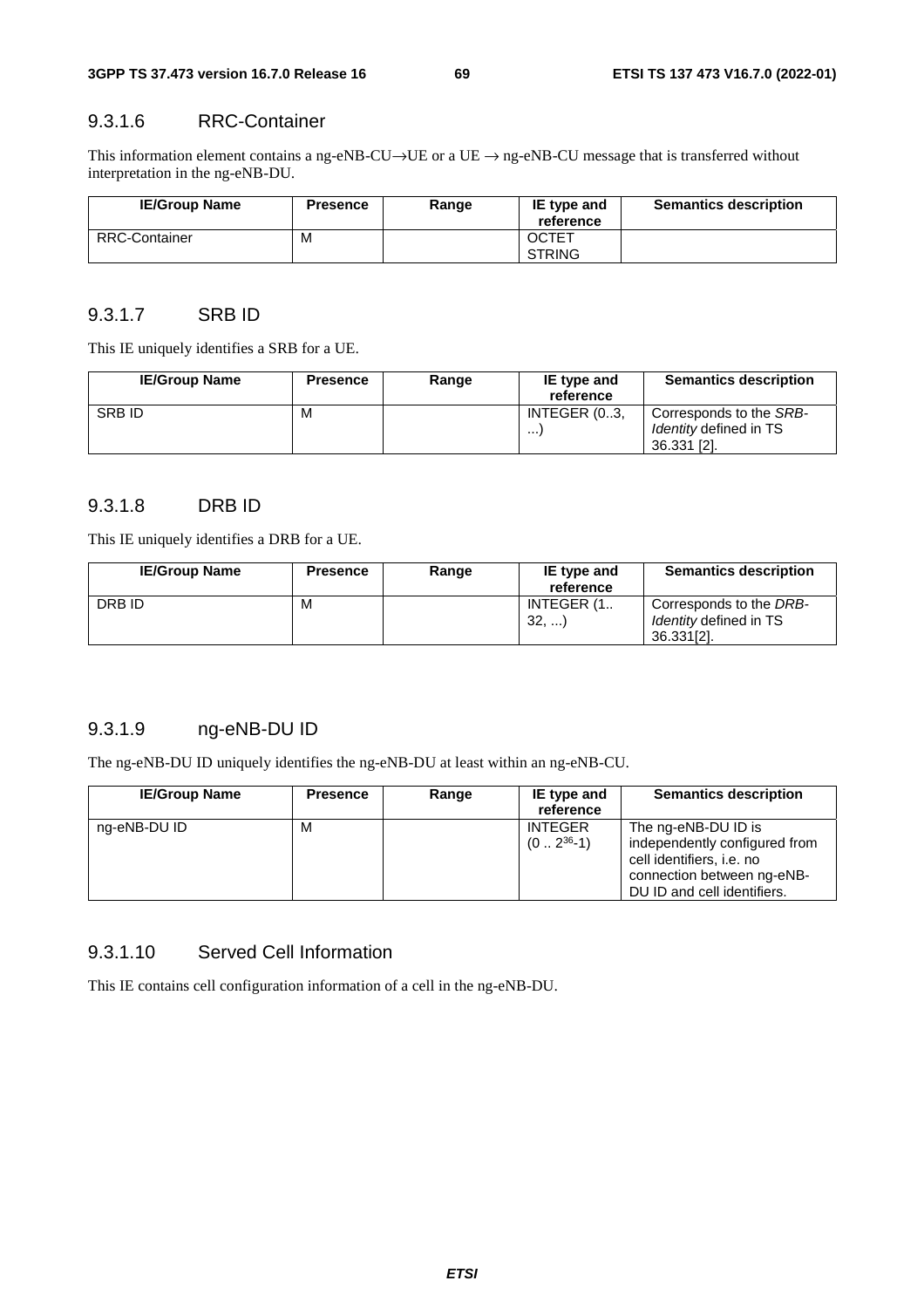### 9.3.1.6 RRC-Container

This information element contains a ng-eNB-CU→UE or a UE → ng-eNB-CU message that is transferred without interpretation in the ng-eNB-DU.

| IE/Group Name | Presence | Range | IE type and reference | Semantics description |
|---|---|---|---|---|
| RRC-Container | M | | OCTET STRING | |

### 9.3.1.7 SRB ID

This IE uniquely identifies a SRB for a UE.

| IE/Group Name | Presence | Range | IE type and reference | Semantics description |
|---|---|---|---|---|
| SRB ID | M | | INTEGER (0..3, ...) | Corresponds to the *SRB-Identity* defined in TS 36.331 [2]. |

### 9.3.1.8 DRB ID

This IE uniquely identifies a DRB for a UE.

| IE/Group Name | Presence | Range | IE type and reference | Semantics description |
|---|---|---|---|---|
| DRB ID | M | | INTEGER (1.. 32, ...) | Corresponds to the *DRB-Identity* defined in TS 36.331[2]. |

### 9.3.1.9 ng-eNB-DU ID

The ng-eNB-DU ID uniquely identifies the ng-eNB-DU at least within an ng-eNB-CU.

| IE/Group Name | Presence | Range | IE type and reference | Semantics description |
|---|---|---|---|---|
| ng-eNB-DU ID | M | | INTEGER ($0 .. 2^{36}$-1) | The ng-eNB-DU ID is independently configured from cell identifiers, i.e. no connection between ng-eNB-DU ID and cell identifiers. |

### 9.3.1.10 Served Cell Information

This IE contains cell configuration information of a cell in the ng-eNB-DU.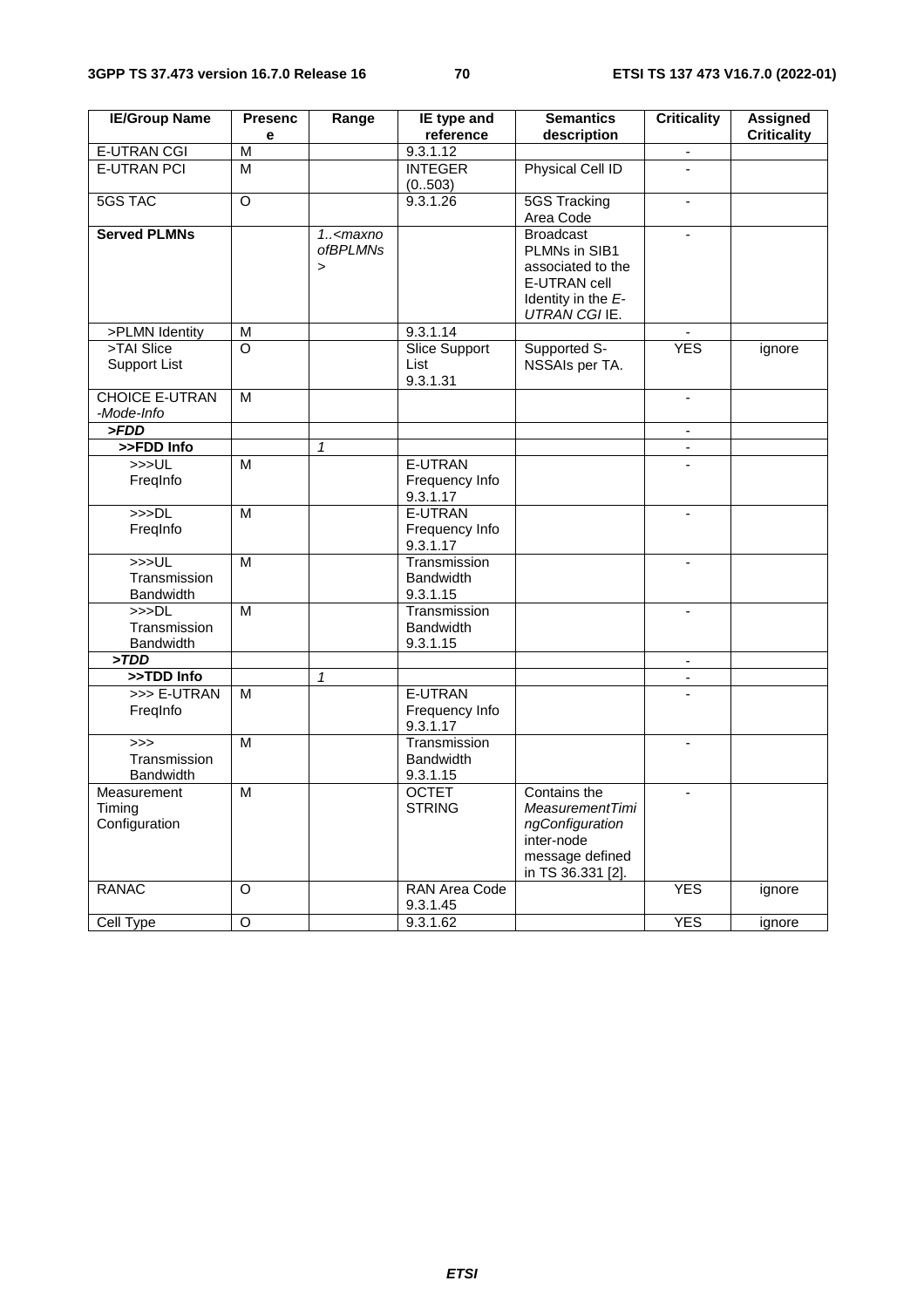| IE/Group Name | Presence | Range | IE type and reference | Semantics description | Criticality | Assigned Criticality |
|---|---|---|---|---|---|---|
| E-UTRAN CGI | M | | 9.3.1.12 | | - | |
| E-UTRAN PCI | M | | INTEGER (0..503) | Physical Cell ID | - | |
| 5GS TAC | O | | 9.3.1.26 | 5GS Tracking Area Code | - | |
| **Served PLMNs** | | *1..<maxnoofBPLMNs>* | | Broadcast PLMNs in SIB1 associated to the E-UTRAN cell Identity in the *E-UTRAN CGI* IE. | - | |
| >PLMN Identity | M | | 9.3.1.14 | | - | |
| >TAI Slice Support List | O | | Slice Support List 9.3.1.31 | Supported S-NSSAIs per TA. | YES | ignore |
| CHOICE *E-UTRAN -Mode-Info* | M | | | | - | |
| ***>FDD*** | | | | | - | |
| **>>FDD Info** | | *1* | | | - | |
| >>>UL FreqInfo | M | | E-UTRAN Frequency Info 9.3.1.17 | | - | |
| >>>DL FreqInfo | M | | E-UTRAN Frequency Info 9.3.1.17 | | - | |
| >>>UL Transmission Bandwidth | M | | Transmission Bandwidth 9.3.1.15 | | - | |
| >>>DL Transmission Bandwidth | M | | Transmission Bandwidth 9.3.1.15 | | - | |
| ***>TDD*** | | | | | - | |
| **>>TDD Info** | | *1* | | | - | |
| >>> E-UTRAN FreqInfo | M | | E-UTRAN Frequency Info 9.3.1.17 | | - | |
| >>> Transmission Bandwidth | M | | Transmission Bandwidth 9.3.1.15 | | - | |
| Measurement Timing Configuration | M | | OCTET STRING | Contains the *MeasurementTimingConfiguration* inter-node message defined in TS 36.331 [2]. | - | |
| RANAC | O | | RAN Area Code 9.3.1.45 | | YES | ignore |
| Cell Type | O | | 9.3.1.62 | | YES | ignore |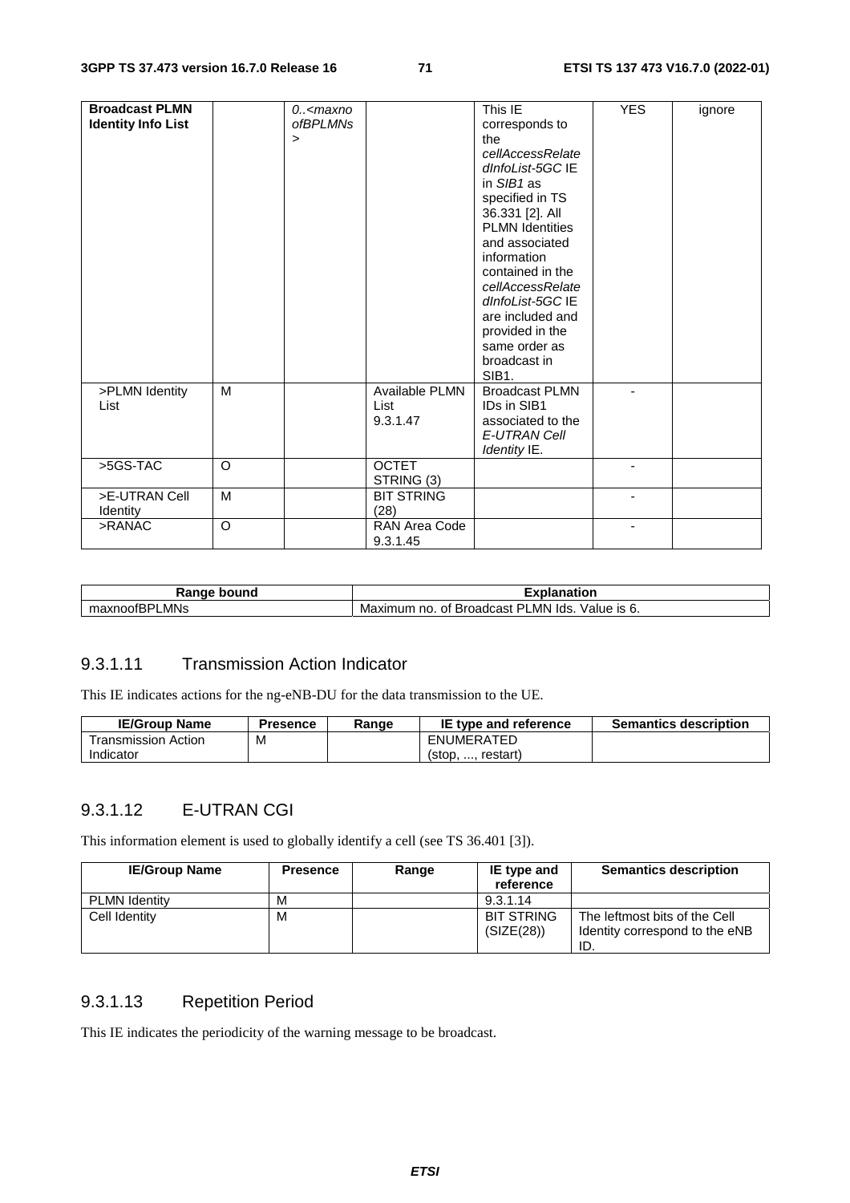| Broadcast PLMN Identity Info List | | 0..<maxnoofBPLMNs> | | This IE corresponds to the *cellAccessRelatedInfoList-5GC* IE in *SIB1* as specified in TS 36.331 [2]. All PLMN Identities and associated information contained in the *cellAccessRelatedInfoList-5GC* IE are included and provided in the same order as broadcast in SIB1. | YES | ignore |
|---|---|---|---|---|---|---|
| >PLMN Identity List | M | | Available PLMN List 9.3.1.47 | Broadcast PLMN IDs in SIB1 associated to the *E-UTRAN Cell Identity* IE. | - | |
| >5GS-TAC | O | | OCTET STRING (3) | | - | |
| >E-UTRAN Cell Identity | M | | BIT STRING (28) | | - | |
| >RANAC | O | | RAN Area Code 9.3.1.45 | | - | |

| Range bound | Explanation |
|---|---|
| maxnoofBPLMNs | Maximum no. of Broadcast PLMN Ids. Value is 6. |

### 9.3.1.11 Transmission Action Indicator

This IE indicates actions for the ng-eNB-DU for the data transmission to the UE.

| IE/Group Name | Presence | Range | IE type and reference | Semantics description |
|---|---|---|---|---|
| Transmission Action Indicator | M | | ENUMERATED (stop, ..., restart) | |

### 9.3.1.12 E-UTRAN CGI

This information element is used to globally identify a cell (see TS 36.401 [3]).

| IE/Group Name | Presence | Range | IE type and reference | Semantics description |
|---|---|---|---|---|
| PLMN Identity | M | | 9.3.1.14 | |
| Cell Identity | M | | BIT STRING (SIZE(28)) | The leftmost bits of the Cell Identity correspond to the eNB ID. |

### 9.3.1.13 Repetition Period

This IE indicates the periodicity of the warning message to be broadcast.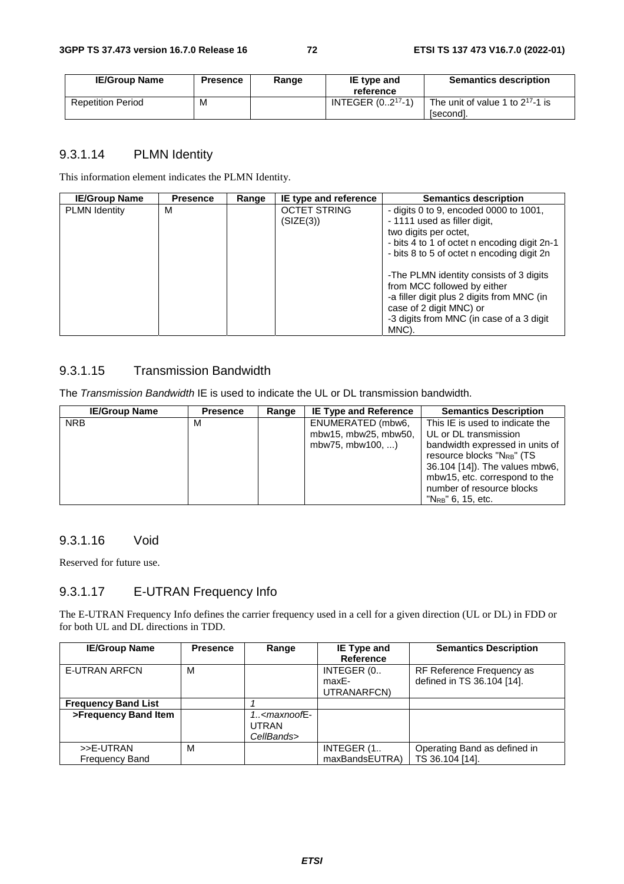| IE/Group Name | Presence | Range | IE type and reference | Semantics description |
|---|---|---|---|---|
| Repetition Period | M | | INTEGER ($0..2^{17}$-1) | The unit of value 1 to $2^{17}$-1 is [second]. |

### 9.3.1.14 PLMN Identity

This information element indicates the PLMN Identity.

| IE/Group Name | Presence | Range | IE type and reference | Semantics description |
|---|---|---|---|---|
| PLMN Identity | M | | OCTET STRING (SIZE(3)) | - digits 0 to 9, encoded 0000 to 1001,<br>- 1111 used as filler digit,<br>two digits per octet,<br>- bits 4 to 1 of octet n encoding digit 2n-1<br>- bits 8 to 5 of octet n encoding digit 2n<br><br>-The PLMN identity consists of 3 digits from MCC followed by either<br>-a filler digit plus 2 digits from MNC (in case of 2 digit MNC) or<br>-3 digits from MNC (in case of a 3 digit MNC). |

### 9.3.1.15 Transmission Bandwidth

The *Transmission Bandwidth* IE is used to indicate the UL or DL transmission bandwidth.

| IE/Group Name | Presence | Range | IE Type and Reference | Semantics Description |
|---|---|---|---|---|
| NRB | M | | ENUMERATED (mbw6, mbw15, mbw25, mbw50, mbw75, mbw100, ...) | This IE is used to indicate the UL or DL transmission bandwidth expressed in units of resource blocks "$N_{RB}$" (TS 36.104 [14]). The values mbw6, mbw15, etc. correspond to the number of resource blocks "$N_{RB}$" 6, 15, etc. |

### 9.3.1.16 Void

Reserved for future use.

### 9.3.1.17 E-UTRAN Frequency Info

The E-UTRAN Frequency Info defines the carrier frequency used in a cell for a given direction (UL or DL) in FDD or for both UL and DL directions in TDD.

| IE/Group Name | Presence | Range | IE Type and Reference | Semantics Description |
|---|---|---|---|---|
| E-UTRAN ARFCN | M | | INTEGER (0.. maxE-UTRANARFCN) | RF Reference Frequency as defined in TS 36.104 [14]. |
| **Frequency Band List** | | *1* | | |
| **>Frequency Band Item** | | *1..<maxnoofE-UTRAN CellBands>* | | |
| >>E-UTRAN Frequency Band | M | | INTEGER (1.. maxBandsEUTRA) | Operating Band as defined in TS 36.104 [14]. |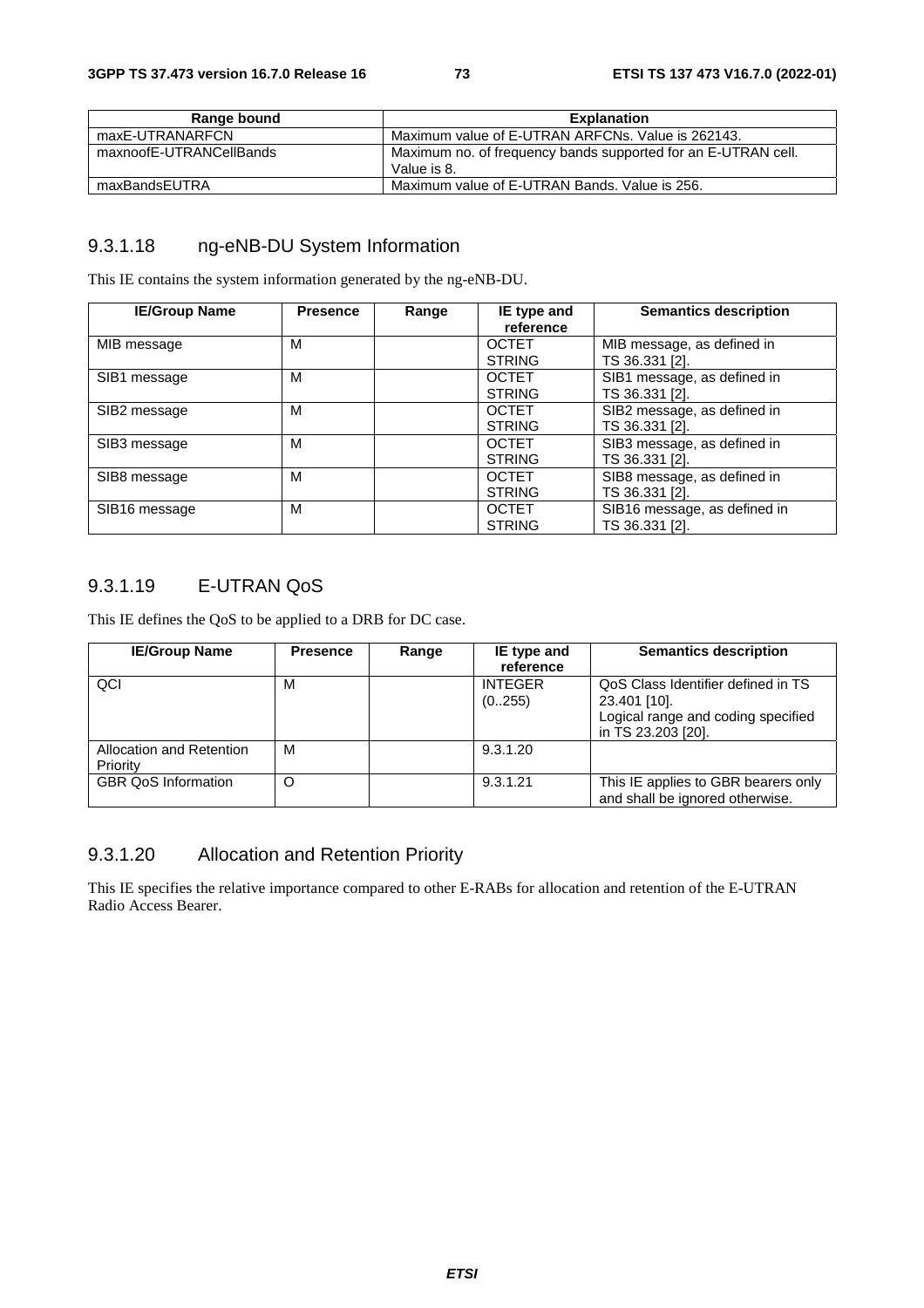| Range bound | Explanation |
| --- | --- |
| maxE-UTRANARFCN | Maximum value of E-UTRAN ARFCNs. Value is 262143. |
| maxnoofE-UTRANCellBands | Maximum no. of frequency bands supported for an E-UTRAN cell. Value is 8. |
| maxBandsEUTRA | Maximum value of E-UTRAN Bands. Value is 256. |

### 9.3.1.18 ng-eNB-DU System Information

This IE contains the system information generated by the ng-eNB-DU.

| IE/Group Name | Presence | Range | IE type and reference | Semantics description |
| --- | --- | --- | --- | --- |
| MIB message | M | | OCTET STRING | MIB message, as defined in TS 36.331 [2]. |
| SIB1 message | M | | OCTET STRING | SIB1 message, as defined in TS 36.331 [2]. |
| SIB2 message | M | | OCTET STRING | SIB2 message, as defined in TS 36.331 [2]. |
| SIB3 message | M | | OCTET STRING | SIB3 message, as defined in TS 36.331 [2]. |
| SIB8 message | M | | OCTET STRING | SIB8 message, as defined in TS 36.331 [2]. |
| SIB16 message | M | | OCTET STRING | SIB16 message, as defined in TS 36.331 [2]. |

### 9.3.1.19 E-UTRAN QoS

This IE defines the QoS to be applied to a DRB for DC case.

| IE/Group Name | Presence | Range | IE type and reference | Semantics description |
| --- | --- | --- | --- | --- |
| QCI | M | | INTEGER (0..255) | QoS Class Identifier defined in TS 23.401 [10]. Logical range and coding specified in TS 23.203 [20]. |
| Allocation and Retention Priority | M | | 9.3.1.20 | |
| GBR QoS Information | O | | 9.3.1.21 | This IE applies to GBR bearers only and shall be ignored otherwise. |

### 9.3.1.20 Allocation and Retention Priority

This IE specifies the relative importance compared to other E-RABs for allocation and retention of the E-UTRAN Radio Access Bearer.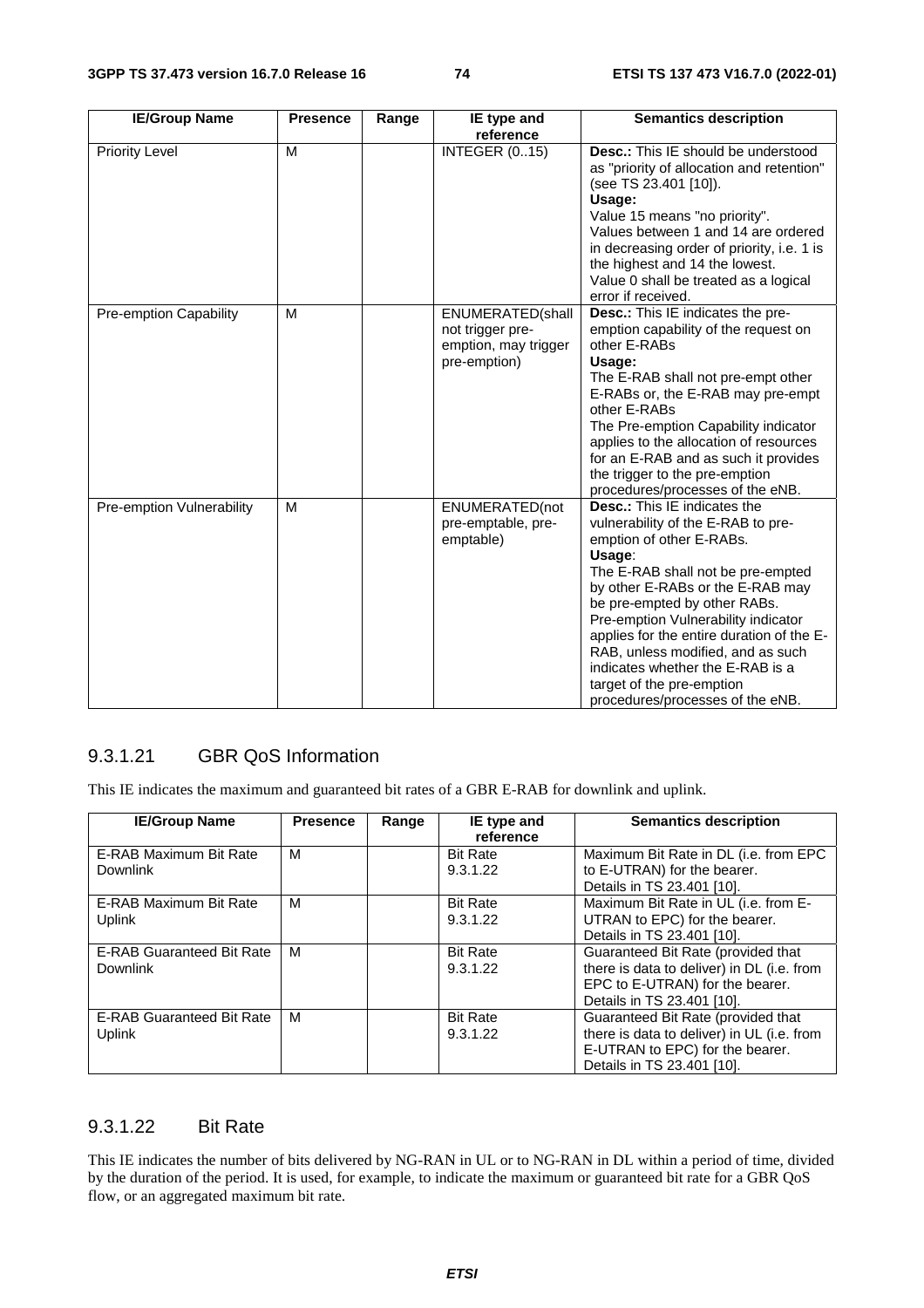| IE/Group Name | Presence | Range | IE type and reference | Semantics description |
|---|---|---|---|---|
| Priority Level | M | | INTEGER (0..15) | **Desc.:** This IE should be understood as "priority of allocation and retention" (see TS 23.401 [10]).<br>**Usage:**<br>Value 15 means "no priority".<br>Values between 1 and 14 are ordered in decreasing order of priority, i.e. 1 is the highest and 14 the lowest.<br>Value 0 shall be treated as a logical error if received. |
| Pre-emption Capability | M | | ENUMERATED(shall not trigger pre-emption, may trigger pre-emption) | **Desc.:** This IE indicates the pre-emption capability of the request on other E-RABs<br>**Usage:**<br>The E-RAB shall not pre-empt other E-RABs or, the E-RAB may pre-empt other E-RABs<br>The Pre-emption Capability indicator applies to the allocation of resources for an E-RAB and as such it provides the trigger to the pre-emption procedures/processes of the eNB. |
| Pre-emption Vulnerability | M | | ENUMERATED(not pre-emptable, pre-emptable) | **Desc.:** This IE indicates the vulnerability of the E-RAB to pre-emption of other E-RABs.<br>**Usage**:<br>The E-RAB shall not be pre-empted by other E-RABs or the E-RAB may be pre-empted by other RABs.<br>Pre-emption Vulnerability indicator applies for the entire duration of the E-RAB, unless modified, and as such indicates whether the E-RAB is a target of the pre-emption procedures/processes of the eNB. |

### 9.3.1.21 GBR QoS Information

This IE indicates the maximum and guaranteed bit rates of a GBR E-RAB for downlink and uplink.

| IE/Group Name | Presence | Range | IE type and reference | Semantics description |
|---|---|---|---|---|
| E-RAB Maximum Bit Rate Downlink | M | | Bit Rate 9.3.1.22 | Maximum Bit Rate in DL (i.e. from EPC to E-UTRAN) for the bearer. Details in TS 23.401 [10]. |
| E-RAB Maximum Bit Rate Uplink | M | | Bit Rate 9.3.1.22 | Maximum Bit Rate in UL (i.e. from E-UTRAN to EPC) for the bearer. Details in TS 23.401 [10]. |
| E-RAB Guaranteed Bit Rate Downlink | M | | Bit Rate 9.3.1.22 | Guaranteed Bit Rate (provided that there is data to deliver) in DL (i.e. from EPC to E-UTRAN) for the bearer. Details in TS 23.401 [10]. |
| E-RAB Guaranteed Bit Rate Uplink | M | | Bit Rate 9.3.1.22 | Guaranteed Bit Rate (provided that there is data to deliver) in UL (i.e. from E-UTRAN to EPC) for the bearer. Details in TS 23.401 [10]. |

### 9.3.1.22 Bit Rate

This IE indicates the number of bits delivered by NG-RAN in UL or to NG-RAN in DL within a period of time, divided by the duration of the period. It is used, for example, to indicate the maximum or guaranteed bit rate for a GBR QoS flow, or an aggregated maximum bit rate.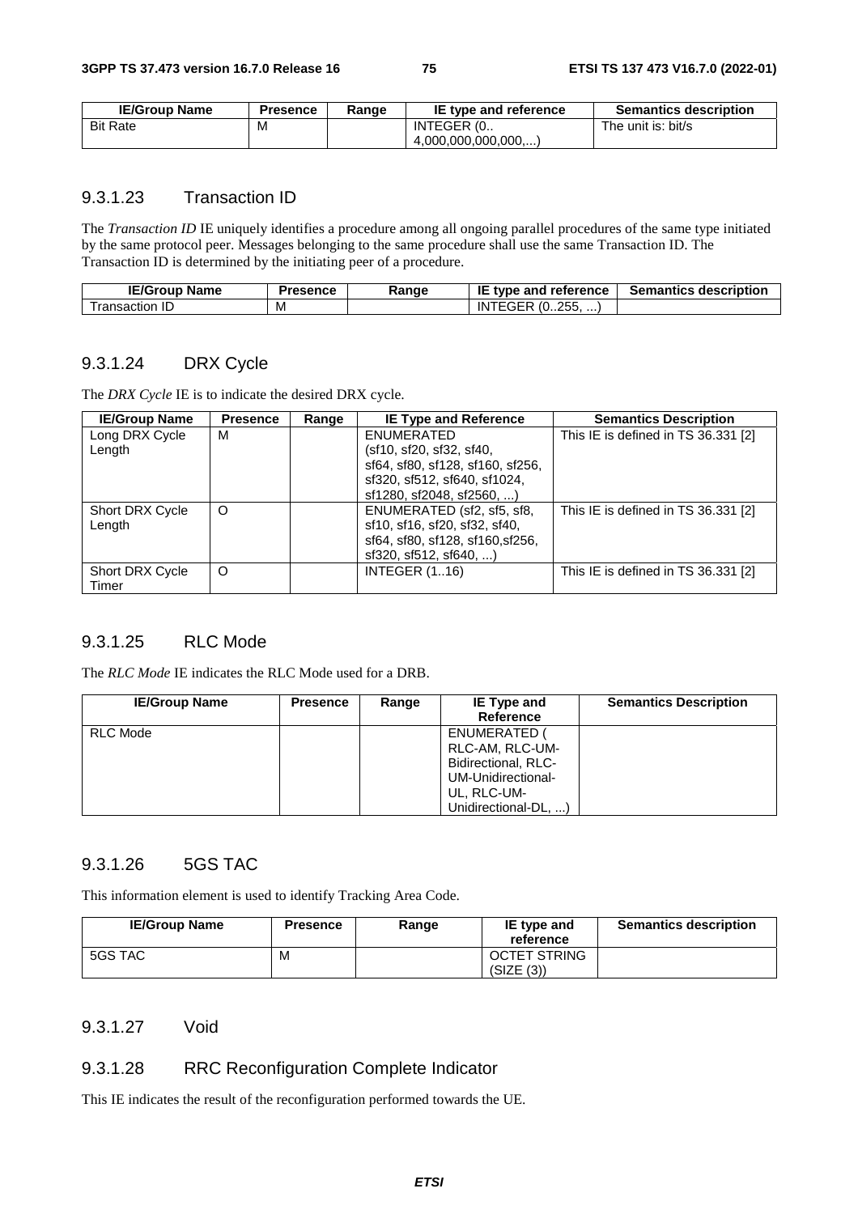| IE/Group Name | Presence | Range | IE type and reference | Semantics description |
| --- | --- | --- | --- | --- |
| Bit Rate | M | | INTEGER (0.. 4,000,000,000,000,...) | The unit is: bit/s |

### 9.3.1.23 Transaction ID

The *Transaction ID* IE uniquely identifies a procedure among all ongoing parallel procedures of the same type initiated by the same protocol peer. Messages belonging to the same procedure shall use the same Transaction ID. The Transaction ID is determined by the initiating peer of a procedure.

| IE/Group Name | Presence | Range | IE type and reference | Semantics description |
| --- | --- | --- | --- | --- |
| Transaction ID | M | | INTEGER (0..255, ...) | |

### 9.3.1.24 DRX Cycle

The *DRX Cycle* IE is to indicate the desired DRX cycle.

| IE/Group Name | Presence | Range | IE Type and Reference | Semantics Description |
| --- | --- | --- | --- | --- |
| Long DRX Cycle Length | M | | ENUMERATED (sf10, sf20, sf32, sf40, sf64, sf80, sf128, sf160, sf256, sf320, sf512, sf640, sf1024, sf1280, sf2048, sf2560, ...) | This IE is defined in TS 36.331 [2] |
| Short DRX Cycle Length | O | | ENUMERATED (sf2, sf5, sf8, sf10, sf16, sf20, sf32, sf40, sf64, sf80, sf128, sf160,sf256, sf320, sf512, sf640, ...) | This IE is defined in TS 36.331 [2] |
| Short DRX Cycle Timer | O | | INTEGER (1..16) | This IE is defined in TS 36.331 [2] |

### 9.3.1.25 RLC Mode

The *RLC Mode* IE indicates the RLC Mode used for a DRB.

| IE/Group Name | Presence | Range | IE Type and Reference | Semantics Description |
| --- | --- | --- | --- | --- |
| RLC Mode | | | ENUMERATED ( RLC-AM, RLC-UM-Bidirectional, RLC-UM-Unidirectional-UL, RLC-UM-Unidirectional-DL, ...) | |

### 9.3.1.26 5GS TAC

This information element is used to identify Tracking Area Code.

| IE/Group Name | Presence | Range | IE type and reference | Semantics description |
| --- | --- | --- | --- | --- |
| 5GS TAC | M | | OCTET STRING (SIZE (3)) | |

### 9.3.1.27 Void

### 9.3.1.28 RRC Reconfiguration Complete Indicator

This IE indicates the result of the reconfiguration performed towards the UE.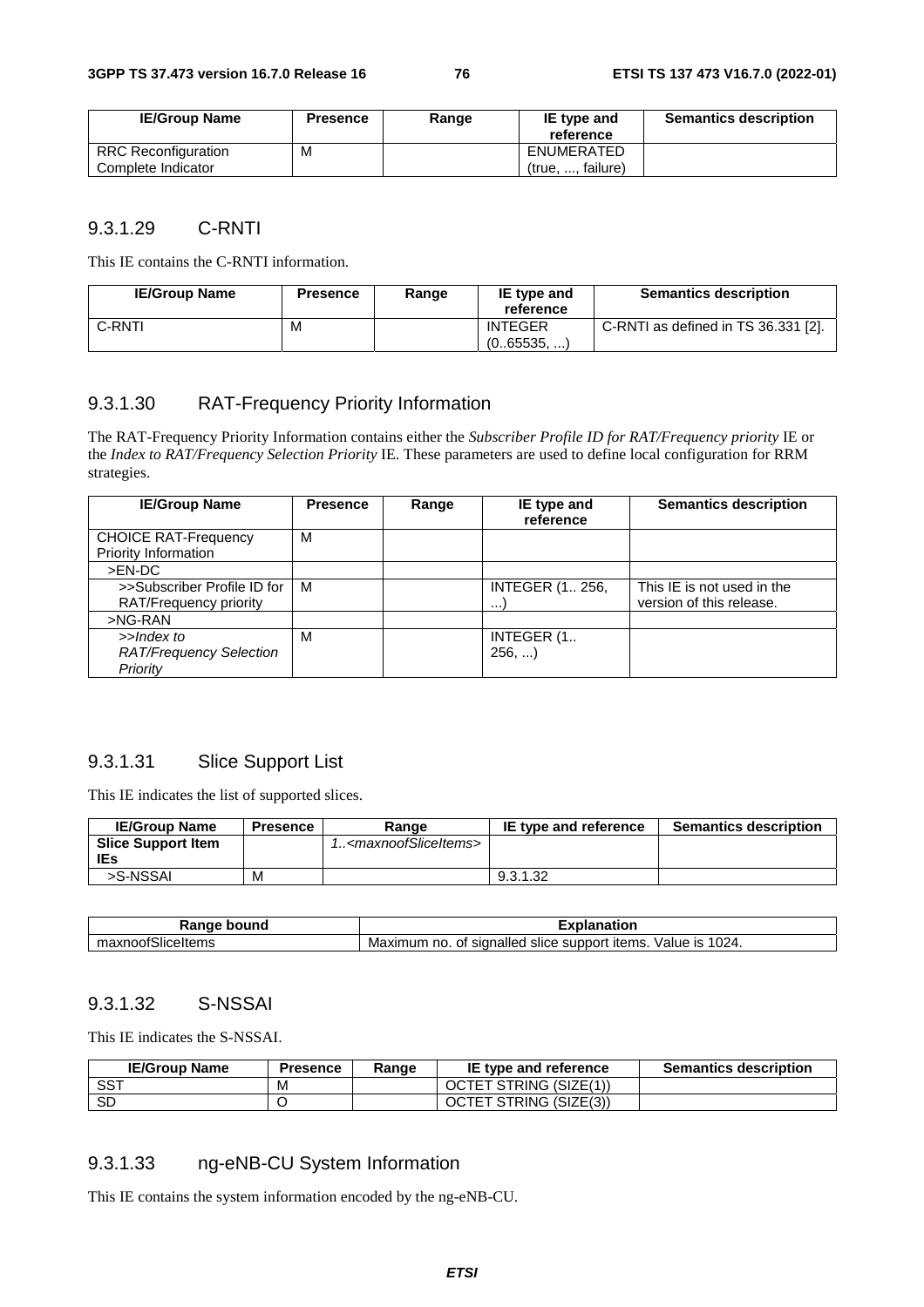| IE/Group Name | Presence | Range | IE type and reference | Semantics description |
|---|---|---|---|---|
| RRC Reconfiguration Complete Indicator | M | | ENUMERATED (true, ..., failure) | |

### 9.3.1.29 C-RNTI

This IE contains the C-RNTI information.

| IE/Group Name | Presence | Range | IE type and reference | Semantics description |
|---|---|---|---|---|
| C-RNTI | M | | INTEGER (0..65535, ...) | C-RNTI as defined in TS 36.331 [2]. |

### 9.3.1.30 RAT-Frequency Priority Information

The RAT-Frequency Priority Information contains either the *Subscriber Profile ID for RAT/Frequency priority* IE or the *Index to RAT/Frequency Selection Priority* IE. These parameters are used to define local configuration for RRM strategies.

| IE/Group Name | Presence | Range | IE type and reference | Semantics description |
|---|---|---|---|---|
| CHOICE RAT-Frequency Priority Information | M | | | |
| >EN-DC | | | | |
| >>Subscriber Profile ID for RAT/Frequency priority | M | | INTEGER (1.. 256, ...) | This IE is not used in the version of this release. |
| >NG-RAN | | | | |
| *>>Index to RAT/Frequency Selection Priority* | M | | INTEGER (1.. 256, ...) | |

### 9.3.1.31 Slice Support List

This IE indicates the list of supported slices.

| IE/Group Name | Presence | Range | IE type and reference | Semantics description |
|---|---|---|---|---|
| **Slice Support Item IEs** | | *1..<maxnoofSliceItems>* | | |
| >S-NSSAI | M | | 9.3.1.32 | |

| Range bound | Explanation |
|---|---|
| maxnoofSliceItems | Maximum no. of signalled slice support items. Value is 1024. |

### 9.3.1.32 S-NSSAI

This IE indicates the S-NSSAI.

| IE/Group Name | Presence | Range | IE type and reference | Semantics description |
|---|---|---|---|---|
| SST | M | | OCTET STRING (SIZE(1)) | |
| SD | O | | OCTET STRING (SIZE(3)) | |

### 9.3.1.33 ng-eNB-CU System Information

This IE contains the system information encoded by the ng-eNB-CU.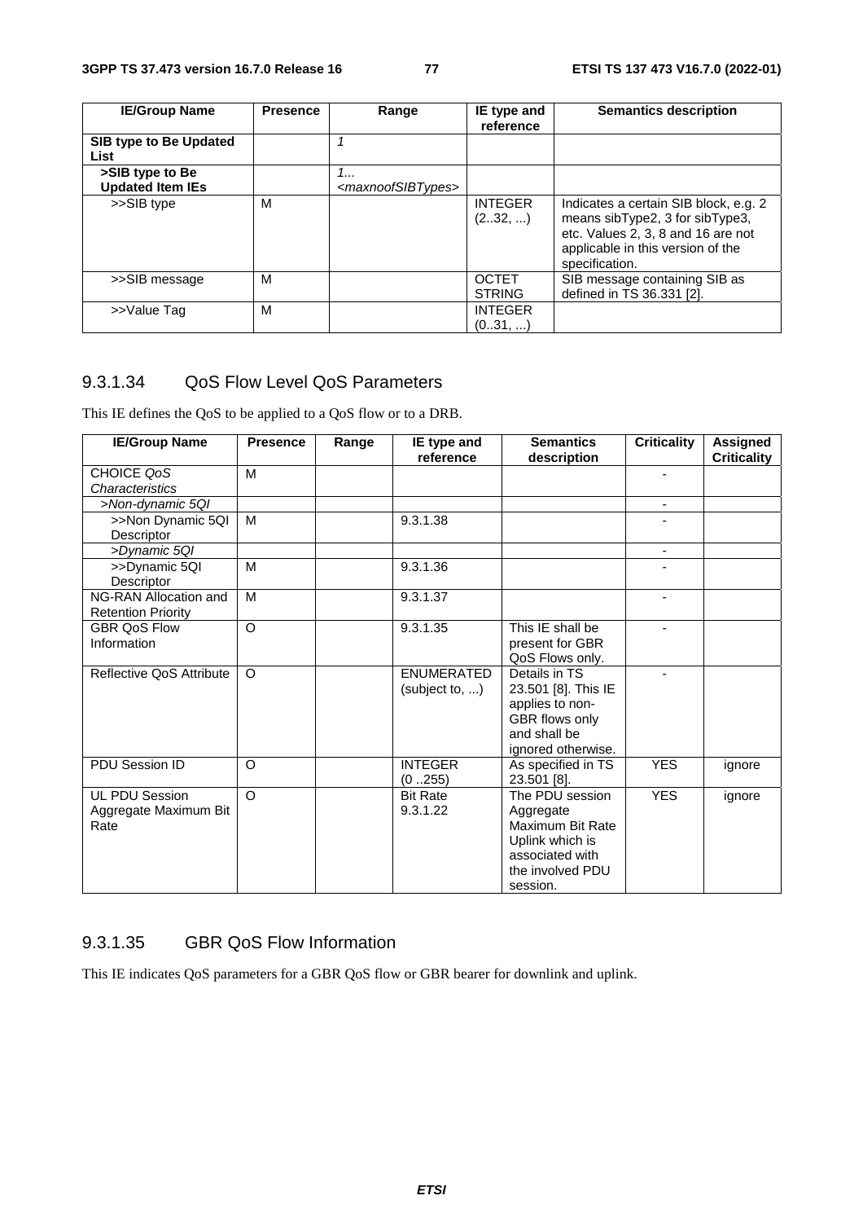| IE/Group Name | Presence | Range | IE type and reference | Semantics description |
|---|---|---|---|---|
| **SIB type to Be Updated List** | | *1* | | |
| **>SIB type to Be Updated Item IEs** | | *1... <maxnoofSIBTypes>* | | |
| >>SIB type | M | | INTEGER (2..32, ...) | Indicates a certain SIB block, e.g. 2 means sibType2, 3 for sibType3, etc. Values 2, 3, 8 and 16 are not applicable in this version of the specification. |
| >>SIB message | M | | OCTET STRING | SIB message containing SIB as defined in TS 36.331 [2]. |
| >>Value Tag | M | | INTEGER (0..31, ...) | |

### 9.3.1.34 QoS Flow Level QoS Parameters

This IE defines the QoS to be applied to a QoS flow or to a DRB.

| IE/Group Name | Presence | Range | IE type and reference | Semantics description | Criticality | Assigned Criticality |
|---|---|---|---|---|---|---|
| CHOICE *QoS Characteristics* | M | | | | - | |
| *>Non-dynamic 5QI* | | | | | - | |
| >>Non Dynamic 5QI Descriptor | M | | 9.3.1.38 | | - | |
| *>Dynamic 5QI* | | | | | - | |
| >>Dynamic 5QI Descriptor | M | | 9.3.1.36 | | - | |
| NG-RAN Allocation and Retention Priority | M | | 9.3.1.37 | | - | |
| GBR QoS Flow Information | O | | 9.3.1.35 | This IE shall be present for GBR QoS Flows only. | - | |
| Reflective QoS Attribute | O | | ENUMERATED (subject to, ...) | Details in TS 23.501 [8]. This IE applies to non-GBR flows only and shall be ignored otherwise. | - | |
| PDU Session ID | O | | INTEGER (0 ..255) | As specified in TS 23.501 [8]. | YES | ignore |
| UL PDU Session Aggregate Maximum Bit Rate | O | | Bit Rate 9.3.1.22 | The PDU session Aggregate Maximum Bit Rate Uplink which is associated with the involved PDU session. | YES | ignore |

### 9.3.1.35 GBR QoS Flow Information

This IE indicates QoS parameters for a GBR QoS flow or GBR bearer for downlink and uplink.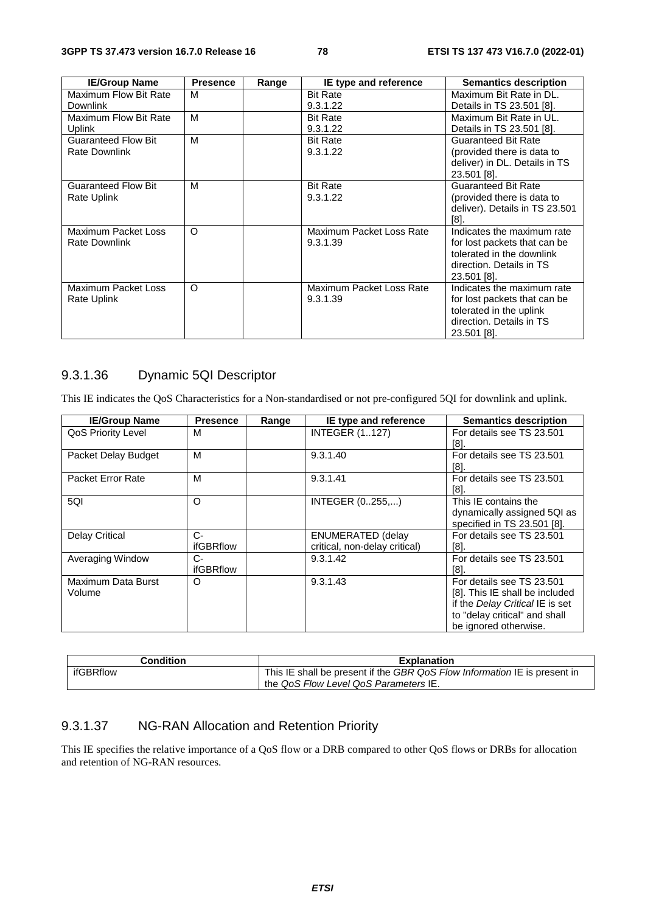| IE/Group Name | Presence | Range | IE type and reference | Semantics description |
|---|---|---|---|---|
| Maximum Flow Bit Rate Downlink | M | | Bit Rate 9.3.1.22 | Maximum Bit Rate in DL. Details in TS 23.501 [8]. |
| Maximum Flow Bit Rate Uplink | M | | Bit Rate 9.3.1.22 | Maximum Bit Rate in UL. Details in TS 23.501 [8]. |
| Guaranteed Flow Bit Rate Downlink | M | | Bit Rate 9.3.1.22 | Guaranteed Bit Rate (provided there is data to deliver) in DL. Details in TS 23.501 [8]. |
| Guaranteed Flow Bit Rate Uplink | M | | Bit Rate 9.3.1.22 | Guaranteed Bit Rate (provided there is data to deliver). Details in TS 23.501 [8]. |
| Maximum Packet Loss Rate Downlink | O | | Maximum Packet Loss Rate 9.3.1.39 | Indicates the maximum rate for lost packets that can be tolerated in the downlink direction. Details in TS 23.501 [8]. |
| Maximum Packet Loss Rate Uplink | O | | Maximum Packet Loss Rate 9.3.1.39 | Indicates the maximum rate for lost packets that can be tolerated in the uplink direction. Details in TS 23.501 [8]. |

### 9.3.1.36 Dynamic 5QI Descriptor

This IE indicates the QoS Characteristics for a Non-standardised or not pre-configured 5QI for downlink and uplink.

| IE/Group Name | Presence | Range | IE type and reference | Semantics description |
|---|---|---|---|---|
| QoS Priority Level | M | | INTEGER (1..127) | For details see TS 23.501 [8]. |
| Packet Delay Budget | M | | 9.3.1.40 | For details see TS 23.501 [8]. |
| Packet Error Rate | M | | 9.3.1.41 | For details see TS 23.501 [8]. |
| 5QI | O | | INTEGER (0..255,...) | This IE contains the dynamically assigned 5QI as specified in TS 23.501 [8]. |
| Delay Critical | C-ifGBRflow | | ENUMERATED (delay critical, non-delay critical) | For details see TS 23.501 [8]. |
| Averaging Window | C-ifGBRflow | | 9.3.1.42 | For details see TS 23.501 [8]. |
| Maximum Data Burst Volume | O | | 9.3.1.43 | For details see TS 23.501 [8]. This IE shall be included if the *Delay Critical* IE is set to "delay critical" and shall be ignored otherwise. |

| Condition | Explanation |
|---|---|
| ifGBRflow | This IE shall be present if the *GBR QoS Flow Information* IE is present in the *QoS Flow Level QoS Parameters* IE. |

### 9.3.1.37 NG-RAN Allocation and Retention Priority

This IE specifies the relative importance of a QoS flow or a DRB compared to other QoS flows or DRBs for allocation and retention of NG-RAN resources.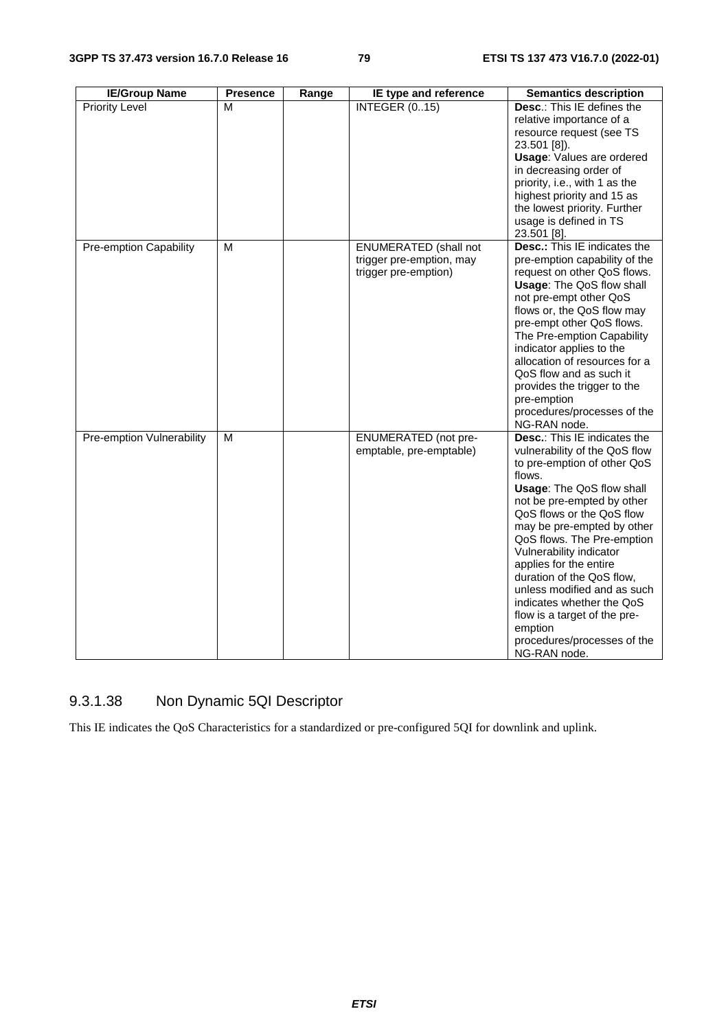| IE/Group Name | Presence | Range | IE type and reference | Semantics description |
|---|---|---|---|---|
| Priority Level | M | | INTEGER (0..15) | **Desc**.: This IE defines the relative importance of a resource request (see TS 23.501 [8]). **Usage**: Values are ordered in decreasing order of priority, i.e., with 1 as the highest priority and 15 as the lowest priority. Further usage is defined in TS 23.501 [8]. |
| Pre-emption Capability | M | | ENUMERATED (shall not trigger pre-emption, may trigger pre-emption) | **Desc.:** This IE indicates the pre-emption capability of the request on other QoS flows. **Usage**: The QoS flow shall not pre-empt other QoS flows or, the QoS flow may pre-empt other QoS flows. The Pre-emption Capability indicator applies to the allocation of resources for a QoS flow and as such it provides the trigger to the pre-emption procedures/processes of the NG-RAN node. |
| Pre-emption Vulnerability | M | | ENUMERATED (not pre-emptable, pre-emptable) | **Desc.**: This IE indicates the vulnerability of the QoS flow to pre-emption of other QoS flows. **Usage**: The QoS flow shall not be pre-empted by other QoS flows or the QoS flow may be pre-empted by other QoS flows. The Pre-emption Vulnerability indicator applies for the entire duration of the QoS flow, unless modified and as such indicates whether the QoS flow is a target of the pre-emption procedures/processes of the NG-RAN node. |

### 9.3.1.38 Non Dynamic 5QI Descriptor

This IE indicates the QoS Characteristics for a standardized or pre-configured 5QI for downlink and uplink.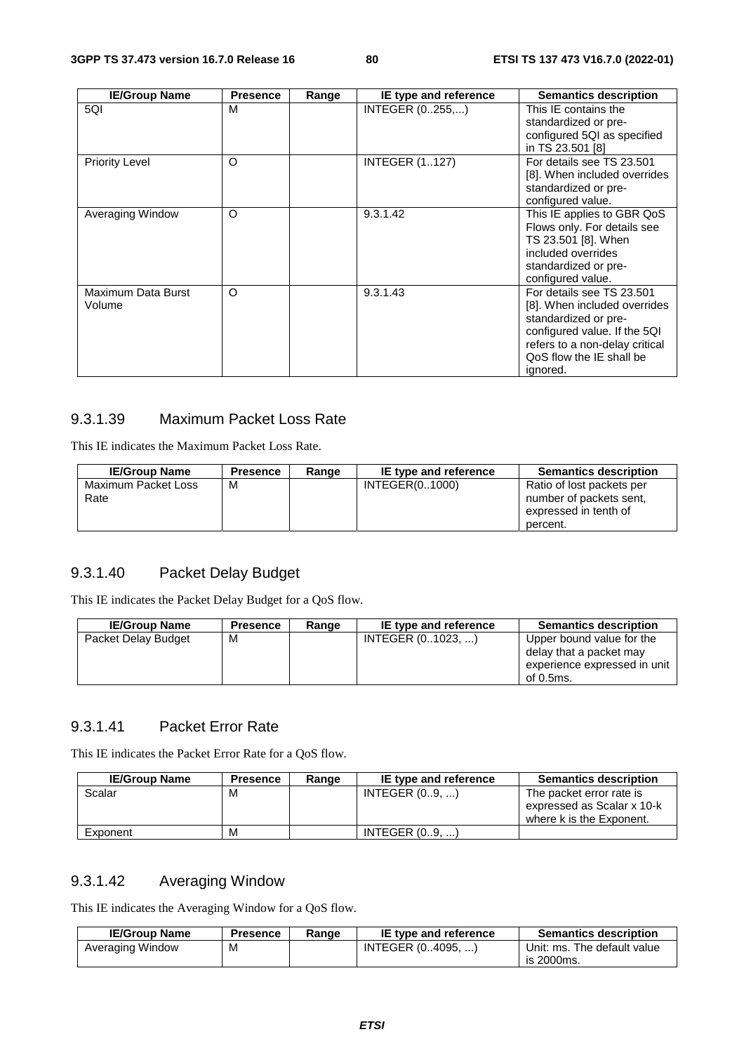| IE/Group Name | Presence | Range | IE type and reference | Semantics description |
|---|---|---|---|---|
| 5QI | M | | INTEGER (0..255,...) | This IE contains the standardized or pre-configured 5QI as specified in TS 23.501 [8] |
| Priority Level | O | | INTEGER (1..127) | For details see TS 23.501 [8]. When included overrides standardized or pre-configured value. |
| Averaging Window | O | | 9.3.1.42 | This IE applies to GBR QoS Flows only. For details see TS 23.501 [8]. When included overrides standardized or pre-configured value. |
| Maximum Data Burst Volume | O | | 9.3.1.43 | For details see TS 23.501 [8]. When included overrides standardized or pre-configured value. If the 5QI refers to a non-delay critical QoS flow the IE shall be ignored. |

### 9.3.1.39 Maximum Packet Loss Rate

This IE indicates the Maximum Packet Loss Rate.

| IE/Group Name | Presence | Range | IE type and reference | Semantics description |
|---|---|---|---|---|
| Maximum Packet Loss Rate | M | | INTEGER(0..1000) | Ratio of lost packets per number of packets sent, expressed in tenth of percent. |

### 9.3.1.40 Packet Delay Budget

This IE indicates the Packet Delay Budget for a QoS flow.

| IE/Group Name | Presence | Range | IE type and reference | Semantics description |
|---|---|---|---|---|
| Packet Delay Budget | M | | INTEGER (0..1023, ...) | Upper bound value for the delay that a packet may experience expressed in unit of 0.5ms. |

### 9.3.1.41 Packet Error Rate

This IE indicates the Packet Error Rate for a QoS flow.

| IE/Group Name | Presence | Range | IE type and reference | Semantics description |
|---|---|---|---|---|
| Scalar | M | | INTEGER (0..9, ...) | The packet error rate is expressed as Scalar x 10-k where k is the Exponent. |
| Exponent | M | | INTEGER (0..9, ...) | |

### 9.3.1.42 Averaging Window

This IE indicates the Averaging Window for a QoS flow.

| IE/Group Name | Presence | Range | IE type and reference | Semantics description |
|---|---|---|---|---|
| Averaging Window | M | | INTEGER (0..4095, ...) | Unit: ms. The default value is 2000ms. |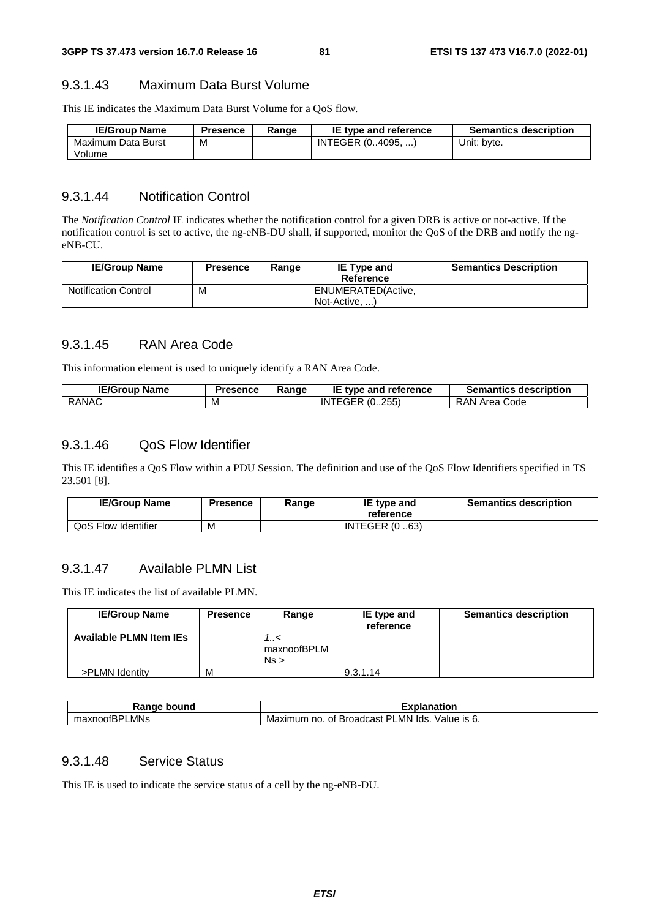### 9.3.1.43 Maximum Data Burst Volume

This IE indicates the Maximum Data Burst Volume for a QoS flow.

| IE/Group Name | Presence | Range | IE type and reference | Semantics description |
|---|---|---|---|---|
| Maximum Data Burst Volume | M | | INTEGER (0..4095, ...) | Unit: byte. |

### 9.3.1.44 Notification Control

The *Notification Control* IE indicates whether the notification control for a given DRB is active or not-active. If the notification control is set to active, the ng-eNB-DU shall, if supported, monitor the QoS of the DRB and notify the ng-eNB-CU.

| IE/Group Name | Presence | Range | IE Type and Reference | Semantics Description |
|---|---|---|---|---|
| Notification Control | M | | ENUMERATED(Active, Not-Active, ...) | |

### 9.3.1.45 RAN Area Code

This information element is used to uniquely identify a RAN Area Code.

| IE/Group Name | Presence | Range | IE type and reference | Semantics description |
|---|---|---|---|---|
| RANAC | M | | INTEGER (0..255) | RAN Area Code |

### 9.3.1.46 QoS Flow Identifier

This IE identifies a QoS Flow within a PDU Session. The definition and use of the QoS Flow Identifiers specified in TS 23.501 [8].

| IE/Group Name | Presence | Range | IE type and reference | Semantics description |
|---|---|---|---|---|
| QoS Flow Identifier | M | | INTEGER (0 ..63) | |

### 9.3.1.47 Available PLMN List

This IE indicates the list of available PLMN.

| IE/Group Name | Presence | Range | IE type and reference | Semantics description |
|---|---|---|---|---|
| **Available PLMN Item IEs** | | *1..< maxnoofBPLMNs >* | | |
| >PLMN Identity | M | | 9.3.1.14 | |

| Range bound | Explanation |
|---|---|
| maxnoofBPLMNs | Maximum no. of Broadcast PLMN Ids. Value is 6. |

### 9.3.1.48 Service Status

This IE is used to indicate the service status of a cell by the ng-eNB-DU.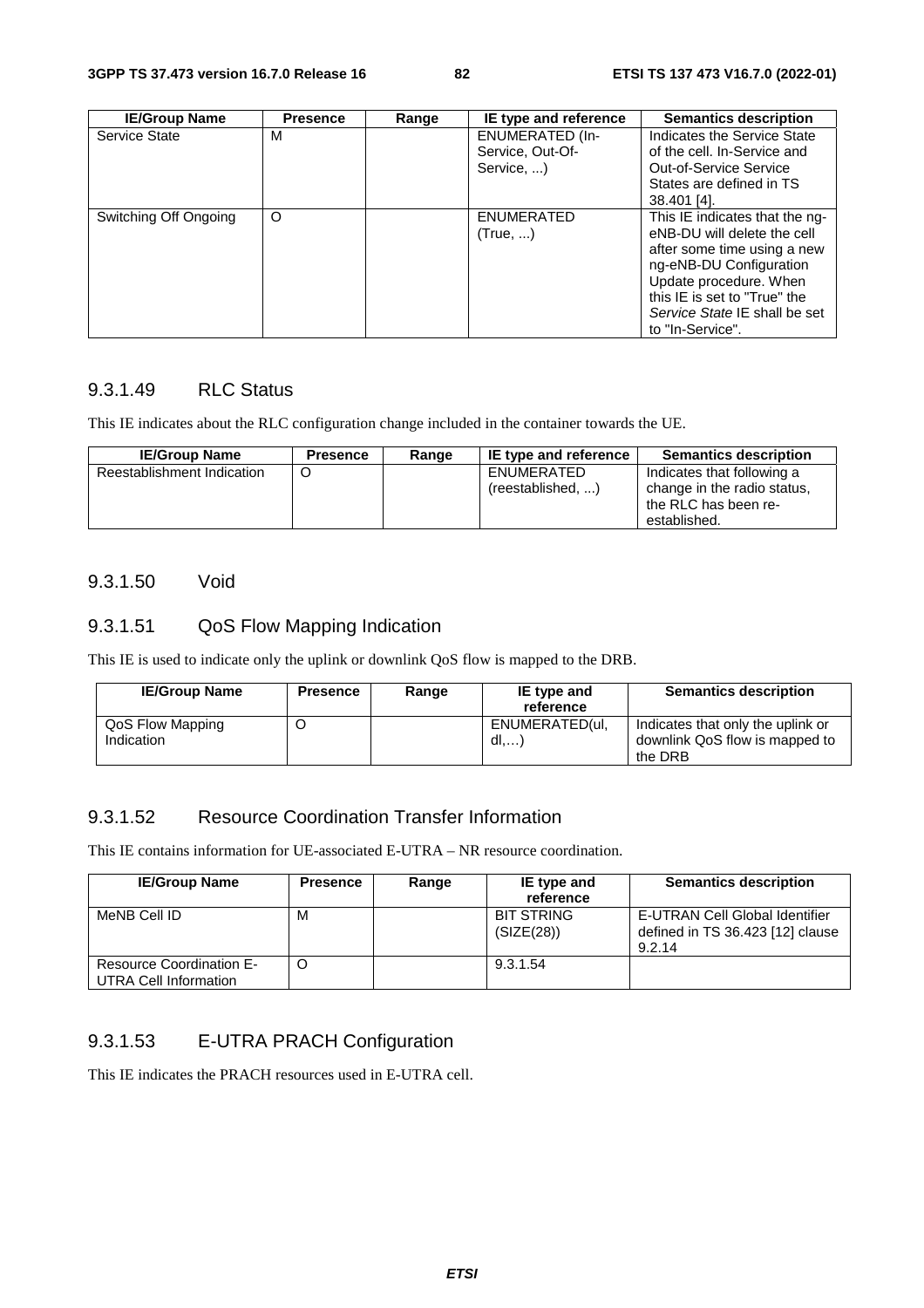| IE/Group Name | Presence | Range | IE type and reference | Semantics description |
|---|---|---|---|---|
| Service State | M | | ENUMERATED (In-Service, Out-Of-Service, ...) | Indicates the Service State of the cell. In-Service and Out-of-Service Service States are defined in TS 38.401 [4]. |
| Switching Off Ongoing | O | | ENUMERATED (True, ...) | This IE indicates that the ng-eNB-DU will delete the cell after some time using a new ng-eNB-DU Configuration Update procedure. When this IE is set to "True" the *Service State* IE shall be set to "In-Service". |

### 9.3.1.49 RLC Status

This IE indicates about the RLC configuration change included in the container towards the UE.

| IE/Group Name | Presence | Range | IE type and reference | Semantics description |
|---|---|---|---|---|
| Reestablishment Indication | O | | ENUMERATED (reestablished, ...) | Indicates that following a change in the radio status, the RLC has been re-established. |

### 9.3.1.50 Void

### 9.3.1.51 QoS Flow Mapping Indication

This IE is used to indicate only the uplink or downlink QoS flow is mapped to the DRB.

| IE/Group Name | Presence | Range | IE type and reference | Semantics description |
|---|---|---|---|---|
| QoS Flow Mapping Indication | O | | ENUMERATED(ul, dl,…) | Indicates that only the uplink or downlink QoS flow is mapped to the DRB |

### 9.3.1.52 Resource Coordination Transfer Information

This IE contains information for UE-associated E-UTRA – NR resource coordination.

| IE/Group Name | Presence | Range | IE type and reference | Semantics description |
|---|---|---|---|---|
| MeNB Cell ID | M | | BIT STRING (SIZE(28)) | E-UTRAN Cell Global Identifier defined in TS 36.423 [12] clause 9.2.14 |
| Resource Coordination E-UTRA Cell Information | O | | 9.3.1.54 | |

### 9.3.1.53 E-UTRA PRACH Configuration

This IE indicates the PRACH resources used in E-UTRA cell.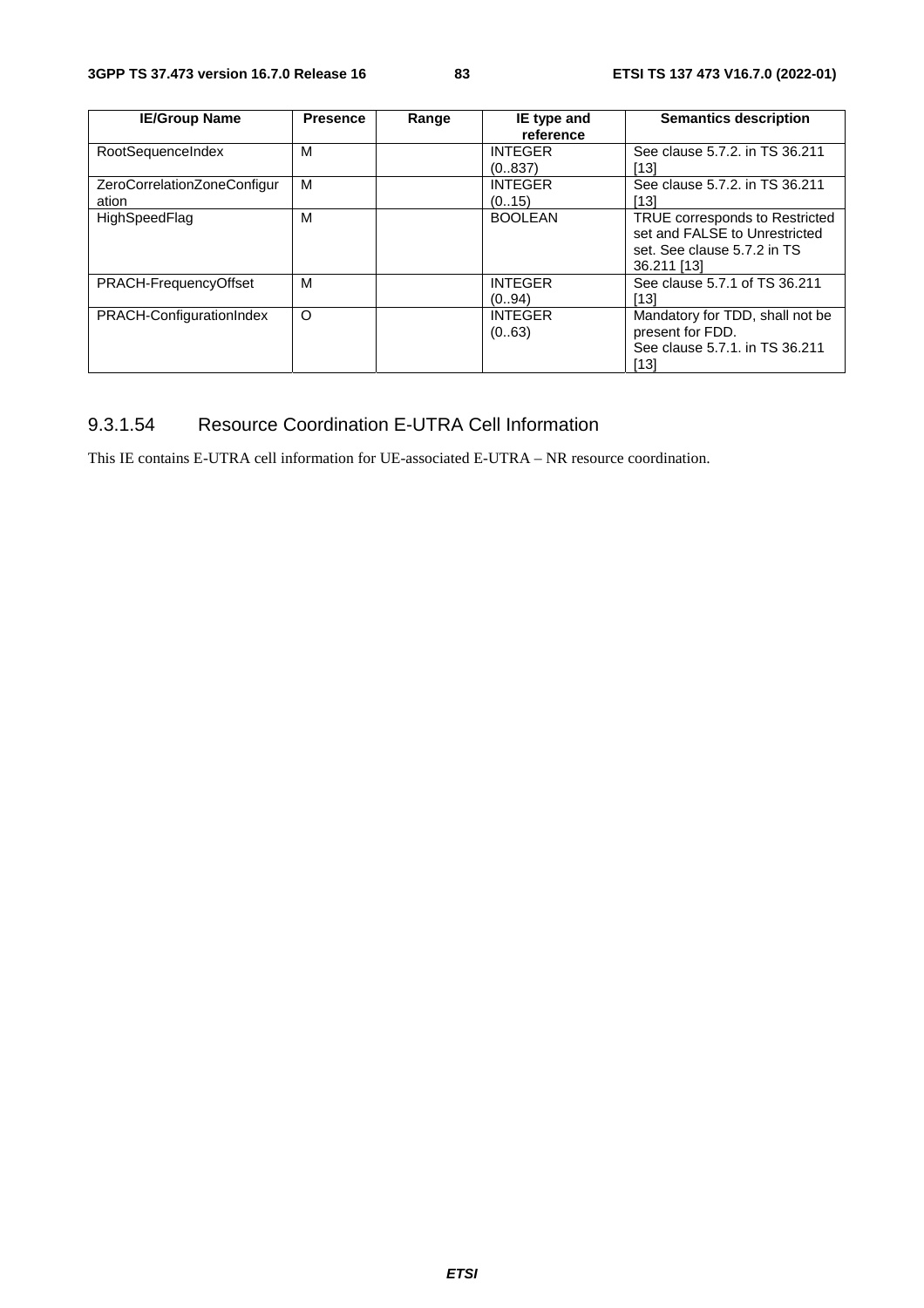| IE/Group Name | Presence | Range | IE type and reference | Semantics description |
|---|---|---|---|---|
| RootSequenceIndex | M | | INTEGER (0..837) | See clause 5.7.2. in TS 36.211 [13] |
| ZeroCorrelationZoneConfiguration | M | | INTEGER (0..15) | See clause 5.7.2. in TS 36.211 [13] |
| HighSpeedFlag | M | | BOOLEAN | TRUE corresponds to Restricted set and FALSE to Unrestricted set. See clause 5.7.2 in TS 36.211 [13] |
| PRACH-FrequencyOffset | M | | INTEGER (0..94) | See clause 5.7.1 of TS 36.211 [13] |
| PRACH-ConfigurationIndex | O | | INTEGER (0..63) | Mandatory for TDD, shall not be present for FDD. See clause 5.7.1. in TS 36.211 [13] |

#### 9.3.1.54 Resource Coordination E-UTRA Cell Information

This IE contains E-UTRA cell information for UE-associated E-UTRA – NR resource coordination.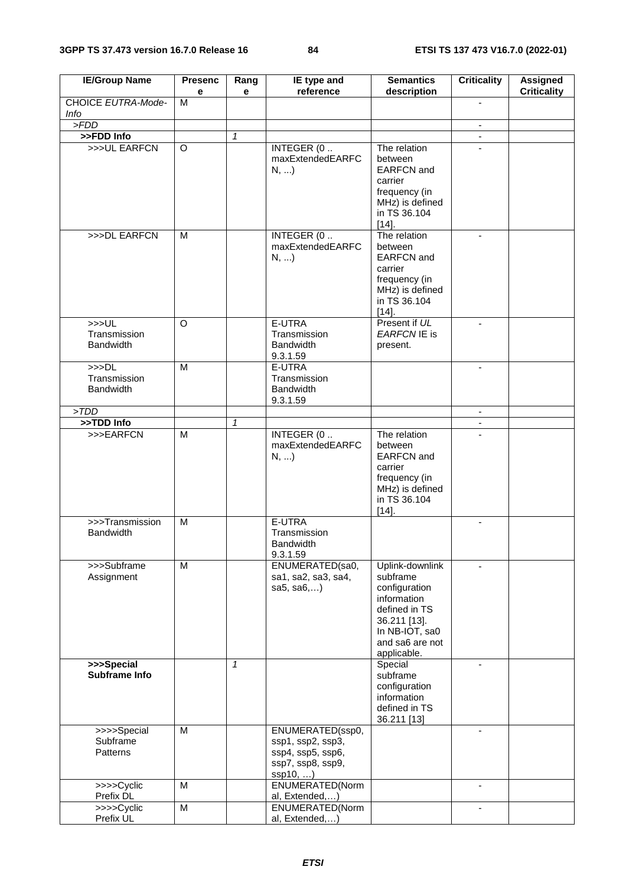| IE/Group Name | Presence | Range | IE type and reference | Semantics description | Criticality | Assigned Criticality |
|---|---|---|---|---|---|---|
| CHOICE *EUTRA-Mode-Info* | M | | | | - | |
| *>FDD* | | | | | - | |
| **>>FDD Info** | | *1* | | | - | |
| >>>UL EARFCN | O | | INTEGER (0 .. maxExtendedEARFCN, ...) | The relation between EARFCN and carrier frequency (in MHz) is defined in TS 36.104 [14]. | - | |
| >>>DL EARFCN | M | | INTEGER (0 .. maxExtendedEARFCN, ...) | The relation between EARFCN and carrier frequency (in MHz) is defined in TS 36.104 [14]. | - | |
| >>>UL Transmission Bandwidth | O | | E-UTRA Transmission Bandwidth 9.3.1.59 | Present if *UL EARFCN* IE is present. | - | |
| >>>DL Transmission Bandwidth | M | | E-UTRA Transmission Bandwidth 9.3.1.59 | | - | |
| *>TDD* | | | | | - | |
| **>>TDD Info** | | *1* | | | - | |
| >>>EARFCN | M | | INTEGER (0 .. maxExtendedEARFCN, ...) | The relation between EARFCN and carrier frequency (in MHz) is defined in TS 36.104 [14]. | - | |
| >>>Transmission Bandwidth | M | | E-UTRA Transmission Bandwidth 9.3.1.59 | | - | |
| >>>Subframe Assignment | M | | ENUMERATED(sa0, sa1, sa2, sa3, sa4, sa5, sa6,…) | Uplink-downlink subframe configuration information defined in TS 36.211 [13]. In NB-IOT, sa0 and sa6 are not applicable. | - | |
| **>>>Special Subframe Info** | | *1* | | Special subframe configuration information defined in TS 36.211 [13] | - | |
| >>>>Special Subframe Patterns | M | | ENUMERATED(ssp0, ssp1, ssp2, ssp3, ssp4, ssp5, ssp6, ssp7, ssp8, ssp9, ssp10, …) | | - | |
| >>>>Cyclic Prefix DL | M | | ENUMERATED(Normal, Extended,…) | | - | |
| >>>>Cyclic Prefix UL | M | | ENUMERATED(Normal, Extended,…) | | - | |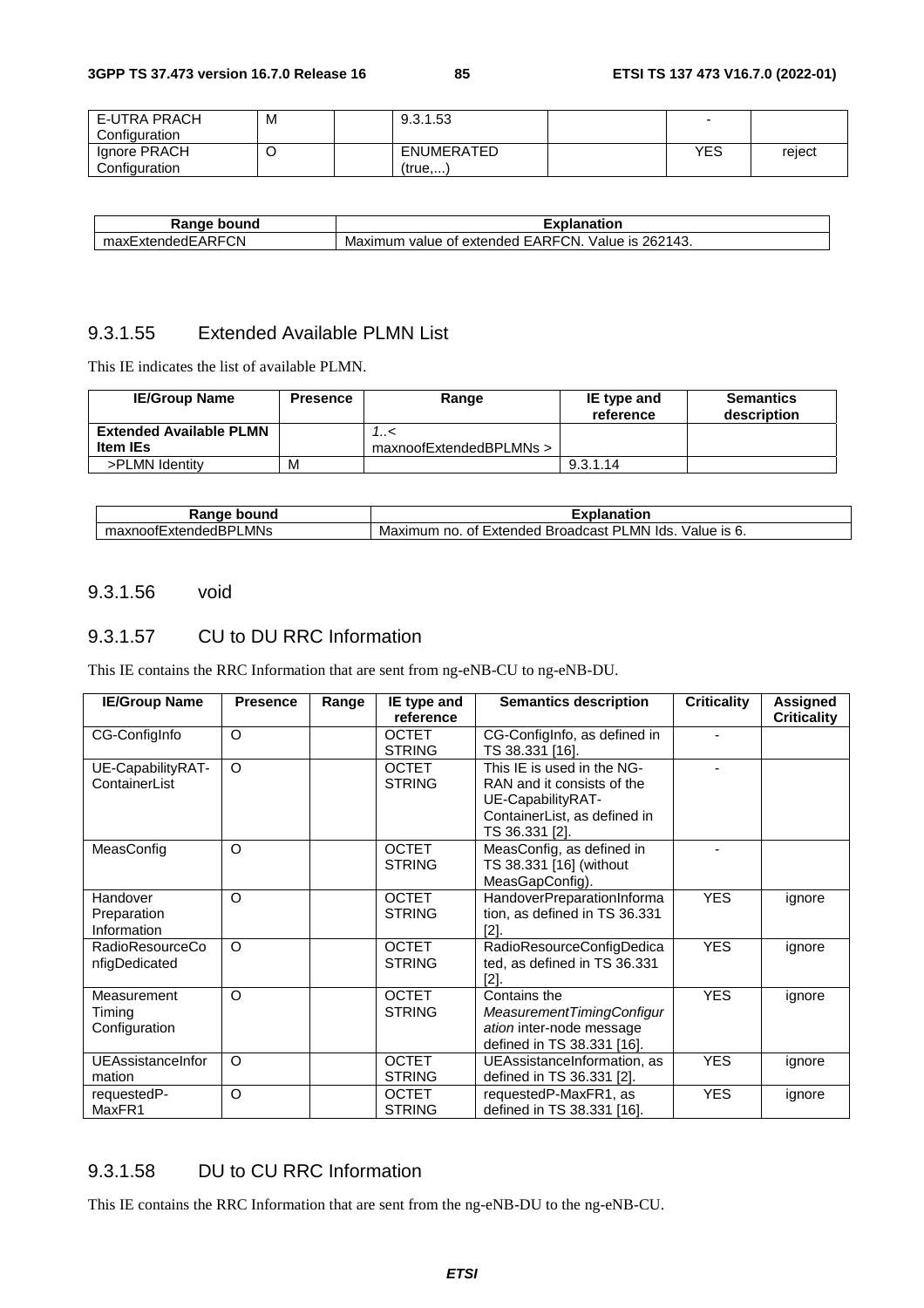| E-UTRA PRACH Configuration | M | | 9.3.1.53 | | - | |
|---|---|---|---|---|---|---|
| Ignore PRACH Configuration | O | | ENUMERATED (true,...) | | YES | reject |

| Range bound | Explanation |
|---|---|
| maxExtendedEARFCN | Maximum value of extended EARFCN. Value is 262143. |

### 9.3.1.55 Extended Available PLMN List

This IE indicates the list of available PLMN.

| IE/Group Name | Presence | Range | IE type and reference | Semantics description |
|---|---|---|---|---|
| **Extended Available PLMN Item IEs** | | *1..<maxnoofExtendedBPLMNs >* | | |
| >PLMN Identity | M | | 9.3.1.14 | |

| Range bound | Explanation |
|---|---|
| maxnoofExtendedBPLMNs | Maximum no. of Extended Broadcast PLMN Ids. Value is 6. |

### 9.3.1.56 void

### 9.3.1.57 CU to DU RRC Information

This IE contains the RRC Information that are sent from ng-eNB-CU to ng-eNB-DU.

| IE/Group Name | Presence | Range | IE type and reference | Semantics description | Criticality | Assigned Criticality |
|---|---|---|---|---|---|---|
| CG-ConfigInfo | O | | OCTET STRING | CG-ConfigInfo, as defined in TS 38.331 [16]. | - | |
| UE-CapabilityRAT-ContainerList | O | | OCTET STRING | This IE is used in the NG-RAN and it consists of the UE-CapabilityRAT-ContainerList, as defined in TS 36.331 [2]. | - | |
| MeasConfig | O | | OCTET STRING | MeasConfig, as defined in TS 38.331 [16] (without MeasGapConfig). | - | |
| Handover Preparation Information | O | | OCTET STRING | HandoverPreparationInformation, as defined in TS 36.331 [2]. | YES | ignore |
| RadioResourceConfigDedicated | O | | OCTET STRING | RadioResourceConfigDedicated, as defined in TS 36.331 [2]. | YES | ignore |
| Measurement Timing Configuration | O | | OCTET STRING | Contains the *MeasurementTimingConfiguration* inter-node message defined in TS 38.331 [16]. | YES | ignore |
| UEAssistanceInformation | O | | OCTET STRING | UEAssistanceInformation, as defined in TS 36.331 [2]. | YES | ignore |
| requestedP-MaxFR1 | O | | OCTET STRING | requestedP-MaxFR1, as defined in TS 38.331 [16]. | YES | ignore |

### 9.3.1.58 DU to CU RRC Information

This IE contains the RRC Information that are sent from the ng-eNB-DU to the ng-eNB-CU.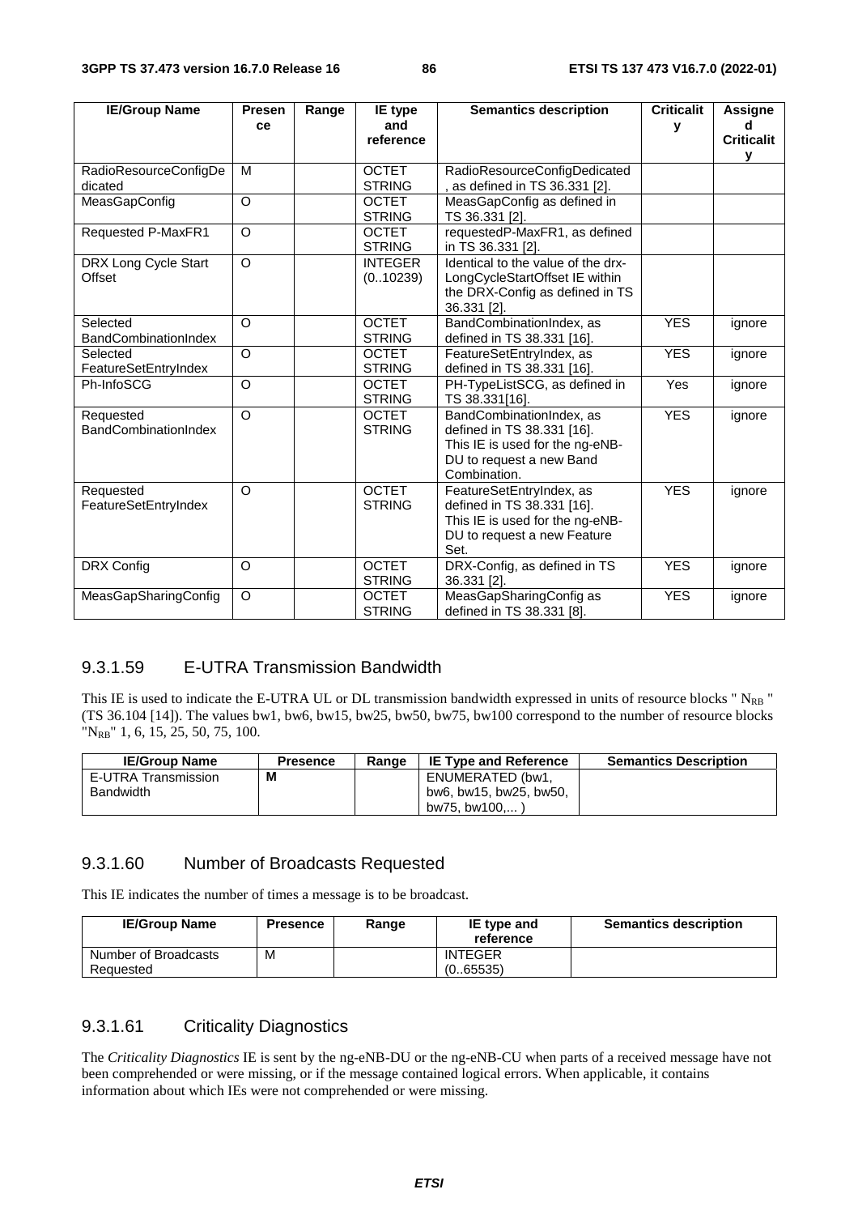| IE/Group Name | Presence | Range | IE type and reference | Semantics description | Criticality | Assigned Criticality |
|---|---|---|---|---|---|---|
| RadioResourceConfigDedicated | M | | OCTET STRING | RadioResourceConfigDedicated, as defined in TS 36.331 [2]. | | |
| MeasGapConfig | O | | OCTET STRING | MeasGapConfig as defined in TS 36.331 [2]. | | |
| Requested P-MaxFR1 | O | | OCTET STRING | requestedP-MaxFR1, as defined in TS 36.331 [2]. | | |
| DRX Long Cycle Start Offset | O | | INTEGER (0..10239) | Identical to the value of the drx-LongCycleStartOffset IE within the DRX-Config as defined in TS 36.331 [2]. | | |
| Selected BandCombinationIndex | O | | OCTET STRING | BandCombinationIndex, as defined in TS 38.331 [16]. | YES | ignore |
| Selected FeatureSetEntryIndex | O | | OCTET STRING | FeatureSetEntryIndex, as defined in TS 38.331 [16]. | YES | ignore |
| Ph-InfoSCG | O | | OCTET STRING | PH-TypeListSCG, as defined in TS 38.331[16]. | Yes | ignore |
| Requested BandCombinationIndex | O | | OCTET STRING | BandCombinationIndex, as defined in TS 38.331 [16]. This IE is used for the ng-eNB-DU to request a new Band Combination. | YES | ignore |
| Requested FeatureSetEntryIndex | O | | OCTET STRING | FeatureSetEntryIndex, as defined in TS 38.331 [16]. This IE is used for the ng-eNB-DU to request a new Feature Set. | YES | ignore |
| DRX Config | O | | OCTET STRING | DRX-Config, as defined in TS 36.331 [2]. | YES | ignore |
| MeasGapSharingConfig | O | | OCTET STRING | MeasGapSharingConfig as defined in TS 38.331 [8]. | YES | ignore |

### 9.3.1.59 E-UTRA Transmission Bandwidth

This IE is used to indicate the E-UTRA UL or DL transmission bandwidth expressed in units of resource blocks " $N_{RB}$ " (TS 36.104 [14]). The values bw1, bw6, bw15, bw25, bw50, bw75, bw100 correspond to the number of resource blocks "$N_{RB}$" 1, 6, 15, 25, 50, 75, 100.

| IE/Group Name | Presence | Range | IE Type and Reference | Semantics Description |
|---|---|---|---|---|
| E-UTRA Transmission Bandwidth | **M** | | ENUMERATED (bw1, bw6, bw15, bw25, bw50, bw75, bw100,... ) | |

### 9.3.1.60 Number of Broadcasts Requested

This IE indicates the number of times a message is to be broadcast.

| IE/Group Name | Presence | Range | IE type and reference | Semantics description |
|---|---|---|---|---|
| Number of Broadcasts Requested | M | | INTEGER (0..65535) | |

### 9.3.1.61 Criticality Diagnostics

The *Criticality Diagnostics* IE is sent by the ng-eNB-DU or the ng-eNB-CU when parts of a received message have not been comprehended or were missing, or if the message contained logical errors. When applicable, it contains information about which IEs were not comprehended or were missing.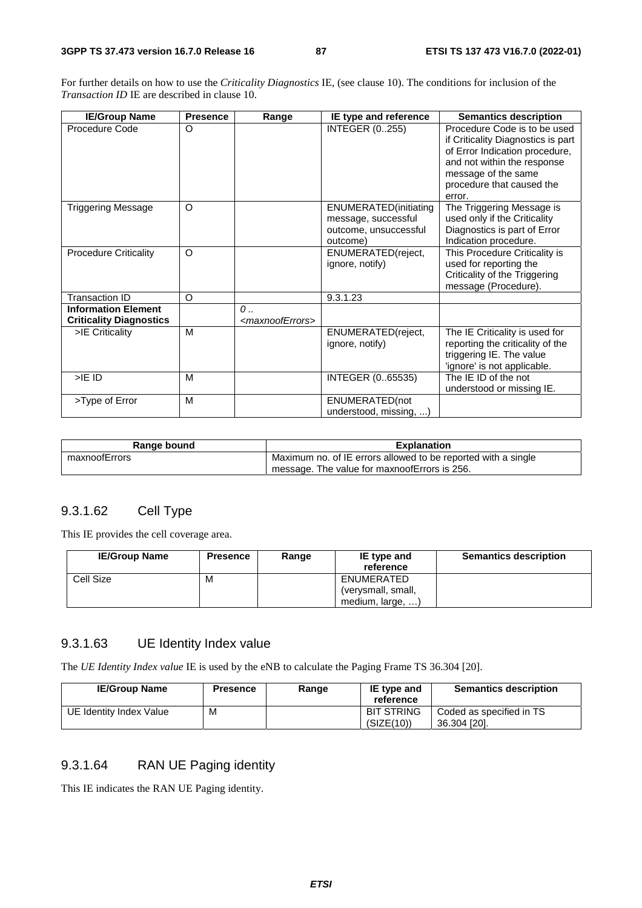For further details on how to use the *Criticality Diagnostics* IE, (see clause 10). The conditions for inclusion of the *Transaction ID* IE are described in clause 10.

| IE/Group Name | Presence | Range | IE type and reference | Semantics description |
|---|---|---|---|---|
| Procedure Code | O | | INTEGER (0..255) | Procedure Code is to be used if Criticality Diagnostics is part of Error Indication procedure, and not within the response message of the same procedure that caused the error. |
| Triggering Message | O | | ENUMERATED(initiating message, successful outcome, unsuccessful outcome) | The Triggering Message is used only if the Criticality Diagnostics is part of Error Indication procedure. |
| Procedure Criticality | O | | ENUMERATED(reject, ignore, notify) | This Procedure Criticality is used for reporting the Criticality of the Triggering message (Procedure). |
| Transaction ID | O | | 9.3.1.23 | |
| **Information Element Criticality Diagnostics** | | *0 .. <maxnoofErrors>* | | |
| >IE Criticality | M | | ENUMERATED(reject, ignore, notify) | The IE Criticality is used for reporting the criticality of the triggering IE. The value 'ignore' is not applicable. |
| >IE ID | M | | INTEGER (0..65535) | The IE ID of the not understood or missing IE. |
| >Type of Error | M | | ENUMERATED(not understood, missing, ...) | |

| Range bound | Explanation |
|---|---|
| maxnoofErrors | Maximum no. of IE errors allowed to be reported with a single message. The value for maxnoofErrors is 256. |

### 9.3.1.62 Cell Type

This IE provides the cell coverage area.

| IE/Group Name | Presence | Range | IE type and reference | Semantics description |
|---|---|---|---|---|
| Cell Size | M | | ENUMERATED (verysmall, small, medium, large, …) | |

### 9.3.1.63 UE Identity Index value

The *UE Identity Index value* IE is used by the eNB to calculate the Paging Frame TS 36.304 [20].

| IE/Group Name | Presence | Range | IE type and reference | Semantics description |
|---|---|---|---|---|
| UE Identity Index Value | M | | BIT STRING (SIZE(10)) | Coded as specified in TS 36.304 [20]. |

### 9.3.1.64 RAN UE Paging identity

This IE indicates the RAN UE Paging identity.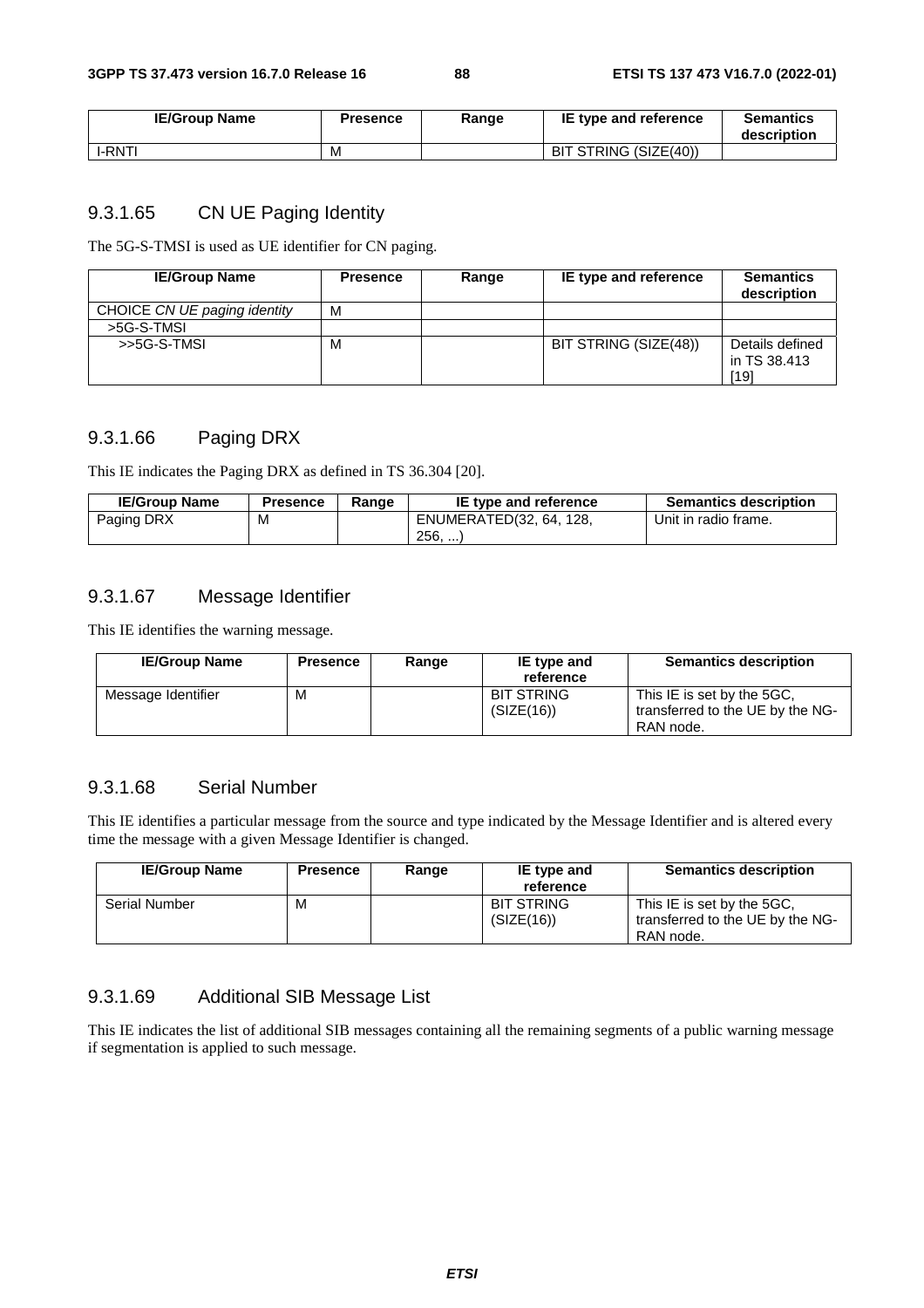| IE/Group Name | Presence | Range | IE type and reference | Semantics description |
| --- | --- | --- | --- | --- |
| I-RNTI | M | | BIT STRING (SIZE(40)) | |

### 9.3.1.65 CN UE Paging Identity

The 5G-S-TMSI is used as UE identifier for CN paging.

| IE/Group Name | Presence | Range | IE type and reference | Semantics description |
| --- | --- | --- | --- | --- |
| CHOICE *CN UE paging identity* | M | | | |
| >5G-S-TMSI | | | | |
| >>5G-S-TMSI | M | | BIT STRING (SIZE(48)) | Details defined in TS 38.413 [19] |

### 9.3.1.66 Paging DRX

This IE indicates the Paging DRX as defined in TS 36.304 [20].

| IE/Group Name | Presence | Range | IE type and reference | Semantics description |
| --- | --- | --- | --- | --- |
| Paging DRX | M | | ENUMERATED(32, 64, 128, 256, ...) | Unit in radio frame. |

### 9.3.1.67 Message Identifier

This IE identifies the warning message.

| IE/Group Name | Presence | Range | IE type and reference | Semantics description |
| --- | --- | --- | --- | --- |
| Message Identifier | M | | BIT STRING (SIZE(16)) | This IE is set by the 5GC, transferred to the UE by the NG-RAN node. |

### 9.3.1.68 Serial Number

This IE identifies a particular message from the source and type indicated by the Message Identifier and is altered every time the message with a given Message Identifier is changed.

| IE/Group Name | Presence | Range | IE type and reference | Semantics description |
| --- | --- | --- | --- | --- |
| Serial Number | M | | BIT STRING (SIZE(16)) | This IE is set by the 5GC, transferred to the UE by the NG-RAN node. |

### 9.3.1.69 Additional SIB Message List

This IE indicates the list of additional SIB messages containing all the remaining segments of a public warning message if segmentation is applied to such message.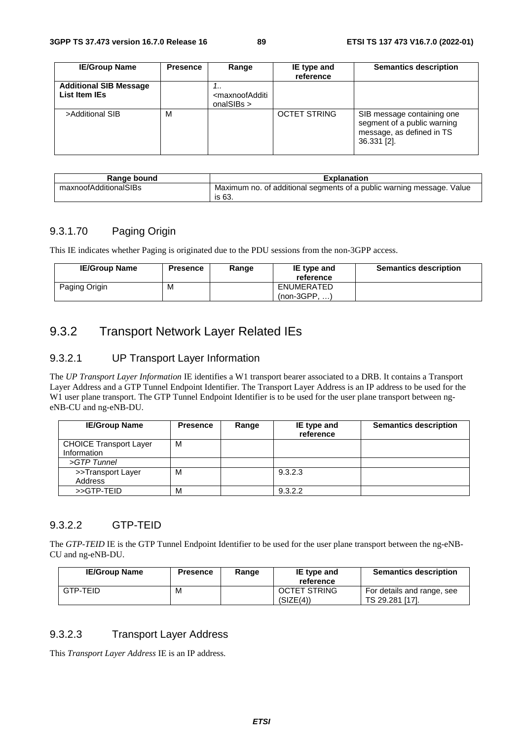| IE/Group Name | Presence | Range | IE type and reference | Semantics description |
|---|---|---|---|---|
| **Additional SIB Message List Item IEs** | | *1..<maxnoofAdditionalSIBs >* | | |
| >Additional SIB | M | | OCTET STRING | SIB message containing one segment of a public warning message, as defined in TS 36.331 [2]. |

| Range bound | Explanation |
|---|---|
| maxnoofAdditionalSIBs | Maximum no. of additional segments of a public warning message. Value is 63. |

#### 9.3.1.70 Paging Origin

This IE indicates whether Paging is originated due to the PDU sessions from the non-3GPP access.

| IE/Group Name | Presence | Range | IE type and reference | Semantics description |
|---|---|---|---|---|
| Paging Origin | M | | ENUMERATED (non-3GPP, …) | |

## 9.3.2 Transport Network Layer Related IEs

### 9.3.2.1 UP Transport Layer Information

The *UP Transport Layer Information* IE identifies a W1 transport bearer associated to a DRB. It contains a Transport Layer Address and a GTP Tunnel Endpoint Identifier. The Transport Layer Address is an IP address to be used for the W1 user plane transport. The GTP Tunnel Endpoint Identifier is to be used for the user plane transport between ng-eNB-CU and ng-eNB-DU.

| IE/Group Name | Presence | Range | IE type and reference | Semantics description |
|---|---|---|---|---|
| CHOICE Transport Layer Information | M | | | |
| *>GTP Tunnel* | | | | |
| >>Transport Layer Address | M | | 9.3.2.3 | |
| >>GTP-TEID | M | | 9.3.2.2 | |

### 9.3.2.2 GTP-TEID

The *GTP-TEID* IE is the GTP Tunnel Endpoint Identifier to be used for the user plane transport between the ng-eNB-CU and ng-eNB-DU.

| IE/Group Name | Presence | Range | IE type and reference | Semantics description |
|---|---|---|---|---|
| GTP-TEID | M | | OCTET STRING (SIZE(4)) | For details and range, see TS 29.281 [17]. |

### 9.3.2.3 Transport Layer Address

This *Transport Layer Address* IE is an IP address.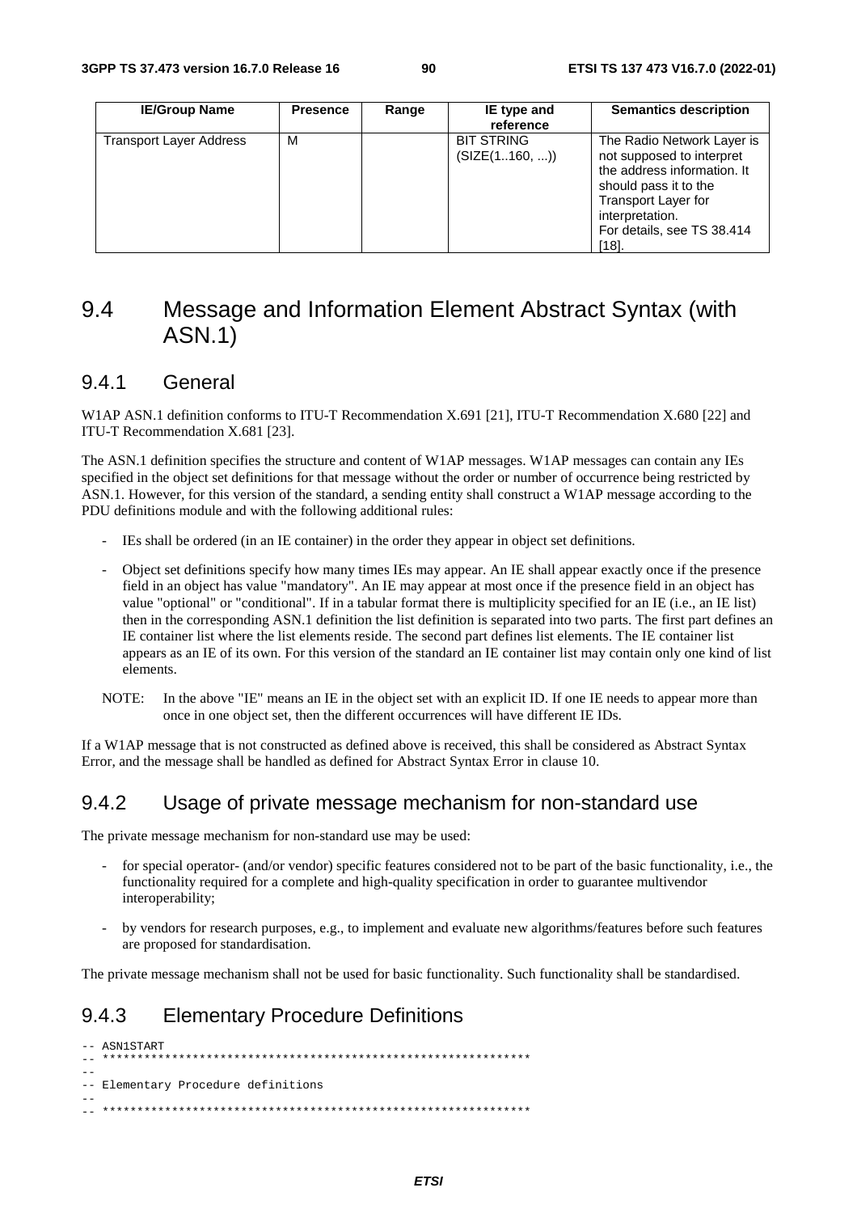| IE/Group Name | Presence | Range | IE type and reference | Semantics description |
|---|---|---|---|---|
| Transport Layer Address | M | | BIT STRING (SIZE(1..160, ...)) | The Radio Network Layer is not supposed to interpret the address information. It should pass it to the Transport Layer for interpretation. For details, see TS 38.414 [18]. |

## 9.4 Message and Information Element Abstract Syntax (with ASN.1)

### 9.4.1 General

W1AP ASN.1 definition conforms to ITU-T Recommendation X.691 [21], ITU-T Recommendation X.680 [22] and ITU-T Recommendation X.681 [23].

The ASN.1 definition specifies the structure and content of W1AP messages. W1AP messages can contain any IEs specified in the object set definitions for that message without the order or number of occurrence being restricted by ASN.1. However, for this version of the standard, a sending entity shall construct a W1AP message according to the PDU definitions module and with the following additional rules:

- IEs shall be ordered (in an IE container) in the order they appear in object set definitions.
- Object set definitions specify how many times IEs may appear. An IE shall appear exactly once if the presence field in an object has value "mandatory". An IE may appear at most once if the presence field in an object has value "optional" or "conditional". If in a tabular format there is multiplicity specified for an IE (i.e., an IE list) then in the corresponding ASN.1 definition the list definition is separated into two parts. The first part defines an IE container list where the list elements reside. The second part defines list elements. The IE container list appears as an IE of its own. For this version of the standard an IE container list may contain only one kind of list elements.

NOTE: In the above "IE" means an IE in the object set with an explicit ID. If one IE needs to appear more than once in one object set, then the different occurrences will have different IE IDs.

If a W1AP message that is not constructed as defined above is received, this shall be considered as Abstract Syntax Error, and the message shall be handled as defined for Abstract Syntax Error in clause 10.

### 9.4.2 Usage of private message mechanism for non-standard use

The private message mechanism for non-standard use may be used:

- for special operator- (and/or vendor) specific features considered not to be part of the basic functionality, i.e., the functionality required for a complete and high-quality specification in order to guarantee multivendor interoperability;
- by vendors for research purposes, e.g., to implement and evaluate new algorithms/features before such features are proposed for standardisation.

The private message mechanism shall not be used for basic functionality. Such functionality shall be standardised.

### 9.4.3 Elementary Procedure Definitions

```
-- ASN1START
-- **************************************************************
--
-- Elementary Procedure definitions
--
-- **************************************************************
```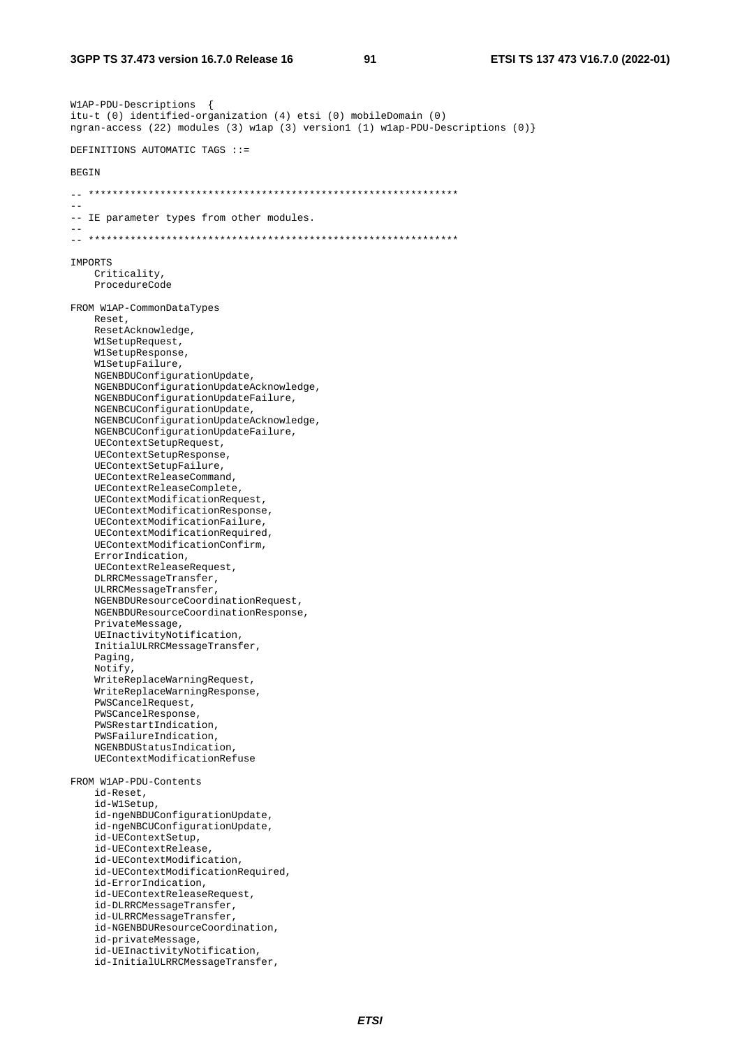```
W1AP-PDU-Descriptions  {
itu-t (0) identified-organization (4) etsi (0) mobileDomain (0)
ngran-access (22) modules (3) w1ap (3) version1 (1) w1ap-PDU-Descriptions (0)}

DEFINITIONS AUTOMATIC TAGS ::=

BEGIN

-- **************************************************************
--
-- IE parameter types from other modules.
--
-- **************************************************************

IMPORTS
    Criticality,
    ProcedureCode

FROM W1AP-CommonDataTypes
    Reset,
    ResetAcknowledge,
    W1SetupRequest,
    W1SetupResponse,
    W1SetupFailure,
    NGENBDUConfigurationUpdate,
    NGENBDUConfigurationUpdateAcknowledge,
    NGENBDUConfigurationUpdateFailure,
    NGENBCUConfigurationUpdate,
    NGENBCUConfigurationUpdateAcknowledge,
    NGENBCUConfigurationUpdateFailure,
    UEContextSetupRequest,
    UEContextSetupResponse,
    UEContextSetupFailure,
    UEContextReleaseCommand,
    UEContextReleaseComplete,
    UEContextModificationRequest,
    UEContextModificationResponse,
    UEContextModificationFailure,
    UEContextModificationRequired,
    UEContextModificationConfirm,
    ErrorIndication,
    UEContextReleaseRequest,
    DLRRCMessageTransfer,
    ULRRCMessageTransfer,
    NGENBDUResourceCoordinationRequest,
    NGENBDUResourceCoordinationResponse,
    PrivateMessage,
    UEInactivityNotification,
    InitialULRRCMessageTransfer,
    Paging,
    Notify,
    WriteReplaceWarningRequest,
    WriteReplaceWarningResponse,
    PWSCancelRequest,
    PWSCancelResponse,
    PWSRestartIndication,
    PWSFailureIndication,
    NGENBDUStatusIndication,
    UEContextModificationRefuse

FROM W1AP-PDU-Contents
    id-Reset,
    id-W1Setup,
    id-ngeNBDUConfigurationUpdate,
    id-ngeNBCUConfigurationUpdate,
    id-UEContextSetup,
    id-UEContextRelease,
    id-UEContextModification,
    id-UEContextModificationRequired,
    id-ErrorIndication,
    id-UEContextReleaseRequest,
    id-DLRRCMessageTransfer,
    id-ULRRCMessageTransfer,
    id-NGENBDUResourceCoordination,
    id-privateMessage,
    id-UEInactivityNotification,
    id-InitialULRRCMessageTransfer,
```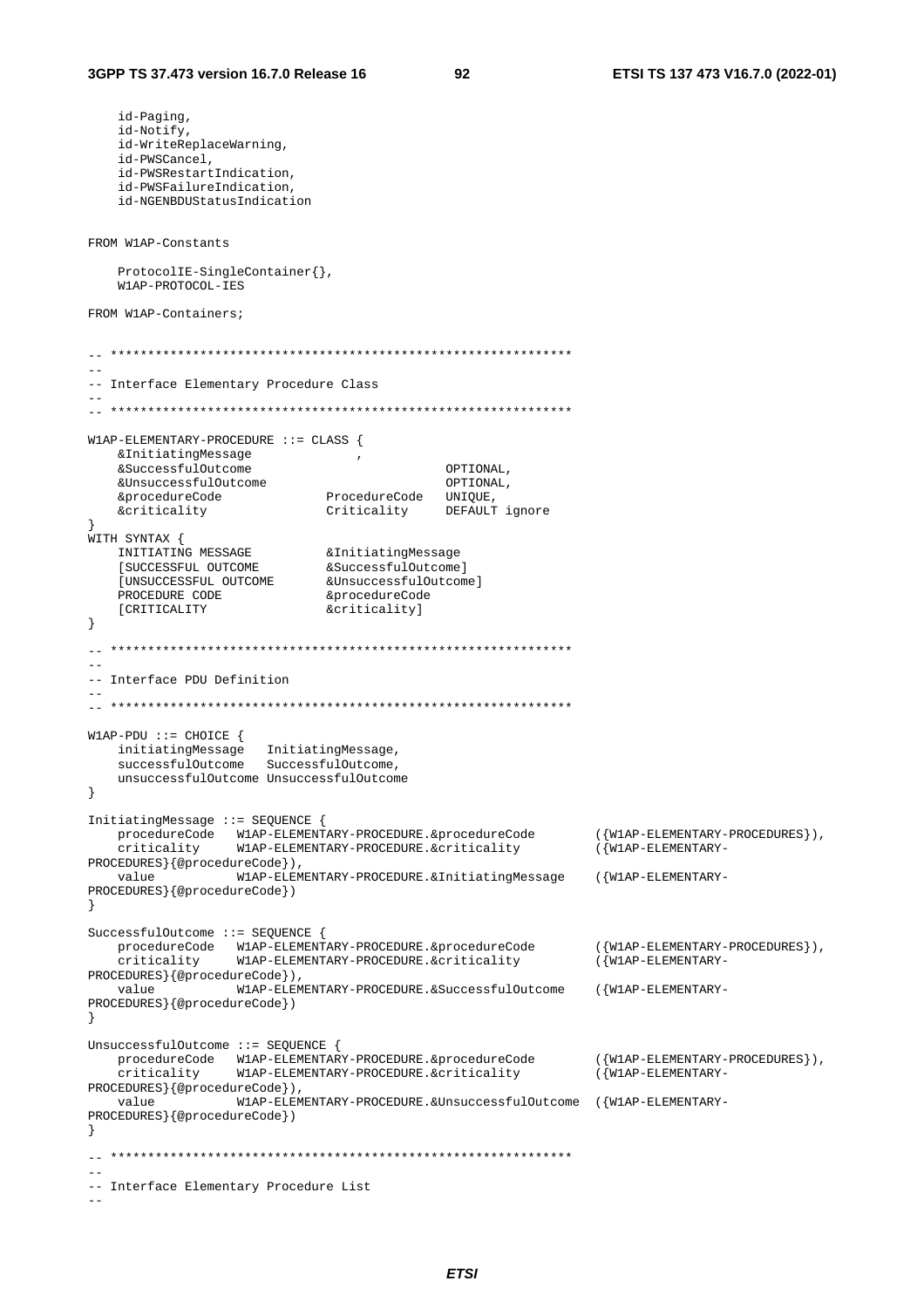```
	id-Paging,
	id-Notify,
	id-WriteReplaceWarning,
	id-PWSCancel,
	id-PWSRestartIndication,
	id-PWSFailureIndication,
	id-NGENBDUStatusIndication

FROM W1AP-Constants

	ProtocolIE-SingleContainer{},
	W1AP-PROTOCOL-IES

FROM W1AP-Containers;


-- **************************************************************
--
-- Interface Elementary Procedure Class
--
-- **************************************************************

W1AP-ELEMENTARY-PROCEDURE ::= CLASS {
	&InitiatingMessage				,
	&SuccessfulOutcome							OPTIONAL,
	&UnsuccessfulOutcome						OPTIONAL,
	&procedureCode			ProcedureCode	UNIQUE,
	&criticality			Criticality		DEFAULT ignore
}
WITH SYNTAX {
	INITIATING MESSAGE		&InitiatingMessage
	[SUCCESSFUL OUTCOME		&SuccessfulOutcome]
	[UNSUCCESSFUL OUTCOME	&UnsuccessfulOutcome]
	PROCEDURE CODE			&procedureCode
	[CRITICALITY			&criticality]
}

-- **************************************************************
--
-- Interface PDU Definition
--
-- **************************************************************

W1AP-PDU ::= CHOICE {
	initiatingMessage	InitiatingMessage,
	successfulOutcome	SuccessfulOutcome,
	unsuccessfulOutcome UnsuccessfulOutcome
}

InitiatingMessage ::= SEQUENCE {
	procedureCode	W1AP-ELEMENTARY-PROCEDURE.&procedureCode		({W1AP-ELEMENTARY-PROCEDURES}),
	criticality		W1AP-ELEMENTARY-PROCEDURE.&criticality			({W1AP-ELEMENTARY-PROCEDURES}{@procedureCode}),
	value			W1AP-ELEMENTARY-PROCEDURE.&InitiatingMessage	({W1AP-ELEMENTARY-PROCEDURES}{@procedureCode})
}

SuccessfulOutcome ::= SEQUENCE {
	procedureCode	W1AP-ELEMENTARY-PROCEDURE.&procedureCode		({W1AP-ELEMENTARY-PROCEDURES}),
	criticality		W1AP-ELEMENTARY-PROCEDURE.&criticality			({W1AP-ELEMENTARY-PROCEDURES}{@procedureCode}),
	value			W1AP-ELEMENTARY-PROCEDURE.&SuccessfulOutcome	({W1AP-ELEMENTARY-PROCEDURES}{@procedureCode})
}

UnsuccessfulOutcome ::= SEQUENCE {
	procedureCode	W1AP-ELEMENTARY-PROCEDURE.&procedureCode		({W1AP-ELEMENTARY-PROCEDURES}),
	criticality		W1AP-ELEMENTARY-PROCEDURE.&criticality			({W1AP-ELEMENTARY-PROCEDURES}{@procedureCode}),
	value			W1AP-ELEMENTARY-PROCEDURE.&UnsuccessfulOutcome	({W1AP-ELEMENTARY-PROCEDURES}{@procedureCode})
}

-- **************************************************************
--
-- Interface Elementary Procedure List
--
```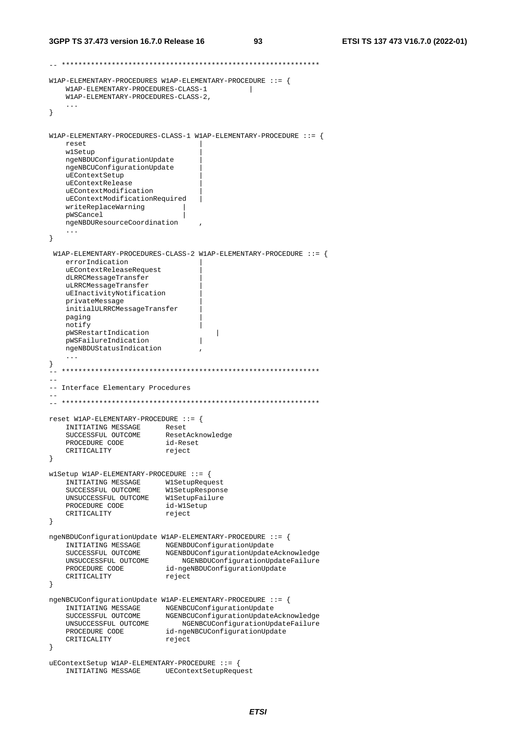```
-- **************************************************************

W1AP-ELEMENTARY-PROCEDURES W1AP-ELEMENTARY-PROCEDURE ::= {
	W1AP-ELEMENTARY-PROCEDURES-CLASS-1		|
	W1AP-ELEMENTARY-PROCEDURES-CLASS-2,
	...
}


W1AP-ELEMENTARY-PROCEDURES-CLASS-1 W1AP-ELEMENTARY-PROCEDURE ::= {
	reset								|
	w1Setup								|
	ngeNBDUConfigurationUpdate			|
	ngeNBCUConfigurationUpdate			|
	uEContextSetup						|
	uEContextRelease					|
	uEContextModification				|
	uEContextModificationRequired		|
	writeReplaceWarning				|
	pWSCancel						|
	ngeNBDUResourceCoordination		,
	...
}

 W1AP-ELEMENTARY-PROCEDURES-CLASS-2 W1AP-ELEMENTARY-PROCEDURE ::= {
	errorIndication						|
	uEContextReleaseRequest				|
	dLRRCMessageTransfer				|
	uLRRCMessageTransfer				|
	uEInactivityNotification			|
	privateMessage						|
	initialULRRCMessageTransfer			|
	paging								|
	notify								|
	pWSRestartIndication					|
	pWSFailureIndication				|
	ngeNBDUStatusIndication			,
	...
}
-- **************************************************************
--
-- Interface Elementary Procedures
--
-- **************************************************************

reset W1AP-ELEMENTARY-PROCEDURE ::= {
	INITIATING MESSAGE		Reset
	SUCCESSFUL OUTCOME		ResetAcknowledge
	PROCEDURE CODE			id-Reset
	CRITICALITY				reject
}

w1Setup W1AP-ELEMENTARY-PROCEDURE ::= {
	INITIATING MESSAGE		W1SetupRequest
	SUCCESSFUL OUTCOME		W1SetupResponse
	UNSUCCESSFUL OUTCOME	W1SetupFailure
	PROCEDURE CODE			id-W1Setup
	CRITICALITY				reject
}

ngeNBDUConfigurationUpdate W1AP-ELEMENTARY-PROCEDURE ::= {
	INITIATING MESSAGE		NGENBDUConfigurationUpdate
	SUCCESSFUL OUTCOME		NGENBDUConfigurationUpdateAcknowledge
	UNSUCCESSFUL OUTCOME		NGENBDUConfigurationUpdateFailure
	PROCEDURE CODE			id-ngeNBDUConfigurationUpdate
	CRITICALITY				reject
}

ngeNBCUConfigurationUpdate W1AP-ELEMENTARY-PROCEDURE ::= {
	INITIATING MESSAGE		NGENBCUConfigurationUpdate
	SUCCESSFUL OUTCOME		NGENBCUConfigurationUpdateAcknowledge
	UNSUCCESSFUL OUTCOME		NGENBCUConfigurationUpdateFailure
	PROCEDURE CODE			id-ngeNBCUConfigurationUpdate
	CRITICALITY				reject
}

uEContextSetup W1AP-ELEMENTARY-PROCEDURE ::= {
	INITIATING MESSAGE		UEContextSetupRequest
```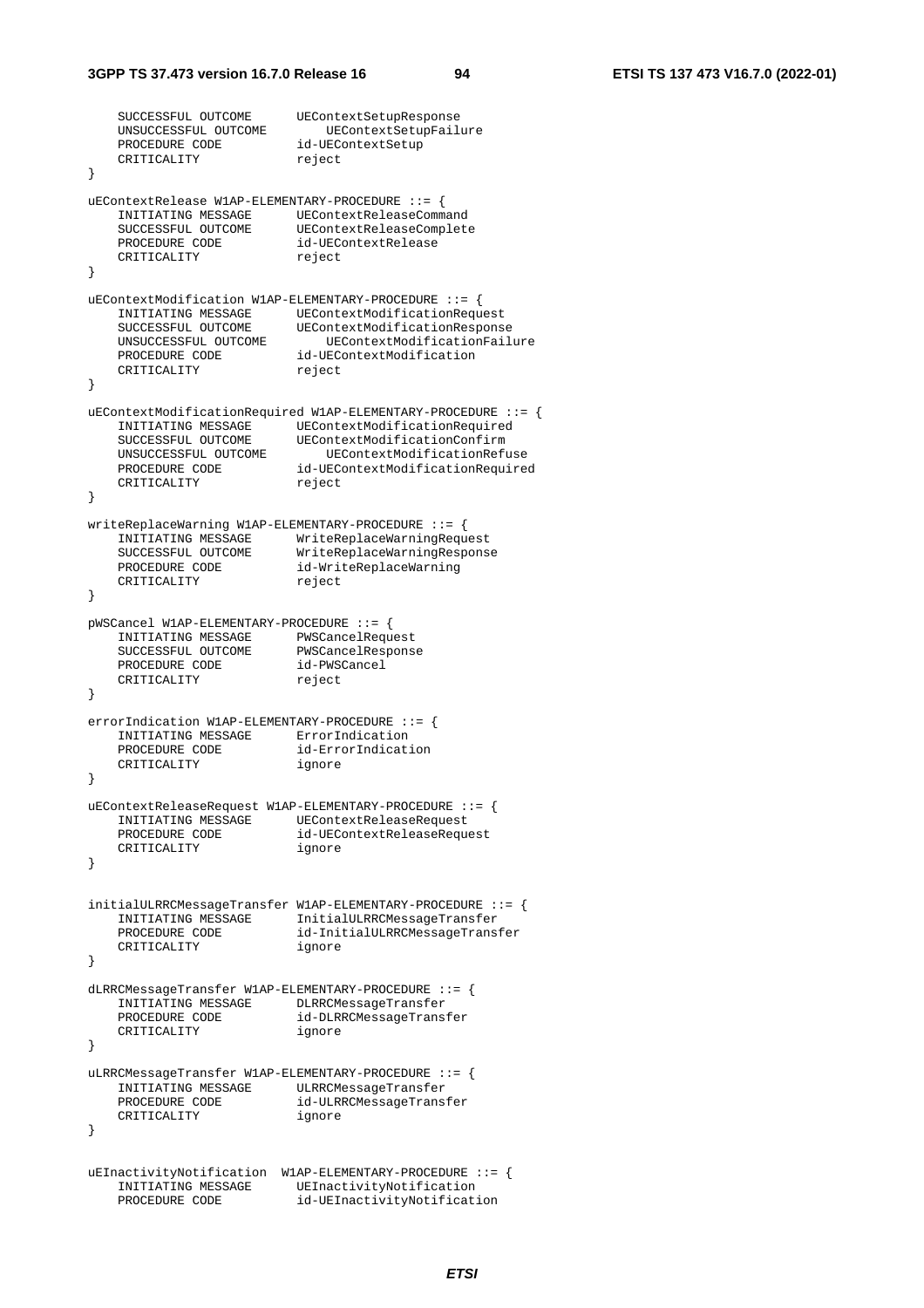```
	SUCCESSFUL OUTCOME		UEContextSetupResponse
	UNSUCCESSFUL OUTCOME		UEContextSetupFailure
	PROCEDURE CODE			id-UEContextSetup
	CRITICALITY			reject
}

uEContextRelease W1AP-ELEMENTARY-PROCEDURE ::= {
	INITIATING MESSAGE		UEContextReleaseCommand
	SUCCESSFUL OUTCOME		UEContextReleaseComplete
	PROCEDURE CODE			id-UEContextRelease
	CRITICALITY			reject
}

uEContextModification W1AP-ELEMENTARY-PROCEDURE ::= {
	INITIATING MESSAGE		UEContextModificationRequest
	SUCCESSFUL OUTCOME		UEContextModificationResponse
	UNSUCCESSFUL OUTCOME		UEContextModificationFailure
	PROCEDURE CODE			id-UEContextModification
	CRITICALITY			reject
}

uEContextModificationRequired W1AP-ELEMENTARY-PROCEDURE ::= {
	INITIATING MESSAGE		UEContextModificationRequired
	SUCCESSFUL OUTCOME		UEContextModificationConfirm
	UNSUCCESSFUL OUTCOME		UEContextModificationRefuse
	PROCEDURE CODE			id-UEContextModificationRequired
	CRITICALITY			reject
}

writeReplaceWarning W1AP-ELEMENTARY-PROCEDURE ::= {
	INITIATING MESSAGE		WriteReplaceWarningRequest
	SUCCESSFUL OUTCOME		WriteReplaceWarningResponse
	PROCEDURE CODE			id-WriteReplaceWarning
	CRITICALITY			reject
}

pWSCancel W1AP-ELEMENTARY-PROCEDURE ::= {
	INITIATING MESSAGE		PWSCancelRequest
	SUCCESSFUL OUTCOME		PWSCancelResponse
	PROCEDURE CODE			id-PWSCancel
	CRITICALITY			reject
}

errorIndication W1AP-ELEMENTARY-PROCEDURE ::= {
	INITIATING MESSAGE		ErrorIndication
	PROCEDURE CODE			id-ErrorIndication
	CRITICALITY			ignore
}

uEContextReleaseRequest W1AP-ELEMENTARY-PROCEDURE ::= {
	INITIATING MESSAGE		UEContextReleaseRequest
	PROCEDURE CODE			id-UEContextReleaseRequest
	CRITICALITY			ignore
}


initialULRRCMessageTransfer W1AP-ELEMENTARY-PROCEDURE ::= {
	INITIATING MESSAGE		InitialULRRCMessageTransfer
	PROCEDURE CODE			id-InitialULRRCMessageTransfer
	CRITICALITY			ignore
}

dLRRCMessageTransfer W1AP-ELEMENTARY-PROCEDURE ::= {
	INITIATING MESSAGE		DLRRCMessageTransfer
	PROCEDURE CODE			id-DLRRCMessageTransfer
	CRITICALITY			ignore
}

uLRRCMessageTransfer W1AP-ELEMENTARY-PROCEDURE ::= {
	INITIATING MESSAGE		ULRRCMessageTransfer
	PROCEDURE CODE			id-ULRRCMessageTransfer
	CRITICALITY			ignore
}


uEInactivityNotification  W1AP-ELEMENTARY-PROCEDURE ::= {
	INITIATING MESSAGE		UEInactivityNotification
	PROCEDURE CODE			id-UEInactivityNotification
```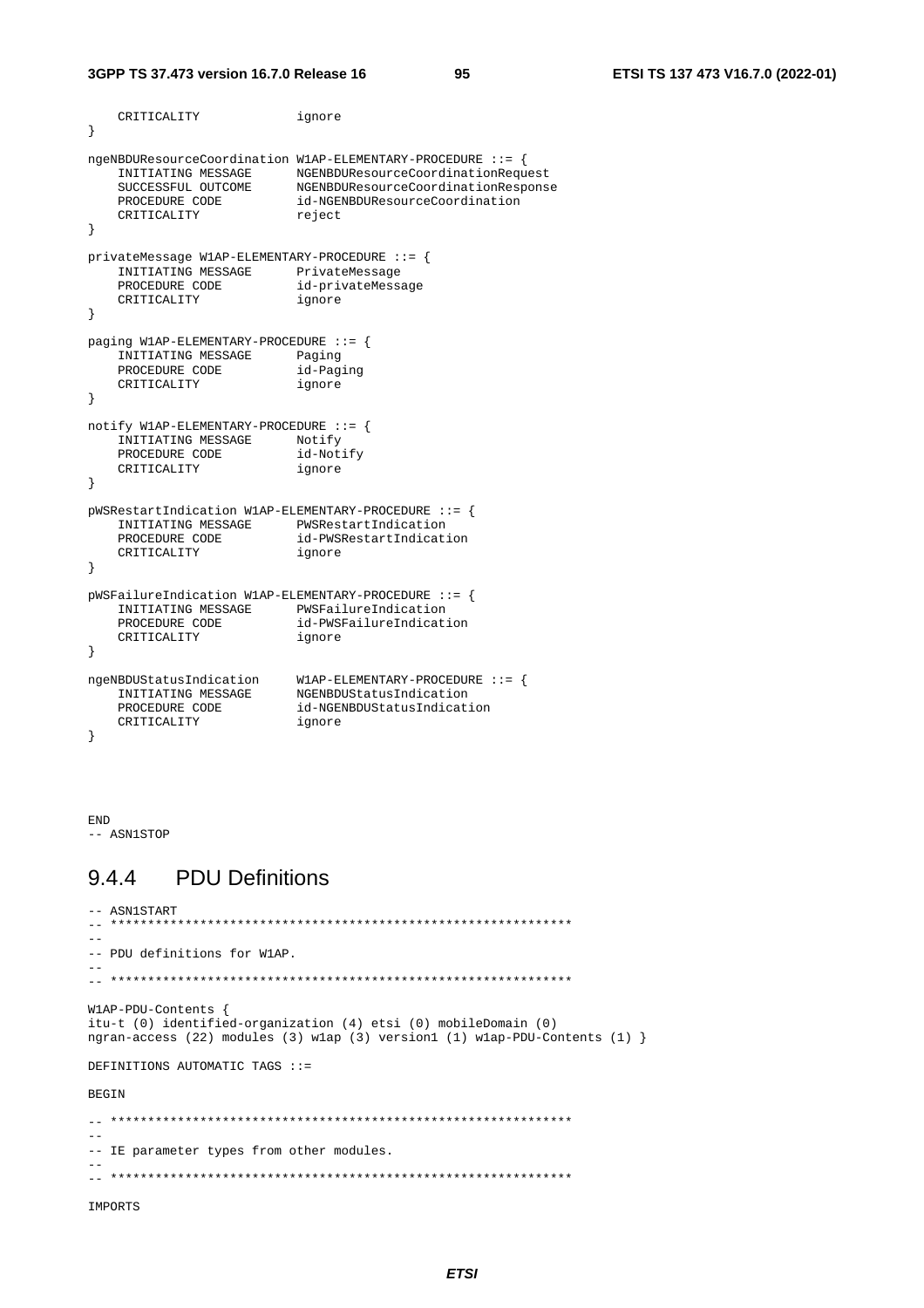```
	CRITICALITY				ignore
}

ngeNBDUResourceCoordination W1AP-ELEMENTARY-PROCEDURE ::= {
	INITIATING MESSAGE		NGENBDUResourceCoordinationRequest
	SUCCESSFUL OUTCOME		NGENBDUResourceCoordinationResponse
	PROCEDURE CODE			id-NGENBDUResourceCoordination
	CRITICALITY				reject
}

privateMessage W1AP-ELEMENTARY-PROCEDURE ::= {
	INITIATING MESSAGE		PrivateMessage
	PROCEDURE CODE			id-privateMessage
	CRITICALITY				ignore
}

paging W1AP-ELEMENTARY-PROCEDURE ::= {
	INITIATING MESSAGE		Paging
	PROCEDURE CODE			id-Paging
	CRITICALITY				ignore
}

notify W1AP-ELEMENTARY-PROCEDURE ::= {
	INITIATING MESSAGE		Notify
	PROCEDURE CODE			id-Notify
	CRITICALITY				ignore
}

pWSRestartIndication W1AP-ELEMENTARY-PROCEDURE ::= {
	INITIATING MESSAGE		PWSRestartIndication
	PROCEDURE CODE			id-PWSRestartIndication
	CRITICALITY				ignore
}

pWSFailureIndication W1AP-ELEMENTARY-PROCEDURE ::= {
	INITIATING MESSAGE		PWSFailureIndication
	PROCEDURE CODE			id-PWSFailureIndication
	CRITICALITY				ignore
}

ngeNBDUStatusIndication		W1AP-ELEMENTARY-PROCEDURE ::= {
	INITIATING MESSAGE		NGENBDUStatusIndication
	PROCEDURE CODE			id-NGENBDUStatusIndication
	CRITICALITY				ignore
}



END
-- ASN1STOP
```

### 9.4.4 PDU Definitions

```
-- ASN1START
-- **************************************************************
--
-- PDU definitions for W1AP.
--
-- **************************************************************

W1AP-PDU-Contents {
itu-t (0) identified-organization (4) etsi (0) mobileDomain (0)
ngran-access (22) modules (3) w1ap (3) version1 (1) w1ap-PDU-Contents (1) }

DEFINITIONS AUTOMATIC TAGS ::=

BEGIN

-- **************************************************************
--
-- IE parameter types from other modules.
--
-- **************************************************************

IMPORTS
```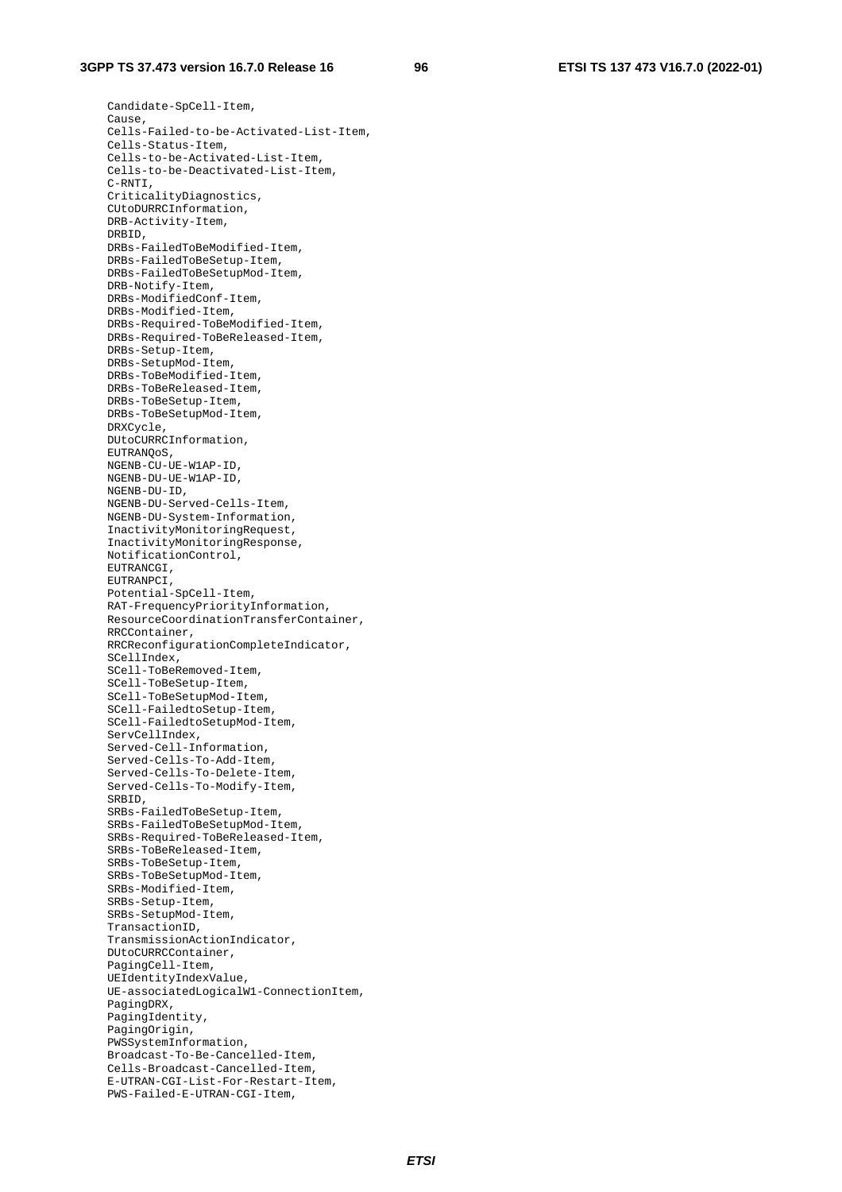```
	Candidate-SpCell-Item,
	Cause,
	Cells-Failed-to-be-Activated-List-Item,
	Cells-Status-Item,
	Cells-to-be-Activated-List-Item,
	Cells-to-be-Deactivated-List-Item,
	C-RNTI,
	CriticalityDiagnostics,
	CUtoDURRCInformation,
	DRB-Activity-Item,
	DRBID,
	DRBs-FailedToBeModified-Item,
	DRBs-FailedToBeSetup-Item,
	DRBs-FailedToBeSetupMod-Item,
	DRB-Notify-Item,
	DRBs-ModifiedConf-Item,
	DRBs-Modified-Item,
	DRBs-Required-ToBeModified-Item,
	DRBs-Required-ToBeReleased-Item,
	DRBs-Setup-Item,
	DRBs-SetupMod-Item,
	DRBs-ToBeModified-Item,
	DRBs-ToBeReleased-Item,
	DRBs-ToBeSetup-Item,
	DRBs-ToBeSetupMod-Item,
	DRXCycle,
	DUtoCURRCInformation,
	EUTRANQoS,
	NGENB-CU-UE-W1AP-ID,
	NGENB-DU-UE-W1AP-ID,
	NGENB-DU-ID,
	NGENB-DU-Served-Cells-Item,
	NGENB-DU-System-Information,
	InactivityMonitoringRequest,
	InactivityMonitoringResponse,
	NotificationControl,
	EUTRANCGI,
	EUTRANPCI,
	Potential-SpCell-Item,
	RAT-FrequencyPriorityInformation,
	ResourceCoordinationTransferContainer,
	RRCContainer,
	RRCReconfigurationCompleteIndicator,
	SCellIndex,
	SCell-ToBeRemoved-Item,
	SCell-ToBeSetup-Item,
	SCell-ToBeSetupMod-Item,
	SCell-FailedtoSetup-Item,
	SCell-FailedtoSetupMod-Item,
	ServCellIndex,
	Served-Cell-Information,
	Served-Cells-To-Add-Item,
	Served-Cells-To-Delete-Item,
	Served-Cells-To-Modify-Item,
	SRBID,
	SRBs-FailedToBeSetup-Item,
	SRBs-FailedToBeSetupMod-Item,
	SRBs-Required-ToBeReleased-Item,
	SRBs-ToBeReleased-Item,
	SRBs-ToBeSetup-Item,
	SRBs-ToBeSetupMod-Item,
	SRBs-Modified-Item,
	SRBs-Setup-Item,
	SRBs-SetupMod-Item,
	TransactionID,
	TransmissionActionIndicator,
	DUtoCURRCContainer,
	PagingCell-Item,
	UEIdentityIndexValue,
	UE-associatedLogicalW1-ConnectionItem,
	PagingDRX,
	PagingIdentity,
	PagingOrigin,
	PWSSystemInformation,
	Broadcast-To-Be-Cancelled-Item,
	Cells-Broadcast-Cancelled-Item,
	E-UTRAN-CGI-List-For-Restart-Item,
	PWS-Failed-E-UTRAN-CGI-Item,
```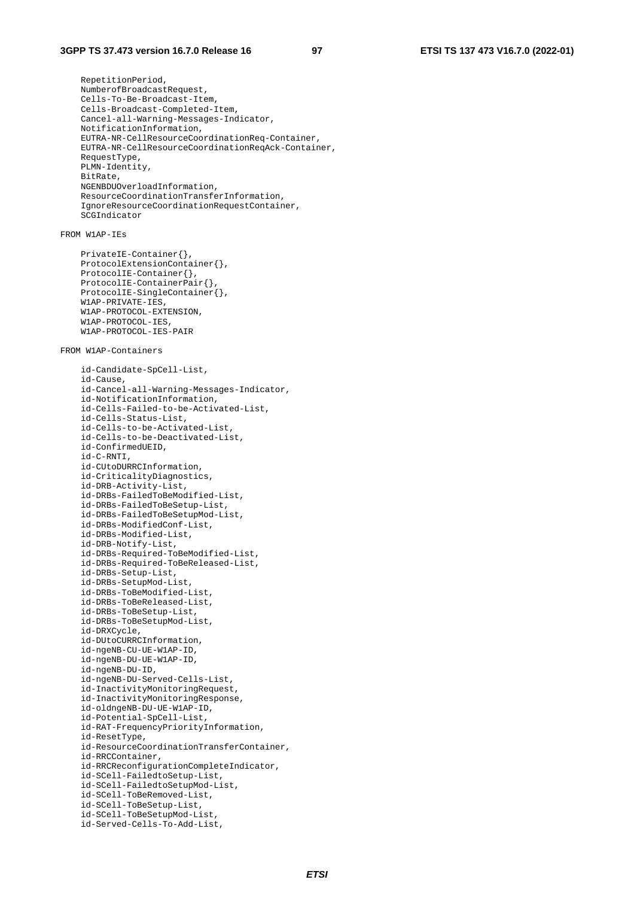```
	RepetitionPeriod,
	NumberofBroadcastRequest,
	Cells-To-Be-Broadcast-Item,
	Cells-Broadcast-Completed-Item,
	Cancel-all-Warning-Messages-Indicator,
	NotificationInformation,
	EUTRA-NR-CellResourceCoordinationReq-Container,
	EUTRA-NR-CellResourceCoordinationReqAck-Container,
	RequestType,
	PLMN-Identity,
	BitRate,
	NGENBDUOverloadInformation,
	ResourceCoordinationTransferInformation,
	IgnoreResourceCoordinationRequestContainer,
	SCGIndicator

FROM W1AP-IEs

	PrivateIE-Container{},
	ProtocolExtensionContainer{},
	ProtocolIE-Container{},
	ProtocolIE-ContainerPair{},
	ProtocolIE-SingleContainer{},
	W1AP-PRIVATE-IES,
	W1AP-PROTOCOL-EXTENSION,
	W1AP-PROTOCOL-IES,
	W1AP-PROTOCOL-IES-PAIR

FROM W1AP-Containers

	id-Candidate-SpCell-List,
	id-Cause,
	id-Cancel-all-Warning-Messages-Indicator,
	id-NotificationInformation,
	id-Cells-Failed-to-be-Activated-List,
	id-Cells-Status-List,
	id-Cells-to-be-Activated-List,
	id-Cells-to-be-Deactivated-List,
	id-ConfirmedUEID,
	id-C-RNTI,
	id-CUtoDURRCInformation,
	id-CriticalityDiagnostics,
	id-DRB-Activity-List,
	id-DRBs-FailedToBeModified-List,
	id-DRBs-FailedToBeSetup-List,
	id-DRBs-FailedToBeSetupMod-List,
	id-DRBs-ModifiedConf-List,
	id-DRBs-Modified-List,
	id-DRB-Notify-List,
	id-DRBs-Required-ToBeModified-List,
	id-DRBs-Required-ToBeReleased-List,
	id-DRBs-Setup-List,
	id-DRBs-SetupMod-List,
	id-DRBs-ToBeModified-List,
	id-DRBs-ToBeReleased-List,
	id-DRBs-ToBeSetup-List,
	id-DRBs-ToBeSetupMod-List,
	id-DRXCycle,
	id-DUtoCURRCInformation,
	id-ngeNB-CU-UE-W1AP-ID,
	id-ngeNB-DU-UE-W1AP-ID,
	id-ngeNB-DU-ID,
	id-ngeNB-DU-Served-Cells-List,
	id-InactivityMonitoringRequest,
	id-InactivityMonitoringResponse,
	id-oldngeNB-DU-UE-W1AP-ID,
	id-Potential-SpCell-List,
	id-RAT-FrequencyPriorityInformation,
	id-ResetType,
	id-ResourceCoordinationTransferContainer,
	id-RRCContainer,
	id-RRCReconfigurationCompleteIndicator,
	id-SCell-FailedtoSetup-List,
	id-SCell-FailedtoSetupMod-List,
	id-SCell-ToBeRemoved-List,
	id-SCell-ToBeSetup-List,
	id-SCell-ToBeSetupMod-List,
	id-Served-Cells-To-Add-List,
```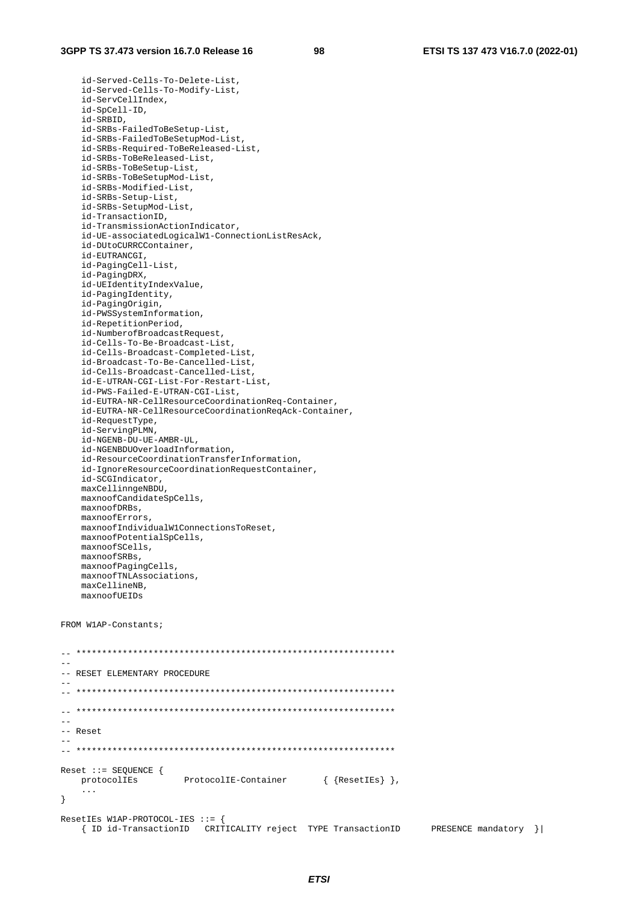```
	id-Served-Cells-To-Delete-List,
	id-Served-Cells-To-Modify-List,
	id-ServCellIndex,
	id-SpCell-ID,
	id-SRBID,
	id-SRBs-FailedToBeSetup-List,
	id-SRBs-FailedToBeSetupMod-List,
	id-SRBs-Required-ToBeReleased-List,
	id-SRBs-ToBeReleased-List,
	id-SRBs-ToBeSetup-List,
	id-SRBs-ToBeSetupMod-List,
	id-SRBs-Modified-List,
	id-SRBs-Setup-List,
	id-SRBs-SetupMod-List,
	id-TransactionID,
	id-TransmissionActionIndicator,
	id-UE-associatedLogicalW1-ConnectionListResAck,
	id-DUtoCURRCContainer,
	id-EUTRANCGI,
	id-PagingCell-List,
	id-PagingDRX,
	id-UEIdentityIndexValue,
	id-PagingIdentity,
	id-PagingOrigin,
	id-PWSSystemInformation,
	id-RepetitionPeriod,
	id-NumberofBroadcastRequest,
	id-Cells-To-Be-Broadcast-List,
	id-Cells-Broadcast-Completed-List,
	id-Broadcast-To-Be-Cancelled-List,
	id-Cells-Broadcast-Cancelled-List,
	id-E-UTRAN-CGI-List-For-Restart-List,
	id-PWS-Failed-E-UTRAN-CGI-List,
	id-EUTRA-NR-CellResourceCoordinationReq-Container,
	id-EUTRA-NR-CellResourceCoordinationReqAck-Container,
	id-RequestType,
	id-ServingPLMN,
	id-NGENB-DU-UE-AMBR-UL,
	id-NGENBDUOverloadInformation,
	id-ResourceCoordinationTransferInformation,
	id-IgnoreResourceCoordinationRequestContainer,
	id-SCGIndicator,
	maxCellinngeNBDU,
	maxnoofCandidateSpCells,
	maxnoofDRBs,
	maxnoofErrors,
	maxnoofIndividualW1ConnectionsToReset,
	maxnoofPotentialSpCells,
	maxnoofSCells,
	maxnoofSRBs,
	maxnoofPagingCells,
	maxnoofTNLAssociations,
	maxCellineNB,
	maxnoofUEIDs

FROM W1AP-Constants;


-- **************************************************************
--
-- RESET ELEMENTARY PROCEDURE
--
-- **************************************************************

-- **************************************************************
--
-- Reset
--
-- **************************************************************

Reset ::= SEQUENCE {
	protocolIEs		ProtocolIE-Container		{ {ResetIEs} },
	...
}

ResetIEs W1AP-PROTOCOL-IES ::= {
	{ ID id-TransactionID	CRITICALITY reject	TYPE TransactionID		PRESENCE mandatory	}|
```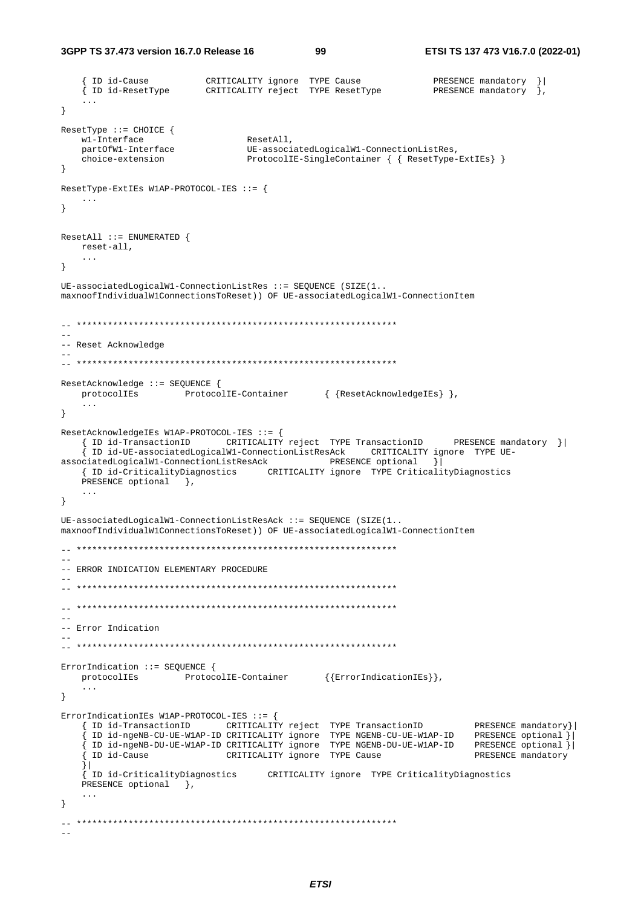```
	{ ID id-Cause			CRITICALITY ignore	TYPE Cause				PRESENCE mandatory	}|
	{ ID id-ResetType		CRITICALITY reject	TYPE ResetType			PRESENCE mandatory	},
	...
}

ResetType ::= CHOICE {
	w1-Interface					ResetAll,
	partOfW1-Interface				UE-associatedLogicalW1-ConnectionListRes,
	choice-extension				ProtocolIE-SingleContainer { { ResetType-ExtIEs} }
}

ResetType-ExtIEs W1AP-PROTOCOL-IES ::= {
	...
}


ResetAll ::= ENUMERATED {
	reset-all,
	...
}

UE-associatedLogicalW1-ConnectionListRes ::= SEQUENCE (SIZE(1..
maxnoofIndividualW1ConnectionsToReset)) OF UE-associatedLogicalW1-ConnectionItem


-- **************************************************************
--
-- Reset Acknowledge
--
-- **************************************************************

ResetAcknowledge ::= SEQUENCE {
	protocolIEs			ProtocolIE-Container		{ {ResetAcknowledgeIEs} },
	...
}

ResetAcknowledgeIEs W1AP-PROTOCOL-IES ::= {
	{ ID id-TransactionID		CRITICALITY reject	TYPE TransactionID		PRESENCE mandatory	}|
	{ ID id-UE-associatedLogicalW1-ConnectionListResAck		CRITICALITY ignore	TYPE UE-
associatedLogicalW1-ConnectionListResAck			PRESENCE optional	}|
	{ ID id-CriticalityDiagnostics		CRITICALITY ignore	TYPE CriticalityDiagnostics
	PRESENCE optional	},
	...
}

UE-associatedLogicalW1-ConnectionListResAck ::= SEQUENCE (SIZE(1..
maxnoofIndividualW1ConnectionsToReset)) OF UE-associatedLogicalW1-ConnectionItem

-- **************************************************************
--
-- ERROR INDICATION ELEMENTARY PROCEDURE
--
-- **************************************************************

-- **************************************************************
--
-- Error Indication
--
-- **************************************************************

ErrorIndication ::= SEQUENCE {
	protocolIEs			ProtocolIE-Container		{{ErrorIndicationIEs}},
	...
}

ErrorIndicationIEs W1AP-PROTOCOL-IES ::= {
	{ ID id-TransactionID		CRITICALITY reject	TYPE TransactionID			PRESENCE mandatory}|
	{ ID id-ngeNB-CU-UE-W1AP-ID CRITICALITY ignore	TYPE NGENB-CU-UE-W1AP-ID	PRESENCE optional }|
	{ ID id-ngeNB-DU-UE-W1AP-ID CRITICALITY ignore	TYPE NGENB-DU-UE-W1AP-ID	PRESENCE optional }|
	{ ID id-Cause				CRITICALITY ignore	TYPE Cause					PRESENCE mandatory
	}|
	{ ID id-CriticalityDiagnostics		CRITICALITY ignore	TYPE CriticalityDiagnostics
	PRESENCE optional	},
	...
}

-- **************************************************************
--
```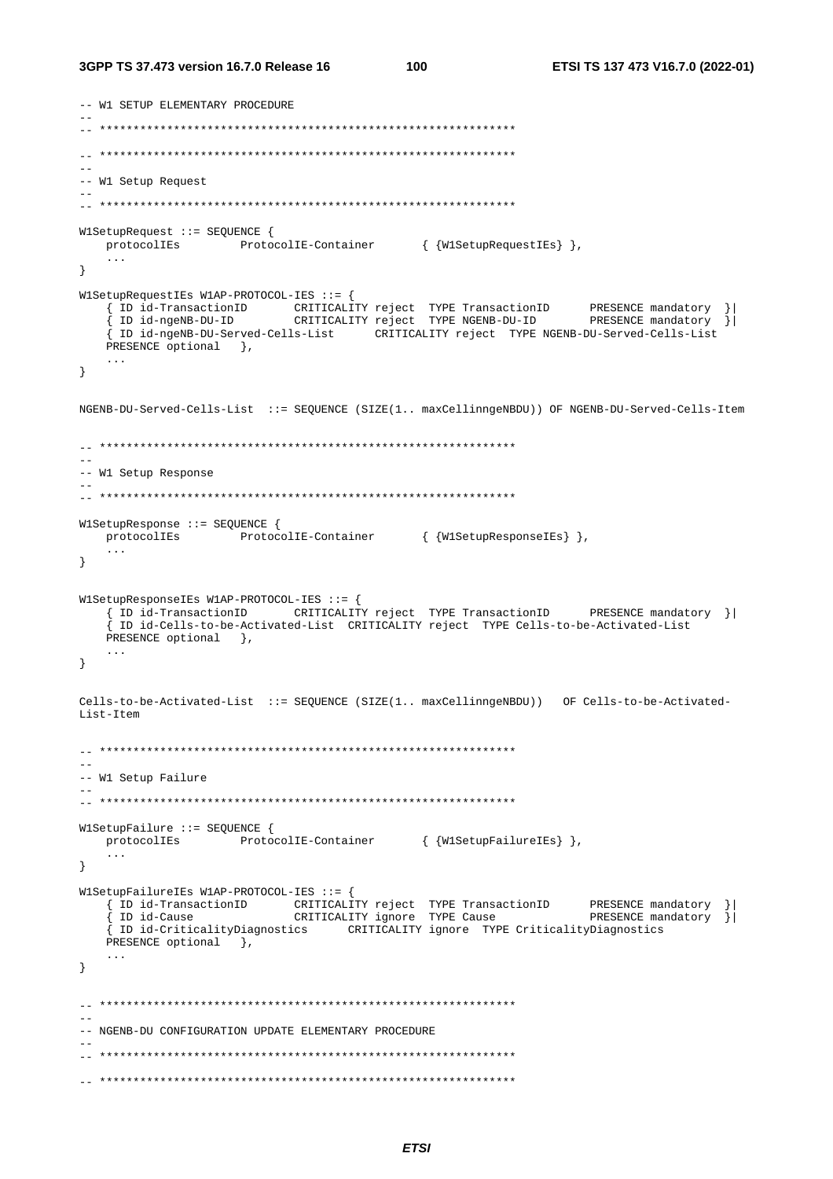```
-- W1 SETUP ELEMENTARY PROCEDURE
--
-- **************************************************************

-- **************************************************************
--
-- W1 Setup Request
--
-- **************************************************************

W1SetupRequest ::= SEQUENCE {
    protocolIEs         ProtocolIE-Container        { {W1SetupRequestIEs} },
    ...
}

W1SetupRequestIEs W1AP-PROTOCOL-IES ::= {
    { ID id-TransactionID       CRITICALITY reject  TYPE TransactionID      PRESENCE mandatory  }|
    { ID id-ngeNB-DU-ID         CRITICALITY reject  TYPE NGENB-DU-ID        PRESENCE mandatory  }|
    { ID id-ngeNB-DU-Served-Cells-List      CRITICALITY reject  TYPE NGENB-DU-Served-Cells-List
    PRESENCE optional   },
    ...
}

NGENB-DU-Served-Cells-List  ::= SEQUENCE (SIZE(1.. maxCellinngeNBDU)) OF NGENB-DU-Served-Cells-Item


-- **************************************************************
--
-- W1 Setup Response
--
-- **************************************************************

W1SetupResponse ::= SEQUENCE {
    protocolIEs         ProtocolIE-Container        { {W1SetupResponseIEs} },
    ...
}


W1SetupResponseIEs W1AP-PROTOCOL-IES ::= {
    { ID id-TransactionID       CRITICALITY reject  TYPE TransactionID      PRESENCE mandatory  }|
    { ID id-Cells-to-be-Activated-List  CRITICALITY reject  TYPE Cells-to-be-Activated-List
    PRESENCE optional   },
    ...
}


Cells-to-be-Activated-List  ::= SEQUENCE (SIZE(1.. maxCellinngeNBDU))   OF Cells-to-be-Activated-
List-Item


-- **************************************************************
--
-- W1 Setup Failure
--
-- **************************************************************

W1SetupFailure ::= SEQUENCE {
    protocolIEs         ProtocolIE-Container        { {W1SetupFailureIEs} },
    ...
}

W1SetupFailureIEs W1AP-PROTOCOL-IES ::= {
    { ID id-TransactionID       CRITICALITY reject  TYPE TransactionID      PRESENCE mandatory  }|
    { ID id-Cause               CRITICALITY ignore  TYPE Cause              PRESENCE mandatory  }|
    { ID id-CriticalityDiagnostics      CRITICALITY ignore  TYPE CriticalityDiagnostics
    PRESENCE optional   },
    ...
}


-- **************************************************************
--
-- NGENB-DU CONFIGURATION UPDATE ELEMENTARY PROCEDURE
--
-- **************************************************************

-- **************************************************************
```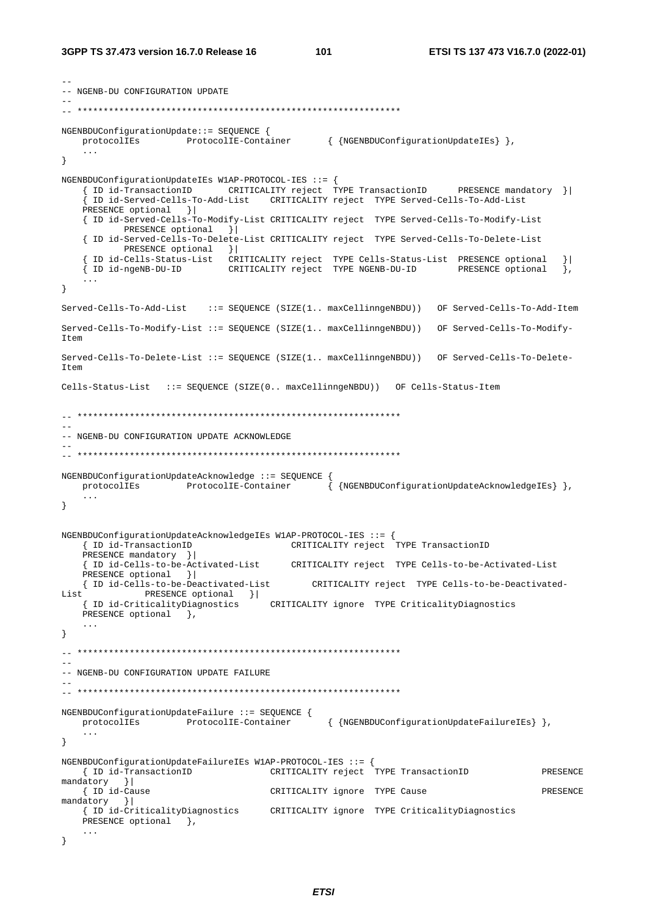```
--
-- NGENB-DU CONFIGURATION UPDATE
--
-- **************************************************************

NGENBDUConfigurationUpdate::= SEQUENCE {
    protocolIEs         ProtocolIE-Container        { {NGENBDUConfigurationUpdateIEs} },
    ...
}

NGENBDUConfigurationUpdateIEs W1AP-PROTOCOL-IES ::= {
    { ID id-TransactionID       CRITICALITY reject  TYPE TransactionID      PRESENCE mandatory  }|
    { ID id-Served-Cells-To-Add-List    CRITICALITY reject  TYPE Served-Cells-To-Add-List
    PRESENCE optional   }|
    { ID id-Served-Cells-To-Modify-List CRITICALITY reject  TYPE Served-Cells-To-Modify-List
            PRESENCE optional   }|
    { ID id-Served-Cells-To-Delete-List CRITICALITY reject  TYPE Served-Cells-To-Delete-List
            PRESENCE optional   }|
    { ID id-Cells-Status-List   CRITICALITY reject  TYPE Cells-Status-List  PRESENCE optional   }|
    { ID id-ngeNB-DU-ID         CRITICALITY reject  TYPE NGENB-DU-ID        PRESENCE optional   },
    ...
}

Served-Cells-To-Add-List    ::= SEQUENCE (SIZE(1.. maxCellinngeNBDU))   OF Served-Cells-To-Add-Item

Served-Cells-To-Modify-List ::= SEQUENCE (SIZE(1.. maxCellinngeNBDU))   OF Served-Cells-To-Modify-
Item

Served-Cells-To-Delete-List ::= SEQUENCE (SIZE(1.. maxCellinngeNBDU))   OF Served-Cells-To-Delete-
Item

Cells-Status-List   ::= SEQUENCE (SIZE(0.. maxCellinngeNBDU))   OF Cells-Status-Item


-- **************************************************************
--
-- NGENB-DU CONFIGURATION UPDATE ACKNOWLEDGE
--
-- **************************************************************

NGENBDUConfigurationUpdateAcknowledge ::= SEQUENCE {
    protocolIEs         ProtocolIE-Container        { {NGENBDUConfigurationUpdateAcknowledgeIEs} },
    ...
}


NGENBDUConfigurationUpdateAcknowledgeIEs W1AP-PROTOCOL-IES ::= {
    { ID id-TransactionID                   CRITICALITY reject  TYPE TransactionID
    PRESENCE mandatory  }|
    { ID id-Cells-to-be-Activated-List      CRITICALITY reject  TYPE Cells-to-be-Activated-List
    PRESENCE optional   }|
    { ID id-Cells-to-be-Deactivated-List        CRITICALITY reject  TYPE Cells-to-be-Deactivated-
List            PRESENCE optional   }|
    { ID id-CriticalityDiagnostics      CRITICALITY ignore  TYPE CriticalityDiagnostics
    PRESENCE optional   },
    ...
}

-- **************************************************************
--
-- NGENB-DU CONFIGURATION UPDATE FAILURE
--
-- **************************************************************

NGENBDUConfigurationUpdateFailure ::= SEQUENCE {
    protocolIEs         ProtocolIE-Container        { {NGENBDUConfigurationUpdateFailureIEs} },
    ...
}

NGENBDUConfigurationUpdateFailureIEs W1AP-PROTOCOL-IES ::= {
    { ID id-TransactionID               CRITICALITY reject  TYPE TransactionID              PRESENCE
mandatory   }|
    { ID id-Cause                       CRITICALITY ignore  TYPE Cause                      PRESENCE
mandatory   }|
    { ID id-CriticalityDiagnostics      CRITICALITY ignore  TYPE CriticalityDiagnostics
    PRESENCE optional   },
    ...
}
```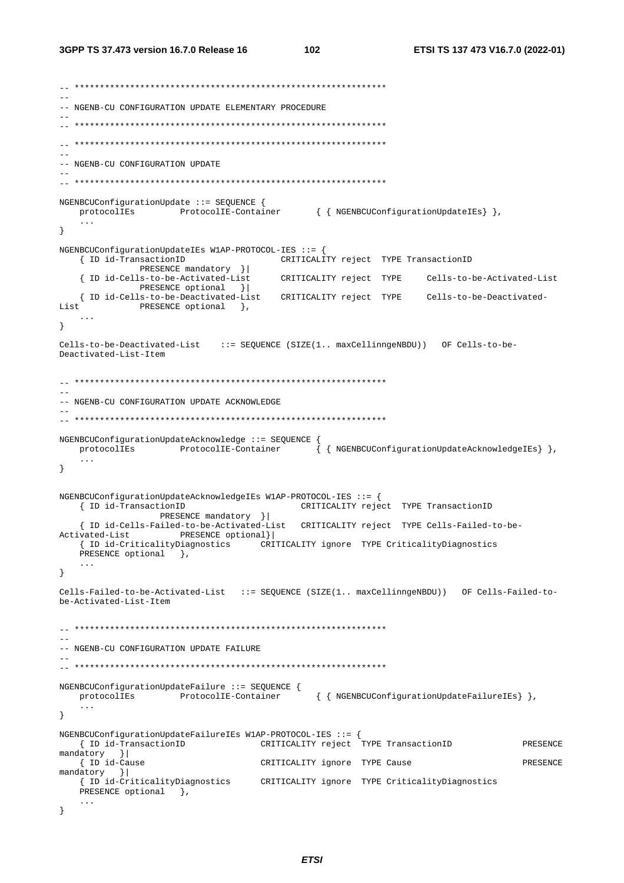```
-- **************************************************************
--
-- NGENB-CU CONFIGURATION UPDATE ELEMENTARY PROCEDURE
--
-- **************************************************************

-- **************************************************************
--
-- NGENB-CU CONFIGURATION UPDATE
--
-- **************************************************************

NGENBCUConfigurationUpdate ::= SEQUENCE {
	protocolIEs		ProtocolIE-Container		{ { NGENBCUConfigurationUpdateIEs} },
	...
}

NGENBCUConfigurationUpdateIEs W1AP-PROTOCOL-IES ::= {
	{ ID id-TransactionID			CRITICALITY reject	TYPE TransactionID	
		PRESENCE mandatory	}|
	{ ID id-Cells-to-be-Activated-List	CRITICALITY reject	TYPE	Cells-to-be-Activated-List	
		PRESENCE optional	}|
	{ ID id-Cells-to-be-Deactivated-List	CRITICALITY reject	TYPE	Cells-to-be-Deactivated-
List		PRESENCE optional	},
	...
}

Cells-to-be-Deactivated-List	::= SEQUENCE (SIZE(1.. maxCellinngeNBDU))	OF Cells-to-be-
Deactivated-List-Item


-- **************************************************************
--
-- NGENB-CU CONFIGURATION UPDATE ACKNOWLEDGE
--
-- **************************************************************

NGENBCUConfigurationUpdateAcknowledge ::= SEQUENCE {
	protocolIEs		ProtocolIE-Container		{ { NGENBCUConfigurationUpdateAcknowledgeIEs} },
	...
}


NGENBCUConfigurationUpdateAcknowledgeIEs W1AP-PROTOCOL-IES ::= {
	{ ID id-TransactionID				CRITICALITY reject	TYPE TransactionID	
			PRESENCE mandatory	}|
	{ ID id-Cells-Failed-to-be-Activated-List	CRITICALITY reject	TYPE Cells-Failed-to-be-
Activated-List		PRESENCE optional}|
	{ ID id-CriticalityDiagnostics		CRITICALITY ignore	TYPE CriticalityDiagnostics
	PRESENCE optional	},
	...
}

Cells-Failed-to-be-Activated-List	::= SEQUENCE (SIZE(1.. maxCellinngeNBDU))	OF Cells-Failed-to-
be-Activated-List-Item


-- **************************************************************
--
-- NGENB-CU CONFIGURATION UPDATE FAILURE
--
-- **************************************************************

NGENBCUConfigurationUpdateFailure ::= SEQUENCE {
	protocolIEs		ProtocolIE-Container		{ { NGENBCUConfigurationUpdateFailureIEs} },
	...
}

NGENBCUConfigurationUpdateFailureIEs W1AP-PROTOCOL-IES ::= {
	{ ID id-TransactionID			CRITICALITY reject	TYPE TransactionID			PRESENCE 
mandatory	}|
	{ ID id-Cause				CRITICALITY ignore	TYPE Cause				PRESENCE 
mandatory	}|
	{ ID id-CriticalityDiagnostics		CRITICALITY ignore	TYPE CriticalityDiagnostics
	PRESENCE optional	},
	...
}
```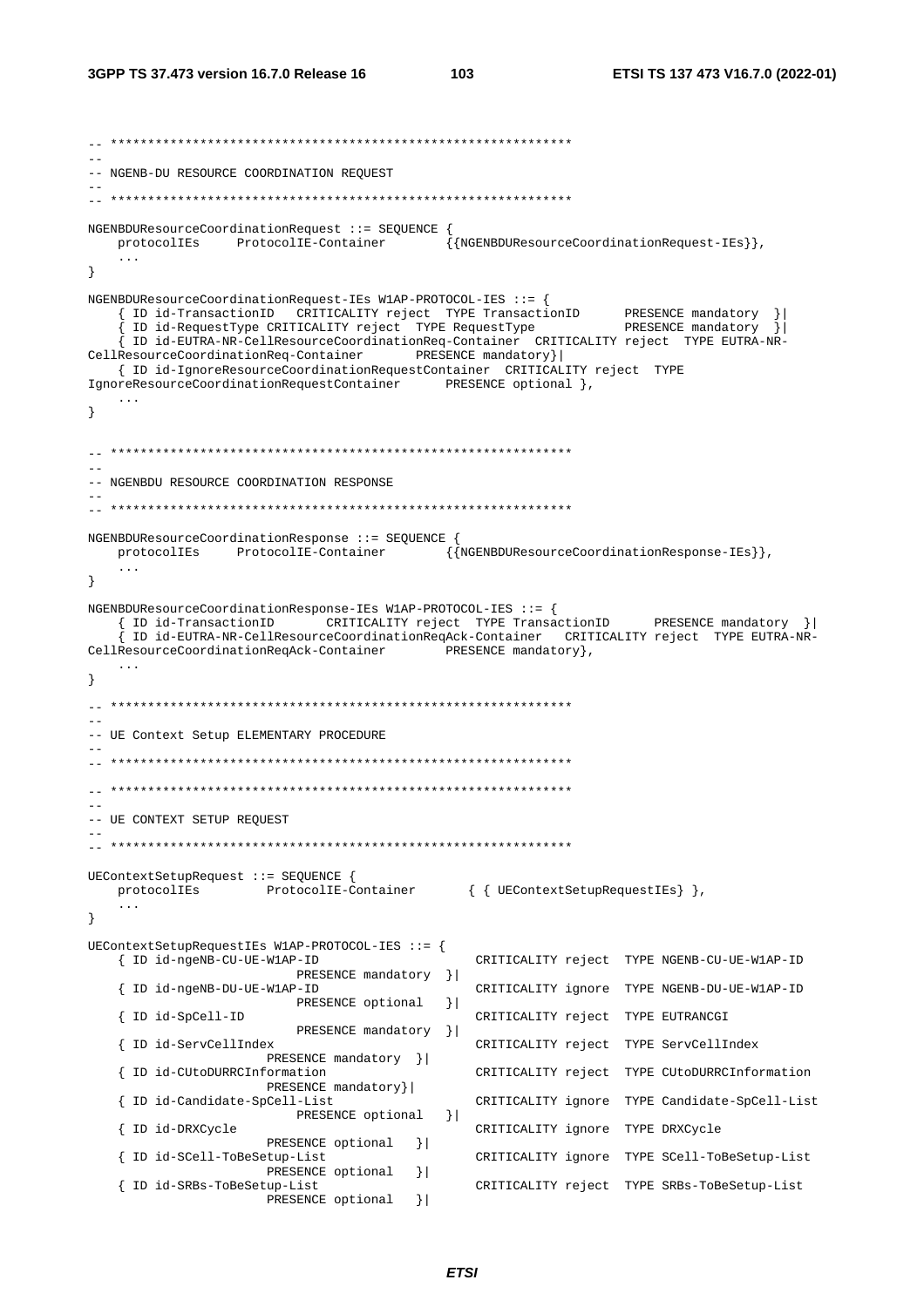```
-- **************************************************************
--
-- NGENB-DU RESOURCE COORDINATION REQUEST
--
-- **************************************************************

NGENBDUResourceCoordinationRequest ::= SEQUENCE {
	protocolIEs		ProtocolIE-Container		{{NGENBDUResourceCoordinationRequest-IEs}},
	...
}

NGENBDUResourceCoordinationRequest-IEs W1AP-PROTOCOL-IES ::= {
	{ ID id-TransactionID	CRITICALITY reject	TYPE TransactionID		PRESENCE mandatory	}|
	{ ID id-RequestType CRITICALITY reject	TYPE RequestType			PRESENCE mandatory	}|
	{ ID id-EUTRA-NR-CellResourceCoordinationReq-Container	CRITICALITY reject	TYPE EUTRA-NR-CellResourceCoordinationReq-Container		PRESENCE mandatory}|
	{ ID id-IgnoreResourceCoordinationRequestContainer	CRITICALITY reject	TYPE IgnoreResourceCoordinationRequestContainer		PRESENCE optional },
	...
}


-- **************************************************************
--
-- NGENBDU RESOURCE COORDINATION RESPONSE
--
-- **************************************************************

NGENBDUResourceCoordinationResponse ::= SEQUENCE {
	protocolIEs		ProtocolIE-Container		{{NGENBDUResourceCoordinationResponse-IEs}},
	...
}

NGENBDUResourceCoordinationResponse-IEs W1AP-PROTOCOL-IES ::= {
	{ ID id-TransactionID		CRITICALITY reject	TYPE TransactionID		PRESENCE mandatory	}|
	{ ID id-EUTRA-NR-CellResourceCoordinationReqAck-Container	CRITICALITY reject	TYPE EUTRA-NR-CellResourceCoordinationReqAck-Container		PRESENCE mandatory},
	...
}

-- **************************************************************
--
-- UE Context Setup ELEMENTARY PROCEDURE
--
-- **************************************************************

-- **************************************************************
--
-- UE CONTEXT SETUP REQUEST
--
-- **************************************************************

UEContextSetupRequest ::= SEQUENCE {
	protocolIEs			ProtocolIE-Container		{ { UEContextSetupRequestIEs} },
	...
}

UEContextSetupRequestIEs W1AP-PROTOCOL-IES ::= {
	{ ID id-ngeNB-CU-UE-W1AP-ID							CRITICALITY reject	TYPE NGENB-CU-UE-W1AP-ID			PRESENCE mandatory	}|
	{ ID id-ngeNB-DU-UE-W1AP-ID							CRITICALITY ignore	TYPE NGENB-DU-UE-W1AP-ID			PRESENCE optional	}|
	{ ID id-SpCell-ID									CRITICALITY reject	TYPE EUTRANCGI						PRESENCE mandatory	}|
	{ ID id-ServCellIndex								CRITICALITY reject	TYPE ServCellIndex					PRESENCE mandatory	}|
	{ ID id-CUtoDURRCInformation						CRITICALITY reject	TYPE CUtoDURRCInformation			PRESENCE mandatory}|
	{ ID id-Candidate-SpCell-List						CRITICALITY ignore	TYPE Candidate-SpCell-List			PRESENCE optional	}|
	{ ID id-DRXCycle									CRITICALITY ignore	TYPE DRXCycle						PRESENCE optional	}|
	{ ID id-SCell-ToBeSetup-List						CRITICALITY ignore	TYPE SCell-ToBeSetup-List			PRESENCE optional	}|
	{ ID id-SRBs-ToBeSetup-List							CRITICALITY reject	TYPE SRBs-ToBeSetup-List			PRESENCE optional	}|
```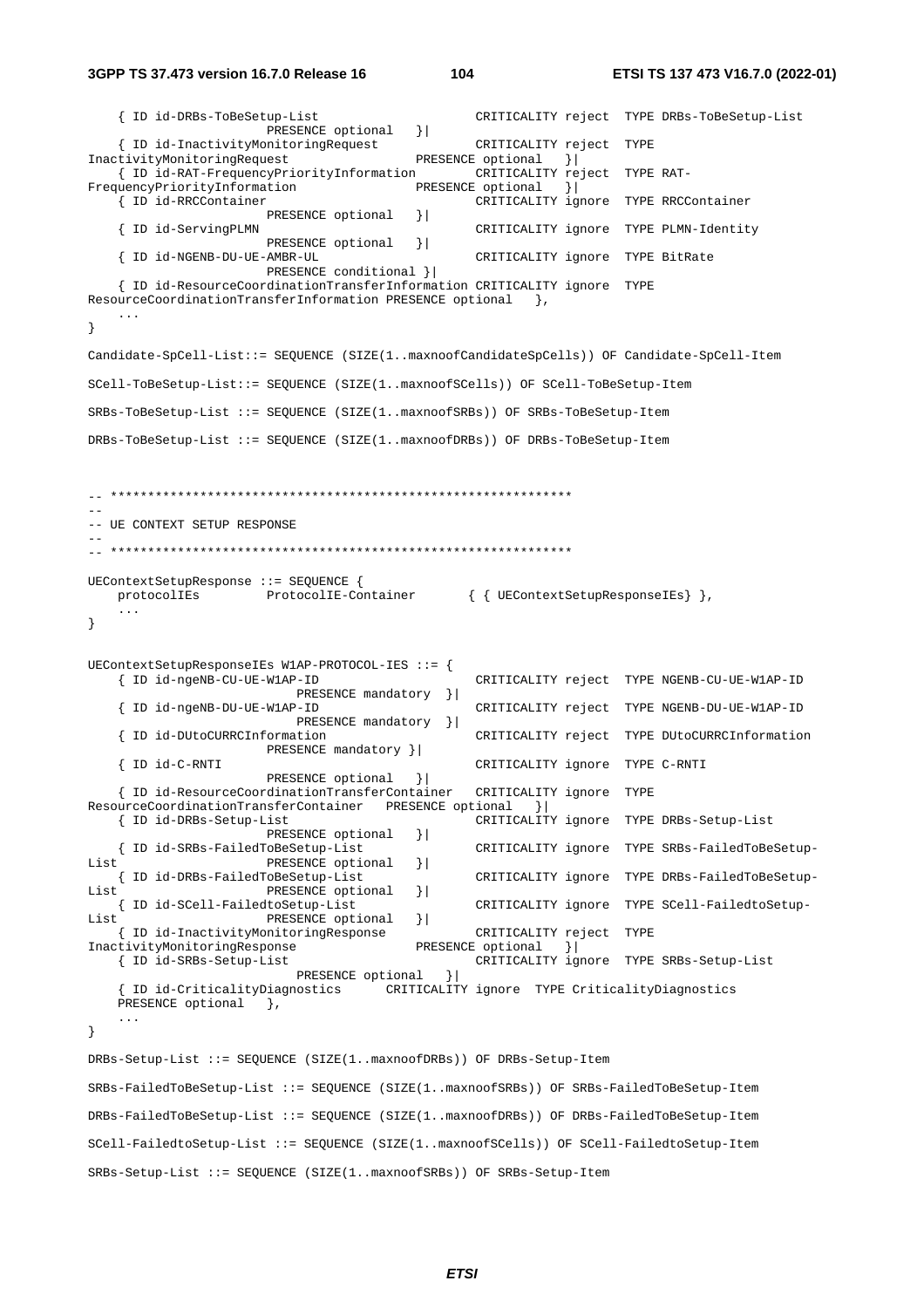```
	{ ID id-DRBs-ToBeSetup-List					CRITICALITY reject	TYPE DRBs-ToBeSetup-List						PRESENCE optional	}|
	{ ID id-InactivityMonitoringRequest			CRITICALITY reject	TYPE InactivityMonitoringRequest			PRESENCE optional	}|
	{ ID id-RAT-FrequencyPriorityInformation		CRITICALITY reject	TYPE RAT-FrequencyPriorityInformation		PRESENCE optional	}|
	{ ID id-RRCContainer							CRITICALITY ignore	TYPE RRCContainer						PRESENCE optional	}|
	{ ID id-ServingPLMN							CRITICALITY ignore	TYPE PLMN-Identity						PRESENCE optional	}|
	{ ID id-NGENB-DU-UE-AMBR-UL					CRITICALITY ignore	TYPE BitRate						PRESENCE conditional }|
	{ ID id-ResourceCoordinationTransferInformation CRITICALITY ignore	TYPE ResourceCoordinationTransferInformation PRESENCE optional	},
	...
}

Candidate-SpCell-List::= SEQUENCE (SIZE(1..maxnoofCandidateSpCells)) OF Candidate-SpCell-Item

SCell-ToBeSetup-List::= SEQUENCE (SIZE(1..maxnoofSCells)) OF SCell-ToBeSetup-Item

SRBs-ToBeSetup-List ::= SEQUENCE (SIZE(1..maxnoofSRBs)) OF SRBs-ToBeSetup-Item

DRBs-ToBeSetup-List ::= SEQUENCE (SIZE(1..maxnoofDRBs)) OF DRBs-ToBeSetup-Item



-- **************************************************************
--
-- UE CONTEXT SETUP RESPONSE
--
-- **************************************************************

UEContextSetupResponse ::= SEQUENCE {
	protocolIEs		ProtocolIE-Container		{ { UEContextSetupResponseIEs} },
	...
}


UEContextSetupResponseIEs W1AP-PROTOCOL-IES ::= {
	{ ID id-ngeNB-CU-UE-W1AP-ID					CRITICALITY reject	TYPE NGENB-CU-UE-W1AP-ID						PRESENCE mandatory	}|
	{ ID id-ngeNB-DU-UE-W1AP-ID					CRITICALITY reject	TYPE NGENB-DU-UE-W1AP-ID						PRESENCE mandatory	}|
	{ ID id-DUtoCURRCInformation					CRITICALITY reject	TYPE DUtoCURRCInformation					PRESENCE mandatory }|
	{ ID id-C-RNTI									CRITICALITY ignore	TYPE C-RNTI						PRESENCE optional	}|
	{ ID id-ResourceCoordinationTransferContainer	CRITICALITY ignore	TYPE ResourceCoordinationTransferContainer	PRESENCE optional	}|
	{ ID id-DRBs-Setup-List						CRITICALITY ignore	TYPE DRBs-Setup-List						PRESENCE optional	}|
	{ ID id-SRBs-FailedToBeSetup-List				CRITICALITY ignore	TYPE SRBs-FailedToBeSetup-List				PRESENCE optional	}|
	{ ID id-DRBs-FailedToBeSetup-List				CRITICALITY ignore	TYPE DRBs-FailedToBeSetup-List				PRESENCE optional	}|
	{ ID id-SCell-FailedtoSetup-List				CRITICALITY ignore	TYPE SCell-FailedtoSetup-List				PRESENCE optional	}|
	{ ID id-InactivityMonitoringResponse			CRITICALITY reject	TYPE InactivityMonitoringResponse			PRESENCE optional	}|
	{ ID id-SRBs-Setup-List						CRITICALITY ignore	TYPE SRBs-Setup-List						PRESENCE optional	}|
	{ ID id-CriticalityDiagnostics		CRITICALITY ignore	TYPE CriticalityDiagnostics		PRESENCE optional	},
	...
}

DRBs-Setup-List ::= SEQUENCE (SIZE(1..maxnoofDRBs)) OF DRBs-Setup-Item

SRBs-FailedToBeSetup-List ::= SEQUENCE (SIZE(1..maxnoofSRBs)) OF SRBs-FailedToBeSetup-Item

DRBs-FailedToBeSetup-List ::= SEQUENCE (SIZE(1..maxnoofDRBs)) OF DRBs-FailedToBeSetup-Item

SCell-FailedtoSetup-List ::= SEQUENCE (SIZE(1..maxnoofSCells)) OF SCell-FailedtoSetup-Item

SRBs-Setup-List ::= SEQUENCE (SIZE(1..maxnoofSRBs)) OF SRBs-Setup-Item
```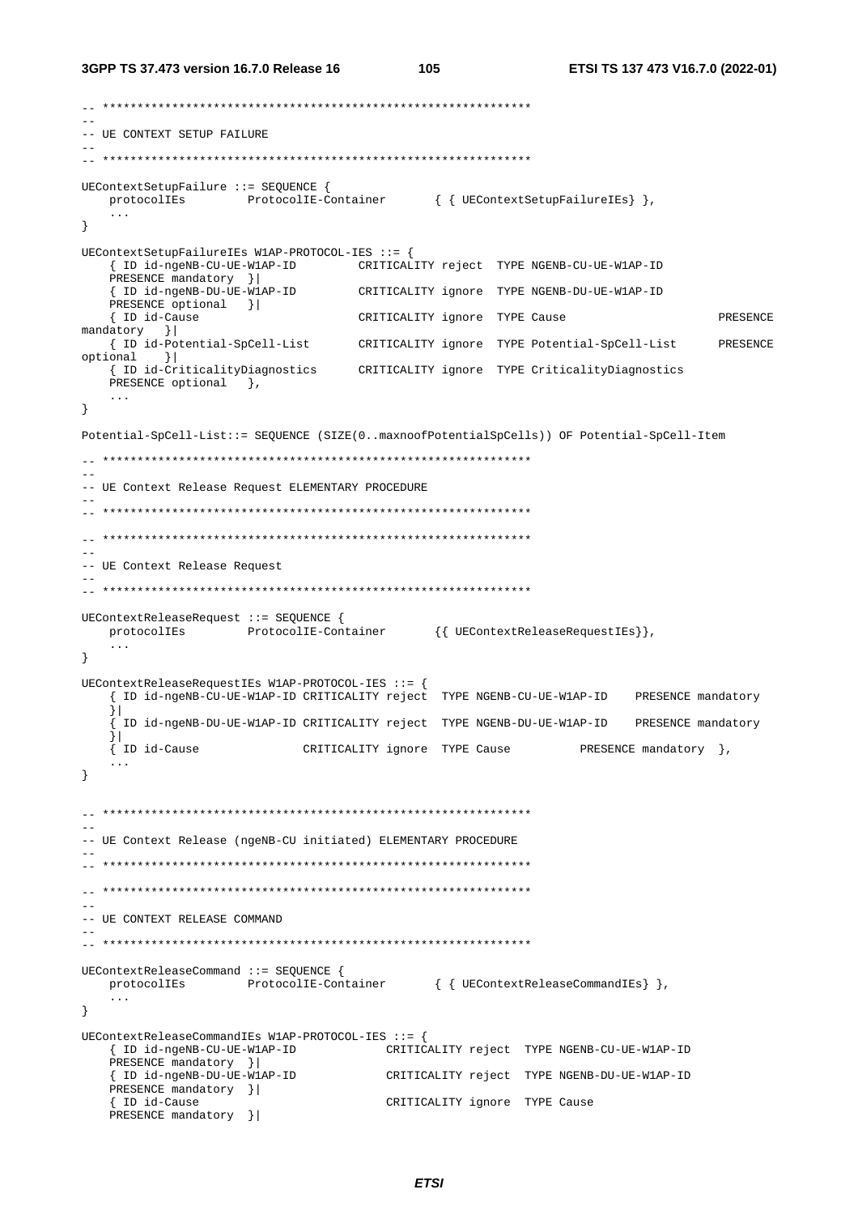```
-- **************************************************************
--
-- UE CONTEXT SETUP FAILURE
--
-- **************************************************************

UEContextSetupFailure ::= SEQUENCE {
	protocolIEs		ProtocolIE-Container		{ { UEContextSetupFailureIEs} },
	...
}

UEContextSetupFailureIEs W1AP-PROTOCOL-IES ::= {
	{ ID id-ngeNB-CU-UE-W1AP-ID		CRITICALITY reject	TYPE NGENB-CU-UE-W1AP-ID
	PRESENCE mandatory	}|
	{ ID id-ngeNB-DU-UE-W1AP-ID		CRITICALITY ignore	TYPE NGENB-DU-UE-W1AP-ID
	PRESENCE optional	}|
	{ ID id-Cause					CRITICALITY ignore	TYPE Cause						PRESENCE
mandatory	}|
	{ ID id-Potential-SpCell-List		CRITICALITY ignore	TYPE Potential-SpCell-List		PRESENCE
optional	}|
	{ ID id-CriticalityDiagnostics		CRITICALITY ignore	TYPE CriticalityDiagnostics
	PRESENCE optional	},
	...
}

Potential-SpCell-List::= SEQUENCE (SIZE(0..maxnoofPotentialSpCells)) OF Potential-SpCell-Item

-- **************************************************************
--
-- UE Context Release Request ELEMENTARY PROCEDURE
--
-- **************************************************************

-- **************************************************************
--
-- UE Context Release Request
--
-- **************************************************************

UEContextReleaseRequest ::= SEQUENCE {
	protocolIEs		ProtocolIE-Container		{{ UEContextReleaseRequestIEs}},
	...
}

UEContextReleaseRequestIEs W1AP-PROTOCOL-IES ::= {
	{ ID id-ngeNB-CU-UE-W1AP-ID CRITICALITY reject	TYPE NGENB-CU-UE-W1AP-ID		PRESENCE mandatory
	}|
	{ ID id-ngeNB-DU-UE-W1AP-ID CRITICALITY reject	TYPE NGENB-DU-UE-W1AP-ID		PRESENCE mandatory
	}|
	{ ID id-Cause				CRITICALITY ignore	TYPE Cause			PRESENCE mandatory	},
	...
}


-- **************************************************************
--
-- UE Context Release (ngeNB-CU initiated) ELEMENTARY PROCEDURE
--
-- **************************************************************

-- **************************************************************
--
-- UE CONTEXT RELEASE COMMAND
--
-- **************************************************************

UEContextReleaseCommand ::= SEQUENCE {
	protocolIEs		ProtocolIE-Container		{ { UEContextReleaseCommandIEs} },
	...
}

UEContextReleaseCommandIEs W1AP-PROTOCOL-IES ::= {
	{ ID id-ngeNB-CU-UE-W1AP-ID			CRITICALITY reject	TYPE NGENB-CU-UE-W1AP-ID
	PRESENCE mandatory	}|
	{ ID id-ngeNB-DU-UE-W1AP-ID			CRITICALITY reject	TYPE NGENB-DU-UE-W1AP-ID
	PRESENCE mandatory	}|
	{ ID id-Cause						CRITICALITY ignore	TYPE Cause
	PRESENCE mandatory	}|
```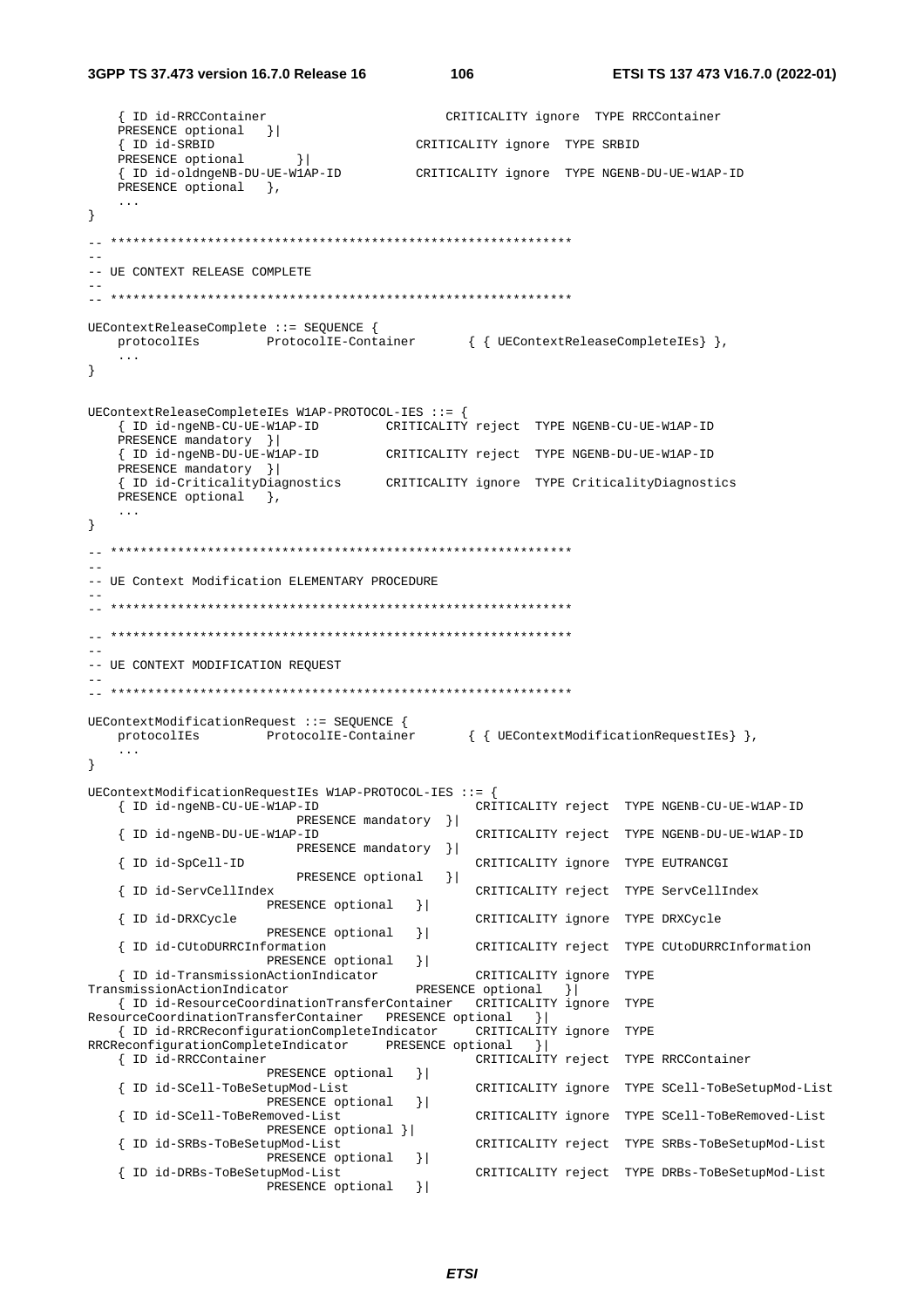```
	{ ID id-RRCContainer						CRITICALITY ignore	TYPE RRCContainer
	PRESENCE optional	}|
	{ ID id-SRBID					CRITICALITY ignore	TYPE SRBID
	PRESENCE optional		}|
	{ ID id-oldngeNB-DU-UE-W1AP-ID			CRITICALITY ignore	TYPE NGENB-DU-UE-W1AP-ID
	PRESENCE optional	},
	...
}

-- **************************************************************
--
-- UE CONTEXT RELEASE COMPLETE
--
-- **************************************************************

UEContextReleaseComplete ::= SEQUENCE {
	protocolIEs			ProtocolIE-Container		{ { UEContextReleaseCompleteIEs} },
	...
}


UEContextReleaseCompleteIEs W1AP-PROTOCOL-IES ::= {
	{ ID id-ngeNB-CU-UE-W1AP-ID			CRITICALITY reject	TYPE NGENB-CU-UE-W1AP-ID
	PRESENCE mandatory	}|
	{ ID id-ngeNB-DU-UE-W1AP-ID			CRITICALITY reject	TYPE NGENB-DU-UE-W1AP-ID
	PRESENCE mandatory	}|
	{ ID id-CriticalityDiagnostics		CRITICALITY ignore	TYPE CriticalityDiagnostics
	PRESENCE optional	},
	...
}

-- **************************************************************
--
-- UE Context Modification ELEMENTARY PROCEDURE
--
-- **************************************************************

-- **************************************************************
--
-- UE CONTEXT MODIFICATION REQUEST
--
-- **************************************************************

UEContextModificationRequest ::= SEQUENCE {
	protocolIEs			ProtocolIE-Container		{ { UEContextModificationRequestIEs} },
	...
}

UEContextModificationRequestIEs W1AP-PROTOCOL-IES ::= {
	{ ID id-ngeNB-CU-UE-W1AP-ID								CRITICALITY reject	TYPE NGENB-CU-UE-W1AP-ID
				PRESENCE mandatory	}|
	{ ID id-ngeNB-DU-UE-W1AP-ID								CRITICALITY reject	TYPE NGENB-DU-UE-W1AP-ID
				PRESENCE mandatory	}|
	{ ID id-SpCell-ID										CRITICALITY ignore	TYPE EUTRANCGI
				PRESENCE optional	}|
	{ ID id-ServCellIndex									CRITICALITY reject	TYPE ServCellIndex
			PRESENCE optional	}|
	{ ID id-DRXCycle										CRITICALITY ignore	TYPE DRXCycle
			PRESENCE optional	}|
	{ ID id-CUtoDURRCInformation							CRITICALITY reject	TYPE CUtoDURRCInformation
			PRESENCE optional	}|
	{ ID id-TransmissionActionIndicator						CRITICALITY ignore	TYPE
TransmissionActionIndicator					PRESENCE optional	}|
	{ ID id-ResourceCoordinationTransferContainer	CRITICALITY ignore	TYPE
ResourceCoordinationTransferContainer	PRESENCE optional	}|
	{ ID id-RRCReconfigurationCompleteIndicator		CRITICALITY ignore	TYPE
RRCReconfigurationCompleteIndicator		PRESENCE optional	}|
	{ ID id-RRCContainer									CRITICALITY reject	TYPE RRCContainer
			PRESENCE optional	}|
	{ ID id-SCell-ToBeSetupMod-List							CRITICALITY ignore	TYPE SCell-ToBeSetupMod-List
			PRESENCE optional	}|
	{ ID id-SCell-ToBeRemoved-List							CRITICALITY ignore	TYPE SCell-ToBeRemoved-List
			PRESENCE optional }|
	{ ID id-SRBs-ToBeSetupMod-List							CRITICALITY reject	TYPE SRBs-ToBeSetupMod-List
			PRESENCE optional	}|
	{ ID id-DRBs-ToBeSetupMod-List							CRITICALITY reject	TYPE DRBs-ToBeSetupMod-List
			PRESENCE optional	}|
```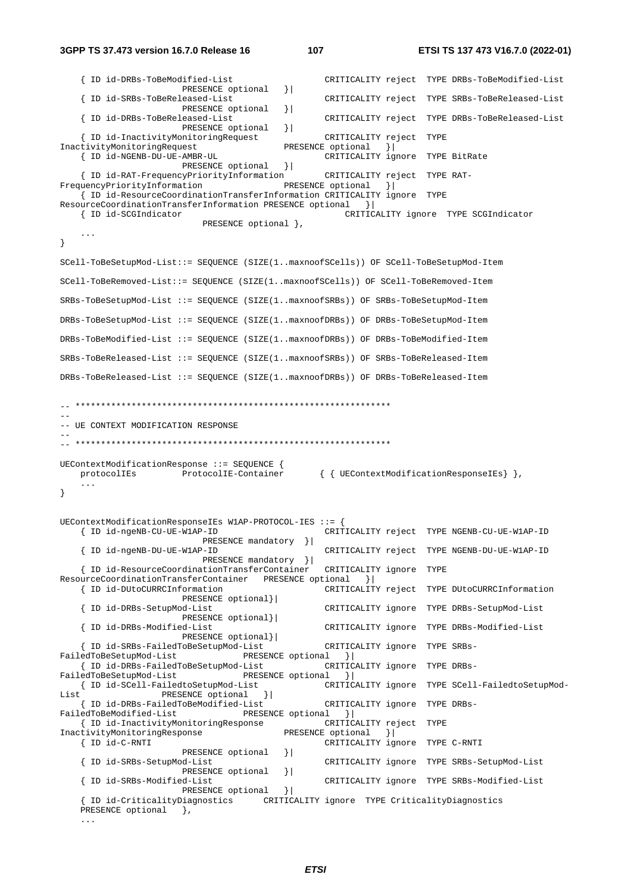```
	{ ID id-DRBs-ToBeModified-List			CRITICALITY reject	TYPE DRBs-ToBeModified-List			PRESENCE optional	}|
	{ ID id-SRBs-ToBeReleased-List			CRITICALITY reject	TYPE SRBs-ToBeReleased-List			PRESENCE optional	}|
	{ ID id-DRBs-ToBeReleased-List			CRITICALITY reject	TYPE DRBs-ToBeReleased-List			PRESENCE optional	}|
	{ ID id-InactivityMonitoringRequest		CRITICALITY reject	TYPE InactivityMonitoringRequest		PRESENCE optional	}|
	{ ID id-NGENB-DU-UE-AMBR-UL				CRITICALITY ignore	TYPE BitRate			PRESENCE optional	}|
	{ ID id-RAT-FrequencyPriorityInformation		CRITICALITY reject	TYPE RAT-FrequencyPriorityInformation		PRESENCE optional	}|
	{ ID id-ResourceCoordinationTransferInformation CRITICALITY ignore	TYPE ResourceCoordinationTransferInformation PRESENCE optional	}|
	{ ID id-SCGIndicator					CRITICALITY ignore	TYPE SCGIndicator			PRESENCE optional },
	...
}

SCell-ToBeSetupMod-List::= SEQUENCE (SIZE(1..maxnoofSCells)) OF SCell-ToBeSetupMod-Item

SCell-ToBeRemoved-List::= SEQUENCE (SIZE(1..maxnoofSCells)) OF SCell-ToBeRemoved-Item

SRBs-ToBeSetupMod-List ::= SEQUENCE (SIZE(1..maxnoofSRBs)) OF SRBs-ToBeSetupMod-Item

DRBs-ToBeSetupMod-List ::= SEQUENCE (SIZE(1..maxnoofDRBs)) OF DRBs-ToBeSetupMod-Item

DRBs-ToBeModified-List ::= SEQUENCE (SIZE(1..maxnoofDRBs)) OF DRBs-ToBeModified-Item

SRBs-ToBeReleased-List ::= SEQUENCE (SIZE(1..maxnoofSRBs)) OF SRBs-ToBeReleased-Item

DRBs-ToBeReleased-List ::= SEQUENCE (SIZE(1..maxnoofDRBs)) OF DRBs-ToBeReleased-Item


-- **************************************************************
--
-- UE CONTEXT MODIFICATION RESPONSE
--
-- **************************************************************

UEContextModificationResponse ::= SEQUENCE {
	protocolIEs			ProtocolIE-Container		{ { UEContextModificationResponseIEs} },
	...
}


UEContextModificationResponseIEs W1AP-PROTOCOL-IES ::= {
	{ ID id-ngeNB-CU-UE-W1AP-ID				CRITICALITY reject	TYPE NGENB-CU-UE-W1AP-ID			PRESENCE mandatory	}|
	{ ID id-ngeNB-DU-UE-W1AP-ID				CRITICALITY reject	TYPE NGENB-DU-UE-W1AP-ID			PRESENCE mandatory	}|
	{ ID id-ResourceCoordinationTransferContainer	CRITICALITY ignore	TYPE ResourceCoordinationTransferContainer	PRESENCE optional	}|
	{ ID id-DUtoCURRCInformation			CRITICALITY reject	TYPE DUtoCURRCInformation			PRESENCE optional}|
	{ ID id-DRBs-SetupMod-List				CRITICALITY ignore	TYPE DRBs-SetupMod-List			PRESENCE optional}|
	{ ID id-DRBs-Modified-List				CRITICALITY ignore	TYPE DRBs-Modified-List			PRESENCE optional}|
	{ ID id-SRBs-FailedToBeSetupMod-List		CRITICALITY ignore	TYPE SRBs-FailedToBeSetupMod-List		PRESENCE optional	}|
	{ ID id-DRBs-FailedToBeSetupMod-List		CRITICALITY ignore	TYPE DRBs-FailedToBeSetupMod-List		PRESENCE optional	}|
	{ ID id-SCell-FailedtoSetupMod-List		CRITICALITY ignore	TYPE SCell-FailedtoSetupMod-List		PRESENCE optional	}|
	{ ID id-DRBs-FailedToBeModified-List		CRITICALITY ignore	TYPE DRBs-FailedToBeModified-List		PRESENCE optional	}|
	{ ID id-InactivityMonitoringResponse		CRITICALITY reject	TYPE InactivityMonitoringResponse		PRESENCE optional	}|
	{ ID id-C-RNTI						CRITICALITY ignore	TYPE C-RNTI			PRESENCE optional	}|
	{ ID id-SRBs-SetupMod-List				CRITICALITY ignore	TYPE SRBs-SetupMod-List			PRESENCE optional	}|
	{ ID id-SRBs-Modified-List				CRITICALITY ignore	TYPE SRBs-Modified-List			PRESENCE optional	}|
	{ ID id-CriticalityDiagnostics		CRITICALITY ignore	TYPE CriticalityDiagnostics		PRESENCE optional	},
	...
```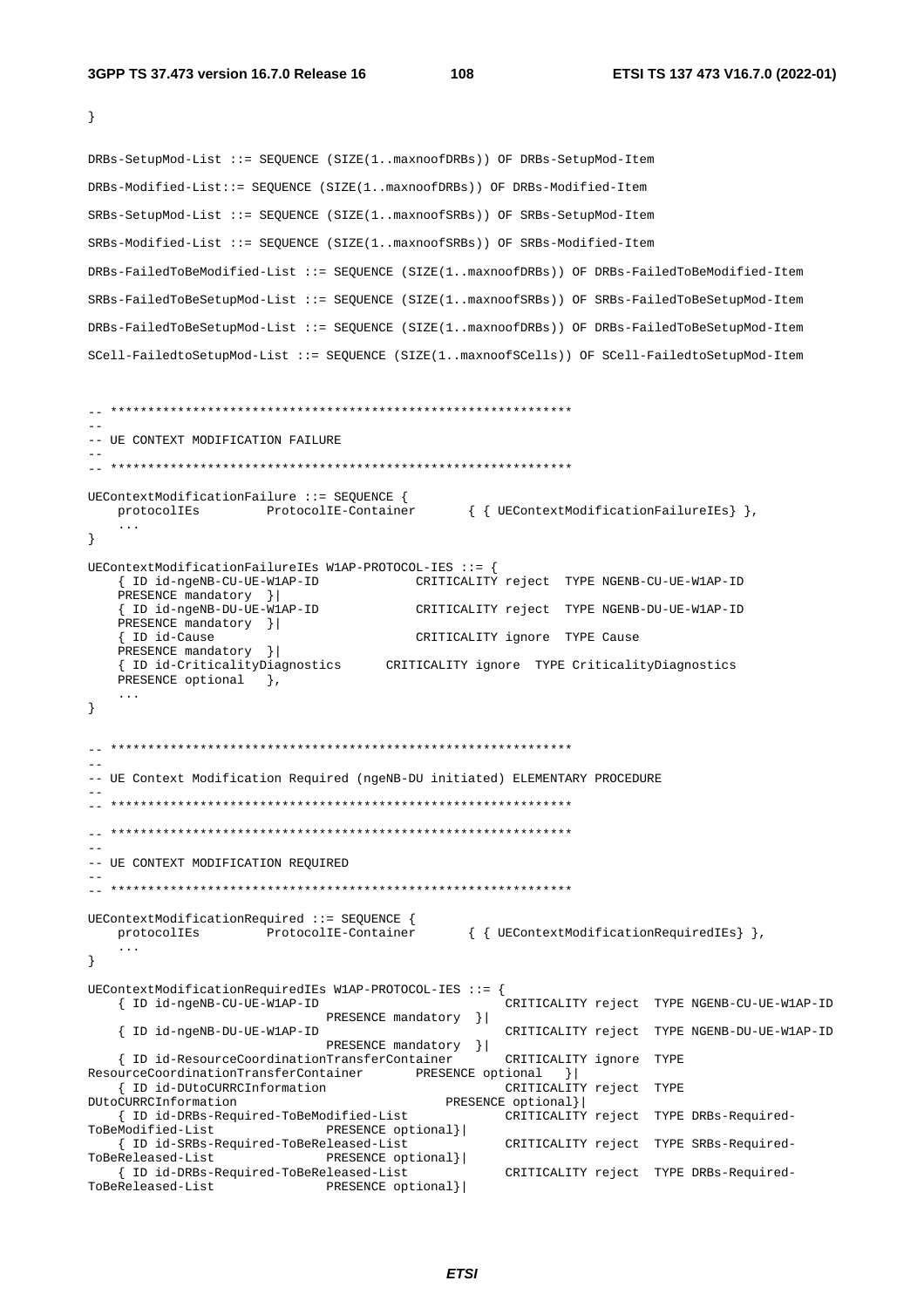```
}

DRBs-SetupMod-List ::= SEQUENCE (SIZE(1..maxnoofDRBs)) OF DRBs-SetupMod-Item

DRBs-Modified-List::= SEQUENCE (SIZE(1..maxnoofDRBs)) OF DRBs-Modified-Item

SRBs-SetupMod-List ::= SEQUENCE (SIZE(1..maxnoofSRBs)) OF SRBs-SetupMod-Item

SRBs-Modified-List ::= SEQUENCE (SIZE(1..maxnoofSRBs)) OF SRBs-Modified-Item

DRBs-FailedToBeModified-List ::= SEQUENCE (SIZE(1..maxnoofDRBs)) OF DRBs-FailedToBeModified-Item

SRBs-FailedToBeSetupMod-List ::= SEQUENCE (SIZE(1..maxnoofSRBs)) OF SRBs-FailedToBeSetupMod-Item

DRBs-FailedToBeSetupMod-List ::= SEQUENCE (SIZE(1..maxnoofDRBs)) OF DRBs-FailedToBeSetupMod-Item

SCell-FailedtoSetupMod-List ::= SEQUENCE (SIZE(1..maxnoofSCells)) OF SCell-FailedtoSetupMod-Item


-- **************************************************************
--
-- UE CONTEXT MODIFICATION FAILURE
--
-- **************************************************************

UEContextModificationFailure ::= SEQUENCE {
    protocolIEs         ProtocolIE-Container       { { UEContextModificationFailureIEs} },
    ...
}

UEContextModificationFailureIEs W1AP-PROTOCOL-IES ::= {
    { ID id-ngeNB-CU-UE-W1AP-ID             CRITICALITY reject  TYPE NGENB-CU-UE-W1AP-ID
    PRESENCE mandatory  }|
    { ID id-ngeNB-DU-UE-W1AP-ID             CRITICALITY reject  TYPE NGENB-DU-UE-W1AP-ID
    PRESENCE mandatory  }|
    { ID id-Cause                           CRITICALITY ignore  TYPE Cause
    PRESENCE mandatory  }|
    { ID id-CriticalityDiagnostics      CRITICALITY ignore  TYPE CriticalityDiagnostics
    PRESENCE optional   },
    ...
}


-- **************************************************************
--
-- UE Context Modification Required (ngeNB-DU initiated) ELEMENTARY PROCEDURE
--
-- **************************************************************

-- **************************************************************
--
-- UE CONTEXT MODIFICATION REQUIRED
--
-- **************************************************************

UEContextModificationRequired ::= SEQUENCE {
    protocolIEs         ProtocolIE-Container       { { UEContextModificationRequiredIEs} },
    ...
}

UEContextModificationRequiredIEs W1AP-PROTOCOL-IES ::= {
    { ID id-ngeNB-CU-UE-W1AP-ID                            CRITICALITY reject  TYPE NGENB-CU-UE-W1AP-ID
                            PRESENCE mandatory  }|
    { ID id-ngeNB-DU-UE-W1AP-ID                            CRITICALITY reject  TYPE NGENB-DU-UE-W1AP-ID
                            PRESENCE mandatory  }|
    { ID id-ResourceCoordinationTransferContainer       CRITICALITY ignore  TYPE
ResourceCoordinationTransferContainer       PRESENCE optional   }|
    { ID id-DUtoCURRCInformation                           CRITICALITY reject  TYPE
DUtoCURRCInformation                            PRESENCE optional}|
    { ID id-DRBs-Required-ToBeModified-List             CRITICALITY reject  TYPE DRBs-Required-
ToBeModified-List               PRESENCE optional}|
    { ID id-SRBs-Required-ToBeReleased-List             CRITICALITY reject  TYPE SRBs-Required-
ToBeReleased-List               PRESENCE optional}|
    { ID id-DRBs-Required-ToBeReleased-List             CRITICALITY reject  TYPE DRBs-Required-
ToBeReleased-List               PRESENCE optional}|
```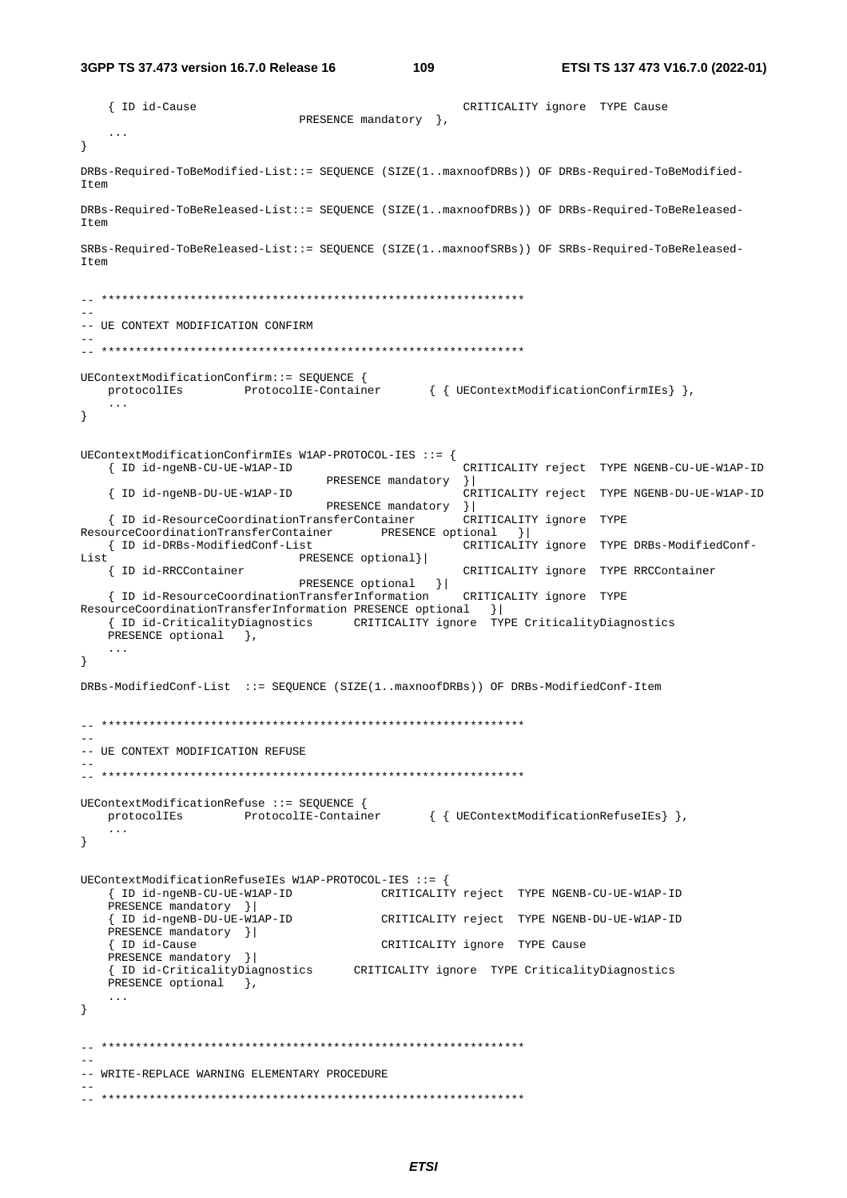```
	{ ID id-Cause						CRITICALITY ignore	TYPE Cause
			PRESENCE mandatory	},
	...
}

DRBs-Required-ToBeModified-List::= SEQUENCE (SIZE(1..maxnoofDRBs)) OF DRBs-Required-ToBeModified-Item

DRBs-Required-ToBeReleased-List::= SEQUENCE (SIZE(1..maxnoofDRBs)) OF DRBs-Required-ToBeReleased-Item

SRBs-Required-ToBeReleased-List::= SEQUENCE (SIZE(1..maxnoofSRBs)) OF SRBs-Required-ToBeReleased-Item


-- **************************************************************
--
-- UE CONTEXT MODIFICATION CONFIRM
--
-- **************************************************************

UEContextModificationConfirm::= SEQUENCE {
	protocolIEs		ProtocolIE-Container		{ { UEContextModificationConfirmIEs} },
	...
}


UEContextModificationConfirmIEs W1AP-PROTOCOL-IES ::= {
	{ ID id-ngeNB-CU-UE-W1AP-ID					CRITICALITY reject	TYPE NGENB-CU-UE-W1AP-ID
			PRESENCE mandatory	}|
	{ ID id-ngeNB-DU-UE-W1AP-ID					CRITICALITY reject	TYPE NGENB-DU-UE-W1AP-ID
			PRESENCE mandatory	}|
	{ ID id-ResourceCoordinationTransferContainer		CRITICALITY ignore	TYPE
ResourceCoordinationTransferContainer		PRESENCE optional	}|
	{ ID id-DRBs-ModifiedConf-List				CRITICALITY ignore	TYPE DRBs-ModifiedConf-
List			PRESENCE optional}|
	{ ID id-RRCContainer						CRITICALITY ignore	TYPE RRCContainer
			PRESENCE optional	}|
	{ ID id-ResourceCoordinationTransferInformation		CRITICALITY ignore	TYPE
ResourceCoordinationTransferInformation PRESENCE optional	}|
	{ ID id-CriticalityDiagnostics		CRITICALITY ignore	TYPE CriticalityDiagnostics
	PRESENCE optional	},
	...
}

DRBs-ModifiedConf-List	::= SEQUENCE (SIZE(1..maxnoofDRBs)) OF DRBs-ModifiedConf-Item


-- **************************************************************
--
-- UE CONTEXT MODIFICATION REFUSE
--
-- **************************************************************

UEContextModificationRefuse ::= SEQUENCE {
	protocolIEs		ProtocolIE-Container		{ { UEContextModificationRefuseIEs} },
	...
}


UEContextModificationRefuseIEs W1AP-PROTOCOL-IES ::= {
	{ ID id-ngeNB-CU-UE-W1AP-ID			CRITICALITY reject	TYPE NGENB-CU-UE-W1AP-ID
	PRESENCE mandatory	}|
	{ ID id-ngeNB-DU-UE-W1AP-ID			CRITICALITY reject	TYPE NGENB-DU-UE-W1AP-ID
	PRESENCE mandatory	}|
	{ ID id-Cause						CRITICALITY ignore	TYPE Cause
	PRESENCE mandatory	}|
	{ ID id-CriticalityDiagnostics		CRITICALITY ignore	TYPE CriticalityDiagnostics
	PRESENCE optional	},
	...
}


-- **************************************************************
--
-- WRITE-REPLACE WARNING ELEMENTARY PROCEDURE
--
-- **************************************************************
```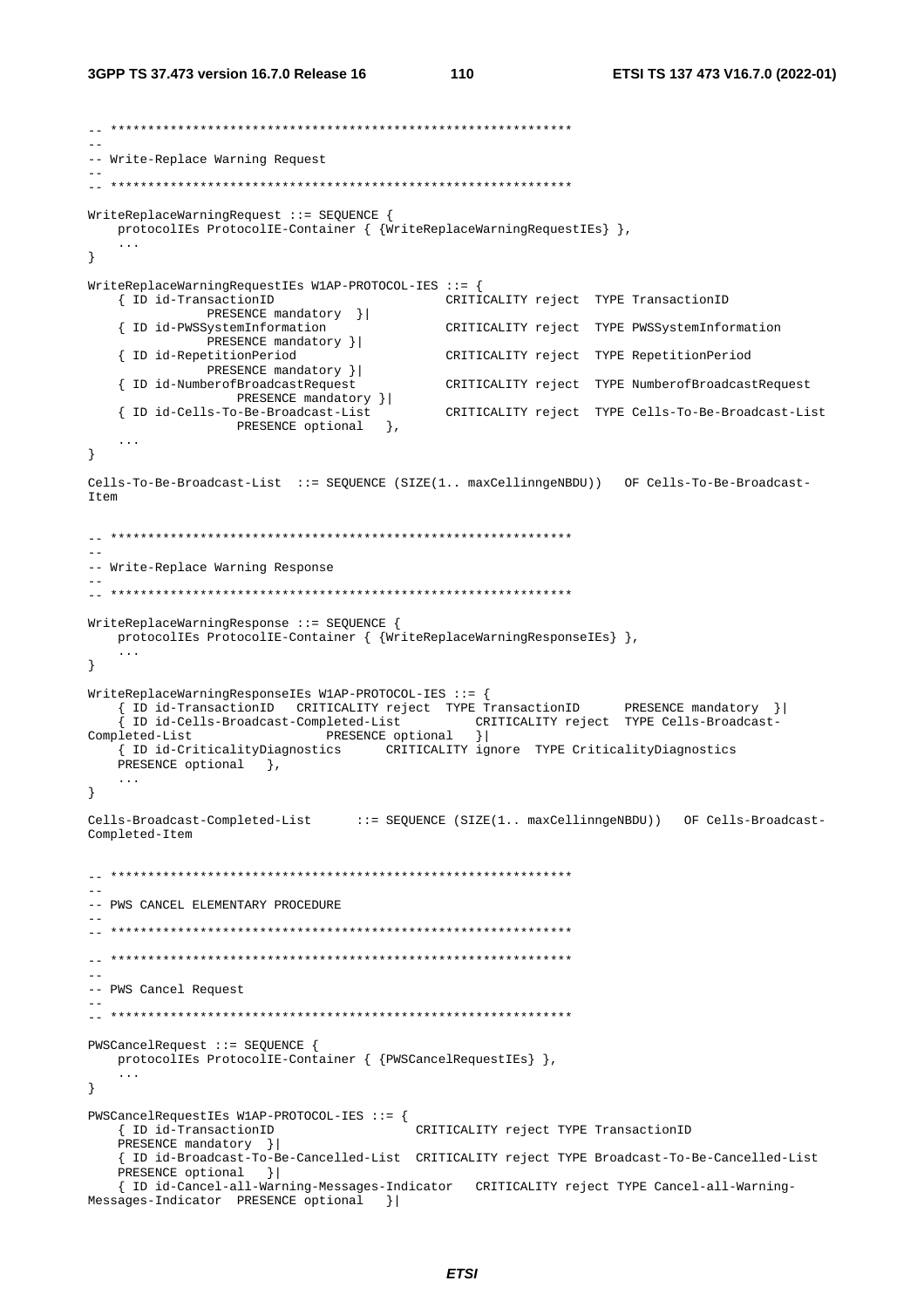```
-- **************************************************************
--
-- Write-Replace Warning Request
--
-- **************************************************************

WriteReplaceWarningRequest ::= SEQUENCE {
    protocolIEs ProtocolIE-Container { {WriteReplaceWarningRequestIEs} },
    ...
}

WriteReplaceWarningRequestIEs W1AP-PROTOCOL-IES ::= {
    { ID id-TransactionID                       CRITICALITY reject  TYPE TransactionID
            PRESENCE mandatory  }|
    { ID id-PWSSystemInformation                CRITICALITY reject  TYPE PWSSystemInformation
            PRESENCE mandatory }|
    { ID id-RepetitionPeriod                    CRITICALITY reject  TYPE RepetitionPeriod
            PRESENCE mandatory }|
    { ID id-NumberofBroadcastRequest            CRITICALITY reject  TYPE NumberofBroadcastRequest
                PRESENCE mandatory }|
    { ID id-Cells-To-Be-Broadcast-List          CRITICALITY reject  TYPE Cells-To-Be-Broadcast-List
                PRESENCE optional   },
    ...
}

Cells-To-Be-Broadcast-List  ::= SEQUENCE (SIZE(1.. maxCellinngeNBDU))   OF Cells-To-Be-Broadcast-
Item


-- **************************************************************
--
-- Write-Replace Warning Response
--
-- **************************************************************

WriteReplaceWarningResponse ::= SEQUENCE {
    protocolIEs ProtocolIE-Container { {WriteReplaceWarningResponseIEs} },
    ...
}

WriteReplaceWarningResponseIEs W1AP-PROTOCOL-IES ::= {
    { ID id-TransactionID   CRITICALITY reject  TYPE TransactionID      PRESENCE mandatory  }|
    { ID id-Cells-Broadcast-Completed-List          CRITICALITY reject  TYPE Cells-Broadcast-
Completed-List                  PRESENCE optional   }|
    { ID id-CriticalityDiagnostics      CRITICALITY ignore  TYPE CriticalityDiagnostics
    PRESENCE optional   },
    ...
}

Cells-Broadcast-Completed-List      ::= SEQUENCE (SIZE(1.. maxCellinngeNBDU))   OF Cells-Broadcast-
Completed-Item


-- **************************************************************
--
-- PWS CANCEL ELEMENTARY PROCEDURE
--
-- **************************************************************

-- **************************************************************
--
-- PWS Cancel Request
--
-- **************************************************************

PWSCancelRequest ::= SEQUENCE {
    protocolIEs ProtocolIE-Container { {PWSCancelRequestIEs} },
    ...
}

PWSCancelRequestIEs W1AP-PROTOCOL-IES ::= {
    { ID id-TransactionID                   CRITICALITY reject TYPE TransactionID
    PRESENCE mandatory  }|
    { ID id-Broadcast-To-Be-Cancelled-List  CRITICALITY reject TYPE Broadcast-To-Be-Cancelled-List
    PRESENCE optional   }|
    { ID id-Cancel-all-Warning-Messages-Indicator   CRITICALITY reject TYPE Cancel-all-Warning-
Messages-Indicator  PRESENCE optional   }|
```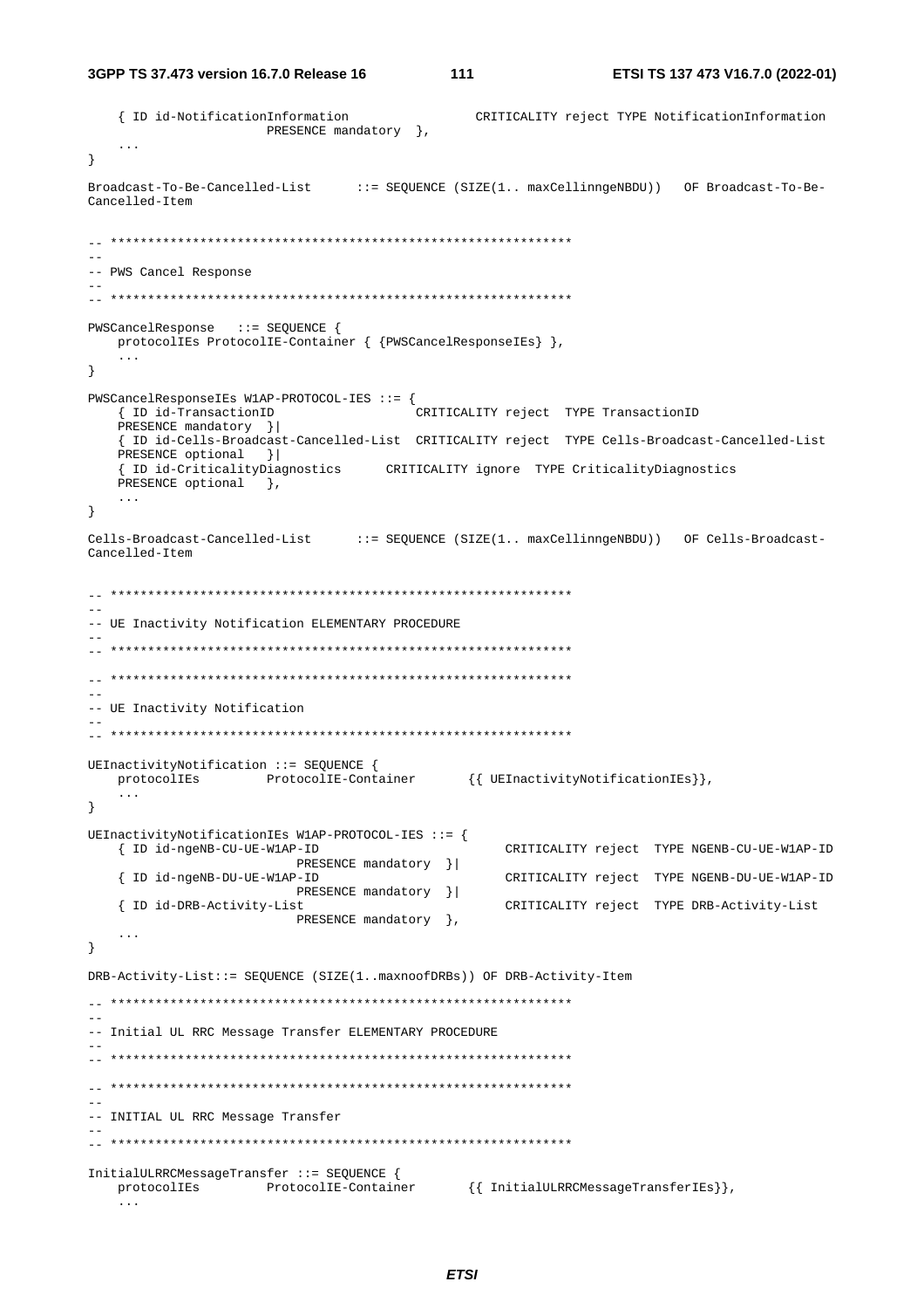```
	{ ID id-NotificationInformation					CRITICALITY reject	TYPE NotificationInformation
			PRESENCE mandatory	},
	...
}

Broadcast-To-Be-Cancelled-List		::= SEQUENCE (SIZE(1.. maxCellinngeNBDU))	OF Broadcast-To-Be-Cancelled-Item


-- **************************************************************
--
-- PWS Cancel Response
--
-- **************************************************************

PWSCancelResponse	::= SEQUENCE {
	protocolIEs	ProtocolIE-Container { {PWSCancelResponseIEs} },
	...
}

PWSCancelResponseIEs W1AP-PROTOCOL-IES ::= {
	{ ID id-TransactionID					CRITICALITY reject	TYPE TransactionID
	PRESENCE mandatory	}|
	{ ID id-Cells-Broadcast-Cancelled-List	CRITICALITY reject	TYPE Cells-Broadcast-Cancelled-List
	PRESENCE optional	}|
	{ ID id-CriticalityDiagnostics		CRITICALITY ignore	TYPE CriticalityDiagnostics
	PRESENCE optional	},
	...
}

Cells-Broadcast-Cancelled-List		::= SEQUENCE (SIZE(1.. maxCellinngeNBDU))	OF Cells-Broadcast-Cancelled-Item


-- **************************************************************
--
-- UE Inactivity Notification ELEMENTARY PROCEDURE
--
-- **************************************************************

-- **************************************************************
--
-- UE Inactivity Notification
--
-- **************************************************************

UEInactivityNotification ::= SEQUENCE {
	protocolIEs			ProtocolIE-Container		{{ UEInactivityNotificationIEs}},
	...
}

UEInactivityNotificationIEs W1AP-PROTOCOL-IES ::= {
	{ ID id-ngeNB-CU-UE-W1AP-ID						CRITICALITY reject	TYPE NGENB-CU-UE-W1AP-ID
			PRESENCE mandatory	}|
	{ ID id-ngeNB-DU-UE-W1AP-ID						CRITICALITY reject	TYPE NGENB-DU-UE-W1AP-ID
			PRESENCE mandatory	}|
	{ ID id-DRB-Activity-List						CRITICALITY reject	TYPE DRB-Activity-List
			PRESENCE mandatory	},
	...
}

DRB-Activity-List::= SEQUENCE (SIZE(1..maxnoofDRBs)) OF DRB-Activity-Item

-- **************************************************************
--
-- Initial UL RRC Message Transfer ELEMENTARY PROCEDURE
--
-- **************************************************************

-- **************************************************************
--
-- INITIAL UL RRC Message Transfer
--
-- **************************************************************

InitialULRRCMessageTransfer ::= SEQUENCE {
	protocolIEs			ProtocolIE-Container		{{ InitialULRRCMessageTransferIEs}},
	...
```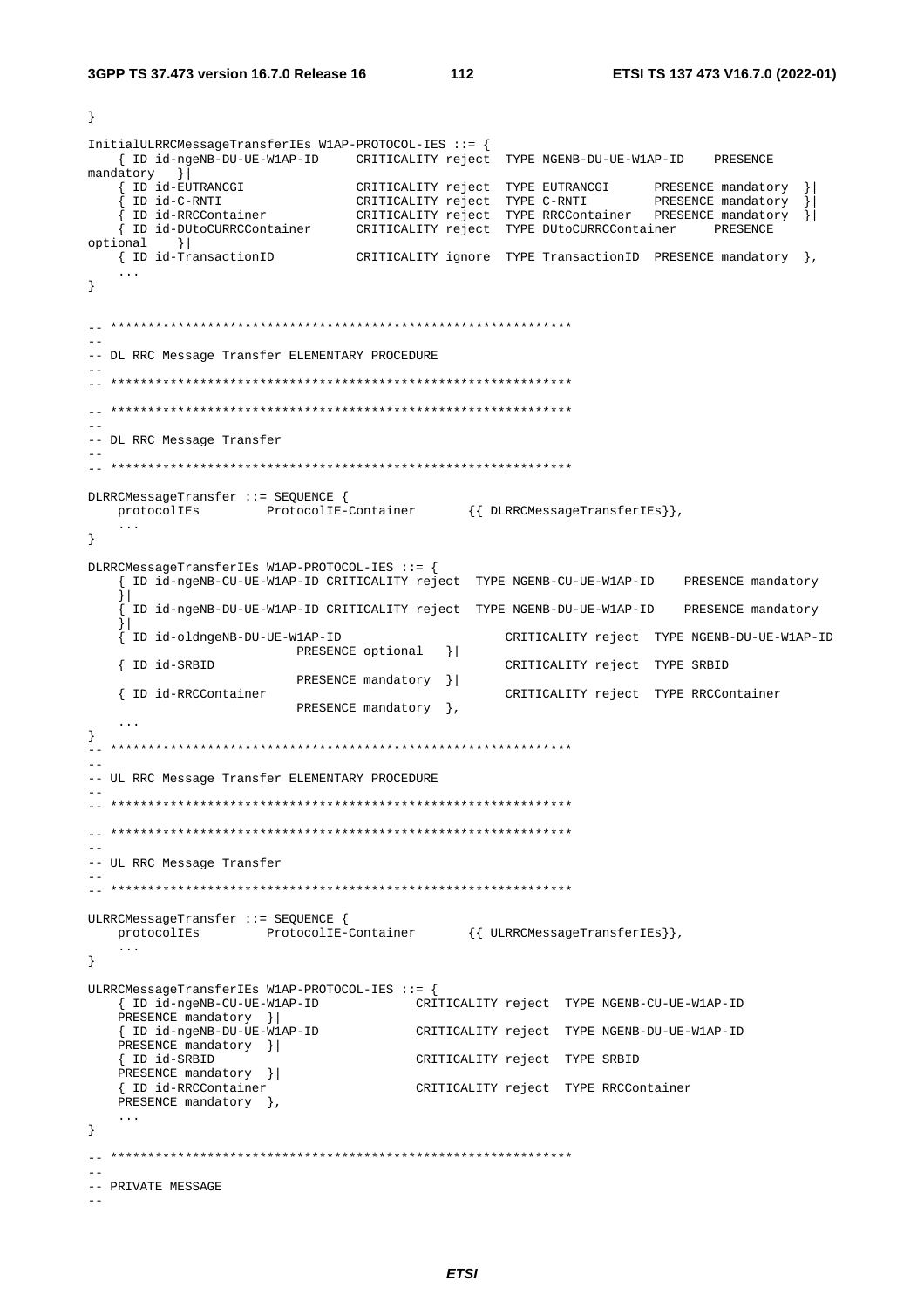```
}

InitialULRRCMessageTransferIEs W1AP-PROTOCOL-IES ::= {
	{ ID id-ngeNB-DU-UE-W1AP-ID		CRITICALITY reject	TYPE NGENB-DU-UE-W1AP-ID	PRESENCE mandatory	}|
	{ ID id-EUTRANCGI				CRITICALITY reject	TYPE EUTRANCGI		PRESENCE mandatory	}|
	{ ID id-C-RNTI					CRITICALITY reject	TYPE C-RNTI			PRESENCE mandatory	}|
	{ ID id-RRCContainer			CRITICALITY reject	TYPE RRCContainer	PRESENCE mandatory	}|
	{ ID id-DUtoCURRCContainer		CRITICALITY reject	TYPE DUtoCURRCContainer		PRESENCE optional	}|
	{ ID id-TransactionID			CRITICALITY ignore	TYPE TransactionID	PRESENCE mandatory	},
	...
}

-- **************************************************************
--
-- DL RRC Message Transfer ELEMENTARY PROCEDURE
--
-- **************************************************************

-- **************************************************************
--
-- DL RRC Message Transfer
--
-- **************************************************************

DLRRCMessageTransfer ::= SEQUENCE {
	protocolIEs		ProtocolIE-Container		{{ DLRRCMessageTransferIEs}},
	...
}

DLRRCMessageTransferIEs W1AP-PROTOCOL-IES ::= {
	{ ID id-ngeNB-CU-UE-W1AP-ID CRITICALITY reject	TYPE NGENB-CU-UE-W1AP-ID	PRESENCE mandatory	}|
	{ ID id-ngeNB-DU-UE-W1AP-ID CRITICALITY reject	TYPE NGENB-DU-UE-W1AP-ID	PRESENCE mandatory	}|
	{ ID id-oldngeNB-DU-UE-W1AP-ID					CRITICALITY reject	TYPE NGENB-DU-UE-W1AP-ID			PRESENCE optional	}|
	{ ID id-SRBID									CRITICALITY reject	TYPE SRBID			PRESENCE mandatory	}|
	{ ID id-RRCContainer							CRITICALITY reject	TYPE RRCContainer			PRESENCE mandatory	},
	...
}
-- **************************************************************
--
-- UL RRC Message Transfer ELEMENTARY PROCEDURE
--
-- **************************************************************

-- **************************************************************
--
-- UL RRC Message Transfer
--
-- **************************************************************

ULRRCMessageTransfer ::= SEQUENCE {
	protocolIEs		ProtocolIE-Container		{{ ULRRCMessageTransferIEs}},
	...
}

ULRRCMessageTransferIEs W1AP-PROTOCOL-IES ::= {
	{ ID id-ngeNB-CU-UE-W1AP-ID			CRITICALITY reject	TYPE NGENB-CU-UE-W1AP-ID	PRESENCE mandatory	}|
	{ ID id-ngeNB-DU-UE-W1AP-ID			CRITICALITY reject	TYPE NGENB-DU-UE-W1AP-ID	PRESENCE mandatory	}|
	{ ID id-SRBID						CRITICALITY reject	TYPE SRBID	PRESENCE mandatory	}|
	{ ID id-RRCContainer				CRITICALITY reject	TYPE RRCContainer	PRESENCE mandatory	},
	...
}

-- **************************************************************
--
-- PRIVATE MESSAGE
--
```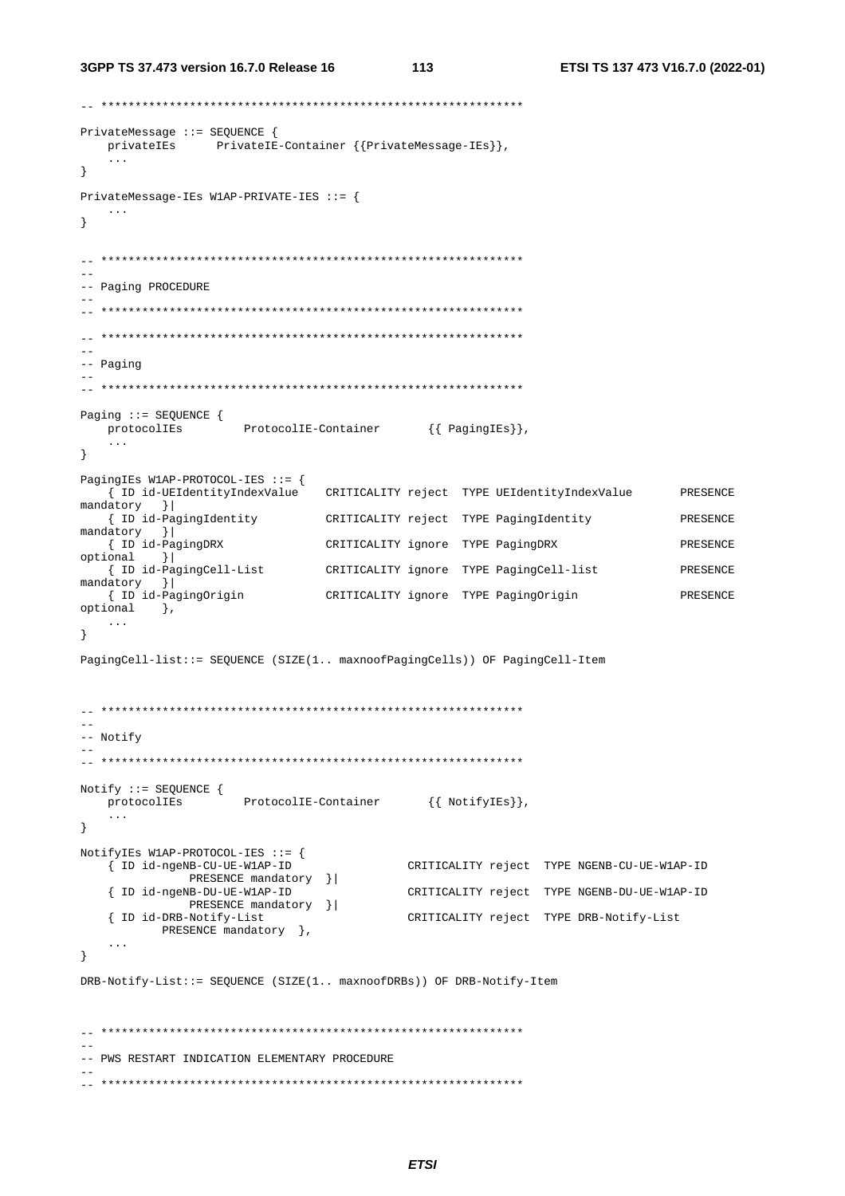```
-- **************************************************************

PrivateMessage ::= SEQUENCE {
    privateIEs      PrivateIE-Container {{PrivateMessage-IEs}},
    ...
}

PrivateMessage-IEs W1AP-PRIVATE-IES ::= {
    ...
}


-- **************************************************************
--
-- Paging PROCEDURE
--
-- **************************************************************

-- **************************************************************
--
-- Paging
--
-- **************************************************************

Paging ::= SEQUENCE {
    protocolIEs         ProtocolIE-Container       {{ PagingIEs}},
    ...
}

PagingIEs W1AP-PROTOCOL-IES ::= {
    { ID id-UEIdentityIndexValue    CRITICALITY reject  TYPE UEIdentityIndexValue       PRESENCE
mandatory   }|
    { ID id-PagingIdentity          CRITICALITY reject  TYPE PagingIdentity             PRESENCE
mandatory   }|
    { ID id-PagingDRX               CRITICALITY ignore  TYPE PagingDRX                  PRESENCE
optional    }|
    { ID id-PagingCell-List         CRITICALITY ignore  TYPE PagingCell-list            PRESENCE
mandatory   }|
    { ID id-PagingOrigin            CRITICALITY ignore  TYPE PagingOrigin               PRESENCE
optional    },
    ...
}

PagingCell-list::= SEQUENCE (SIZE(1.. maxnoofPagingCells)) OF PagingCell-Item



-- **************************************************************
--
-- Notify
--
-- **************************************************************

Notify ::= SEQUENCE {
    protocolIEs         ProtocolIE-Container       {{ NotifyIEs}},
    ...
}

NotifyIEs W1AP-PROTOCOL-IES ::= {
    { ID id-ngeNB-CU-UE-W1AP-ID                 CRITICALITY reject  TYPE NGENB-CU-UE-W1AP-ID
            PRESENCE mandatory  }|
    { ID id-ngeNB-DU-UE-W1AP-ID                 CRITICALITY reject  TYPE NGENB-DU-UE-W1AP-ID
            PRESENCE mandatory  }|
    { ID id-DRB-Notify-List                     CRITICALITY reject  TYPE DRB-Notify-List
            PRESENCE mandatory  },
    ...
}

DRB-Notify-List::= SEQUENCE (SIZE(1.. maxnoofDRBs)) OF DRB-Notify-Item


-- **************************************************************
--
-- PWS RESTART INDICATION ELEMENTARY PROCEDURE
--
-- **************************************************************
```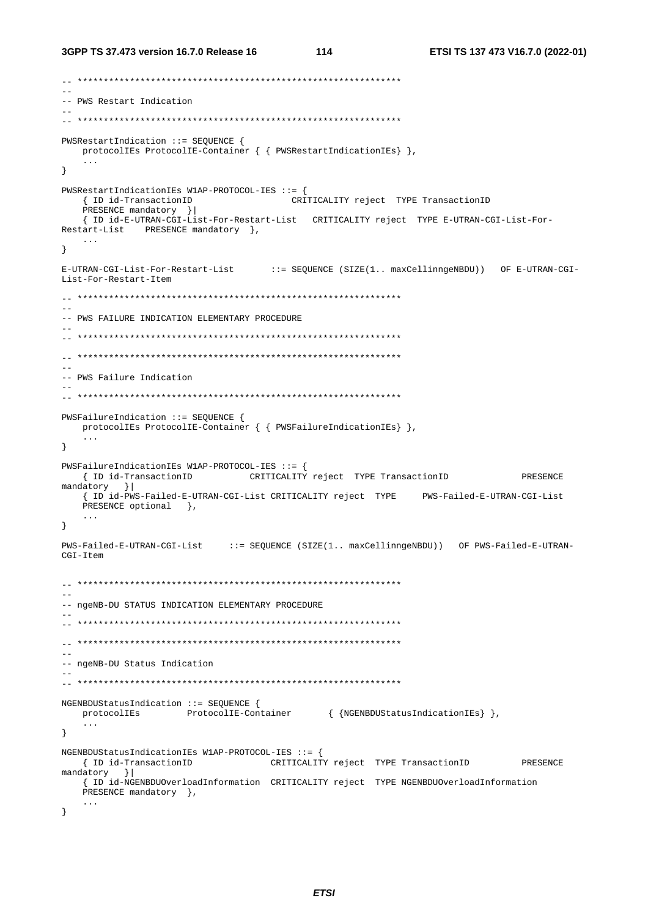```
-- **************************************************************
--
-- PWS Restart Indication
--
-- **************************************************************

PWSRestartIndication ::= SEQUENCE {
	protocolIEs ProtocolIE-Container { { PWSRestartIndicationIEs} },
	...
}

PWSRestartIndicationIEs W1AP-PROTOCOL-IES ::= {
	{ ID id-TransactionID					CRITICALITY reject	TYPE TransactionID
	PRESENCE mandatory	}|
	{ ID id-E-UTRAN-CGI-List-For-Restart-List	CRITICALITY reject	TYPE E-UTRAN-CGI-List-For-
Restart-List	PRESENCE mandatory	},
	...
}

E-UTRAN-CGI-List-For-Restart-List		::= SEQUENCE (SIZE(1.. maxCellinngeNBDU))	OF E-UTRAN-CGI-
List-For-Restart-Item

-- **************************************************************
--
-- PWS FAILURE INDICATION ELEMENTARY PROCEDURE
--
-- **************************************************************

-- **************************************************************
--
-- PWS Failure Indication
--
-- **************************************************************

PWSFailureIndication ::= SEQUENCE {
	protocolIEs ProtocolIE-Container { { PWSFailureIndicationIEs} },
	...
}

PWSFailureIndicationIEs W1AP-PROTOCOL-IES ::= {
	{ ID id-TransactionID			CRITICALITY reject	TYPE TransactionID			PRESENCE
mandatory	}|
	{ ID id-PWS-Failed-E-UTRAN-CGI-List CRITICALITY reject	TYPE	PWS-Failed-E-UTRAN-CGI-List
	PRESENCE optional	},
	...
}

PWS-Failed-E-UTRAN-CGI-List	::= SEQUENCE (SIZE(1.. maxCellinngeNBDU))	OF PWS-Failed-E-UTRAN-
CGI-Item


-- **************************************************************
--
-- ngeNB-DU STATUS INDICATION ELEMENTARY PROCEDURE
--
-- **************************************************************

-- **************************************************************
--
-- ngeNB-DU Status Indication
--
-- **************************************************************

NGENBDUStatusIndication ::= SEQUENCE {
	protocolIEs		ProtocolIE-Container		{ {NGENBDUStatusIndicationIEs} },
	...
}

NGENBDUStatusIndicationIEs W1AP-PROTOCOL-IES ::= {
	{ ID id-TransactionID				CRITICALITY reject	TYPE TransactionID			PRESENCE
mandatory	}|
	{ ID id-NGENBDUOverloadInformation	CRITICALITY reject	TYPE NGENBDUOverloadInformation
	PRESENCE mandatory	},
	...
}
```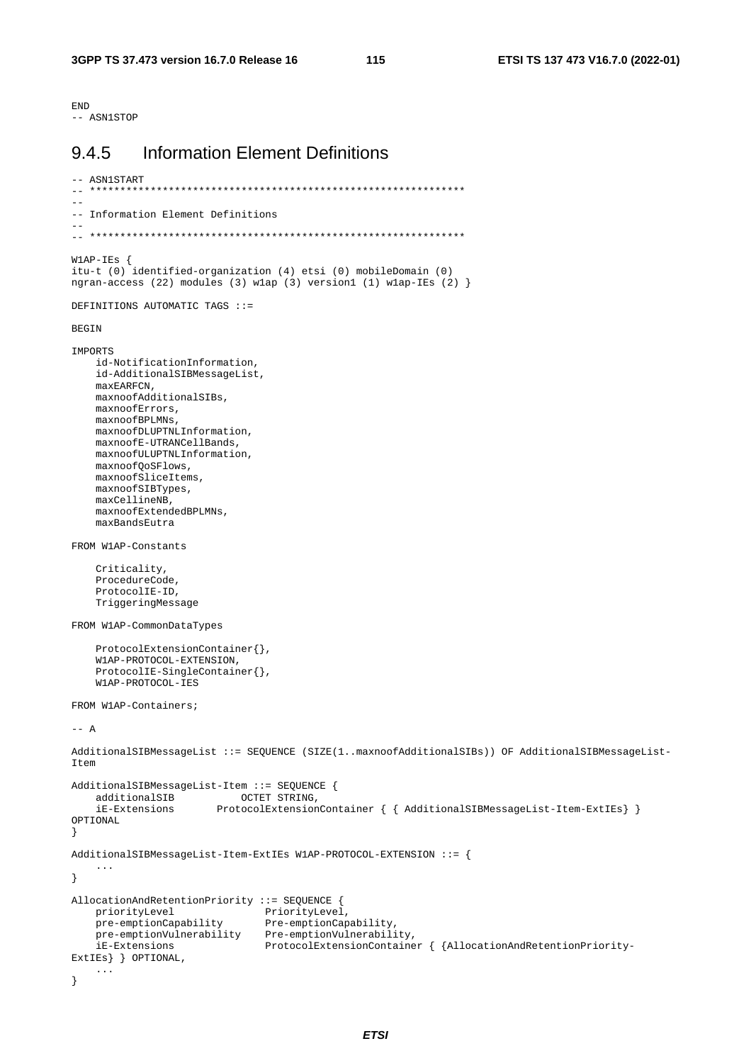```
END
-- ASN1STOP
```

## 9.4.5 Information Element Definitions

```
-- ASN1START
-- **************************************************************
--
-- Information Element Definitions
--
-- **************************************************************

W1AP-IEs {
itu-t (0) identified-organization (4) etsi (0) mobileDomain (0)
ngran-access (22) modules (3) w1ap (3) version1 (1) w1ap-IEs (2) }

DEFINITIONS AUTOMATIC TAGS ::=

BEGIN

IMPORTS
    id-NotificationInformation,
    id-AdditionalSIBMessageList,
    maxEARFCN,
    maxnoofAdditionalSIBs,
    maxnoofErrors,
    maxnoofBPLMNs,
    maxnoofDLUPTNLInformation,
    maxnoofE-UTRANCellBands,
    maxnoofULUPTNLInformation,
    maxnoofQoSFlows,
    maxnoofSliceItems,
    maxnoofSIBTypes,
    maxCellineNB,
    maxnoofExtendedBPLMNs,
    maxBandsEutra

FROM W1AP-Constants

    Criticality,
    ProcedureCode,
    ProtocolIE-ID,
    TriggeringMessage

FROM W1AP-CommonDataTypes

    ProtocolExtensionContainer{},
    W1AP-PROTOCOL-EXTENSION,
    ProtocolIE-SingleContainer{},
    W1AP-PROTOCOL-IES

FROM W1AP-Containers;

-- A

AdditionalSIBMessageList ::= SEQUENCE (SIZE(1..maxnoofAdditionalSIBs)) OF AdditionalSIBMessageList-
Item

AdditionalSIBMessageList-Item ::= SEQUENCE {
    additionalSIB           OCTET STRING,
    iE-Extensions       ProtocolExtensionContainer { { AdditionalSIBMessageList-Item-ExtIEs} }
OPTIONAL
}

AdditionalSIBMessageList-Item-ExtIEs W1AP-PROTOCOL-EXTENSION ::= {
    ...
}

AllocationAndRetentionPriority ::= SEQUENCE {
    priorityLevel               PriorityLevel,
    pre-emptionCapability       Pre-emptionCapability,
    pre-emptionVulnerability    Pre-emptionVulnerability,
    iE-Extensions               ProtocolExtensionContainer { {AllocationAndRetentionPriority-
ExtIEs} } OPTIONAL,
    ...
}
```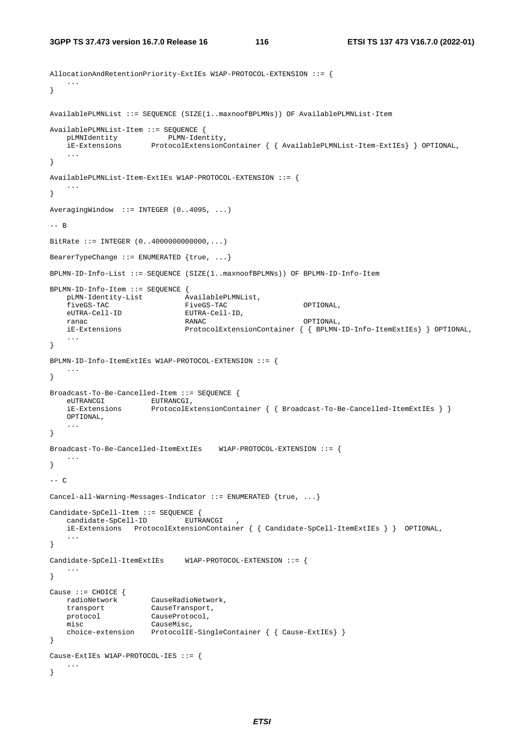```
AllocationAndRetentionPriority-ExtIEs W1AP-PROTOCOL-EXTENSION ::= {
	...
}

AvailablePLMNList ::= SEQUENCE (SIZE(1..maxnoofBPLMNs)) OF AvailablePLMNList-Item

AvailablePLMNList-Item ::= SEQUENCE {
	pLMNIdentity			PLMN-Identity,
	iE-Extensions		ProtocolExtensionContainer { { AvailablePLMNList-Item-ExtIEs} } OPTIONAL,
	...
}

AvailablePLMNList-Item-ExtIEs W1AP-PROTOCOL-EXTENSION ::= {
	...
}

AveragingWindow  ::= INTEGER (0..4095, ...)

-- B

BitRate ::= INTEGER (0..4000000000000,...)

BearerTypeChange ::= ENUMERATED {true, ...}

BPLMN-ID-Info-List ::= SEQUENCE (SIZE(1..maxnoofBPLMNs)) OF BPLMN-ID-Info-Item

BPLMN-ID-Info-Item ::= SEQUENCE {
	pLMN-Identity-List			AvailablePLMNList,
	fiveGS-TAC					FiveGS-TAC					OPTIONAL,
	eUTRA-Cell-ID				EUTRA-Cell-ID,
	ranac						RANAC						OPTIONAL,
	iE-Extensions				ProtocolExtensionContainer { { BPLMN-ID-Info-ItemExtIEs} } OPTIONAL,
	...
}

BPLMN-ID-Info-ItemExtIEs W1AP-PROTOCOL-EXTENSION ::= {
	...
}

Broadcast-To-Be-Cancelled-Item ::= SEQUENCE {
	eUTRANCGI			EUTRANCGI,
	iE-Extensions		ProtocolExtensionContainer { { Broadcast-To-Be-Cancelled-ItemExtIEs } }
	OPTIONAL,
	...
}

Broadcast-To-Be-Cancelled-ItemExtIEs	W1AP-PROTOCOL-EXTENSION ::= {
	...
}

-- C

Cancel-all-Warning-Messages-Indicator ::= ENUMERATED {true, ...}

Candidate-SpCell-Item ::= SEQUENCE {
	candidate-SpCell-ID			EUTRANCGI	,
	iE-Extensions	ProtocolExtensionContainer { { Candidate-SpCell-ItemExtIEs } }	OPTIONAL,
	...
}

Candidate-SpCell-ItemExtIEs		W1AP-PROTOCOL-EXTENSION ::= {
	...
}

Cause ::= CHOICE {
	radioNetwork		CauseRadioNetwork,
	transport			CauseTransport,
	protocol			CauseProtocol,
	misc				CauseMisc,
	choice-extension	ProtocolIE-SingleContainer { { Cause-ExtIEs} }
}

Cause-ExtIEs W1AP-PROTOCOL-IES ::= {
	...
}
```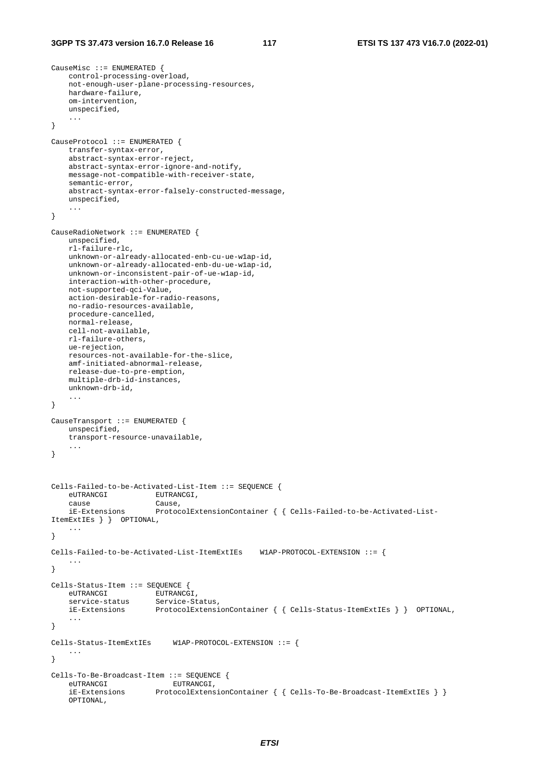```
CauseMisc ::= ENUMERATED {
    control-processing-overload,
    not-enough-user-plane-processing-resources,
    hardware-failure,
    om-intervention,
    unspecified,
    ...
}

CauseProtocol ::= ENUMERATED {
    transfer-syntax-error,
    abstract-syntax-error-reject,
    abstract-syntax-error-ignore-and-notify,
    message-not-compatible-with-receiver-state,
    semantic-error,
    abstract-syntax-error-falsely-constructed-message,
    unspecified,
    ...
}

CauseRadioNetwork ::= ENUMERATED {
    unspecified,
    rl-failure-rlc,
    unknown-or-already-allocated-enb-cu-ue-w1ap-id,
    unknown-or-already-allocated-enb-du-ue-w1ap-id,
    unknown-or-inconsistent-pair-of-ue-w1ap-id,
    interaction-with-other-procedure,
    not-supported-qci-Value,
    action-desirable-for-radio-reasons,
    no-radio-resources-available,
    procedure-cancelled,
    normal-release,
    cell-not-available,
    rl-failure-others,
    ue-rejection,
    resources-not-available-for-the-slice,
    amf-initiated-abnormal-release,
    release-due-to-pre-emption,
    multiple-drb-id-instances,
    unknown-drb-id,
    ...
}

CauseTransport ::= ENUMERATED {
    unspecified,
    transport-resource-unavailable,
    ...
}



Cells-Failed-to-be-Activated-List-Item ::= SEQUENCE {
    eUTRANCGI           EUTRANCGI,
    cause               Cause,
    iE-Extensions       ProtocolExtensionContainer { { Cells-Failed-to-be-Activated-List-
ItemExtIEs } }  OPTIONAL,
    ...
}

Cells-Failed-to-be-Activated-List-ItemExtIEs    W1AP-PROTOCOL-EXTENSION ::= {
    ...
}

Cells-Status-Item ::= SEQUENCE {
    eUTRANCGI           EUTRANCGI,
    service-status      Service-Status,
    iE-Extensions       ProtocolExtensionContainer { { Cells-Status-ItemExtIEs } }  OPTIONAL,
    ...
}

Cells-Status-ItemExtIEs     W1AP-PROTOCOL-EXTENSION ::= {
    ...
}

Cells-To-Be-Broadcast-Item ::= SEQUENCE {
    eUTRANCGI               EUTRANCGI,
    iE-Extensions       ProtocolExtensionContainer { { Cells-To-Be-Broadcast-ItemExtIEs } }
    OPTIONAL,
```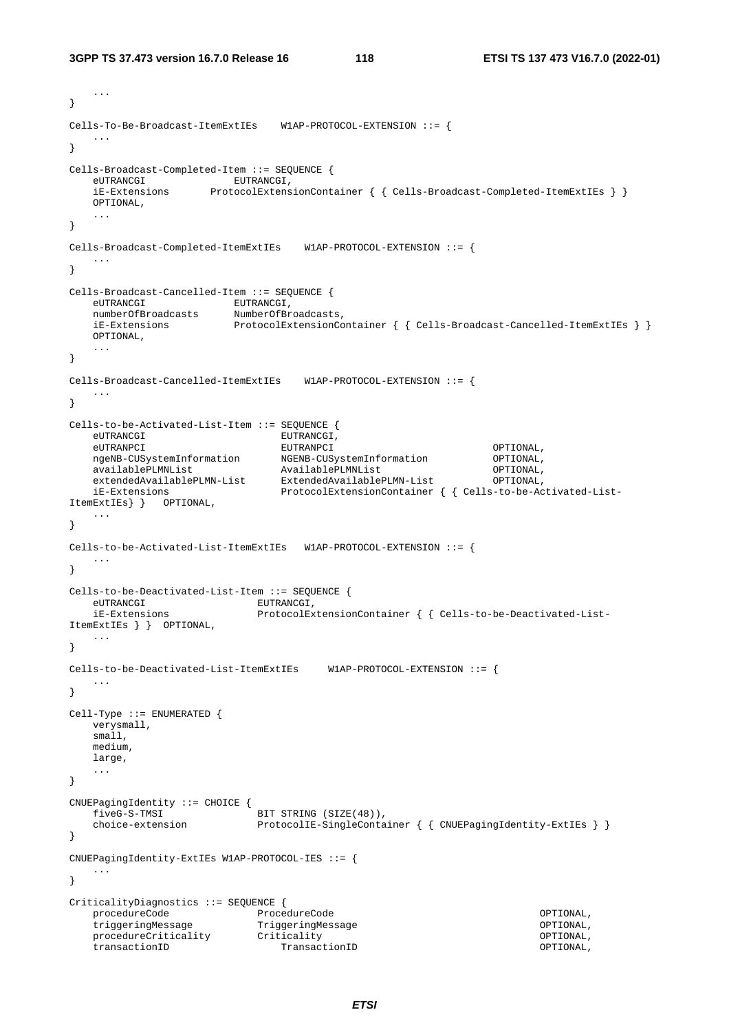```
	...
}

Cells-To-Be-Broadcast-ItemExtIEs	W1AP-PROTOCOL-EXTENSION ::= {
	...
}

Cells-Broadcast-Completed-Item ::= SEQUENCE {
	eUTRANCGI				EUTRANCGI,
	iE-Extensions		ProtocolExtensionContainer { { Cells-Broadcast-Completed-ItemExtIEs } }
	OPTIONAL,
	...
}

Cells-Broadcast-Completed-ItemExtIEs	W1AP-PROTOCOL-EXTENSION ::= {
	...
}

Cells-Broadcast-Cancelled-Item ::= SEQUENCE {
	eUTRANCGI				EUTRANCGI,
	numberOfBroadcasts		NumberOfBroadcasts,
	iE-Extensions			ProtocolExtensionContainer { { Cells-Broadcast-Cancelled-ItemExtIEs } }
	OPTIONAL,
	...
}

Cells-Broadcast-Cancelled-ItemExtIEs	W1AP-PROTOCOL-EXTENSION ::= {
	...
}

Cells-to-be-Activated-List-Item ::= SEQUENCE {
	eUTRANCGI						EUTRANCGI,
	eUTRANPCI						EUTRANPCI						OPTIONAL,
	ngeNB-CUSystemInformation		NGENB-CUSystemInformation		OPTIONAL,
	availablePLMNList				AvailablePLMNList				OPTIONAL,
	extendedAvailablePLMN-List		ExtendedAvailablePLMN-List		OPTIONAL,
	iE-Extensions					ProtocolExtensionContainer { { Cells-to-be-Activated-List-
ItemExtIEs} }	OPTIONAL,
	...
}

Cells-to-be-Activated-List-ItemExtIEs	W1AP-PROTOCOL-EXTENSION ::= {
	...
}

Cells-to-be-Deactivated-List-Item ::= SEQUENCE {
	eUTRANCGI					EUTRANCGI,
	iE-Extensions				ProtocolExtensionContainer { { Cells-to-be-Deactivated-List-
ItemExtIEs } }	OPTIONAL,
	...
}

Cells-to-be-Deactivated-List-ItemExtIEs		W1AP-PROTOCOL-EXTENSION ::= {
	...
}

Cell-Type ::= ENUMERATED {
	verysmall,
	small,
	medium,
	large,
	...
}

CNUEPagingIdentity ::= CHOICE {
	fiveG-S-TMSI				BIT STRING (SIZE(48)),
	choice-extension			ProtocolIE-SingleContainer { { CNUEPagingIdentity-ExtIEs } }
}

CNUEPagingIdentity-ExtIEs W1AP-PROTOCOL-IES ::= {
	...
}

CriticalityDiagnostics ::= SEQUENCE {
	procedureCode				ProcedureCode								OPTIONAL,
	triggeringMessage			TriggeringMessage							OPTIONAL,
	procedureCriticality		Criticality									OPTIONAL,
	transactionID				TransactionID								OPTIONAL,
```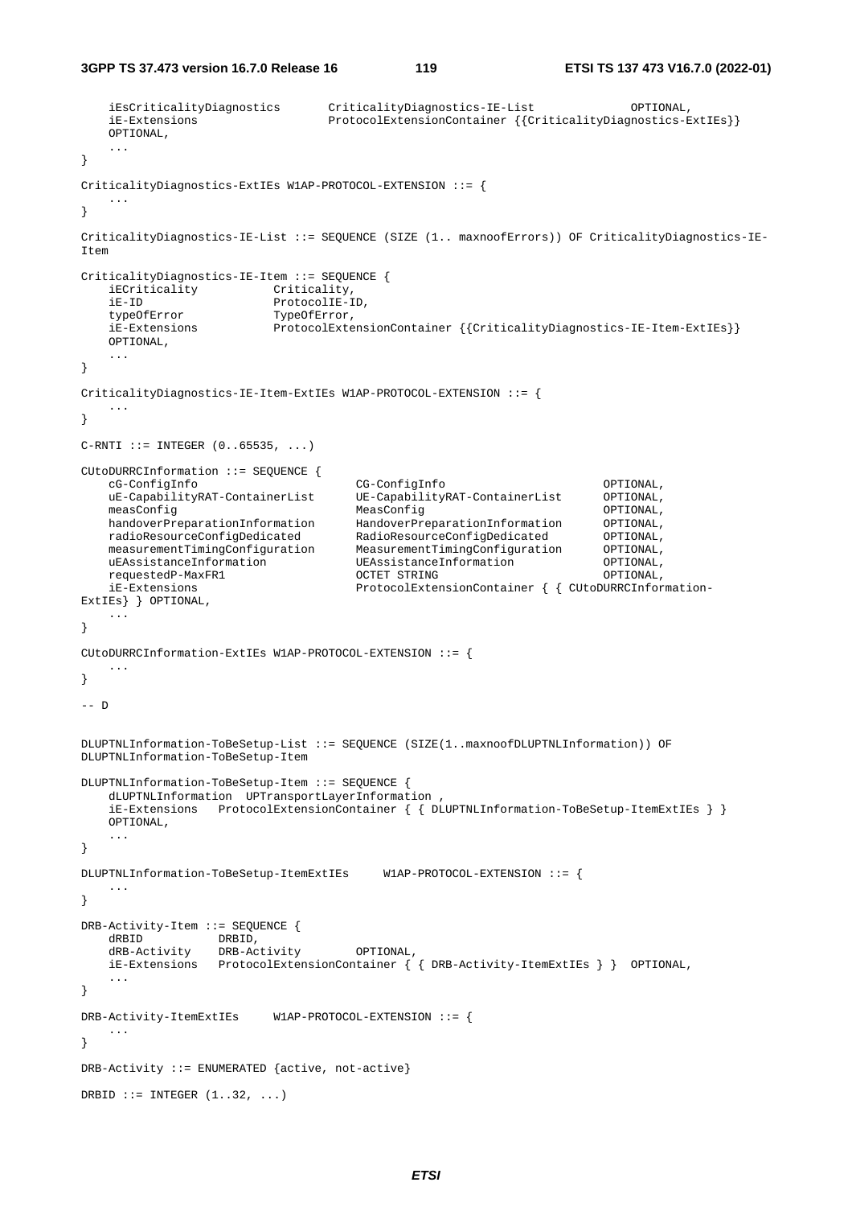```
    iEsCriticalityDiagnostics       CriticalityDiagnostics-IE-List              OPTIONAL,
    iE-Extensions                   ProtocolExtensionContainer {{CriticalityDiagnostics-ExtIEs}}
    OPTIONAL,
    ...
}

CriticalityDiagnostics-ExtIEs W1AP-PROTOCOL-EXTENSION ::= {
    ...
}

CriticalityDiagnostics-IE-List ::= SEQUENCE (SIZE (1.. maxnoofErrors)) OF CriticalityDiagnostics-IE-
Item

CriticalityDiagnostics-IE-Item ::= SEQUENCE {
    iECriticality           Criticality,
    iE-ID                   ProtocolIE-ID,
    typeOfError             TypeOfError,
    iE-Extensions           ProtocolExtensionContainer {{CriticalityDiagnostics-IE-Item-ExtIEs}}
    OPTIONAL,
    ...
}

CriticalityDiagnostics-IE-Item-ExtIEs W1AP-PROTOCOL-EXTENSION ::= {
    ...
}

C-RNTI ::= INTEGER (0..65535, ...)

CUtoDURRCInformation ::= SEQUENCE {
    cG-ConfigInfo                       CG-ConfigInfo                       OPTIONAL,
    uE-CapabilityRAT-ContainerList      UE-CapabilityRAT-ContainerList      OPTIONAL,
    measConfig                          MeasConfig                          OPTIONAL,
    handoverPreparationInformation      HandoverPreparationInformation      OPTIONAL,
    radioResourceConfigDedicated        RadioResourceConfigDedicated        OPTIONAL,
    measurementTimingConfiguration      MeasurementTimingConfiguration      OPTIONAL,
    uEAssistanceInformation             UEAssistanceInformation             OPTIONAL,
    requestedP-MaxFR1                   OCTET STRING                        OPTIONAL,
    iE-Extensions                       ProtocolExtensionContainer { { CUtoDURRCInformation-
ExtIEs} } OPTIONAL,
    ...
}

CUtoDURRCInformation-ExtIEs W1AP-PROTOCOL-EXTENSION ::= {
    ...
}

-- D


DLUPTNLInformation-ToBeSetup-List ::= SEQUENCE (SIZE(1..maxnoofDLUPTNLInformation)) OF
DLUPTNLInformation-ToBeSetup-Item

DLUPTNLInformation-ToBeSetup-Item ::= SEQUENCE {
    dLUPTNLInformation  UPTransportLayerInformation ,
    iE-Extensions   ProtocolExtensionContainer { { DLUPTNLInformation-ToBeSetup-ItemExtIEs } }
    OPTIONAL,
    ...
}

DLUPTNLInformation-ToBeSetup-ItemExtIEs     W1AP-PROTOCOL-EXTENSION ::= {
    ...
}

DRB-Activity-Item ::= SEQUENCE {
    dRBID           DRBID,
    dRB-Activity    DRB-Activity        OPTIONAL,
    iE-Extensions   ProtocolExtensionContainer { { DRB-Activity-ItemExtIEs } }  OPTIONAL,
    ...
}

DRB-Activity-ItemExtIEs     W1AP-PROTOCOL-EXTENSION ::= {
    ...
}

DRB-Activity ::= ENUMERATED {active, not-active}

DRBID ::= INTEGER (1..32, ...)
```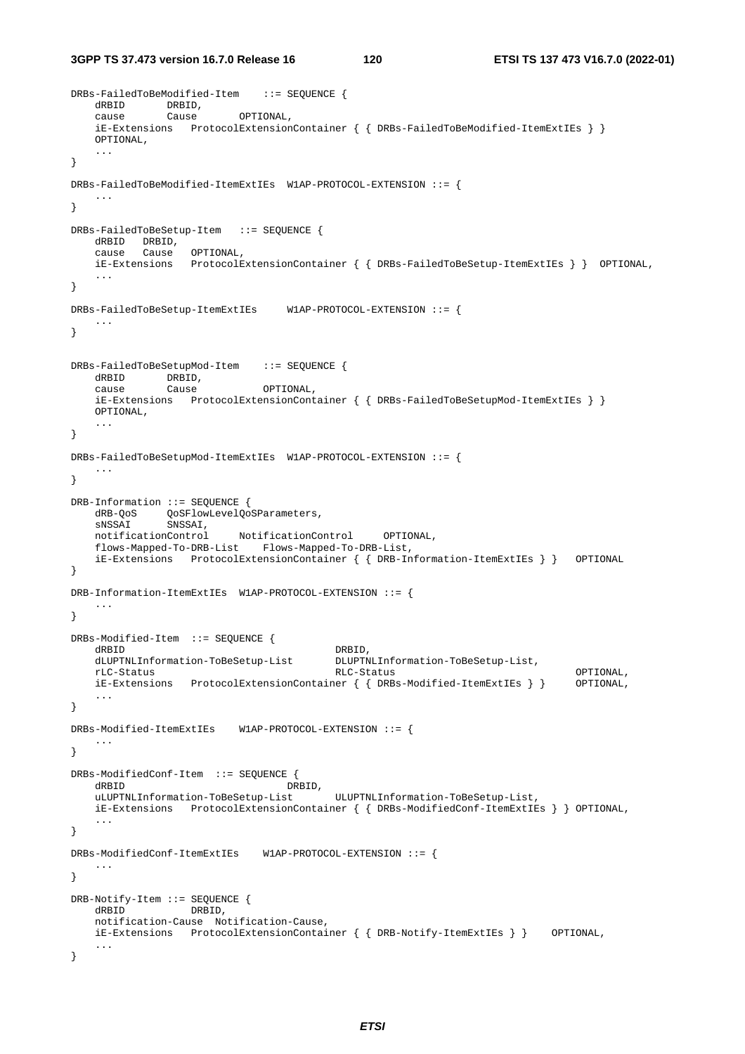```
DRBs-FailedToBeModified-Item    ::= SEQUENCE {
    dRBID       DRBID,
    cause       Cause       OPTIONAL,
    iE-Extensions   ProtocolExtensionContainer { { DRBs-FailedToBeModified-ItemExtIEs } }
    OPTIONAL,
    ...
}

DRBs-FailedToBeModified-ItemExtIEs  W1AP-PROTOCOL-EXTENSION ::= {
    ...
}

DRBs-FailedToBeSetup-Item   ::= SEQUENCE {
    dRBID   DRBID,
    cause   Cause   OPTIONAL,
    iE-Extensions   ProtocolExtensionContainer { { DRBs-FailedToBeSetup-ItemExtIEs } }  OPTIONAL,
    ...
}

DRBs-FailedToBeSetup-ItemExtIEs     W1AP-PROTOCOL-EXTENSION ::= {
    ...
}


DRBs-FailedToBeSetupMod-Item    ::= SEQUENCE {
    dRBID       DRBID,
    cause       Cause           OPTIONAL,
    iE-Extensions   ProtocolExtensionContainer { { DRBs-FailedToBeSetupMod-ItemExtIEs } }
    OPTIONAL,
    ...
}

DRBs-FailedToBeSetupMod-ItemExtIEs  W1AP-PROTOCOL-EXTENSION ::= {
    ...
}

DRB-Information ::= SEQUENCE {
    dRB-QoS     QoSFlowLevelQoSParameters,
    sNSSAI      SNSSAI,
    notificationControl     NotificationControl     OPTIONAL,
    flows-Mapped-To-DRB-List    Flows-Mapped-To-DRB-List,
    iE-Extensions   ProtocolExtensionContainer { { DRB-Information-ItemExtIEs } }   OPTIONAL
}

DRB-Information-ItemExtIEs  W1AP-PROTOCOL-EXTENSION ::= {
    ...
}

DRBs-Modified-Item  ::= SEQUENCE {
    dRBID                                   DRBID,
    dLUPTNLInformation-ToBeSetup-List       DLUPTNLInformation-ToBeSetup-List,
    rLC-Status                              RLC-Status                              OPTIONAL,
    iE-Extensions   ProtocolExtensionContainer { { DRBs-Modified-ItemExtIEs } }     OPTIONAL,
    ...
}

DRBs-Modified-ItemExtIEs    W1AP-PROTOCOL-EXTENSION ::= {
    ...
}

DRBs-ModifiedConf-Item  ::= SEQUENCE {
    dRBID                               DRBID,
    uLUPTNLInformation-ToBeSetup-List       ULUPTNLInformation-ToBeSetup-List,
    iE-Extensions   ProtocolExtensionContainer { { DRBs-ModifiedConf-ItemExtIEs } } OPTIONAL,
    ...
}

DRBs-ModifiedConf-ItemExtIEs    W1AP-PROTOCOL-EXTENSION ::= {
    ...
}

DRB-Notify-Item ::= SEQUENCE {
    dRBID           DRBID,
    notification-Cause  Notification-Cause,
    iE-Extensions   ProtocolExtensionContainer { { DRB-Notify-ItemExtIEs } }    OPTIONAL,
    ...
}
```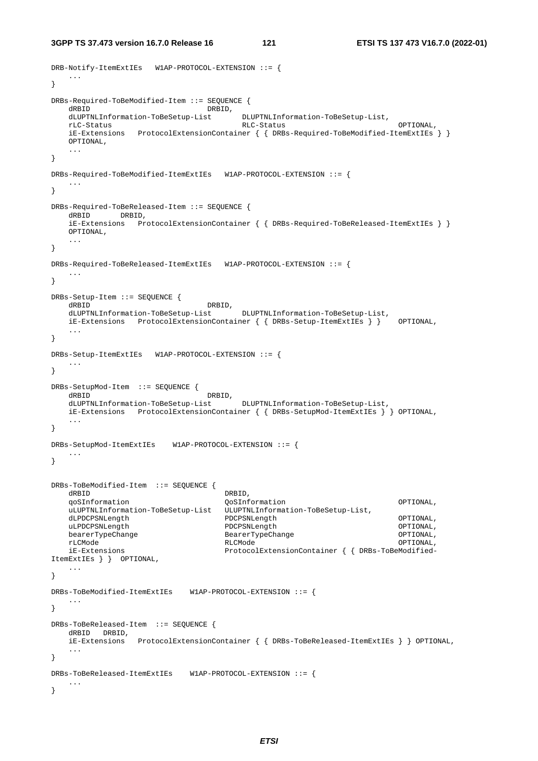```
DRB-Notify-ItemExtIEs   W1AP-PROTOCOL-EXTENSION ::= {
    ...
}

DRBs-Required-ToBeModified-Item ::= SEQUENCE {
    dRBID                           DRBID,
    dLUPTNLInformation-ToBeSetup-List       DLUPTNLInformation-ToBeSetup-List,
    rLC-Status                              RLC-Status                          OPTIONAL,
    iE-Extensions   ProtocolExtensionContainer { { DRBs-Required-ToBeModified-ItemExtIEs } }
    OPTIONAL,
    ...
}

DRBs-Required-ToBeModified-ItemExtIEs   W1AP-PROTOCOL-EXTENSION ::= {
    ...
}

DRBs-Required-ToBeReleased-Item ::= SEQUENCE {
    dRBID       DRBID,
    iE-Extensions   ProtocolExtensionContainer { { DRBs-Required-ToBeReleased-ItemExtIEs } }
    OPTIONAL,
    ...
}

DRBs-Required-ToBeReleased-ItemExtIEs   W1AP-PROTOCOL-EXTENSION ::= {
    ...
}

DRBs-Setup-Item ::= SEQUENCE {
    dRBID                           DRBID,
    dLUPTNLInformation-ToBeSetup-List       DLUPTNLInformation-ToBeSetup-List,
    iE-Extensions   ProtocolExtensionContainer { { DRBs-Setup-ItemExtIEs } }    OPTIONAL,
    ...
}

DRBs-Setup-ItemExtIEs   W1AP-PROTOCOL-EXTENSION ::= {
    ...
}

DRBs-SetupMod-Item  ::= SEQUENCE {
    dRBID                           DRBID,
    dLUPTNLInformation-ToBeSetup-List       DLUPTNLInformation-ToBeSetup-List,
    iE-Extensions   ProtocolExtensionContainer { { DRBs-SetupMod-ItemExtIEs } } OPTIONAL,
    ...
}

DRBs-SetupMod-ItemExtIEs    W1AP-PROTOCOL-EXTENSION ::= {
    ...
}


DRBs-ToBeModified-Item  ::= SEQUENCE {
    dRBID                               DRBID,
    qoSInformation                      QoSInformation                          OPTIONAL,
    uLUPTNLInformation-ToBeSetup-List   ULUPTNLInformation-ToBeSetup-List,
    dLPDCPSNLength                      PDCPSNLength                            OPTIONAL,
    uLPDCPSNLength                      PDCPSNLength                            OPTIONAL,
    bearerTypeChange                    BearerTypeChange                        OPTIONAL,
    rLCMode                             RLCMode                                 OPTIONAL,
    iE-Extensions                       ProtocolExtensionContainer { { DRBs-ToBeModified-
ItemExtIEs } }  OPTIONAL,
    ...
}

DRBs-ToBeModified-ItemExtIEs    W1AP-PROTOCOL-EXTENSION ::= {
    ...
}

DRBs-ToBeReleased-Item  ::= SEQUENCE {
    dRBID   DRBID,
    iE-Extensions   ProtocolExtensionContainer { { DRBs-ToBeReleased-ItemExtIEs } } OPTIONAL,
    ...
}

DRBs-ToBeReleased-ItemExtIEs    W1AP-PROTOCOL-EXTENSION ::= {
    ...
}
```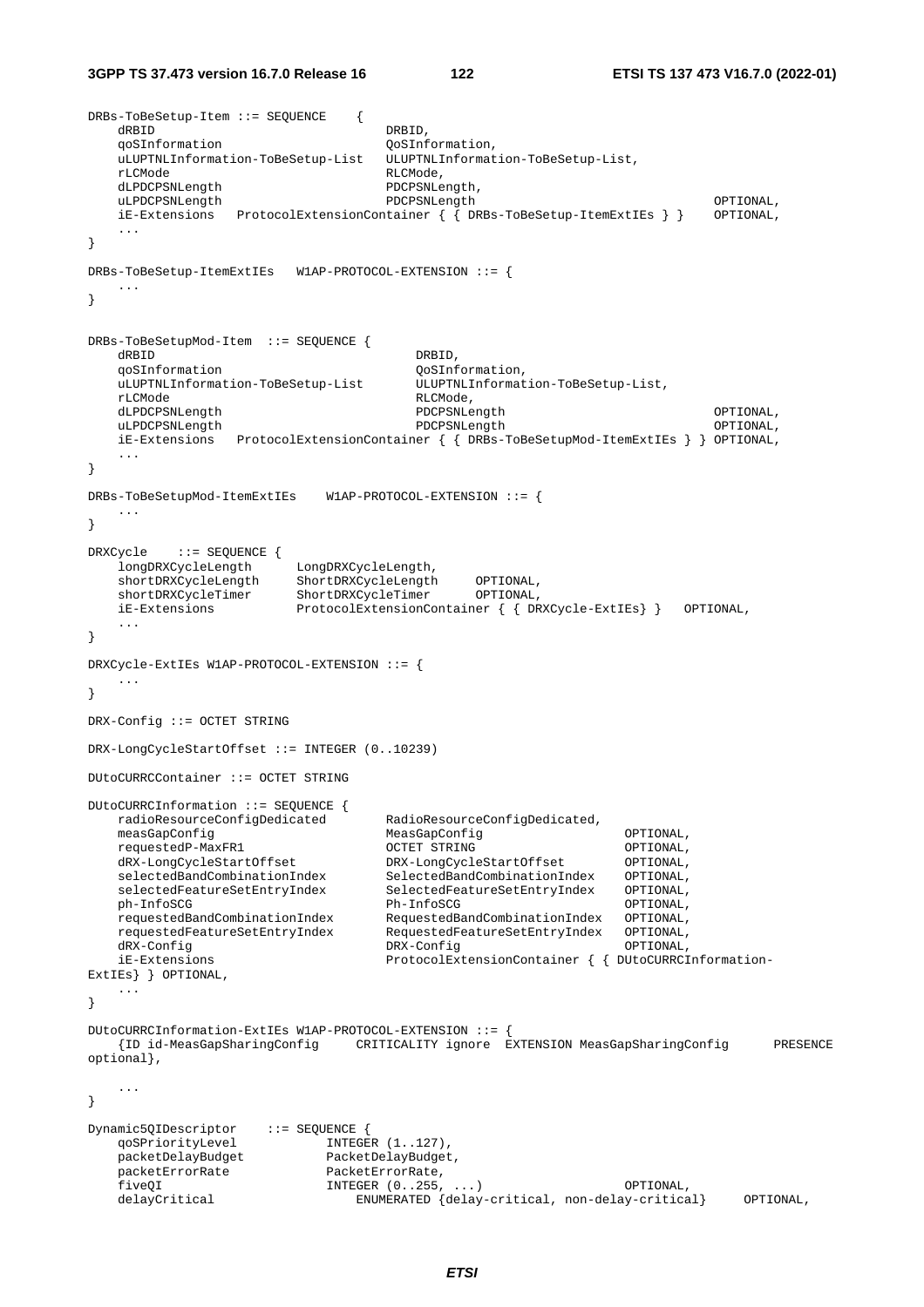```
DRBs-ToBeSetup-Item ::= SEQUENCE    {
    dRBID                               DRBID,
    qoSInformation                      QoSInformation,
    uLUPTNLInformation-ToBeSetup-List   ULUPTNLInformation-ToBeSetup-List,
    rLCMode                             RLCMode,
    dLPDCPSNLength                      PDCPSNLength,
    uLPDCPSNLength                      PDCPSNLength                                OPTIONAL,
    iE-Extensions   ProtocolExtensionContainer { { DRBs-ToBeSetup-ItemExtIEs } }    OPTIONAL,
    ...
}

DRBs-ToBeSetup-ItemExtIEs   W1AP-PROTOCOL-EXTENSION ::= {
    ...
}


DRBs-ToBeSetupMod-Item  ::= SEQUENCE {
    dRBID                                   DRBID,
    qoSInformation                          QoSInformation,
    uLUPTNLInformation-ToBeSetup-List       ULUPTNLInformation-ToBeSetup-List,
    rLCMode                                 RLCMode,
    dLPDCPSNLength                          PDCPSNLength                            OPTIONAL,
    uLPDCPSNLength                          PDCPSNLength                            OPTIONAL,
    iE-Extensions   ProtocolExtensionContainer { { DRBs-ToBeSetupMod-ItemExtIEs } } OPTIONAL,
    ...
}

DRBs-ToBeSetupMod-ItemExtIEs    W1AP-PROTOCOL-EXTENSION ::= {
    ...
}

DRXCycle    ::= SEQUENCE {
    longDRXCycleLength      LongDRXCycleLength,
    shortDRXCycleLength     ShortDRXCycleLength     OPTIONAL,
    shortDRXCycleTimer      ShortDRXCycleTimer      OPTIONAL,
    iE-Extensions           ProtocolExtensionContainer { { DRXCycle-ExtIEs} }   OPTIONAL,
    ...
}

DRXCycle-ExtIEs W1AP-PROTOCOL-EXTENSION ::= {
    ...
}

DRX-Config ::= OCTET STRING

DRX-LongCycleStartOffset ::= INTEGER (0..10239)

DUtoCURRCContainer ::= OCTET STRING

DUtoCURRCInformation ::= SEQUENCE {
    radioResourceConfigDedicated        RadioResourceConfigDedicated,
    measGapConfig                       MeasGapConfig                       OPTIONAL,
    requestedP-MaxFR1                   OCTET STRING                        OPTIONAL,
    dRX-LongCycleStartOffset            DRX-LongCycleStartOffset            OPTIONAL,
    selectedBandCombinationIndex        SelectedBandCombinationIndex        OPTIONAL,
    selectedFeatureSetEntryIndex        SelectedFeatureSetEntryIndex        OPTIONAL,
    ph-InfoSCG                          Ph-InfoSCG                          OPTIONAL,
    requestedBandCombinationIndex       RequestedBandCombinationIndex       OPTIONAL,
    requestedFeatureSetEntryIndex       RequestedFeatureSetEntryIndex       OPTIONAL,
    dRX-Config                          DRX-Config                          OPTIONAL,
    iE-Extensions                       ProtocolExtensionContainer { { DUtoCURRCInformation-
ExtIEs} } OPTIONAL,
    ...
}

DUtoCURRCInformation-ExtIEs W1AP-PROTOCOL-EXTENSION ::= {
    {ID id-MeasGapSharingConfig     CRITICALITY ignore  EXTENSION MeasGapSharingConfig      PRESENCE
optional},

    ...
}

Dynamic5QIDescriptor    ::= SEQUENCE {
    qoSPriorityLevel            INTEGER (1..127),
    packetDelayBudget           PacketDelayBudget,
    packetErrorRate             PacketErrorRate,
    fiveQI                      INTEGER (0..255, ...)                   OPTIONAL,
    delayCritical                   ENUMERATED {delay-critical, non-delay-critical}     OPTIONAL,
```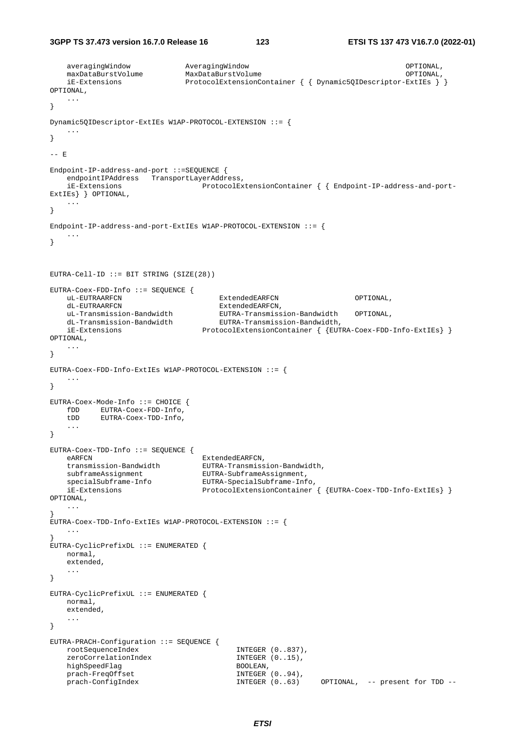```
	averagingWindow			AveragingWindow									OPTIONAL,
	maxDataBurstVolume		MaxDataBurstVolume								OPTIONAL,
	iE-Extensions			ProtocolExtensionContainer { { Dynamic5QIDescriptor-ExtIEs } }
OPTIONAL,
	...
}

Dynamic5QIDescriptor-ExtIEs W1AP-PROTOCOL-EXTENSION ::= {
	...
}

-- E

Endpoint-IP-address-and-port ::=SEQUENCE {
	endpointIPAddress	TransportLayerAddress,
	iE-Extensions				ProtocolExtensionContainer { { Endpoint-IP-address-and-port-
ExtIEs} } OPTIONAL,
	...
}

Endpoint-IP-address-and-port-ExtIEs W1AP-PROTOCOL-EXTENSION ::= {
	...
}



EUTRA-Cell-ID ::= BIT STRING (SIZE(28))

EUTRA-Coex-FDD-Info ::= SEQUENCE {
	uL-EUTRAARFCN						ExtendedEARFCN					OPTIONAL,
	dL-EUTRAARFCN						ExtendedEARFCN,
	uL-Transmission-Bandwidth			EUTRA-Transmission-Bandwidth	OPTIONAL,
	dL-Transmission-Bandwidth			EUTRA-Transmission-Bandwidth,
	iE-Extensions					ProtocolExtensionContainer { {EUTRA-Coex-FDD-Info-ExtIEs} }
OPTIONAL,
	...
}

EUTRA-Coex-FDD-Info-ExtIEs W1AP-PROTOCOL-EXTENSION ::= {
	...
}

EUTRA-Coex-Mode-Info ::= CHOICE {
	fDD		EUTRA-Coex-FDD-Info,
	tDD		EUTRA-Coex-TDD-Info,
	...
}

EUTRA-Coex-TDD-Info ::= SEQUENCE {
	eARFCN						ExtendedEARFCN,
	transmission-Bandwidth			EUTRA-Transmission-Bandwidth,
	subframeAssignment				EUTRA-SubframeAssignment,
	specialSubframe-Info			EUTRA-SpecialSubframe-Info,
	iE-Extensions					ProtocolExtensionContainer { {EUTRA-Coex-TDD-Info-ExtIEs} }
OPTIONAL,
	...
}
EUTRA-Coex-TDD-Info-ExtIEs W1AP-PROTOCOL-EXTENSION ::= {
	...
}
EUTRA-CyclicPrefixDL ::= ENUMERATED {
	normal,
	extended,
	...
}

EUTRA-CyclicPrefixUL ::= ENUMERATED {
	normal,
	extended,
	...
}

EUTRA-PRACH-Configuration ::= SEQUENCE {
	rootSequenceIndex						INTEGER (0..837),
	zeroCorrelationIndex					INTEGER (0..15),
	highSpeedFlag							BOOLEAN,
	prach-FreqOffset						INTEGER (0..94),
	prach-ConfigIndex						INTEGER (0..63)		OPTIONAL,	-- present for TDD --
```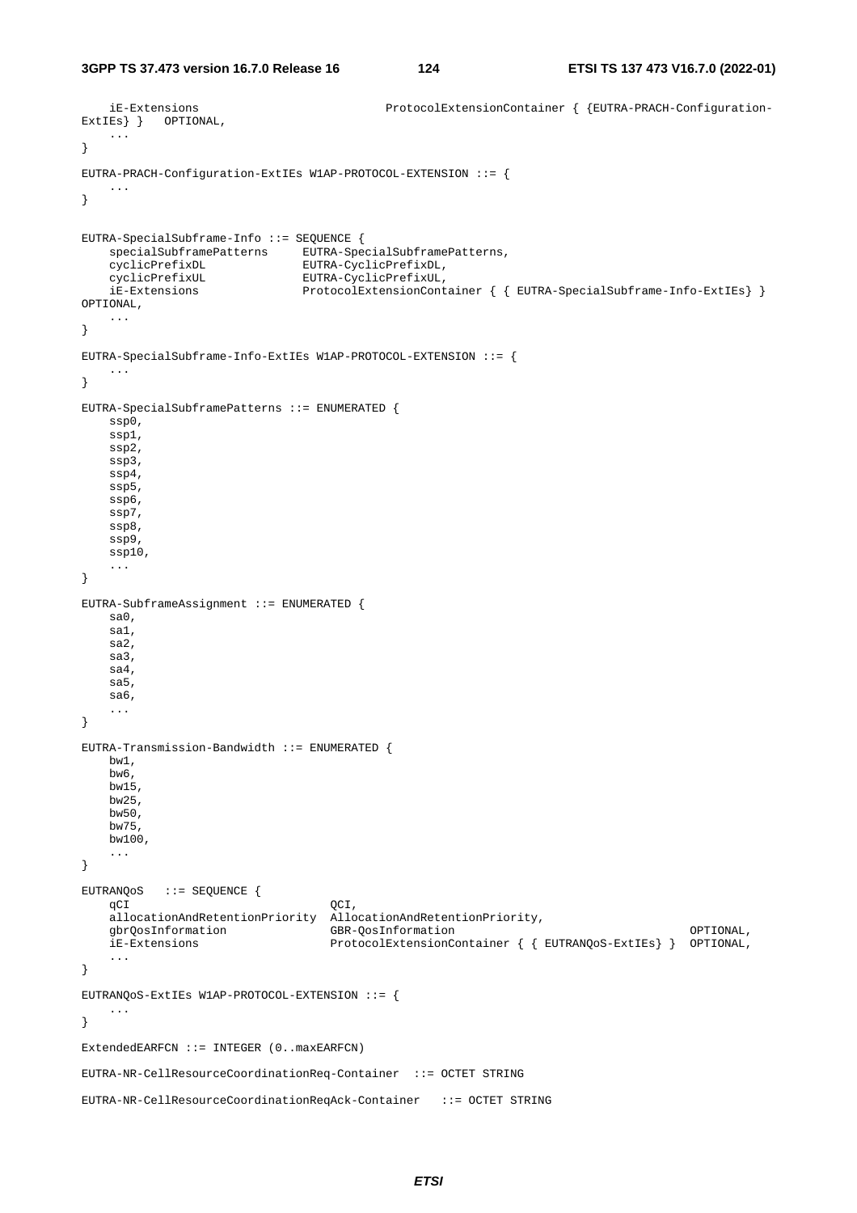```
	iE-Extensions						ProtocolExtensionContainer { {EUTRA-PRACH-Configuration-ExtIEs} }	OPTIONAL,
	...
}

EUTRA-PRACH-Configuration-ExtIEs W1AP-PROTOCOL-EXTENSION ::= {
	...
}


EUTRA-SpecialSubframe-Info ::= SEQUENCE {
	specialSubframePatterns		EUTRA-SpecialSubframePatterns,
	cyclicPrefixDL				EUTRA-CyclicPrefixDL,
	cyclicPrefixUL				EUTRA-CyclicPrefixUL,
	iE-Extensions				ProtocolExtensionContainer { { EUTRA-SpecialSubframe-Info-ExtIEs} } OPTIONAL,
	...
}

EUTRA-SpecialSubframe-Info-ExtIEs W1AP-PROTOCOL-EXTENSION ::= {
	...
}

EUTRA-SpecialSubframePatterns ::= ENUMERATED {
	ssp0,
	ssp1,
	ssp2,
	ssp3,
	ssp4,
	ssp5,
	ssp6,
	ssp7,
	ssp8,
	ssp9,
	ssp10,
	...
}

EUTRA-SubframeAssignment ::= ENUMERATED {
	sa0,
	sa1,
	sa2,
	sa3,
	sa4,
	sa5,
	sa6,
	...
}

EUTRA-Transmission-Bandwidth ::= ENUMERATED {
	bw1,
	bw6,
	bw15,
	bw25,
	bw50,
	bw75,
	bw100,
	...
}

EUTRANQoS	::= SEQUENCE {
	qCI								QCI,
	allocationAndRetentionPriority	AllocationAndRetentionPriority,
	gbrQosInformation				GBR-QosInformation										OPTIONAL,
	iE-Extensions					ProtocolExtensionContainer { { EUTRANQoS-ExtIEs} }	OPTIONAL,
	...
}

EUTRANQoS-ExtIEs W1AP-PROTOCOL-EXTENSION ::= {
	...
}

ExtendedEARFCN ::= INTEGER (0..maxEARFCN)

EUTRA-NR-CellResourceCoordinationReq-Container	::= OCTET STRING

EUTRA-NR-CellResourceCoordinationReqAck-Container	::= OCTET STRING
```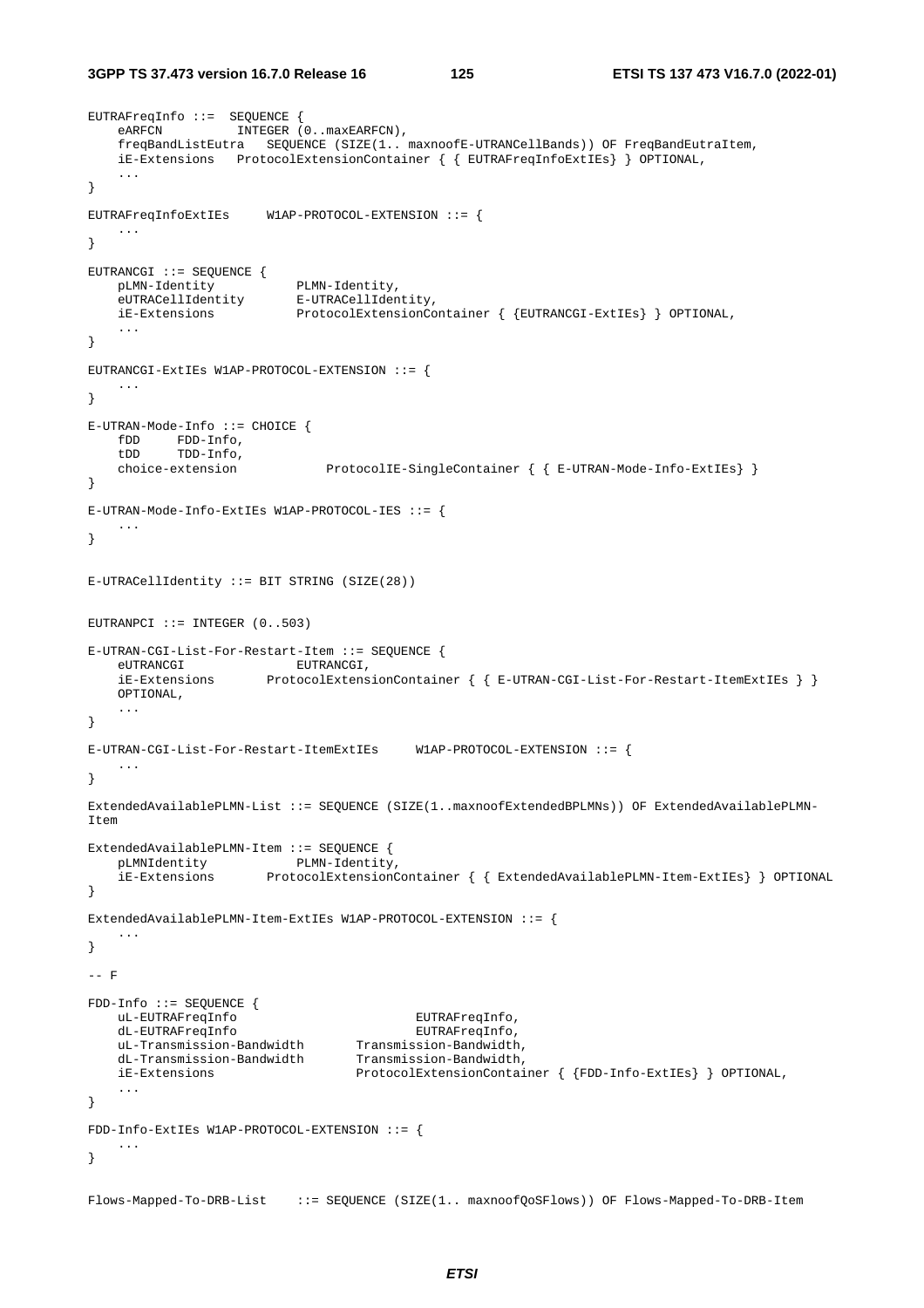```
EUTRAFreqInfo ::=  SEQUENCE {
    eARFCN          INTEGER (0..maxEARFCN),
    freqBandListEutra   SEQUENCE (SIZE(1.. maxnoofE-UTRANCellBands)) OF FreqBandEutraItem,
    iE-Extensions   ProtocolExtensionContainer { { EUTRAFreqInfoExtIEs} } OPTIONAL,
    ...
}

EUTRAFreqInfoExtIEs     W1AP-PROTOCOL-EXTENSION ::= {
    ...
}

EUTRANCGI ::= SEQUENCE {
    pLMN-Identity           PLMN-Identity,
    eUTRACellIdentity       E-UTRACellIdentity,
    iE-Extensions           ProtocolExtensionContainer { {EUTRANCGI-ExtIEs} } OPTIONAL,
    ...
}

EUTRANCGI-ExtIEs W1AP-PROTOCOL-EXTENSION ::= {
    ...
}

E-UTRAN-Mode-Info ::= CHOICE {
    fDD     FDD-Info,
    tDD     TDD-Info,
    choice-extension            ProtocolIE-SingleContainer { { E-UTRAN-Mode-Info-ExtIEs} }
}

E-UTRAN-Mode-Info-ExtIEs W1AP-PROTOCOL-IES ::= {
    ...
}


E-UTRACellIdentity ::= BIT STRING (SIZE(28))


EUTRANPCI ::= INTEGER (0..503)

E-UTRAN-CGI-List-For-Restart-Item ::= SEQUENCE {
    eUTRANCGI               EUTRANCGI,
    iE-Extensions       ProtocolExtensionContainer { { E-UTRAN-CGI-List-For-Restart-ItemExtIEs } }
    OPTIONAL,
    ...
}

E-UTRAN-CGI-List-For-Restart-ItemExtIEs     W1AP-PROTOCOL-EXTENSION ::= {
    ...
}

ExtendedAvailablePLMN-List ::= SEQUENCE (SIZE(1..maxnoofExtendedBPLMNs)) OF ExtendedAvailablePLMN-
Item

ExtendedAvailablePLMN-Item ::= SEQUENCE {
    pLMNIdentity            PLMN-Identity,
    iE-Extensions       ProtocolExtensionContainer { { ExtendedAvailablePLMN-Item-ExtIEs} } OPTIONAL
}

ExtendedAvailablePLMN-Item-ExtIEs W1AP-PROTOCOL-EXTENSION ::= {
    ...
}

-- F

FDD-Info ::= SEQUENCE {
    uL-EUTRAFreqInfo                        EUTRAFreqInfo,
    dL-EUTRAFreqInfo                        EUTRAFreqInfo,
    uL-Transmission-Bandwidth       Transmission-Bandwidth,
    dL-Transmission-Bandwidth       Transmission-Bandwidth,
    iE-Extensions                   ProtocolExtensionContainer { {FDD-Info-ExtIEs} } OPTIONAL,
    ...
}

FDD-Info-ExtIEs W1AP-PROTOCOL-EXTENSION ::= {
    ...
}

Flows-Mapped-To-DRB-List    ::= SEQUENCE (SIZE(1.. maxnoofQoSFlows)) OF Flows-Mapped-To-DRB-Item
```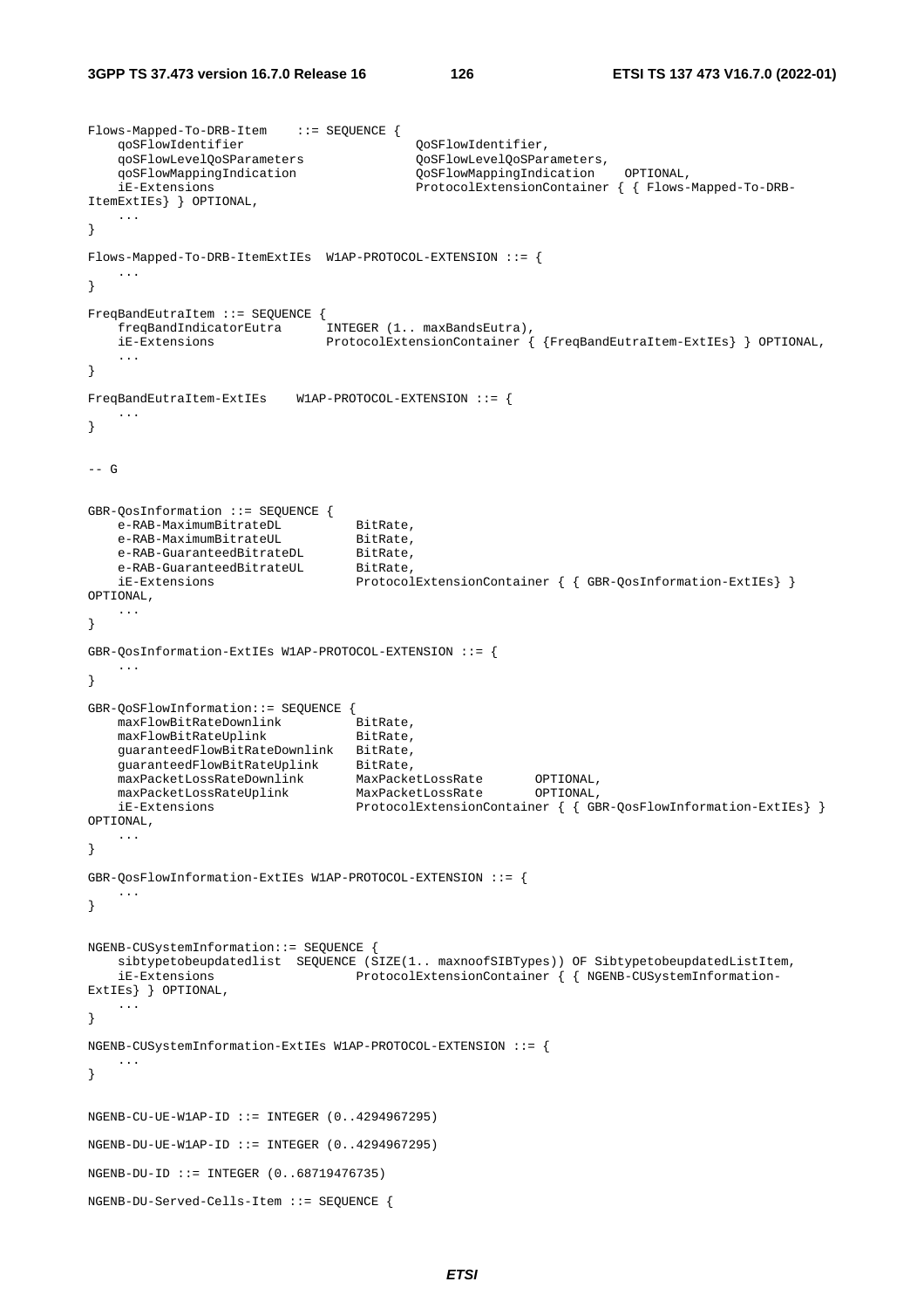```
Flows-Mapped-To-DRB-Item    ::= SEQUENCE {
    qoSFlowIdentifier                       QoSFlowIdentifier,
    qoSFlowLevelQoSParameters               QoSFlowLevelQoSParameters,
    qoSFlowMappingIndication                QoSFlowMappingIndication    OPTIONAL,
    iE-Extensions                           ProtocolExtensionContainer { { Flows-Mapped-To-DRB-
ItemExtIEs} } OPTIONAL,
    ...
}

Flows-Mapped-To-DRB-ItemExtIEs  W1AP-PROTOCOL-EXTENSION ::= {
    ...
}

FreqBandEutraItem ::= SEQUENCE {
    freqBandIndicatorEutra      INTEGER (1.. maxBandsEutra),
    iE-Extensions               ProtocolExtensionContainer { {FreqBandEutraItem-ExtIEs} } OPTIONAL,
    ...
}

FreqBandEutraItem-ExtIEs    W1AP-PROTOCOL-EXTENSION ::= {
    ...
}


-- G


GBR-QosInformation ::= SEQUENCE {
    e-RAB-MaximumBitrateDL          BitRate,
    e-RAB-MaximumBitrateUL          BitRate,
    e-RAB-GuaranteedBitrateDL       BitRate,
    e-RAB-GuaranteedBitrateUL       BitRate,
    iE-Extensions                   ProtocolExtensionContainer { { GBR-QosInformation-ExtIEs} }
OPTIONAL,
    ...
}

GBR-QosInformation-ExtIEs W1AP-PROTOCOL-EXTENSION ::= {
    ...
}

GBR-QoSFlowInformation::= SEQUENCE {
    maxFlowBitRateDownlink          BitRate,
    maxFlowBitRateUplink            BitRate,
    guaranteedFlowBitRateDownlink   BitRate,
    guaranteedFlowBitRateUplink     BitRate,
    maxPacketLossRateDownlink       MaxPacketLossRate       OPTIONAL,
    maxPacketLossRateUplink         MaxPacketLossRate       OPTIONAL,
    iE-Extensions                   ProtocolExtensionContainer { { GBR-QosFlowInformation-ExtIEs} }
OPTIONAL,
    ...
}

GBR-QosFlowInformation-ExtIEs W1AP-PROTOCOL-EXTENSION ::= {
    ...
}


NGENB-CUSystemInformation::= SEQUENCE {
    sibtypetobeupdatedlist  SEQUENCE (SIZE(1.. maxnoofSIBTypes)) OF SibtypetobeupdatedListItem,
    iE-Extensions                   ProtocolExtensionContainer { { NGENB-CUSystemInformation-
ExtIEs} } OPTIONAL,
    ...
}

NGENB-CUSystemInformation-ExtIEs W1AP-PROTOCOL-EXTENSION ::= {
    ...
}


NGENB-CU-UE-W1AP-ID ::= INTEGER (0..4294967295)

NGENB-DU-UE-W1AP-ID ::= INTEGER (0..4294967295)

NGENB-DU-ID ::= INTEGER (0..68719476735)

NGENB-DU-Served-Cells-Item ::= SEQUENCE {
```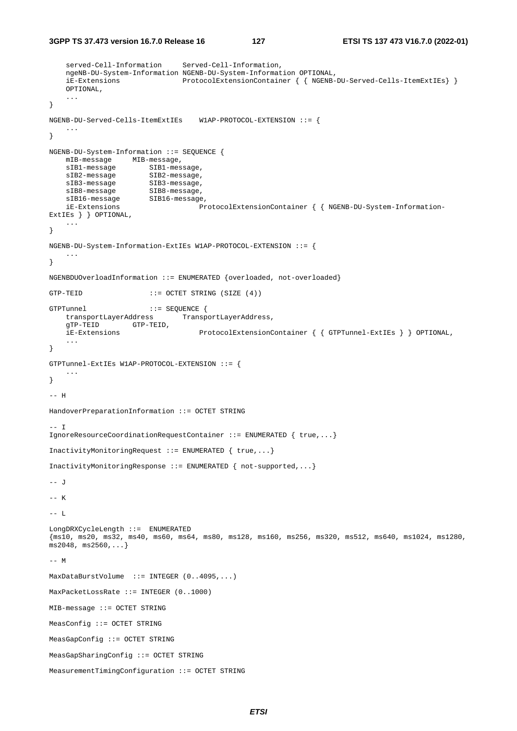```
	served-Cell-Information		Served-Cell-Information,
	ngeNB-DU-System-Information NGENB-DU-System-Information OPTIONAL,
	iE-Extensions				ProtocolExtensionContainer { { NGENB-DU-Served-Cells-ItemExtIEs} }
	OPTIONAL,
	...
}

NGENB-DU-Served-Cells-ItemExtIEs	W1AP-PROTOCOL-EXTENSION ::= {
	...
}

NGENB-DU-System-Information ::= SEQUENCE {
	mIB-message		MIB-message,
	sIB1-message		SIB1-message,
	sIB2-message		SIB2-message,
	sIB3-message		SIB3-message,
	sIB8-message		SIB8-message,
	sIB16-message		SIB16-message,
	iE-Extensions					ProtocolExtensionContainer { { NGENB-DU-System-Information-
ExtIEs } } OPTIONAL,
	...
}

NGENB-DU-System-Information-ExtIEs W1AP-PROTOCOL-EXTENSION ::= {
	...
}

NGENBDUOverloadInformation ::= ENUMERATED {overloaded, not-overloaded}

GTP-TEID				::= OCTET STRING (SIZE (4))

GTPTunnel				::= SEQUENCE {
	transportLayerAddress		TransportLayerAddress,
	gTP-TEID		GTP-TEID,
	iE-Extensions					ProtocolExtensionContainer { { GTPTunnel-ExtIEs } } OPTIONAL,
	...
}

GTPTunnel-ExtIEs W1AP-PROTOCOL-EXTENSION ::= {
	...
}

-- H

HandoverPreparationInformation ::= OCTET STRING

-- I
IgnoreResourceCoordinationRequestContainer ::= ENUMERATED { true,...}

InactivityMonitoringRequest ::= ENUMERATED { true,...}

InactivityMonitoringResponse ::= ENUMERATED { not-supported,...}

-- J

-- K

-- L

LongDRXCycleLength ::=  ENUMERATED
{ms10, ms20, ms32, ms40, ms60, ms64, ms80, ms128, ms160, ms256, ms320, ms512, ms640, ms1024, ms1280,
ms2048, ms2560,...}

-- M

MaxDataBurstVolume  ::= INTEGER (0..4095,...)

MaxPacketLossRate ::= INTEGER (0..1000)

MIB-message ::= OCTET STRING

MeasConfig ::= OCTET STRING

MeasGapConfig ::= OCTET STRING

MeasGapSharingConfig ::= OCTET STRING

MeasurementTimingConfiguration ::= OCTET STRING
```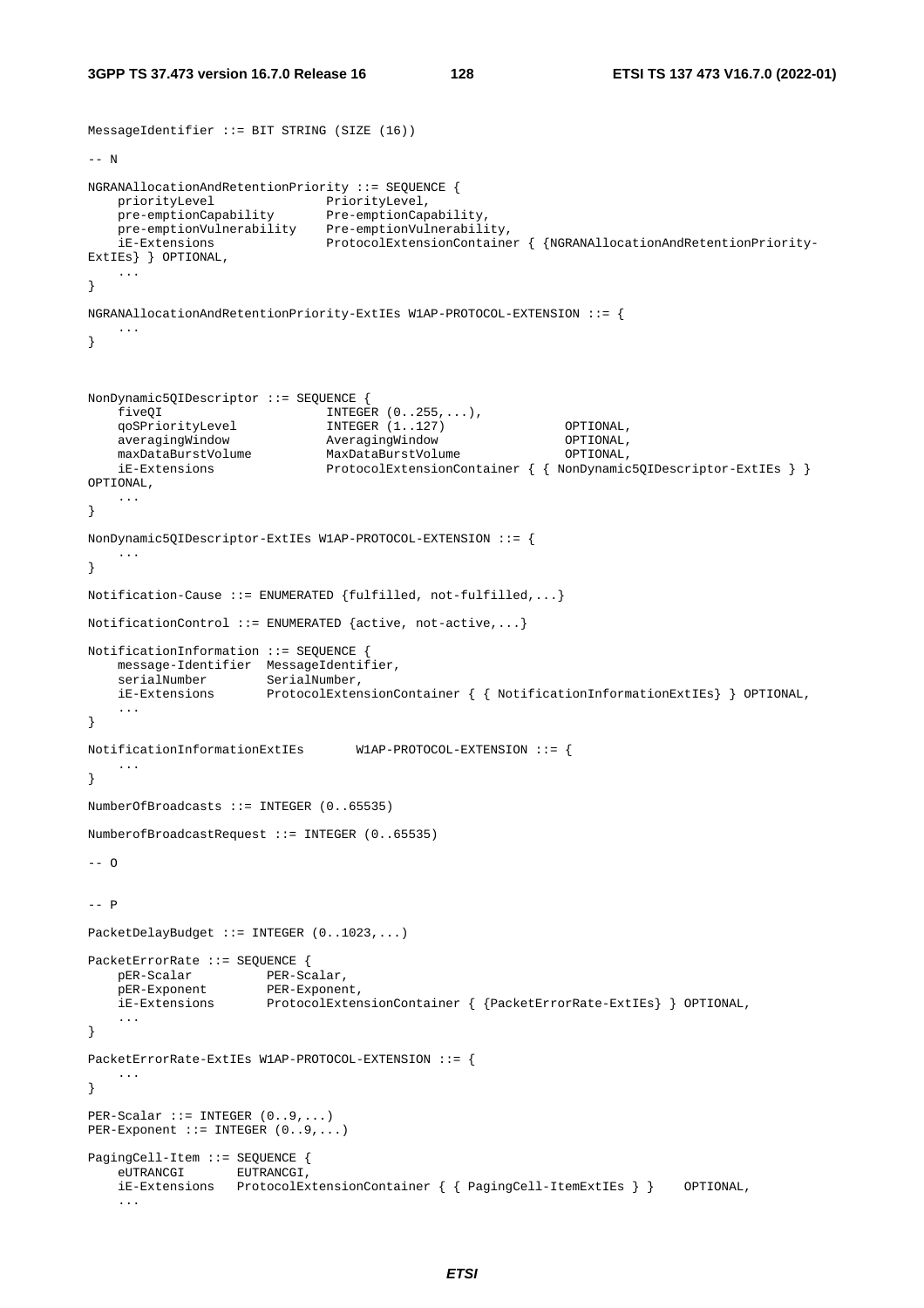```
MessageIdentifier ::= BIT STRING (SIZE (16))

-- N

NGRANAllocationAndRetentionPriority ::= SEQUENCE {
	priorityLevel				PriorityLevel,
	pre-emptionCapability		Pre-emptionCapability,
	pre-emptionVulnerability	Pre-emptionVulnerability,
	iE-Extensions				ProtocolExtensionContainer { {NGRANAllocationAndRetentionPriority-ExtIEs} } OPTIONAL,
	...
}

NGRANAllocationAndRetentionPriority-ExtIEs W1AP-PROTOCOL-EXTENSION ::= {
	...
}


NonDynamic5QIDescriptor ::= SEQUENCE {
	fiveQI						INTEGER (0..255,...),
	qoSPriorityLevel			INTEGER (1..127)				OPTIONAL,
	averagingWindow				AveragingWindow					OPTIONAL,
	maxDataBurstVolume			MaxDataBurstVolume				OPTIONAL,
	iE-Extensions				ProtocolExtensionContainer { { NonDynamic5QIDescriptor-ExtIEs } } OPTIONAL,
	...
}

NonDynamic5QIDescriptor-ExtIEs W1AP-PROTOCOL-EXTENSION ::= {
	...
}

Notification-Cause ::= ENUMERATED {fulfilled, not-fulfilled,...}

NotificationControl ::= ENUMERATED {active, not-active,...}

NotificationInformation ::= SEQUENCE {
	message-Identifier	MessageIdentifier,
	serialNumber		SerialNumber,
	iE-Extensions		ProtocolExtensionContainer { { NotificationInformationExtIEs} } OPTIONAL,
	...
}

NotificationInformationExtIEs		W1AP-PROTOCOL-EXTENSION ::= {
	...
}

NumberOfBroadcasts ::= INTEGER (0..65535)

NumberofBroadcastRequest ::= INTEGER (0..65535)

-- O


-- P

PacketDelayBudget ::= INTEGER (0..1023,...)

PacketErrorRate ::= SEQUENCE {
	pER-Scalar			PER-Scalar,
	pER-Exponent		PER-Exponent,
	iE-Extensions		ProtocolExtensionContainer { {PacketErrorRate-ExtIEs} } OPTIONAL,
	...
}

PacketErrorRate-ExtIEs W1AP-PROTOCOL-EXTENSION ::= {
	...
}

PER-Scalar ::= INTEGER (0..9,...)
PER-Exponent ::= INTEGER (0..9,...)

PagingCell-Item ::= SEQUENCE {
	eUTRANCGI		EUTRANCGI,
	iE-Extensions	ProtocolExtensionContainer { { PagingCell-ItemExtIEs } }	OPTIONAL,
	...
```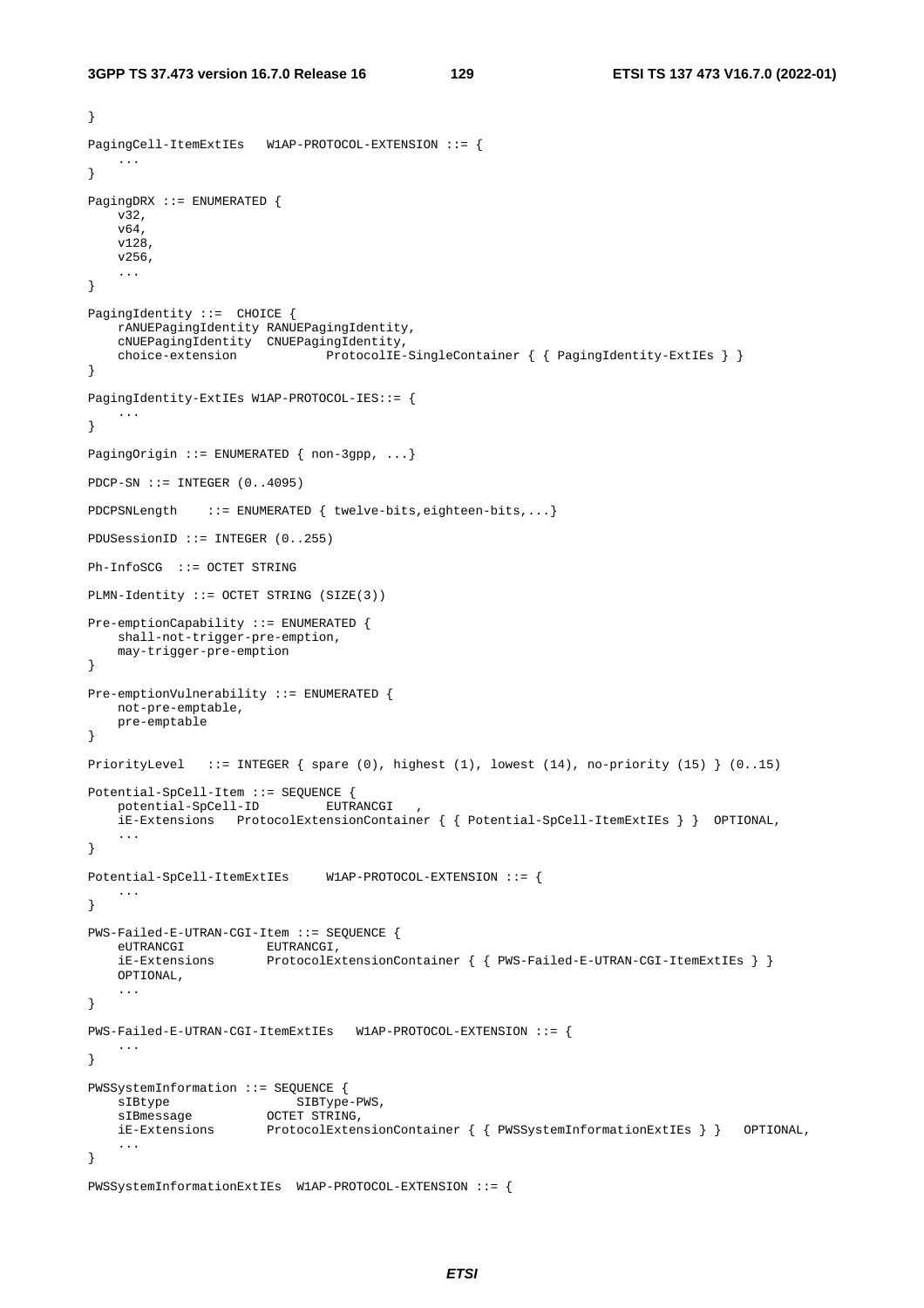```
}

PagingCell-ItemExtIEs   W1AP-PROTOCOL-EXTENSION ::= {
    ...
}

PagingDRX ::= ENUMERATED {
    v32,
    v64,
    v128,
    v256,
    ...
}

PagingIdentity ::=  CHOICE {
    rANUEPagingIdentity RANUEPagingIdentity,
    cNUEPagingIdentity  CNUEPagingIdentity,
    choice-extension            ProtocolIE-SingleContainer { { PagingIdentity-ExtIEs } }
}

PagingIdentity-ExtIEs W1AP-PROTOCOL-IES::= {
    ...
}

PagingOrigin ::= ENUMERATED { non-3gpp, ...}

PDCP-SN ::= INTEGER (0..4095)

PDCPSNLength    ::= ENUMERATED { twelve-bits,eighteen-bits,...}

PDUSessionID ::= INTEGER (0..255)

Ph-InfoSCG  ::= OCTET STRING

PLMN-Identity ::= OCTET STRING (SIZE(3))

Pre-emptionCapability ::= ENUMERATED {
    shall-not-trigger-pre-emption,
    may-trigger-pre-emption
}

Pre-emptionVulnerability ::= ENUMERATED {
    not-pre-emptable,
    pre-emptable
}

PriorityLevel   ::= INTEGER { spare (0), highest (1), lowest (14), no-priority (15) } (0..15)

Potential-SpCell-Item ::= SEQUENCE {
    potential-SpCell-ID         EUTRANCGI   ,
    iE-Extensions   ProtocolExtensionContainer { { Potential-SpCell-ItemExtIEs } }  OPTIONAL,
    ...
}

Potential-SpCell-ItemExtIEs     W1AP-PROTOCOL-EXTENSION ::= {
    ...
}

PWS-Failed-E-UTRAN-CGI-Item ::= SEQUENCE {
    eUTRANCGI           EUTRANCGI,
    iE-Extensions       ProtocolExtensionContainer { { PWS-Failed-E-UTRAN-CGI-ItemExtIEs } }
    OPTIONAL,
    ...
}

PWS-Failed-E-UTRAN-CGI-ItemExtIEs   W1AP-PROTOCOL-EXTENSION ::= {
    ...
}

PWSSystemInformation ::= SEQUENCE {
    sIBtype                 SIBType-PWS,
    sIBmessage          OCTET STRING,
    iE-Extensions       ProtocolExtensionContainer { { PWSSystemInformationExtIEs } }   OPTIONAL,
    ...
}

PWSSystemInformationExtIEs  W1AP-PROTOCOL-EXTENSION ::= {
```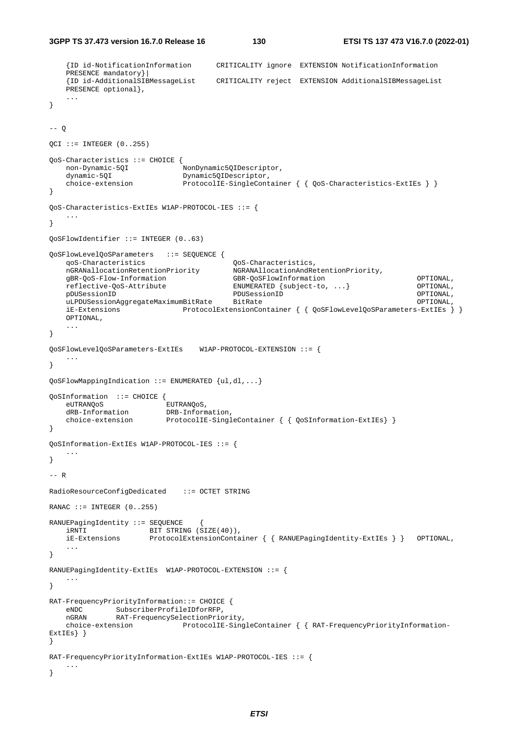```
	{ID id-NotificationInformation	CRITICALITY ignore	EXTENSION NotificationInformation	PRESENCE mandatory}|
	{ID id-AdditionalSIBMessageList	CRITICALITY reject	EXTENSION AdditionalSIBMessageList	PRESENCE optional},
	...
}


-- Q

QCI ::= INTEGER (0..255)

QoS-Characteristics ::= CHOICE {
	non-Dynamic-5QI			NonDynamic5QIDescriptor,
	dynamic-5QI				Dynamic5QIDescriptor,
	choice-extension		ProtocolIE-SingleContainer { { QoS-Characteristics-ExtIEs } }
}

QoS-Characteristics-ExtIEs W1AP-PROTOCOL-IES ::= {
	...
}

QoSFlowIdentifier ::= INTEGER (0..63)

QoSFlowLevelQoSParameters	::= SEQUENCE {
	qoS-Characteristics					QoS-Characteristics,
	nGRANallocationRetentionPriority		NGRANAllocationAndRetentionPriority,
	gBR-QoS-Flow-Information				GBR-QoSFlowInformation						OPTIONAL,
	reflective-QoS-Attribute				ENUMERATED {subject-to, ...}				OPTIONAL,
	pDUSessionID							PDUSessionID								OPTIONAL,
	uLPDUSessionAggregateMaximumBitRate	BitRate										OPTIONAL,
	iE-Extensions				ProtocolExtensionContainer { { QoSFlowLevelQoSParameters-ExtIEs } }	OPTIONAL,
	...
}

QoSFlowLevelQoSParameters-ExtIEs	W1AP-PROTOCOL-EXTENSION ::= {
	...
}

QoSFlowMappingIndication ::= ENUMERATED {ul,dl,...}

QoSInformation	::= CHOICE {
	eUTRANQoS				EUTRANQoS,
	dRB-Information			DRB-Information,
	choice-extension		ProtocolIE-SingleContainer { { QoSInformation-ExtIEs} }
}

QoSInformation-ExtIEs W1AP-PROTOCOL-IES ::= {
	...
}

-- R

RadioResourceConfigDedicated	::= OCTET STRING

RANAC ::= INTEGER (0..255)

RANUEPagingIdentity ::= SEQUENCE	{
	iRNTI				BIT STRING (SIZE(40)),
	iE-Extensions		ProtocolExtensionContainer { { RANUEPagingIdentity-ExtIEs } }	OPTIONAL,
	...
}

RANUEPagingIdentity-ExtIEs	W1AP-PROTOCOL-EXTENSION ::= {
	...
}

RAT-FrequencyPriorityInformation::= CHOICE {
	eNDC		SubscriberProfileIDforRFP,
	nGRAN		RAT-FrequencySelectionPriority,
	choice-extension			ProtocolIE-SingleContainer { { RAT-FrequencyPriorityInformation-ExtIEs} }
}

RAT-FrequencyPriorityInformation-ExtIEs W1AP-PROTOCOL-IES ::= {
	...
}
```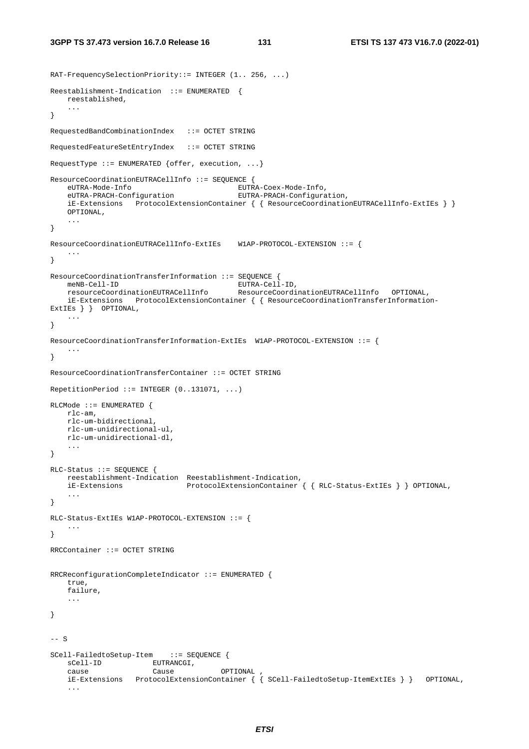```
RAT-FrequencySelectionPriority::= INTEGER (1.. 256, ...)

Reestablishment-Indication  ::= ENUMERATED  {
    reestablished,
    ...
}

RequestedBandCombinationIndex   ::= OCTET STRING

RequestedFeatureSetEntryIndex   ::= OCTET STRING

RequestType ::= ENUMERATED {offer, execution, ...}

ResourceCoordinationEUTRACellInfo ::= SEQUENCE {
    eUTRA-Mode-Info                         EUTRA-Coex-Mode-Info,
    eUTRA-PRACH-Configuration               EUTRA-PRACH-Configuration,
    iE-Extensions   ProtocolExtensionContainer { { ResourceCoordinationEUTRACellInfo-ExtIEs } }
    OPTIONAL,
    ...
}

ResourceCoordinationEUTRACellInfo-ExtIEs    W1AP-PROTOCOL-EXTENSION ::= {
    ...
}

ResourceCoordinationTransferInformation ::= SEQUENCE {
    meNB-Cell-ID                            EUTRA-Cell-ID,
    resourceCoordinationEUTRACellInfo       ResourceCoordinationEUTRACellInfo   OPTIONAL,
    iE-Extensions   ProtocolExtensionContainer { { ResourceCoordinationTransferInformation-
ExtIEs } }  OPTIONAL,
    ...
}

ResourceCoordinationTransferInformation-ExtIEs  W1AP-PROTOCOL-EXTENSION ::= {
    ...
}

ResourceCoordinationTransferContainer ::= OCTET STRING

RepetitionPeriod ::= INTEGER (0..131071, ...)

RLCMode ::= ENUMERATED {
    rlc-am,
    rlc-um-bidirectional,
    rlc-um-unidirectional-ul,
    rlc-um-unidirectional-dl,
    ...
}

RLC-Status ::= SEQUENCE {
    reestablishment-Indication  Reestablishment-Indication,
    iE-Extensions               ProtocolExtensionContainer { { RLC-Status-ExtIEs } } OPTIONAL,
    ...
}

RLC-Status-ExtIEs W1AP-PROTOCOL-EXTENSION ::= {
    ...
}

RRCContainer ::= OCTET STRING


RRCReconfigurationCompleteIndicator ::= ENUMERATED {
    true,
    failure,
    ...

}


-- S

SCell-FailedtoSetup-Item    ::= SEQUENCE {
    sCell-ID            EUTRANCGI,
    cause               Cause           OPTIONAL ,
    iE-Extensions   ProtocolExtensionContainer { { SCell-FailedtoSetup-ItemExtIEs } }   OPTIONAL,
    ...
```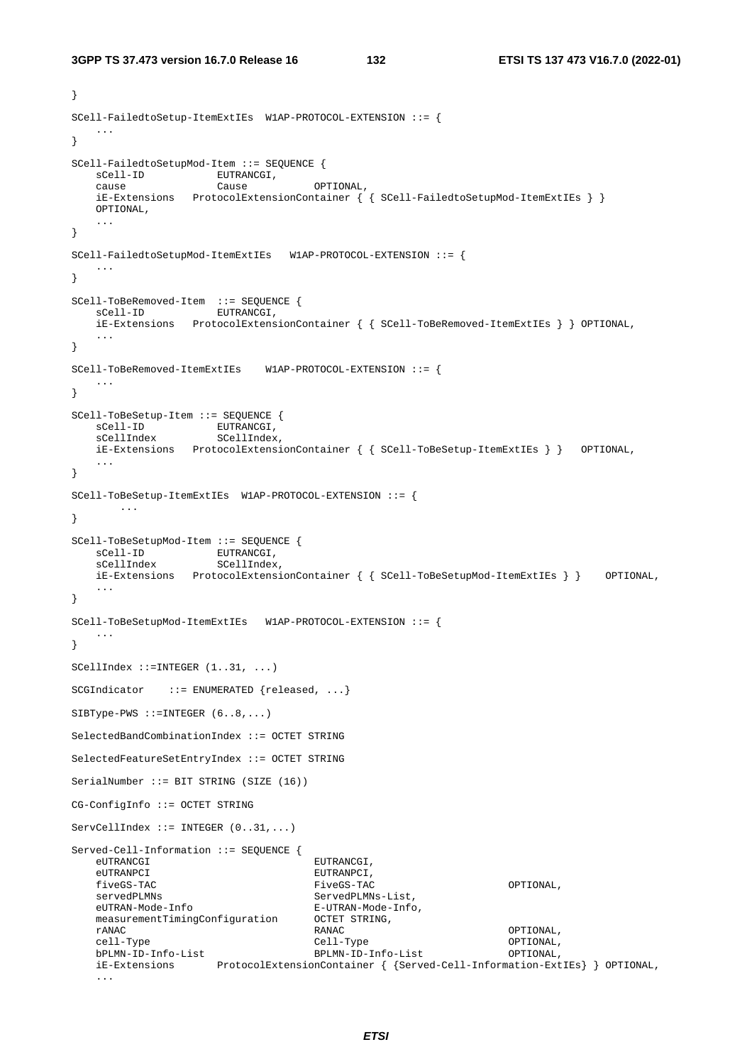```
}

SCell-FailedtoSetup-ItemExtIEs  W1AP-PROTOCOL-EXTENSION ::= {
    ...
}

SCell-FailedtoSetupMod-Item ::= SEQUENCE {
    sCell-ID            EUTRANCGI,
    cause               Cause           OPTIONAL,
    iE-Extensions   ProtocolExtensionContainer { { SCell-FailedtoSetupMod-ItemExtIEs } }
    OPTIONAL,
    ...
}

SCell-FailedtoSetupMod-ItemExtIEs   W1AP-PROTOCOL-EXTENSION ::= {
    ...
}

SCell-ToBeRemoved-Item  ::= SEQUENCE {
    sCell-ID            EUTRANCGI,
    iE-Extensions   ProtocolExtensionContainer { { SCell-ToBeRemoved-ItemExtIEs } } OPTIONAL,
    ...
}

SCell-ToBeRemoved-ItemExtIEs    W1AP-PROTOCOL-EXTENSION ::= {
    ...
}

SCell-ToBeSetup-Item ::= SEQUENCE {
    sCell-ID            EUTRANCGI,
    sCellIndex          SCellIndex,
    iE-Extensions   ProtocolExtensionContainer { { SCell-ToBeSetup-ItemExtIEs } }   OPTIONAL,
    ...
}

SCell-ToBeSetup-ItemExtIEs  W1AP-PROTOCOL-EXTENSION ::= {
        ...
}

SCell-ToBeSetupMod-Item ::= SEQUENCE {
    sCell-ID            EUTRANCGI,
    sCellIndex          SCellIndex,
    iE-Extensions   ProtocolExtensionContainer { { SCell-ToBeSetupMod-ItemExtIEs } }    OPTIONAL,
    ...
}

SCell-ToBeSetupMod-ItemExtIEs   W1AP-PROTOCOL-EXTENSION ::= {
    ...
}

SCellIndex ::=INTEGER (1..31, ...)

SCGIndicator    ::= ENUMERATED {released, ...}

SIBType-PWS ::=INTEGER (6..8,...)

SelectedBandCombinationIndex ::= OCTET STRING

SelectedFeatureSetEntryIndex ::= OCTET STRING

SerialNumber ::= BIT STRING (SIZE (16))

CG-ConfigInfo ::= OCTET STRING

ServCellIndex ::= INTEGER (0..31,...)

Served-Cell-Information ::= SEQUENCE {
    eUTRANCGI                           EUTRANCGI,
    eUTRANPCI                           EUTRANPCI,
    fiveGS-TAC                          FiveGS-TAC                  OPTIONAL,
    servedPLMNs                         ServedPLMNs-List,
    eUTRAN-Mode-Info                    E-UTRAN-Mode-Info,
    measurementTimingConfiguration      OCTET STRING,
    rANAC                               RANAC                       OPTIONAL,
    cell-Type                           Cell-Type                   OPTIONAL,
    bPLMN-ID-Info-List                  BPLMN-ID-Info-List          OPTIONAL,
    iE-Extensions       ProtocolExtensionContainer { {Served-Cell-Information-ExtIEs} } OPTIONAL,
    ...
```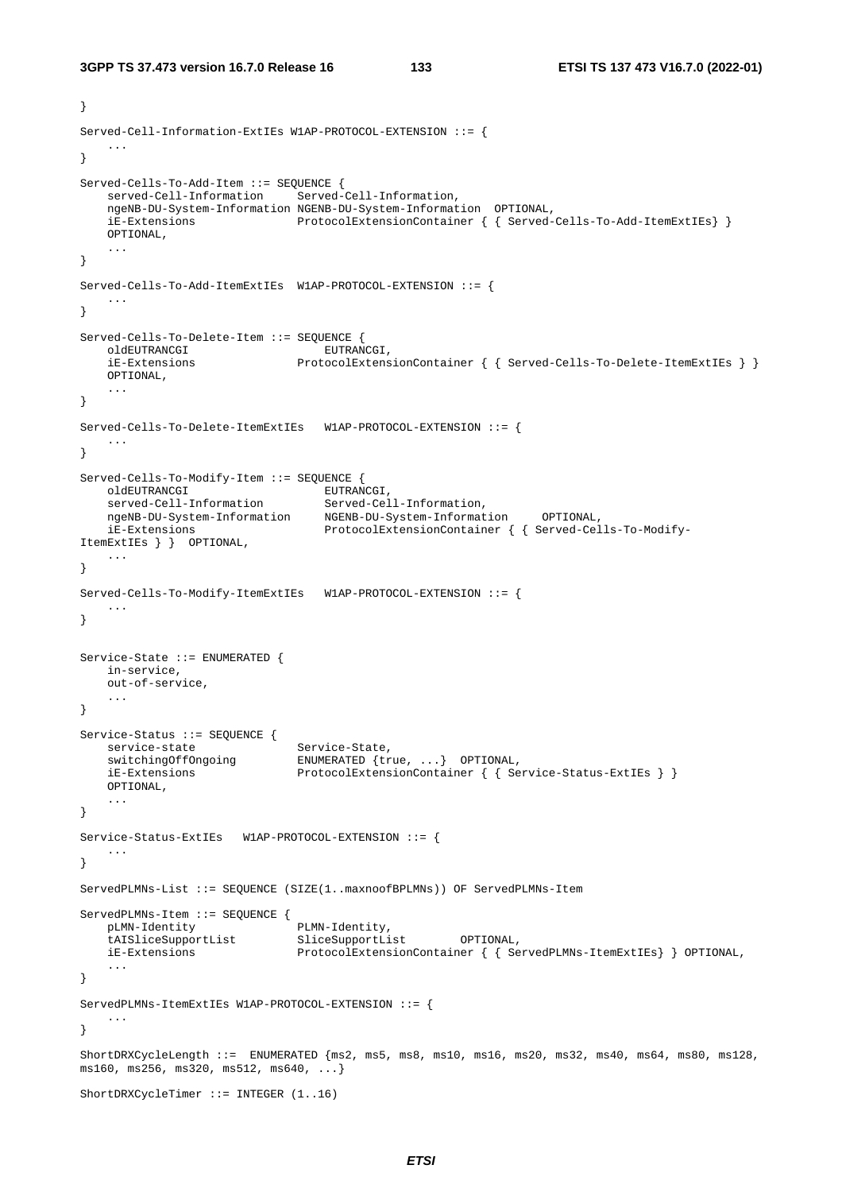```
}

Served-Cell-Information-ExtIEs W1AP-PROTOCOL-EXTENSION ::= {
    ...
}

Served-Cells-To-Add-Item ::= SEQUENCE {
    served-Cell-Information     Served-Cell-Information,
    ngeNB-DU-System-Information NGENB-DU-System-Information  OPTIONAL,
    iE-Extensions               ProtocolExtensionContainer { { Served-Cells-To-Add-ItemExtIEs} }
    OPTIONAL,
    ...
}

Served-Cells-To-Add-ItemExtIEs  W1AP-PROTOCOL-EXTENSION ::= {
    ...
}

Served-Cells-To-Delete-Item ::= SEQUENCE {
    oldEUTRANCGI                     EUTRANCGI,
    iE-Extensions               ProtocolExtensionContainer { { Served-Cells-To-Delete-ItemExtIEs } }
    OPTIONAL,
    ...
}

Served-Cells-To-Delete-ItemExtIEs   W1AP-PROTOCOL-EXTENSION ::= {
    ...
}

Served-Cells-To-Modify-Item ::= SEQUENCE {
    oldEUTRANCGI                     EUTRANCGI,
    served-Cell-Information          Served-Cell-Information,
    ngeNB-DU-System-Information      NGENB-DU-System-Information     OPTIONAL,
    iE-Extensions                    ProtocolExtensionContainer { { Served-Cells-To-Modify-
ItemExtIEs } }  OPTIONAL,
    ...
}

Served-Cells-To-Modify-ItemExtIEs   W1AP-PROTOCOL-EXTENSION ::= {
    ...
}


Service-State ::= ENUMERATED {
    in-service,
    out-of-service,
    ...
}

Service-Status ::= SEQUENCE {
    service-state               Service-State,
    switchingOffOngoing         ENUMERATED {true, ...}  OPTIONAL,
    iE-Extensions               ProtocolExtensionContainer { { Service-Status-ExtIEs } }
    OPTIONAL,
    ...
}

Service-Status-ExtIEs   W1AP-PROTOCOL-EXTENSION ::= {
    ...
}

ServedPLMNs-List ::= SEQUENCE (SIZE(1..maxnoofBPLMNs)) OF ServedPLMNs-Item

ServedPLMNs-Item ::= SEQUENCE {
    pLMN-Identity               PLMN-Identity,
    tAISliceSupportList         SliceSupportList        OPTIONAL,
    iE-Extensions               ProtocolExtensionContainer { { ServedPLMNs-ItemExtIEs} } OPTIONAL,
    ...
}

ServedPLMNs-ItemExtIEs W1AP-PROTOCOL-EXTENSION ::= {
    ...
}

ShortDRXCycleLength ::=  ENUMERATED {ms2, ms5, ms8, ms10, ms16, ms20, ms32, ms40, ms64, ms80, ms128,
ms160, ms256, ms320, ms512, ms640, ...}

ShortDRXCycleTimer ::= INTEGER (1..16)
```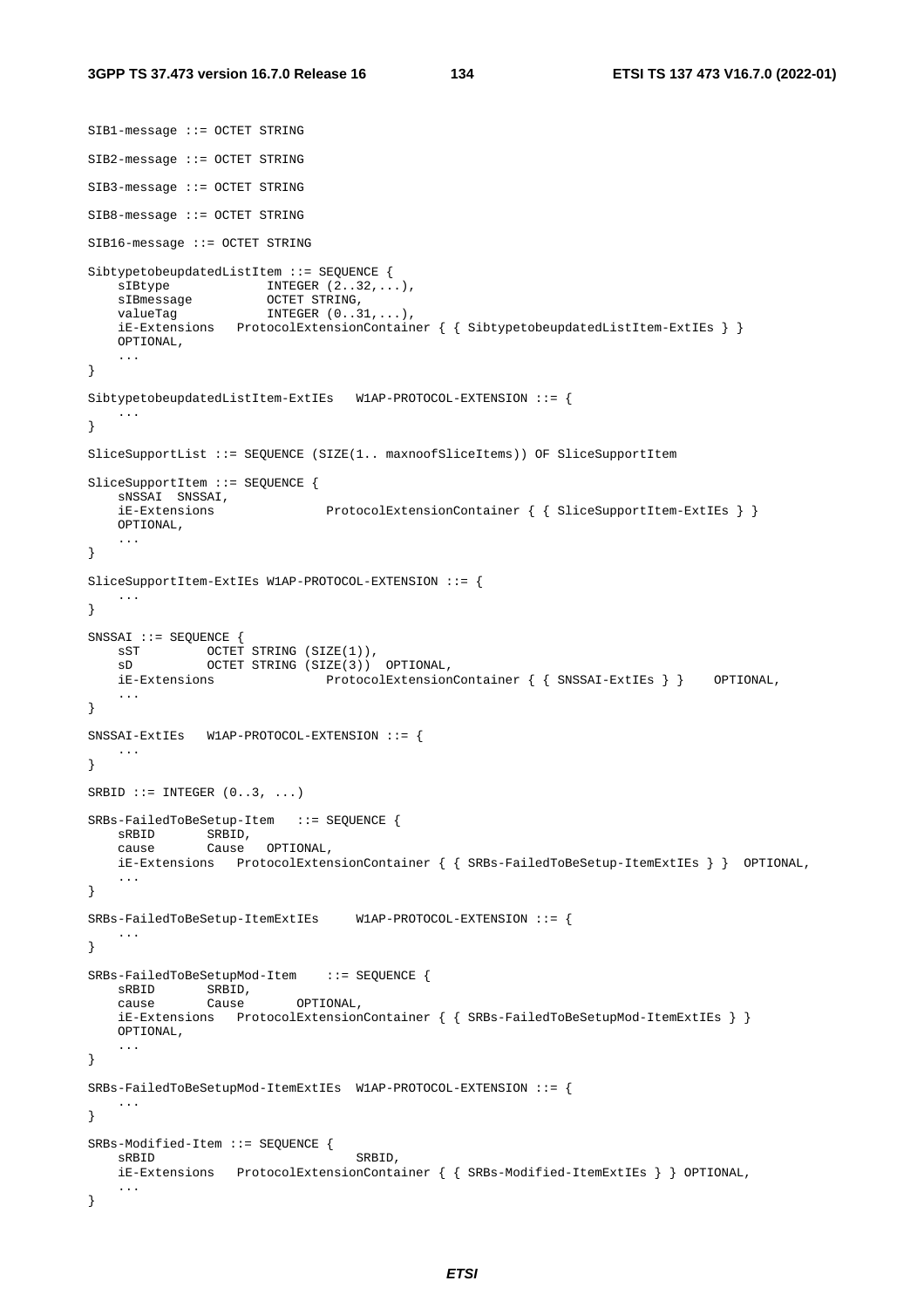```
SIB1-message ::= OCTET STRING

SIB2-message ::= OCTET STRING

SIB3-message ::= OCTET STRING

SIB8-message ::= OCTET STRING

SIB16-message ::= OCTET STRING

SibtypetobeupdatedListItem ::= SEQUENCE {
    sIBtype             INTEGER (2..32,...),
    sIBmessage          OCTET STRING,
    valueTag            INTEGER (0..31,...),
    iE-Extensions   ProtocolExtensionContainer { { SibtypetobeupdatedListItem-ExtIEs } }
    OPTIONAL,
    ...
}

SibtypetobeupdatedListItem-ExtIEs   W1AP-PROTOCOL-EXTENSION ::= {
    ...
}

SliceSupportList ::= SEQUENCE (SIZE(1.. maxnoofSliceItems)) OF SliceSupportItem

SliceSupportItem ::= SEQUENCE {
    sNSSAI  SNSSAI,
    iE-Extensions               ProtocolExtensionContainer { { SliceSupportItem-ExtIEs } }
    OPTIONAL,
    ...
}

SliceSupportItem-ExtIEs W1AP-PROTOCOL-EXTENSION ::= {
    ...
}

SNSSAI ::= SEQUENCE {
    sST         OCTET STRING (SIZE(1)),
    sD          OCTET STRING (SIZE(3))  OPTIONAL,
    iE-Extensions               ProtocolExtensionContainer { { SNSSAI-ExtIEs } }    OPTIONAL,
    ...
}

SNSSAI-ExtIEs   W1AP-PROTOCOL-EXTENSION ::= {
    ...
}

SRBID ::= INTEGER (0..3, ...)

SRBs-FailedToBeSetup-Item   ::= SEQUENCE {
    sRBID       SRBID,
    cause       Cause   OPTIONAL,
    iE-Extensions   ProtocolExtensionContainer { { SRBs-FailedToBeSetup-ItemExtIEs } }  OPTIONAL,
    ...
}

SRBs-FailedToBeSetup-ItemExtIEs     W1AP-PROTOCOL-EXTENSION ::= {
    ...
}

SRBs-FailedToBeSetupMod-Item    ::= SEQUENCE {
    sRBID       SRBID,
    cause       Cause       OPTIONAL,
    iE-Extensions   ProtocolExtensionContainer { { SRBs-FailedToBeSetupMod-ItemExtIEs } }
    OPTIONAL,
    ...
}

SRBs-FailedToBeSetupMod-ItemExtIEs  W1AP-PROTOCOL-EXTENSION ::= {
    ...
}

SRBs-Modified-Item ::= SEQUENCE {
    sRBID                           SRBID,
    iE-Extensions   ProtocolExtensionContainer { { SRBs-Modified-ItemExtIEs } } OPTIONAL,
    ...
}
```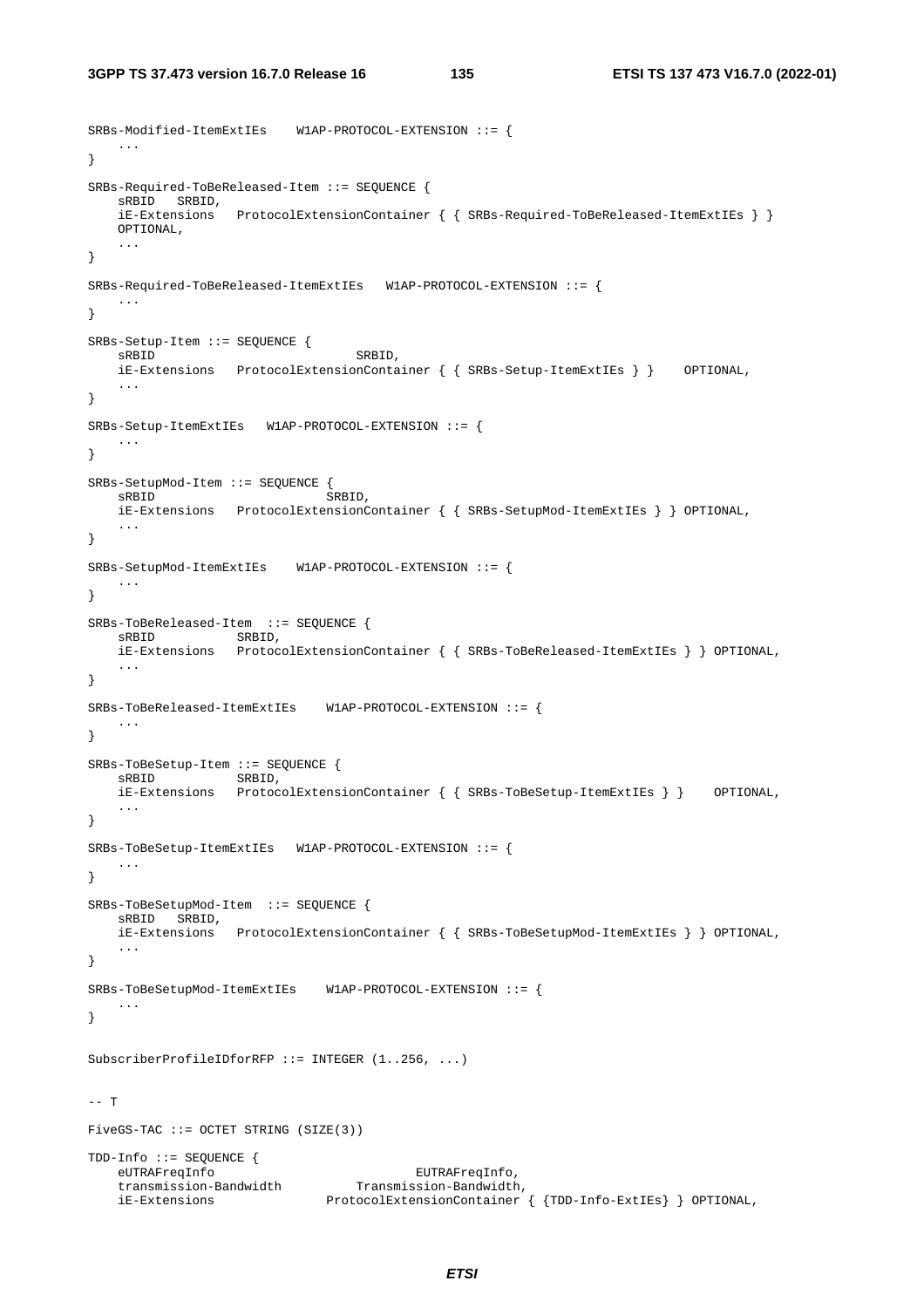```
SRBs-Modified-ItemExtIEs    W1AP-PROTOCOL-EXTENSION ::= {
    ...
}

SRBs-Required-ToBeReleased-Item ::= SEQUENCE {
    sRBID   SRBID,
    iE-Extensions   ProtocolExtensionContainer { { SRBs-Required-ToBeReleased-ItemExtIEs } }
    OPTIONAL,
    ...
}

SRBs-Required-ToBeReleased-ItemExtIEs   W1AP-PROTOCOL-EXTENSION ::= {
    ...
}

SRBs-Setup-Item ::= SEQUENCE {
    sRBID                           SRBID,
    iE-Extensions   ProtocolExtensionContainer { { SRBs-Setup-ItemExtIEs } }    OPTIONAL,
    ...
}

SRBs-Setup-ItemExtIEs   W1AP-PROTOCOL-EXTENSION ::= {
    ...
}

SRBs-SetupMod-Item ::= SEQUENCE {
    sRBID                       SRBID,
    iE-Extensions   ProtocolExtensionContainer { { SRBs-SetupMod-ItemExtIEs } } OPTIONAL,
    ...
}

SRBs-SetupMod-ItemExtIEs    W1AP-PROTOCOL-EXTENSION ::= {
    ...
}

SRBs-ToBeReleased-Item  ::= SEQUENCE {
    sRBID           SRBID,
    iE-Extensions   ProtocolExtensionContainer { { SRBs-ToBeReleased-ItemExtIEs } } OPTIONAL,
    ...
}

SRBs-ToBeReleased-ItemExtIEs    W1AP-PROTOCOL-EXTENSION ::= {
    ...
}

SRBs-ToBeSetup-Item ::= SEQUENCE {
    sRBID           SRBID,
    iE-Extensions   ProtocolExtensionContainer { { SRBs-ToBeSetup-ItemExtIEs } }    OPTIONAL,
    ...
}

SRBs-ToBeSetup-ItemExtIEs   W1AP-PROTOCOL-EXTENSION ::= {
    ...
}

SRBs-ToBeSetupMod-Item  ::= SEQUENCE {
    sRBID   SRBID,
    iE-Extensions   ProtocolExtensionContainer { { SRBs-ToBeSetupMod-ItemExtIEs } } OPTIONAL,
    ...
}

SRBs-ToBeSetupMod-ItemExtIEs    W1AP-PROTOCOL-EXTENSION ::= {
    ...
}

SubscriberProfileIDforRFP ::= INTEGER (1..256, ...)


-- T

FiveGS-TAC ::= OCTET STRING (SIZE(3))

TDD-Info ::= SEQUENCE {
    eUTRAFreqInfo                           EUTRAFreqInfo,
    transmission-Bandwidth          Transmission-Bandwidth,
    iE-Extensions               ProtocolExtensionContainer { {TDD-Info-ExtIEs} } OPTIONAL,
```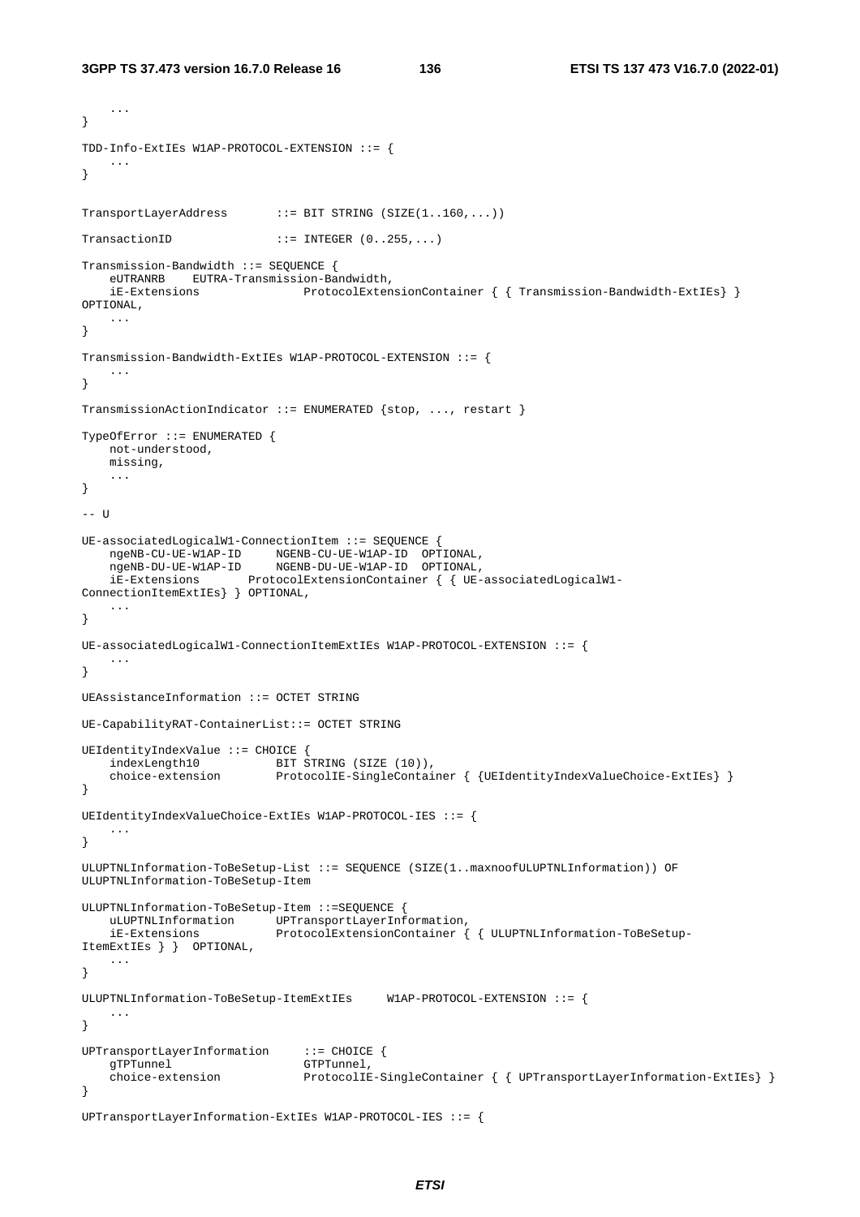```
    ...
}

TDD-Info-ExtIEs W1AP-PROTOCOL-EXTENSION ::= {
    ...
}

TransportLayerAddress       ::= BIT STRING (SIZE(1..160,...))

TransactionID               ::= INTEGER (0..255,...)

Transmission-Bandwidth ::= SEQUENCE {
    eUTRANRB    EUTRA-Transmission-Bandwidth,
    iE-Extensions               ProtocolExtensionContainer { { Transmission-Bandwidth-ExtIEs} } 
OPTIONAL,
    ...
}

Transmission-Bandwidth-ExtIEs W1AP-PROTOCOL-EXTENSION ::= {
    ...
}

TransmissionActionIndicator ::= ENUMERATED {stop, ..., restart }

TypeOfError ::= ENUMERATED {
    not-understood,
    missing,
    ...
}

-- U

UE-associatedLogicalW1-ConnectionItem ::= SEQUENCE {
    ngeNB-CU-UE-W1AP-ID     NGENB-CU-UE-W1AP-ID  OPTIONAL,
    ngeNB-DU-UE-W1AP-ID     NGENB-DU-UE-W1AP-ID  OPTIONAL,
    iE-Extensions       ProtocolExtensionContainer { { UE-associatedLogicalW1-
ConnectionItemExtIEs} } OPTIONAL,
    ...
}

UE-associatedLogicalW1-ConnectionItemExtIEs W1AP-PROTOCOL-EXTENSION ::= {
    ...
}

UEAssistanceInformation ::= OCTET STRING

UE-CapabilityRAT-ContainerList::= OCTET STRING

UEIdentityIndexValue ::= CHOICE {
    indexLength10           BIT STRING (SIZE (10)),
    choice-extension        ProtocolIE-SingleContainer { {UEIdentityIndexValueChoice-ExtIEs} }
}

UEIdentityIndexValueChoice-ExtIEs W1AP-PROTOCOL-IES ::= {
    ...
}

ULUPTNLInformation-ToBeSetup-List ::= SEQUENCE (SIZE(1..maxnoofULUPTNLInformation)) OF 
ULUPTNLInformation-ToBeSetup-Item

ULUPTNLInformation-ToBeSetup-Item ::=SEQUENCE {
    uLUPTNLInformation      UPTransportLayerInformation,
    iE-Extensions           ProtocolExtensionContainer { { ULUPTNLInformation-ToBeSetup-
ItemExtIEs } }  OPTIONAL,
    ...
}

ULUPTNLInformation-ToBeSetup-ItemExtIEs     W1AP-PROTOCOL-EXTENSION ::= {
    ...
}

UPTransportLayerInformation     ::= CHOICE {
    gTPTunnel                   GTPTunnel,
    choice-extension            ProtocolIE-SingleContainer { { UPTransportLayerInformation-ExtIEs} }
}

UPTransportLayerInformation-ExtIEs W1AP-PROTOCOL-IES ::= {
```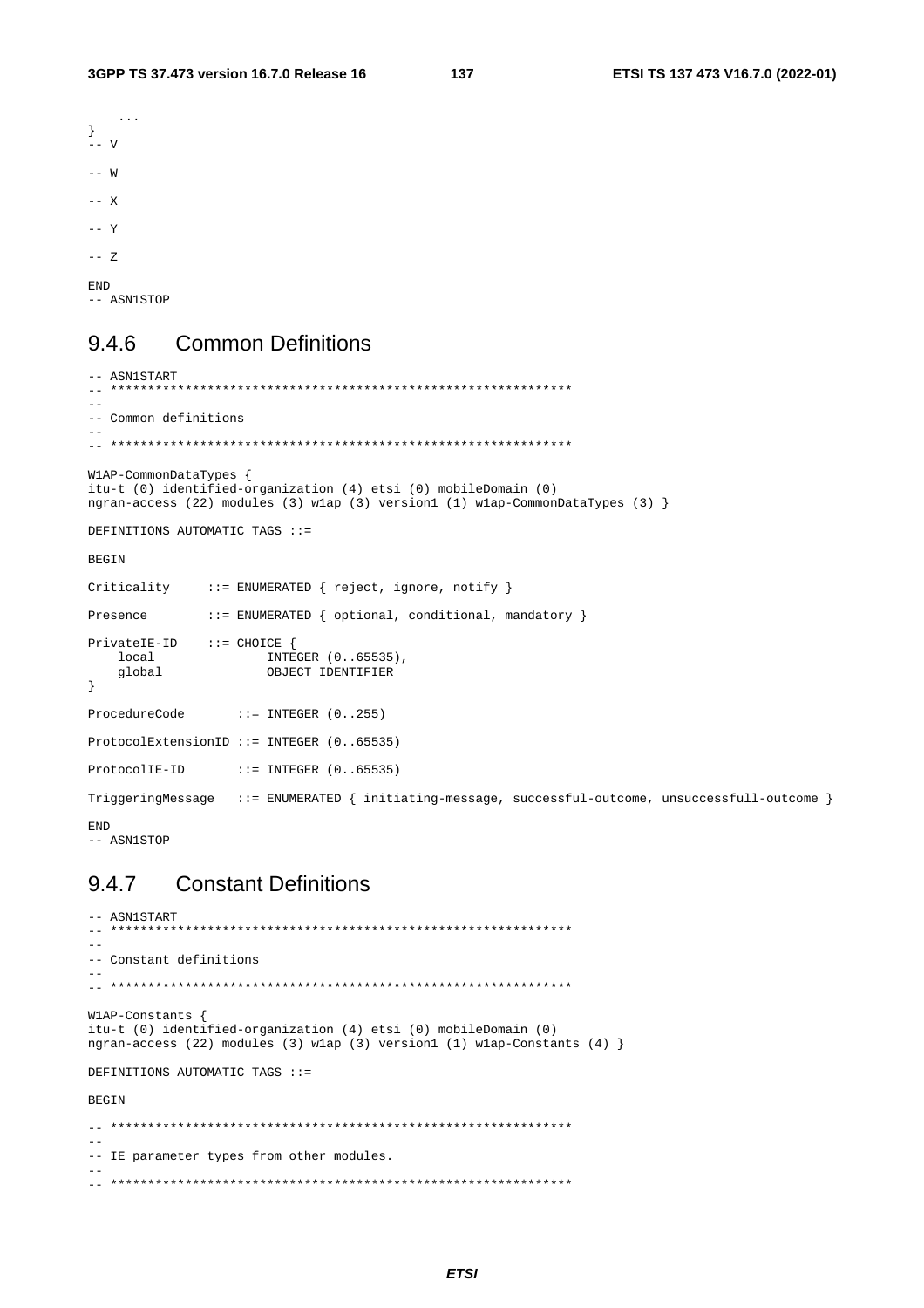```
	...
}
-- V

-- W

-- X

-- Y

-- Z

END
-- ASN1STOP
```

### 9.4.6 Common Definitions

```
-- ASN1START
-- **************************************************************
--
-- Common definitions
--
-- **************************************************************

W1AP-CommonDataTypes {
itu-t (0) identified-organization (4) etsi (0) mobileDomain (0)
ngran-access (22) modules (3) w1ap (3) version1 (1) w1ap-CommonDataTypes (3) }

DEFINITIONS AUTOMATIC TAGS ::=

BEGIN

Criticality		::= ENUMERATED { reject, ignore, notify }

Presence		::= ENUMERATED { optional, conditional, mandatory }

PrivateIE-ID	::= CHOICE {
	local				INTEGER (0..65535),
	global				OBJECT IDENTIFIER
}

ProcedureCode		::= INTEGER (0..255)

ProtocolExtensionID	::= INTEGER (0..65535)

ProtocolIE-ID		::= INTEGER (0..65535)

TriggeringMessage	::= ENUMERATED { initiating-message, successful-outcome, unsuccessfull-outcome }

END
-- ASN1STOP
```

### 9.4.7 Constant Definitions

```
-- ASN1START
-- **************************************************************
--
-- Constant definitions
--
-- **************************************************************

W1AP-Constants {
itu-t (0) identified-organization (4) etsi (0) mobileDomain (0)
ngran-access (22) modules (3) w1ap (3) version1 (1) w1ap-Constants (4) }

DEFINITIONS AUTOMATIC TAGS ::=

BEGIN

-- **************************************************************
--
-- IE parameter types from other modules.
--
-- **************************************************************
```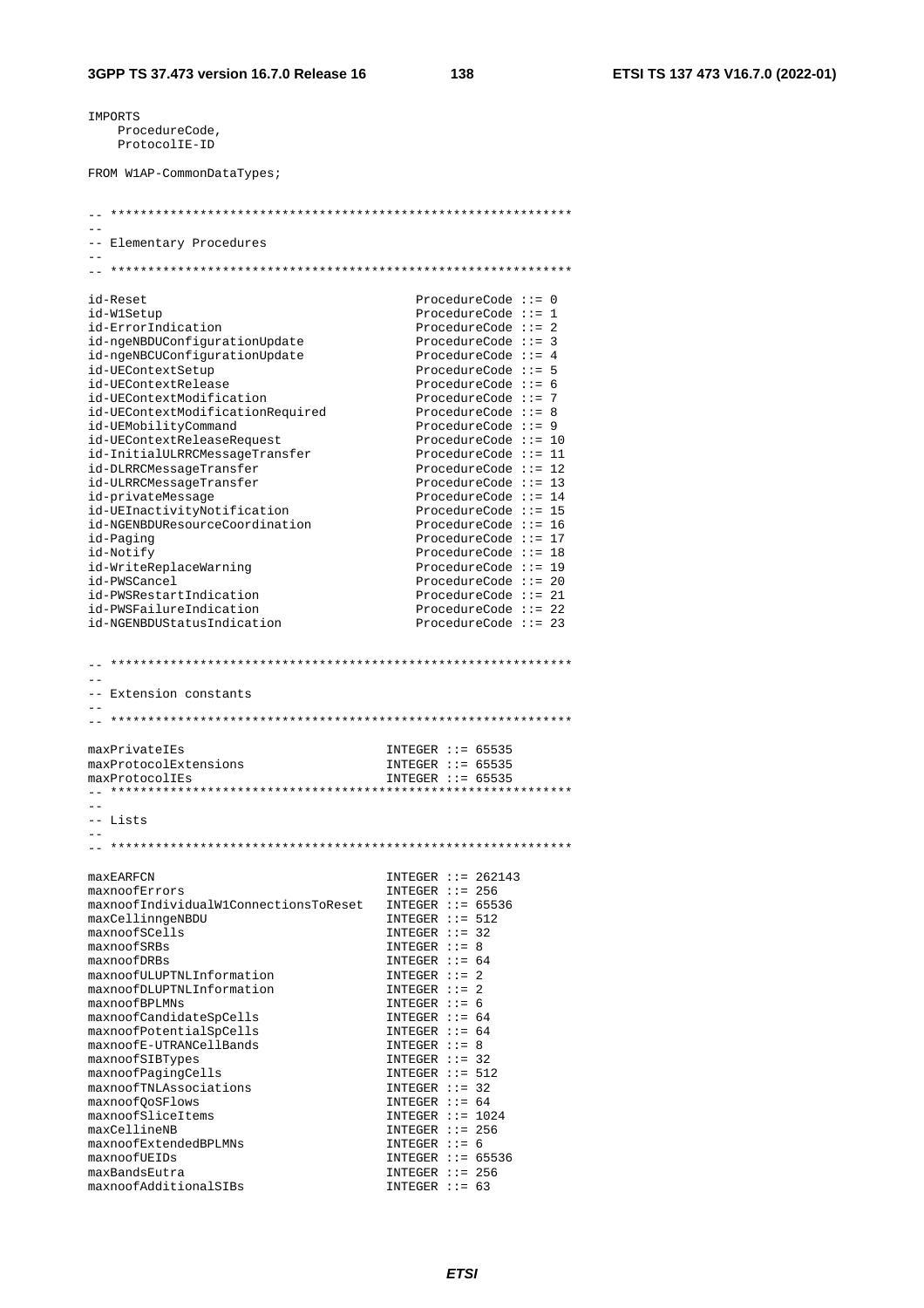```
IMPORTS
    ProcedureCode,
    ProtocolIE-ID

FROM W1AP-CommonDataTypes;


-- **************************************************************
--
-- Elementary Procedures
--
-- **************************************************************

id-Reset                                ProcedureCode ::= 0
id-W1Setup                              ProcedureCode ::= 1
id-ErrorIndication                      ProcedureCode ::= 2
id-ngeNBDUConfigurationUpdate           ProcedureCode ::= 3
id-ngeNBCUConfigurationUpdate           ProcedureCode ::= 4
id-UEContextSetup                       ProcedureCode ::= 5
id-UEContextRelease                     ProcedureCode ::= 6
id-UEContextModification                ProcedureCode ::= 7
id-UEContextModificationRequired        ProcedureCode ::= 8
id-UEMobilityCommand                    ProcedureCode ::= 9
id-UEContextReleaseRequest              ProcedureCode ::= 10
id-InitialULRRCMessageTransfer          ProcedureCode ::= 11
id-DLRRCMessageTransfer                 ProcedureCode ::= 12
id-ULRRCMessageTransfer                 ProcedureCode ::= 13
id-privateMessage                       ProcedureCode ::= 14
id-UEInactivityNotification             ProcedureCode ::= 15
id-NGENBDUResourceCoordination          ProcedureCode ::= 16
id-Paging                               ProcedureCode ::= 17
id-Notify                               ProcedureCode ::= 18
id-WriteReplaceWarning                  ProcedureCode ::= 19
id-PWSCancel                            ProcedureCode ::= 20
id-PWSRestartIndication                 ProcedureCode ::= 21
id-PWSFailureIndication                 ProcedureCode ::= 22
id-NGENBDUStatusIndication              ProcedureCode ::= 23


-- **************************************************************
--
-- Extension constants
--
-- **************************************************************

maxPrivateIEs                           INTEGER ::= 65535
maxProtocolExtensions                   INTEGER ::= 65535
maxProtocolIEs                          INTEGER ::= 65535
-- **************************************************************
--
-- Lists
--
-- **************************************************************

maxEARFCN                               INTEGER ::= 262143
maxnoofErrors                           INTEGER ::= 256
maxnoofIndividualW1ConnectionsToReset   INTEGER ::= 65536
maxCellinngeNBDU                        INTEGER ::= 512
maxnoofSCells                           INTEGER ::= 32
maxnoofSRBs                             INTEGER ::= 8
maxnoofDRBs                             INTEGER ::= 64
maxnoofULUPTNLInformation               INTEGER ::= 2
maxnoofDLUPTNLInformation               INTEGER ::= 2
maxnoofBPLMNs                           INTEGER ::= 6
maxnoofCandidateSpCells                 INTEGER ::= 64
maxnoofPotentialSpCells                 INTEGER ::= 64
maxnoofE-UTRANCellBands                 INTEGER ::= 8
maxnoofSIBTypes                         INTEGER ::= 32
maxnoofPagingCells                      INTEGER ::= 512
maxnoofTNLAssociations                  INTEGER ::= 32
maxnoofQoSFlows                         INTEGER ::= 64
maxnoofSliceItems                       INTEGER ::= 1024
maxCellineNB                            INTEGER ::= 256
maxnoofExtendedBPLMNs                   INTEGER ::= 6
maxnoofUEIDs                            INTEGER ::= 65536
maxBandsEutra                           INTEGER ::= 256
maxnoofAdditionalSIBs                   INTEGER ::= 63
```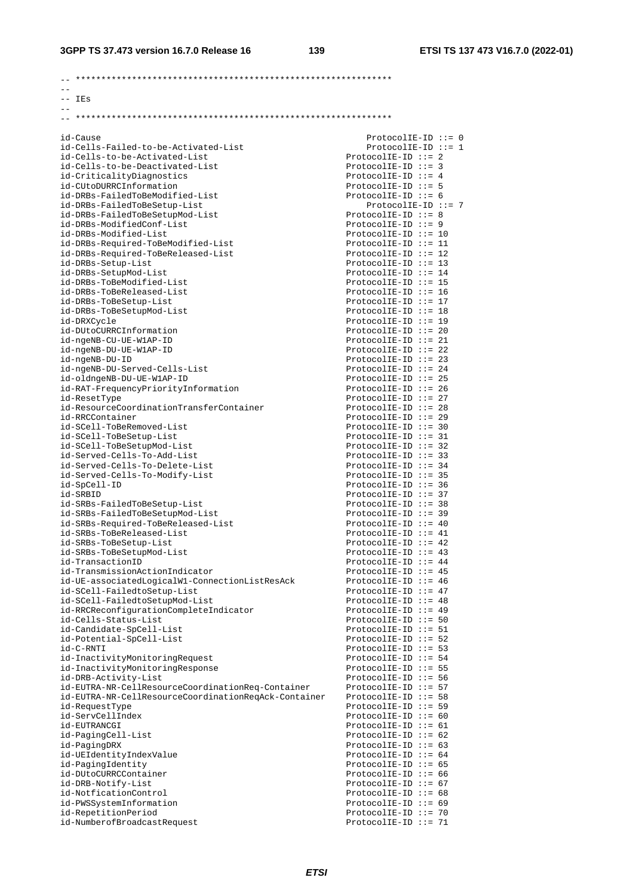```
-- **************************************************************
--
-- IEs
--
-- **************************************************************

id-Cause                                                    ProtocolIE-ID ::= 0
id-Cells-Failed-to-be-Activated-List                        ProtocolIE-ID ::= 1
id-Cells-to-be-Activated-List                               ProtocolIE-ID ::= 2
id-Cells-to-be-Deactivated-List                             ProtocolIE-ID ::= 3
id-CriticalityDiagnostics                                   ProtocolIE-ID ::= 4
id-CUtoDURRCInformation                                     ProtocolIE-ID ::= 5
id-DRBs-FailedToBeModified-List                             ProtocolIE-ID ::= 6
id-DRBs-FailedToBeSetup-List                                ProtocolIE-ID ::= 7
id-DRBs-FailedToBeSetupMod-List                             ProtocolIE-ID ::= 8
id-DRBs-ModifiedConf-List                                   ProtocolIE-ID ::= 9
id-DRBs-Modified-List                                       ProtocolIE-ID ::= 10
id-DRBs-Required-ToBeModified-List                          ProtocolIE-ID ::= 11
id-DRBs-Required-ToBeReleased-List                          ProtocolIE-ID ::= 12
id-DRBs-Setup-List                                          ProtocolIE-ID ::= 13
id-DRBs-SetupMod-List                                       ProtocolIE-ID ::= 14
id-DRBs-ToBeModified-List                                   ProtocolIE-ID ::= 15
id-DRBs-ToBeReleased-List                                   ProtocolIE-ID ::= 16
id-DRBs-ToBeSetup-List                                      ProtocolIE-ID ::= 17
id-DRBs-ToBeSetupMod-List                                   ProtocolIE-ID ::= 18
id-DRXCycle                                                 ProtocolIE-ID ::= 19
id-DUtoCURRCInformation                                     ProtocolIE-ID ::= 20
id-ngeNB-CU-UE-W1AP-ID                                      ProtocolIE-ID ::= 21
id-ngeNB-DU-UE-W1AP-ID                                      ProtocolIE-ID ::= 22
id-ngeNB-DU-ID                                              ProtocolIE-ID ::= 23
id-ngeNB-DU-Served-Cells-List                               ProtocolIE-ID ::= 24
id-oldngeNB-DU-UE-W1AP-ID                                   ProtocolIE-ID ::= 25
id-RAT-FrequencyPriorityInformation                         ProtocolIE-ID ::= 26
id-ResetType                                                ProtocolIE-ID ::= 27
id-ResourceCoordinationTransferContainer                    ProtocolIE-ID ::= 28
id-RRCContainer                                             ProtocolIE-ID ::= 29
id-SCell-ToBeRemoved-List                                   ProtocolIE-ID ::= 30
id-SCell-ToBeSetup-List                                     ProtocolIE-ID ::= 31
id-SCell-ToBeSetupMod-List                                  ProtocolIE-ID ::= 32
id-Served-Cells-To-Add-List                                 ProtocolIE-ID ::= 33
id-Served-Cells-To-Delete-List                              ProtocolIE-ID ::= 34
id-Served-Cells-To-Modify-List                              ProtocolIE-ID ::= 35
id-SpCell-ID                                                ProtocolIE-ID ::= 36
id-SRBID                                                    ProtocolIE-ID ::= 37
id-SRBs-FailedToBeSetup-List                                ProtocolIE-ID ::= 38
id-SRBs-FailedToBeSetupMod-List                             ProtocolIE-ID ::= 39
id-SRBs-Required-ToBeReleased-List                          ProtocolIE-ID ::= 40
id-SRBs-ToBeReleased-List                                   ProtocolIE-ID ::= 41
id-SRBs-ToBeSetup-List                                      ProtocolIE-ID ::= 42
id-SRBs-ToBeSetupMod-List                                   ProtocolIE-ID ::= 43
id-TransactionID                                            ProtocolIE-ID ::= 44
id-TransmissionActionIndicator                              ProtocolIE-ID ::= 45
id-UE-associatedLogicalW1-ConnectionListResAck              ProtocolIE-ID ::= 46
id-SCell-FailedtoSetup-List                                 ProtocolIE-ID ::= 47
id-SCell-FailedtoSetupMod-List                              ProtocolIE-ID ::= 48
id-RRCReconfigurationCompleteIndicator                      ProtocolIE-ID ::= 49
id-Cells-Status-List                                        ProtocolIE-ID ::= 50
id-Candidate-SpCell-List                                    ProtocolIE-ID ::= 51
id-Potential-SpCell-List                                    ProtocolIE-ID ::= 52
id-C-RNTI                                                   ProtocolIE-ID ::= 53
id-InactivityMonitoringRequest                              ProtocolIE-ID ::= 54
id-InactivityMonitoringResponse                             ProtocolIE-ID ::= 55
id-DRB-Activity-List                                        ProtocolIE-ID ::= 56
id-EUTRA-NR-CellResourceCoordinationReq-Container           ProtocolIE-ID ::= 57
id-EUTRA-NR-CellResourceCoordinationReqAck-Container        ProtocolIE-ID ::= 58
id-RequestType                                              ProtocolIE-ID ::= 59
id-ServCellIndex                                            ProtocolIE-ID ::= 60
id-EUTRANCGI                                                ProtocolIE-ID ::= 61
id-PagingCell-List                                          ProtocolIE-ID ::= 62
id-PagingDRX                                                ProtocolIE-ID ::= 63
id-UEIdentityIndexValue                                     ProtocolIE-ID ::= 64
id-PagingIdentity                                           ProtocolIE-ID ::= 65
id-DUtoCURRCContainer                                       ProtocolIE-ID ::= 66
id-DRB-Notify-List                                          ProtocolIE-ID ::= 67
id-NotficationControl                                       ProtocolIE-ID ::= 68
id-PWSSystemInformation                                     ProtocolIE-ID ::= 69
id-RepetitionPeriod                                         ProtocolIE-ID ::= 70
id-NumberofBroadcastRequest                                 ProtocolIE-ID ::= 71
```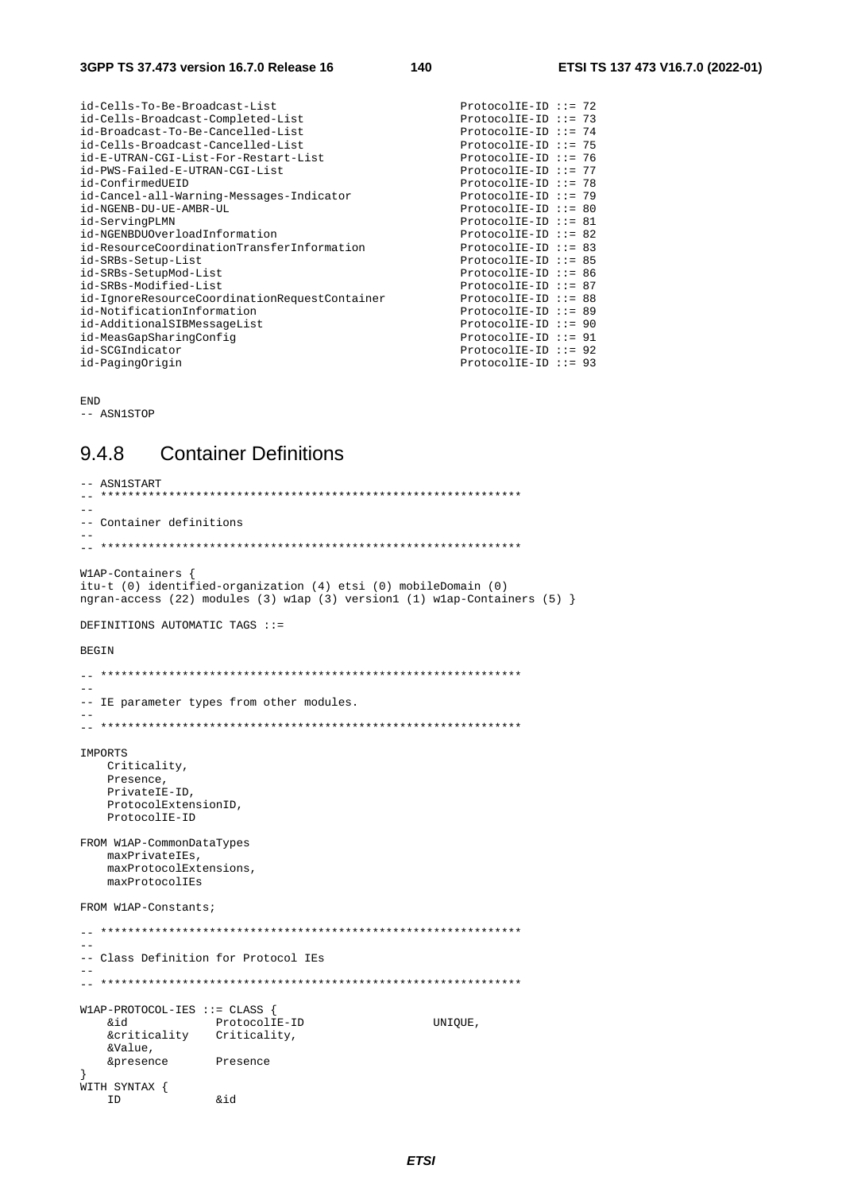```
id-Cells-To-Be-Broadcast-List                          ProtocolIE-ID ::= 72
id-Cells-Broadcast-Completed-List                      ProtocolIE-ID ::= 73
id-Broadcast-To-Be-Cancelled-List                      ProtocolIE-ID ::= 74
id-Cells-Broadcast-Cancelled-List                      ProtocolIE-ID ::= 75
id-E-UTRAN-CGI-List-For-Restart-List                   ProtocolIE-ID ::= 76
id-PWS-Failed-E-UTRAN-CGI-List                         ProtocolIE-ID ::= 77
id-ConfirmedUEID                                       ProtocolIE-ID ::= 78
id-Cancel-all-Warning-Messages-Indicator               ProtocolIE-ID ::= 79
id-NGENB-DU-UE-AMBR-UL                                 ProtocolIE-ID ::= 80
id-ServingPLMN                                         ProtocolIE-ID ::= 81
id-NGENBDUOverloadInformation                          ProtocolIE-ID ::= 82
id-ResourceCoordinationTransferInformation             ProtocolIE-ID ::= 83
id-SRBs-Setup-List                                     ProtocolIE-ID ::= 85
id-SRBs-SetupMod-List                                  ProtocolIE-ID ::= 86
id-SRBs-Modified-List                                  ProtocolIE-ID ::= 87
id-IgnoreResourceCoordinationRequestContainer          ProtocolIE-ID ::= 88
id-NotificationInformation                             ProtocolIE-ID ::= 89
id-AdditionalSIBMessageList                            ProtocolIE-ID ::= 90
id-MeasGapSharingConfig                                ProtocolIE-ID ::= 91
id-SCGIndicator                                        ProtocolIE-ID ::= 92
id-PagingOrigin                                        ProtocolIE-ID ::= 93


END
-- ASN1STOP
```

## 9.4.8 Container Definitions

```
-- ASN1START
-- **************************************************************
--
-- Container definitions
--
-- **************************************************************

W1AP-Containers {
itu-t (0) identified-organization (4) etsi (0) mobileDomain (0)
ngran-access (22) modules (3) w1ap (3) version1 (1) w1ap-Containers (5) }

DEFINITIONS AUTOMATIC TAGS ::=

BEGIN

-- **************************************************************
--
-- IE parameter types from other modules.
--
-- **************************************************************

IMPORTS
    Criticality,
    Presence,
    PrivateIE-ID,
    ProtocolExtensionID,
    ProtocolIE-ID

FROM W1AP-CommonDataTypes
    maxPrivateIEs,
    maxProtocolExtensions,
    maxProtocolIEs

FROM W1AP-Constants;

-- **************************************************************
--
-- Class Definition for Protocol IEs
--
-- **************************************************************

W1AP-PROTOCOL-IES ::= CLASS {
    &id             ProtocolIE-ID               UNIQUE,
    &criticality    Criticality,
    &Value,
    &presence       Presence
}
WITH SYNTAX {
    ID              &id
```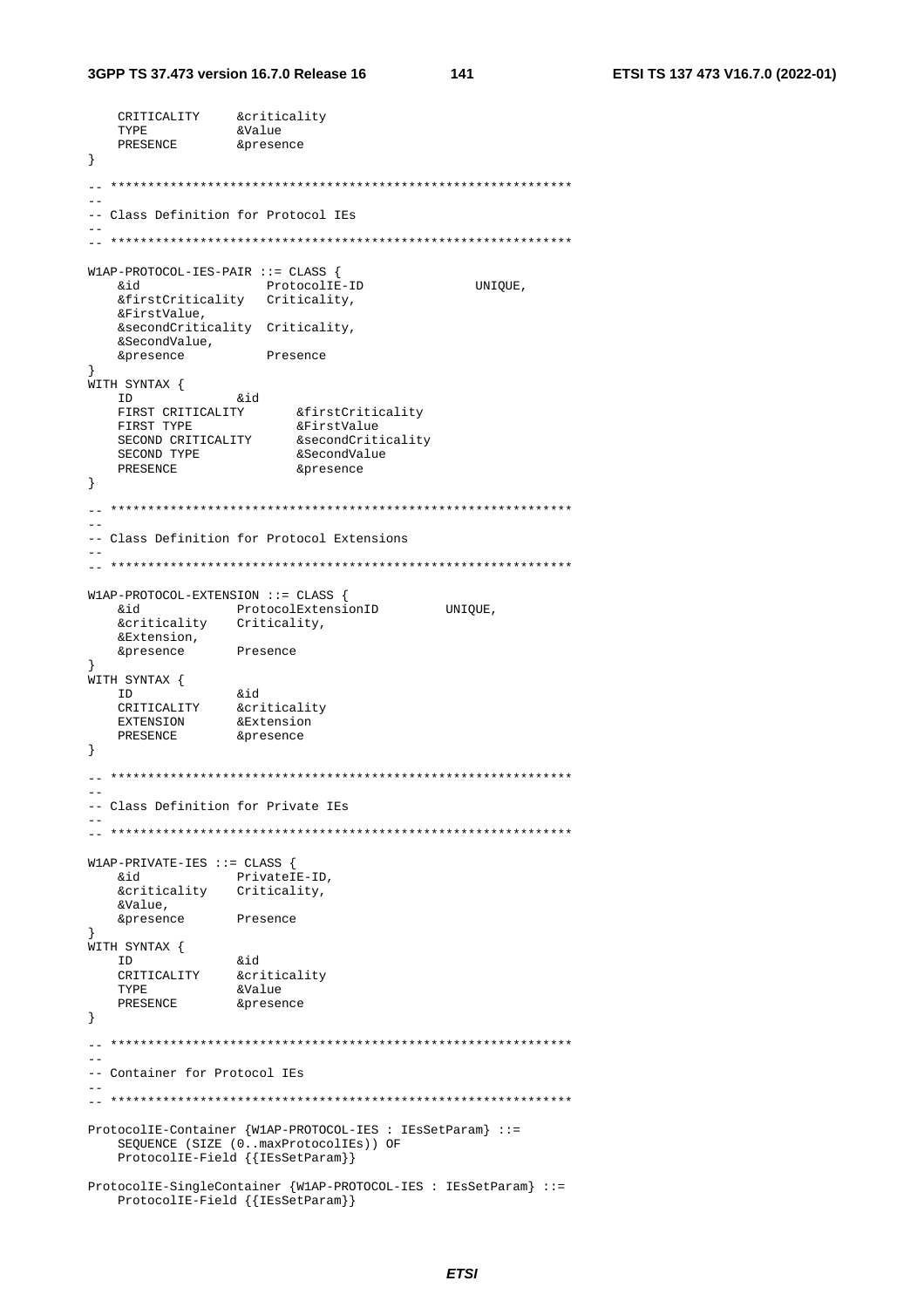```
	CRITICALITY		&criticality
	TYPE			&Value
	PRESENCE		&presence
}

-- **************************************************************
--
-- Class Definition for Protocol IEs
--
-- **************************************************************

W1AP-PROTOCOL-IES-PAIR ::= CLASS {
	&id					ProtocolIE-ID				UNIQUE,
	&firstCriticality	Criticality,
	&FirstValue,
	&secondCriticality	Criticality,
	&SecondValue,
	&presence			Presence
}
WITH SYNTAX {
	ID				&id
	FIRST CRITICALITY		&firstCriticality
	FIRST TYPE				&FirstValue
	SECOND CRITICALITY		&secondCriticality
	SECOND TYPE				&SecondValue
	PRESENCE				&presence
}

-- **************************************************************
--
-- Class Definition for Protocol Extensions
--
-- **************************************************************

W1AP-PROTOCOL-EXTENSION ::= CLASS {
	&id				ProtocolExtensionID			UNIQUE,
	&criticality	Criticality,
	&Extension,
	&presence		Presence
}
WITH SYNTAX {
	ID				&id
	CRITICALITY		&criticality
	EXTENSION		&Extension
	PRESENCE		&presence
}

-- **************************************************************
--
-- Class Definition for Private IEs
--
-- **************************************************************

W1AP-PRIVATE-IES ::= CLASS {
	&id				PrivateIE-ID,
	&criticality	Criticality,
	&Value,
	&presence		Presence
}
WITH SYNTAX {
	ID				&id
	CRITICALITY		&criticality
	TYPE			&Value
	PRESENCE		&presence
}

-- **************************************************************
--
-- Container for Protocol IEs
--
-- **************************************************************

ProtocolIE-Container {W1AP-PROTOCOL-IES : IEsSetParam} ::=
	SEQUENCE (SIZE (0..maxProtocolIEs)) OF
	ProtocolIE-Field {{IEsSetParam}}

ProtocolIE-SingleContainer {W1AP-PROTOCOL-IES : IEsSetParam} ::=
	ProtocolIE-Field {{IEsSetParam}}
```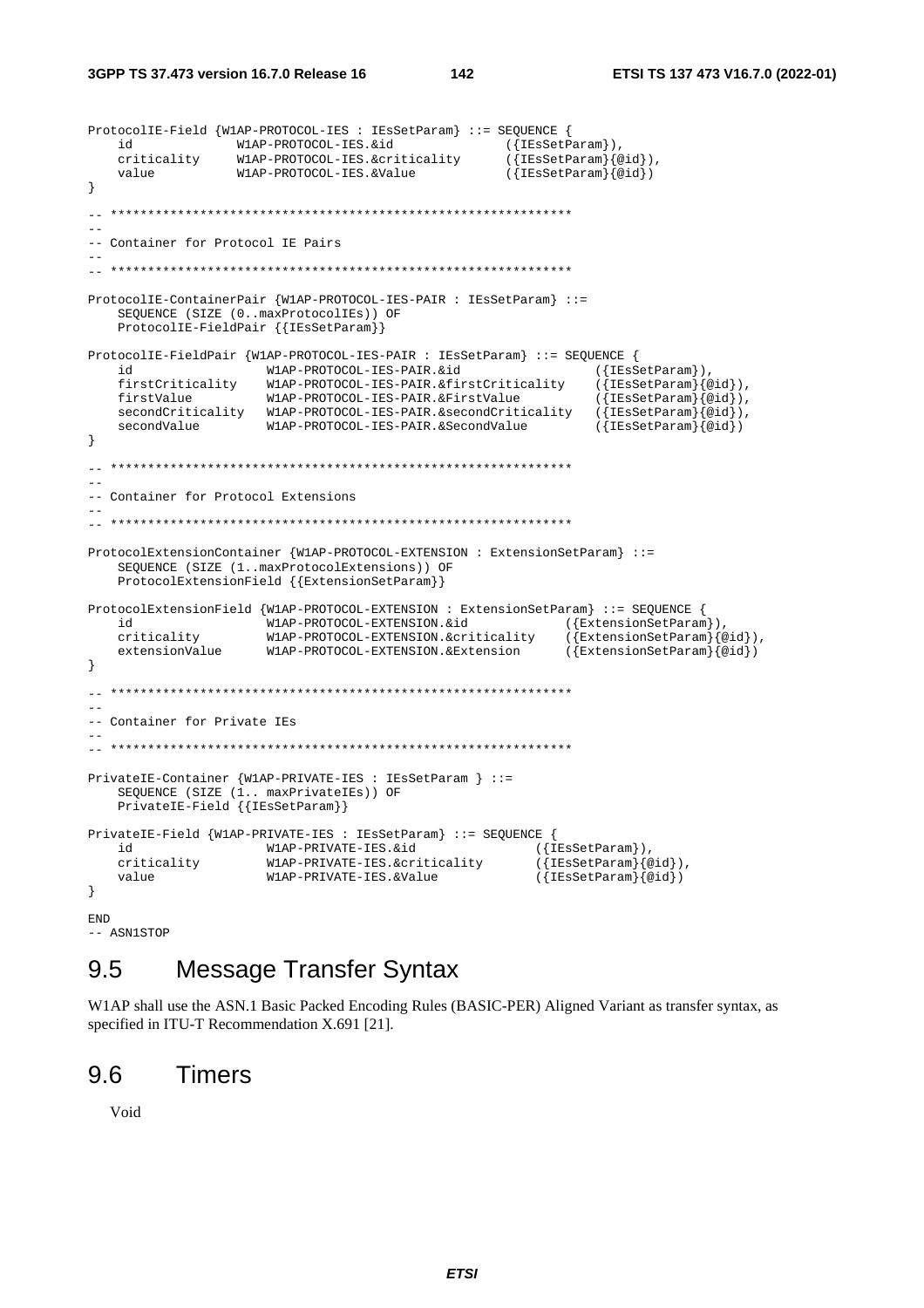```
ProtocolIE-Field {W1AP-PROTOCOL-IES : IEsSetParam} ::= SEQUENCE {
    id              W1AP-PROTOCOL-IES.&id               ({IEsSetParam}),
    criticality     W1AP-PROTOCOL-IES.&criticality      ({IEsSetParam}{@id}),
    value           W1AP-PROTOCOL-IES.&Value            ({IEsSetParam}{@id})
}

-- **************************************************************
--
-- Container for Protocol IE Pairs
--
-- **************************************************************

ProtocolIE-ContainerPair {W1AP-PROTOCOL-IES-PAIR : IEsSetParam} ::=
    SEQUENCE (SIZE (0..maxProtocolIEs)) OF
    ProtocolIE-FieldPair {{IEsSetParam}}

ProtocolIE-FieldPair {W1AP-PROTOCOL-IES-PAIR : IEsSetParam} ::= SEQUENCE {
    id                  W1AP-PROTOCOL-IES-PAIR.&id                  ({IEsSetParam}),
    firstCriticality    W1AP-PROTOCOL-IES-PAIR.&firstCriticality    ({IEsSetParam}{@id}),
    firstValue          W1AP-PROTOCOL-IES-PAIR.&FirstValue          ({IEsSetParam}{@id}),
    secondCriticality   W1AP-PROTOCOL-IES-PAIR.&secondCriticality   ({IEsSetParam}{@id}),
    secondValue         W1AP-PROTOCOL-IES-PAIR.&SecondValue         ({IEsSetParam}{@id})
}

-- **************************************************************
--
-- Container for Protocol Extensions
--
-- **************************************************************

ProtocolExtensionContainer {W1AP-PROTOCOL-EXTENSION : ExtensionSetParam} ::=
    SEQUENCE (SIZE (1..maxProtocolExtensions)) OF
    ProtocolExtensionField {{ExtensionSetParam}}

ProtocolExtensionField {W1AP-PROTOCOL-EXTENSION : ExtensionSetParam} ::= SEQUENCE {
    id                  W1AP-PROTOCOL-EXTENSION.&id             ({ExtensionSetParam}),
    criticality         W1AP-PROTOCOL-EXTENSION.&criticality    ({ExtensionSetParam}{@id}),
    extensionValue      W1AP-PROTOCOL-EXTENSION.&Extension      ({ExtensionSetParam}{@id})
}

-- **************************************************************
--
-- Container for Private IEs
--
-- **************************************************************

PrivateIE-Container {W1AP-PRIVATE-IES : IEsSetParam } ::=
    SEQUENCE (SIZE (1.. maxPrivateIEs)) OF
    PrivateIE-Field {{IEsSetParam}}

PrivateIE-Field {W1AP-PRIVATE-IES : IEsSetParam} ::= SEQUENCE {
    id                  W1AP-PRIVATE-IES.&id                ({IEsSetParam}),
    criticality         W1AP-PRIVATE-IES.&criticality       ({IEsSetParam}{@id}),
    value               W1AP-PRIVATE-IES.&Value             ({IEsSetParam}{@id})
}

END
-- ASN1STOP
```

## 9.5 Message Transfer Syntax

W1AP shall use the ASN.1 Basic Packed Encoding Rules (BASIC-PER) Aligned Variant as transfer syntax, as specified in ITU-T Recommendation X.691 [21].

## 9.6 Timers

Void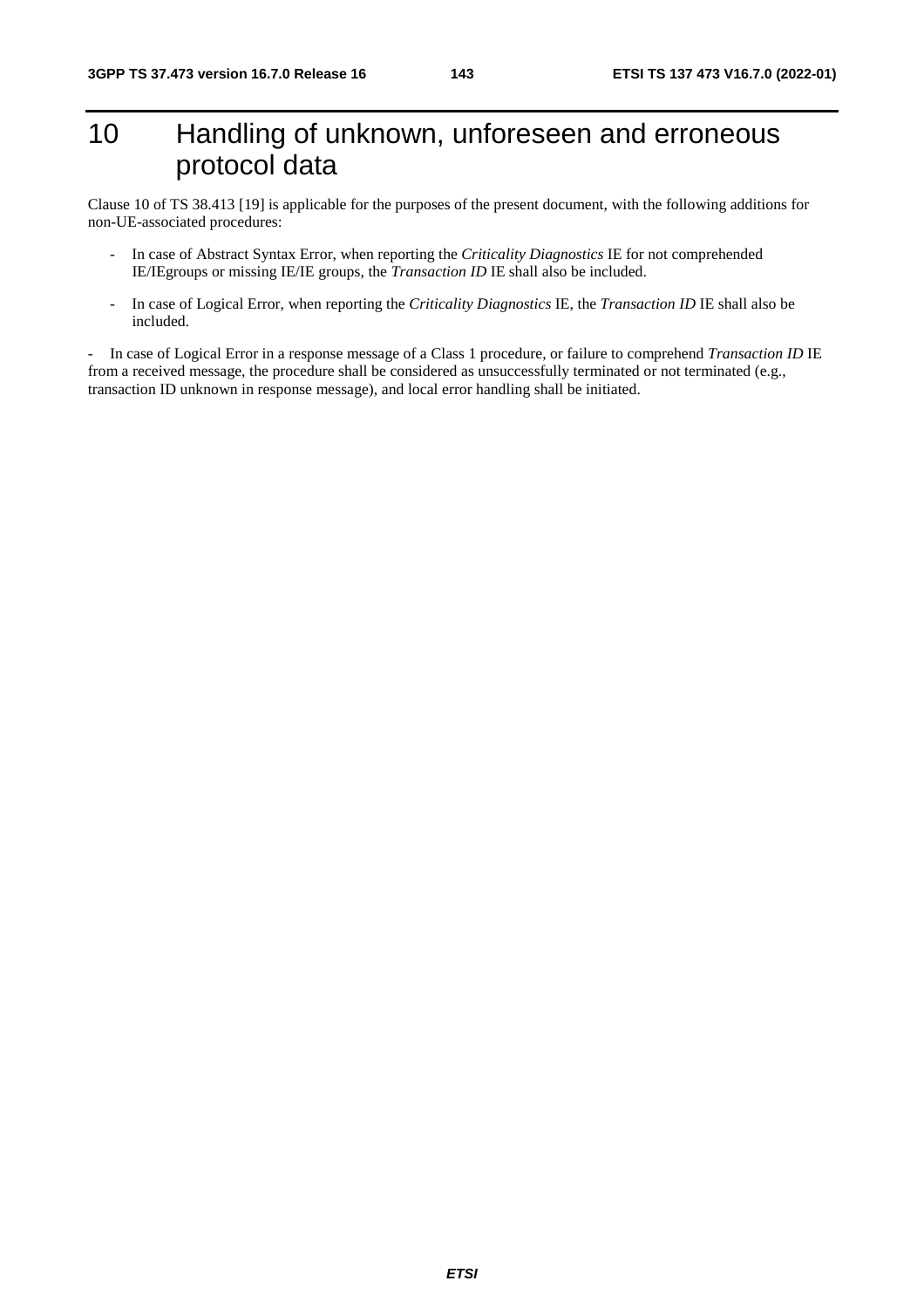# 10 Handling of unknown, unforeseen and erroneous protocol data

Clause 10 of TS 38.413 [19] is applicable for the purposes of the present document, with the following additions for non-UE-associated procedures:

- In case of Abstract Syntax Error, when reporting the *Criticality Diagnostics* IE for not comprehended IE/IEgroups or missing IE/IE groups, the *Transaction ID* IE shall also be included.
- In case of Logical Error, when reporting the *Criticality Diagnostics* IE, the *Transaction ID* IE shall also be included.
- In case of Logical Error in a response message of a Class 1 procedure, or failure to comprehend *Transaction ID* IE from a received message, the procedure shall be considered as unsuccessfully terminated or not terminated (e.g., transaction ID unknown in response message), and local error handling shall be initiated.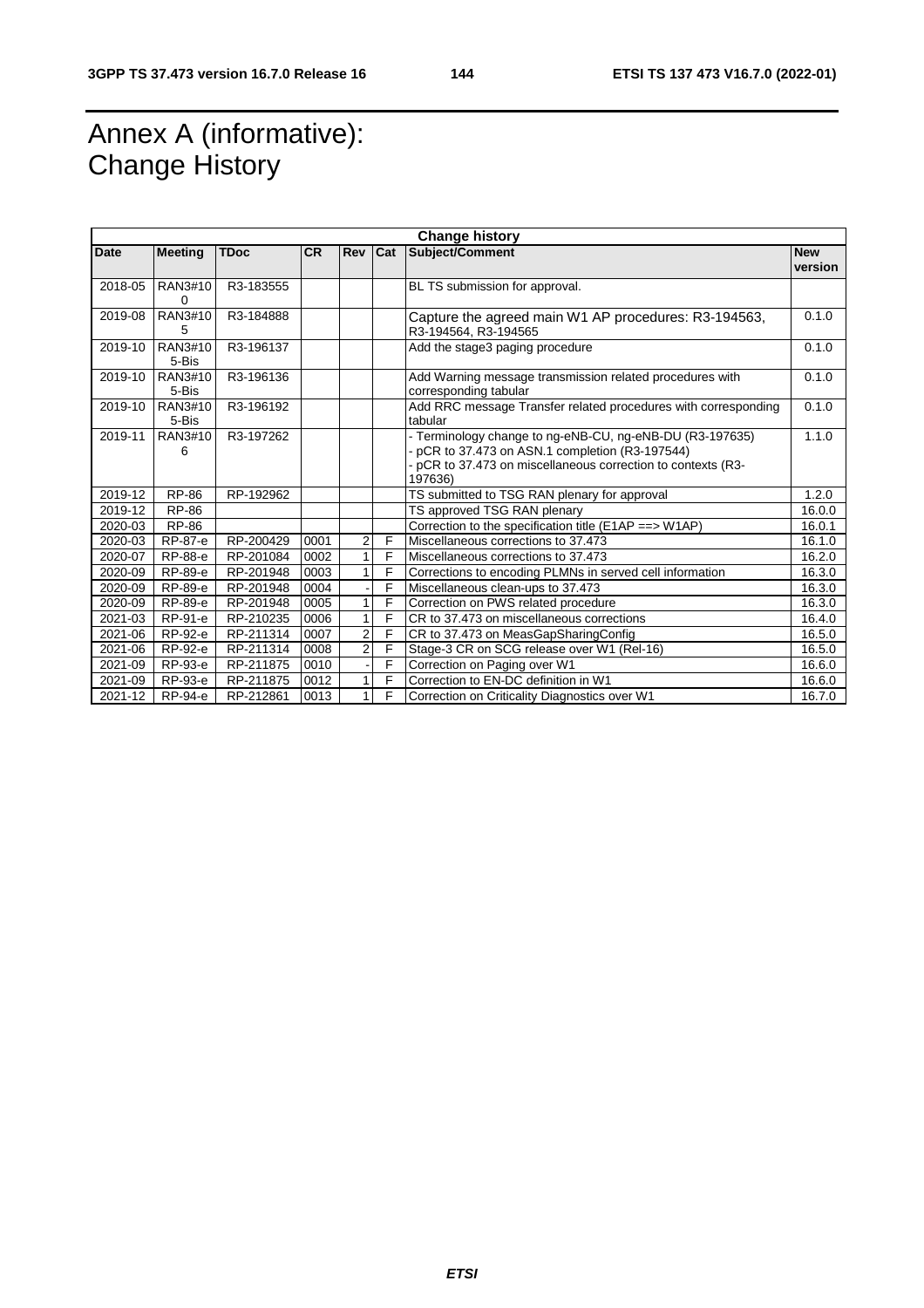# Annex A (informative): Change History

| Change history | | | | | | | |
|---|---|---|---|---|---|---|---|
| **Date** | **Meeting** | **TDoc** | **CR** | **Rev** | **Cat** | **Subject/Comment** | **New version** |
| 2018-05 | RAN3#100 | R3-183555 | | | | BL TS submission for approval. | |
| 2019-08 | RAN3#105 | R3-184888 | | | | Capture the agreed main W1 AP procedures: R3-194563, R3-194564, R3-194565 | 0.1.0 |
| 2019-10 | RAN3#105-Bis | R3-196137 | | | | Add the stage3 paging procedure | 0.1.0 |
| 2019-10 | RAN3#105-Bis | R3-196136 | | | | Add Warning message transmission related procedures with corresponding tabular | 0.1.0 |
| 2019-10 | RAN3#105-Bis | R3-196192 | | | | Add RRC message Transfer related procedures with corresponding tabular | 0.1.0 |
| 2019-11 | RAN3#106 | R3-197262 | | | | - Terminology change to ng-eNB-CU, ng-eNB-DU (R3-197635)<br>- pCR to 37.473 on ASN.1 completion (R3-197544)<br>- pCR to 37.473 on miscellaneous correction to contexts (R3-197636) | 1.1.0 |
| 2019-12 | RP-86 | RP-192962 | | | | TS submitted to TSG RAN plenary for approval | 1.2.0 |
| 2019-12 | RP-86 | | | | | TS approved TSG RAN plenary | 16.0.0 |
| 2020-03 | RP-86 | | | | | Correction to the specification title (E1AP ==> W1AP) | 16.0.1 |
| 2020-03 | RP-87-e | RP-200429 | 0001 | 2 | F | Miscellaneous corrections to 37.473 | 16.1.0 |
| 2020-07 | RP-88-e | RP-201084 | 0002 | 1 | F | Miscellaneous corrections to 37.473 | 16.2.0 |
| 2020-09 | RP-89-e | RP-201948 | 0003 | 1 | F | Corrections to encoding PLMNs in served cell information | 16.3.0 |
| 2020-09 | RP-89-e | RP-201948 | 0004 | - | F | Miscellaneous clean-ups to 37.473 | 16.3.0 |
| 2020-09 | RP-89-e | RP-201948 | 0005 | 1 | F | Correction on PWS related procedure | 16.3.0 |
| 2021-03 | RP-91-e | RP-210235 | 0006 | 1 | F | CR to 37.473 on miscellaneous corrections | 16.4.0 |
| 2021-06 | RP-92-e | RP-211314 | 0007 | 2 | F | CR to 37.473 on MeasGapSharingConfig | 16.5.0 |
| 2021-06 | RP-92-e | RP-211314 | 0008 | 2 | F | Stage-3 CR on SCG release over W1 (Rel-16) | 16.5.0 |
| 2021-09 | RP-93-e | RP-211875 | 0010 | - | F | Correction on Paging over W1 | 16.6.0 |
| 2021-09 | RP-93-e | RP-211875 | 0012 | 1 | F | Correction to EN-DC definition in W1 | 16.6.0 |
| 2021-12 | RP-94-e | RP-212861 | 0013 | 1 | F | Correction on Criticality Diagnostics over W1 | 16.7.0 |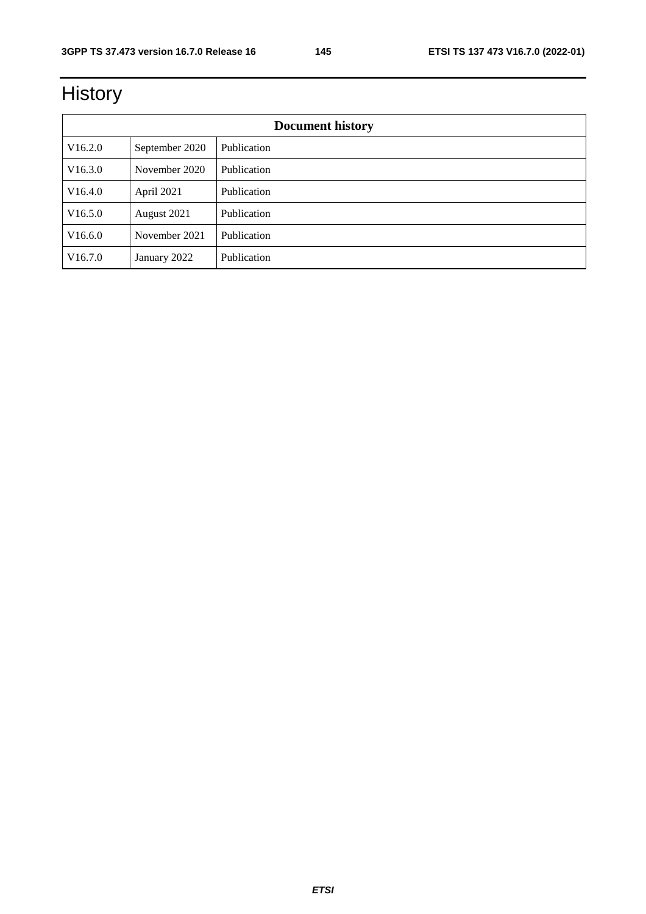# History

| Document history | | |
|---|---|---|
| V16.2.0 | September 2020 | Publication |
| V16.3.0 | November 2020 | Publication |
| V16.4.0 | April 2021 | Publication |
| V16.5.0 | August 2021 | Publication |
| V16.6.0 | November 2021 | Publication |
| V16.7.0 | January 2022 | Publication |